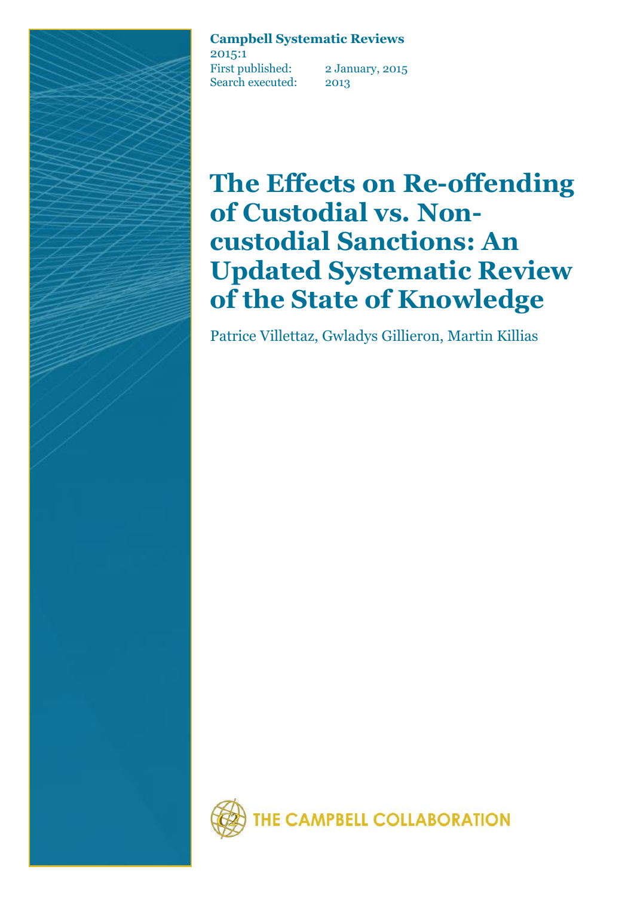**Campbell Systematic Reviews**

2015:1

First published: 2 January, 2015

Search executed: 2013

# The Effects on Re-offending of Custodial vs. Non-custodial Sanctions: An Updated Systematic Review of the State of Knowledge

Patrice Villettaz, Gwladys Gillieron, Martin Killias

THE CAMPBELL COLLABORATION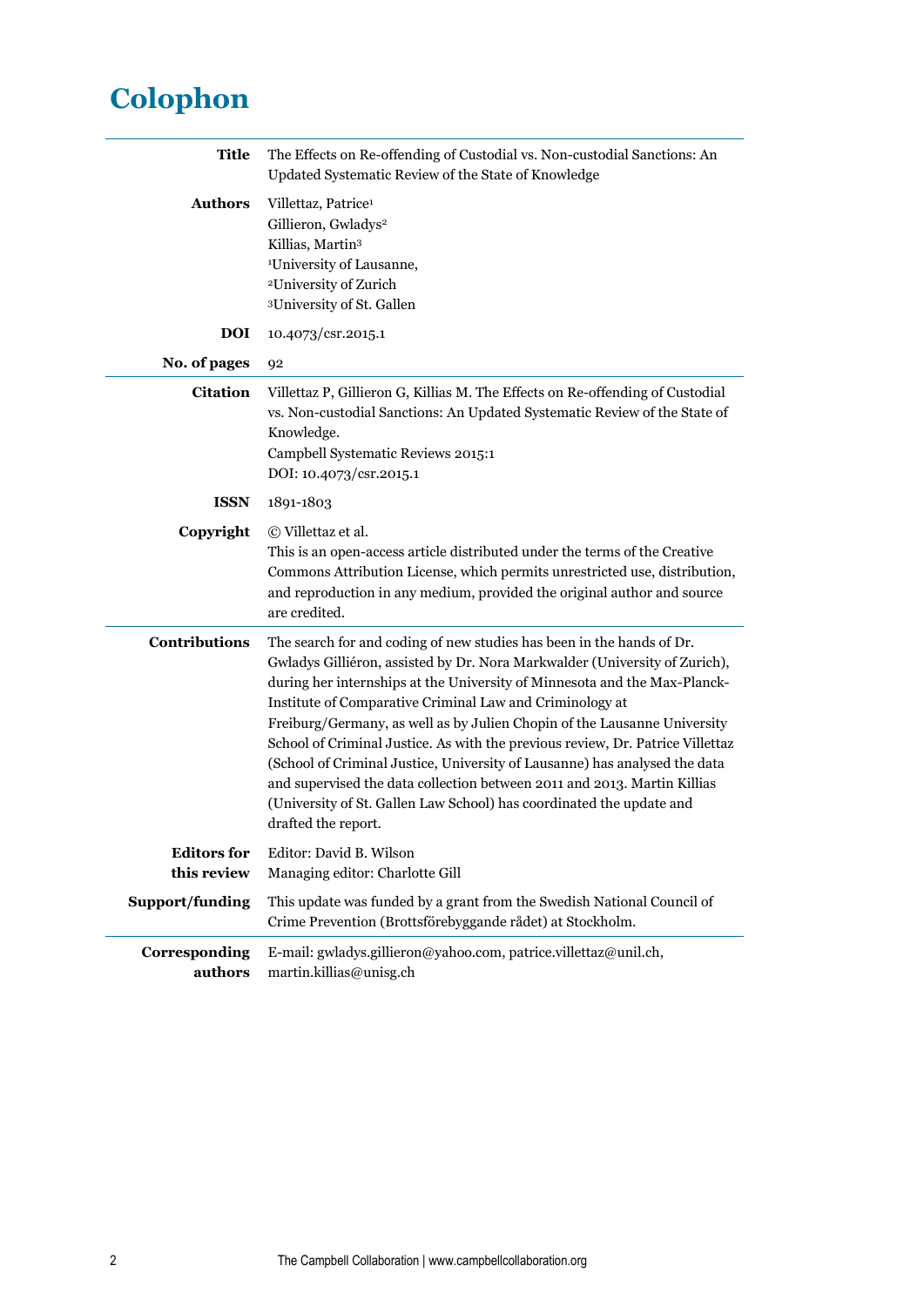# Colophon

| | |
|---|---|
| **Title** | The Effects on Re-offending of Custodial vs. Non-custodial Sanctions: An Updated Systematic Review of the State of Knowledge |
| **Authors** | Villettaz, Patrice[1]<br>Gillieron, Gwladys[2]<br>Killias, Martin[3]<br>[1]University of Lausanne,<br>[2]University of Zurich<br>[3]University of St. Gallen |
| **DOI** | 10.4073/csr.2015.1 |
| **No. of pages** | 92 |
| **Citation** | Villettaz P, Gillieron G, Killias M. The Effects on Re-offending of Custodial vs. Non-custodial Sanctions: An Updated Systematic Review of the State of Knowledge.<br>Campbell Systematic Reviews 2015:1<br>DOI: 10.4073/csr.2015.1 |
| **ISSN** | 1891-1803 |
| **Copyright** | © Villettaz et al.<br>This is an open-access article distributed under the terms of the Creative Commons Attribution License, which permits unrestricted use, distribution, and reproduction in any medium, provided the original author and source are credited. |
| **Contributions** | The search for and coding of new studies has been in the hands of Dr. Gwladys Gilliéron, assisted by Dr. Nora Markwalder (University of Zurich), during her internships at the University of Minnesota and the Max-Planck-Institute of Comparative Criminal Law and Criminology at Freiburg/Germany, as well as by Julien Chopin of the Lausanne University School of Criminal Justice. As with the previous review, Dr. Patrice Villettaz (School of Criminal Justice, University of Lausanne) has analysed the data and supervised the data collection between 2011 and 2013. Martin Killias (University of St. Gallen Law School) has coordinated the update and drafted the report. |
| **Editors for this review** | Editor: David B. Wilson<br>Managing editor: Charlotte Gill |
| **Support/funding** | This update was funded by a grant from the Swedish National Council of Crime Prevention (Brottsförebyggande rådet) at Stockholm. |
| **Corresponding authors** | E-mail: gwladys.gillieron@yahoo.com, patrice.villettaz@unil.ch, martin.killias@unisg.ch |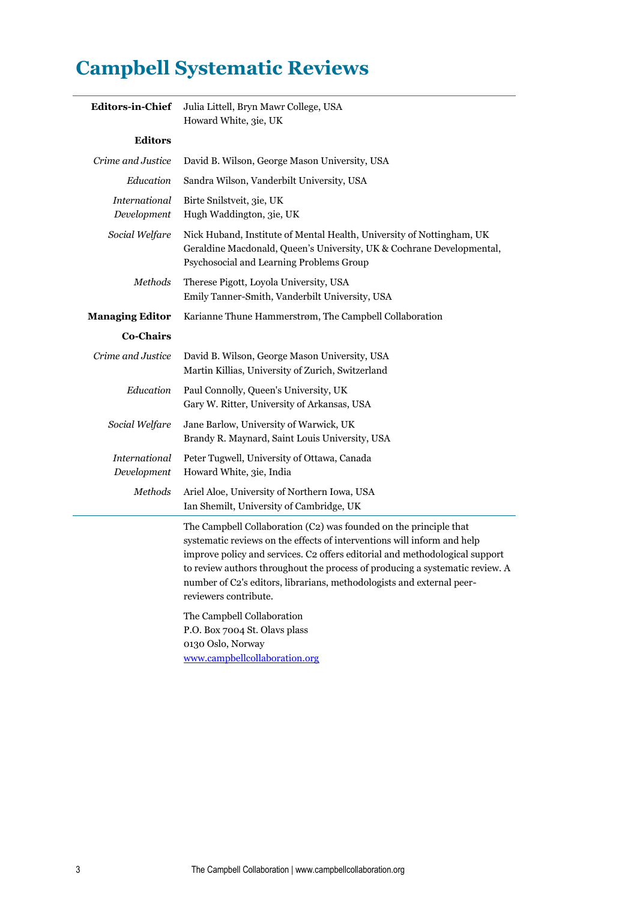# Campbell Systematic Reviews

| | |
|---|---|
| **Editors-in-Chief** | Julia Littell, Bryn Mawr College, USA<br>Howard White, 3ie, UK |
| **Editors** | |
| *Crime and Justice* | David B. Wilson, George Mason University, USA |
| *Education* | Sandra Wilson, Vanderbilt University, USA |
| *International Development* | Birte Snilstveit, 3ie, UK<br>Hugh Waddington, 3ie, UK |
| *Social Welfare* | Nick Huband, Institute of Mental Health, University of Nottingham, UK<br>Geraldine Macdonald, Queen's University, UK & Cochrane Developmental, Psychosocial and Learning Problems Group |
| *Methods* | Therese Pigott, Loyola University, USA<br>Emily Tanner-Smith, Vanderbilt University, USA |
| **Managing Editor** | Karianne Thune Hammerstrøm, The Campbell Collaboration |
| **Co-Chairs** | |
| *Crime and Justice* | David B. Wilson, George Mason University, USA<br>Martin Killias, University of Zurich, Switzerland |
| *Education* | Paul Connolly, Queen's University, UK<br>Gary W. Ritter, University of Arkansas, USA |
| *Social Welfare* | Jane Barlow, University of Warwick, UK<br>Brandy R. Maynard, Saint Louis University, USA |
| *International Development* | Peter Tugwell, University of Ottawa, Canada<br>Howard White, 3ie, India |
| *Methods* | Ariel Aloe, University of Northern Iowa, USA<br>Ian Shemilt, University of Cambridge, UK |

The Campbell Collaboration (C2) was founded on the principle that systematic reviews on the effects of interventions will inform and help improve policy and services. C2 offers editorial and methodological support to review authors throughout the process of producing a systematic review. A number of C2's editors, librarians, methodologists and external peer-reviewers contribute.

The Campbell Collaboration
P.O. Box 7004 St. Olavs plass
0130 Oslo, Norway
www.campbellcollaboration.org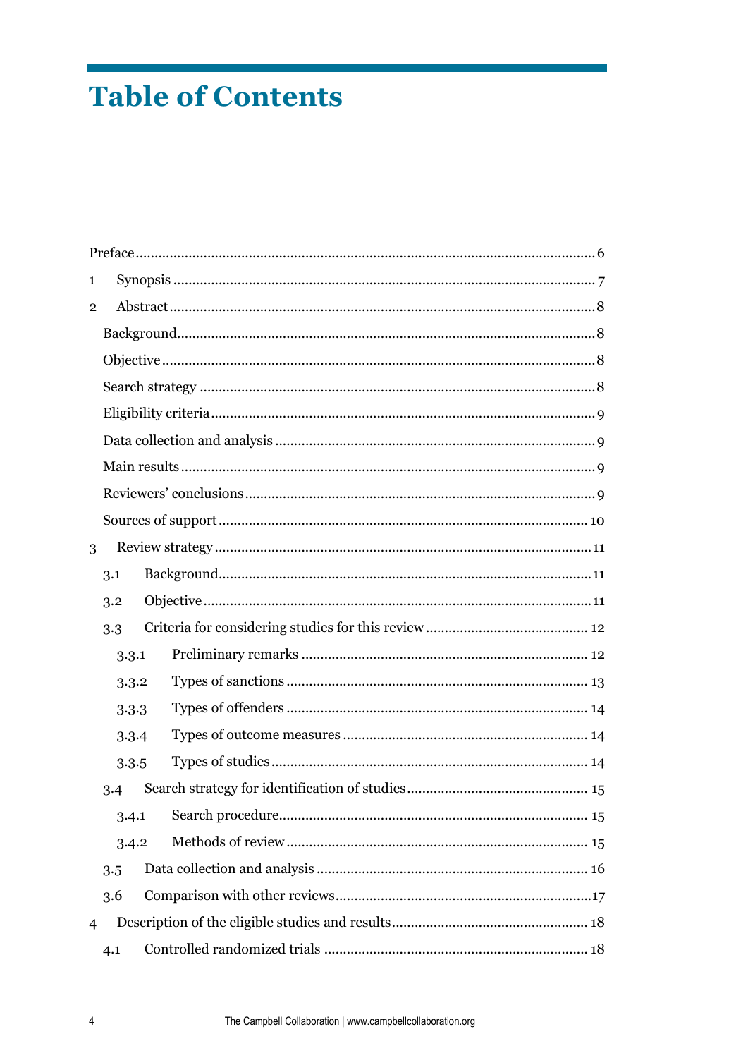# Table of Contents

Preface ........................................................................................................ 6

1 Synopsis ..................................................................................................... 7

2 Abstract ...................................................................................................... 8

  Background .................................................................................................. 8

  Objective ...................................................................................................... 8

  Search strategy ............................................................................................ 8

  Eligibility criteria ......................................................................................... 9

  Data collection and analysis ........................................................................ 9

  Main results .................................................................................................. 9

  Reviewers' conclusions ................................................................................ 9

  Sources of support ..................................................................................... 10

3 Review strategy .......................................................................................... 11

  3.1 Background ............................................................................................. 11

  3.2 Objective ................................................................................................. 11

  3.3 Criteria for considering studies for this review ...................................... 12

    3.3.1 Preliminary remarks ........................................................................... 12

    3.3.2 Types of sanctions .............................................................................. 13

    3.3.3 Types of offenders .............................................................................. 14

    3.3.4 Types of outcome measures ............................................................... 14

    3.3.5 Types of studies .................................................................................. 14

  3.4 Search strategy for identification of studies ........................................... 15

    3.4.1 Search procedure ................................................................................ 15

    3.4.2 Methods of review ............................................................................... 15

  3.5 Data collection and analysis .................................................................... 16

  3.6 Comparison with other reviews ............................................................... 17

4 Description of the eligible studies and results ............................................. 18

  4.1 Controlled randomized trials ................................................................... 18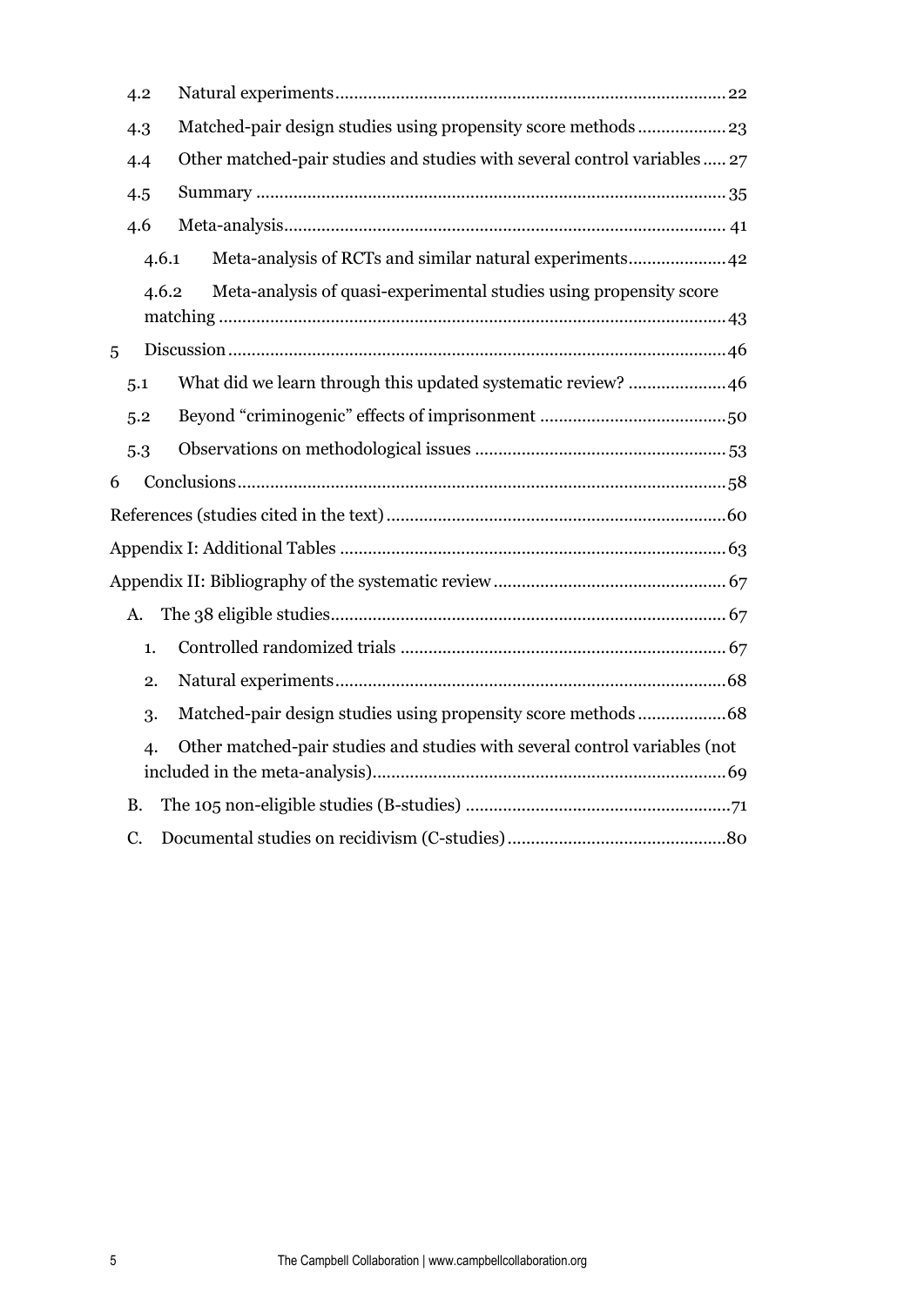- 4.2 Natural experiments .......... 22
- 4.3 Matched-pair design studies using propensity score methods .......... 23
- 4.4 Other matched-pair studies and studies with several control variables .......... 27
- 4.5 Summary .......... 35
- 4.6 Meta-analysis .......... 41
  - 4.6.1 Meta-analysis of RCTs and similar natural experiments .......... 42
  - 4.6.2 Meta-analysis of quasi-experimental studies using propensity score matching .......... 43
- 5 Discussion .......... 46
  - 5.1 What did we learn through this updated systematic review? .......... 46
  - 5.2 Beyond "criminogenic" effects of imprisonment .......... 50
  - 5.3 Observations on methodological issues .......... 53
- 6 Conclusions .......... 58
- References (studies cited in the text) .......... 60
- Appendix I: Additional Tables .......... 63
- Appendix II: Bibliography of the systematic review .......... 67
  - A. The 38 eligible studies .......... 67
    1. Controlled randomized trials .......... 67
    2. Natural experiments .......... 68
    3. Matched-pair design studies using propensity score methods .......... 68
    4. Other matched-pair studies and studies with several control variables (not included in the meta-analysis) .......... 69
  - B. The 105 non-eligible studies (B-studies) .......... 71
  - C. Documental studies on recidivism (C-studies) .......... 80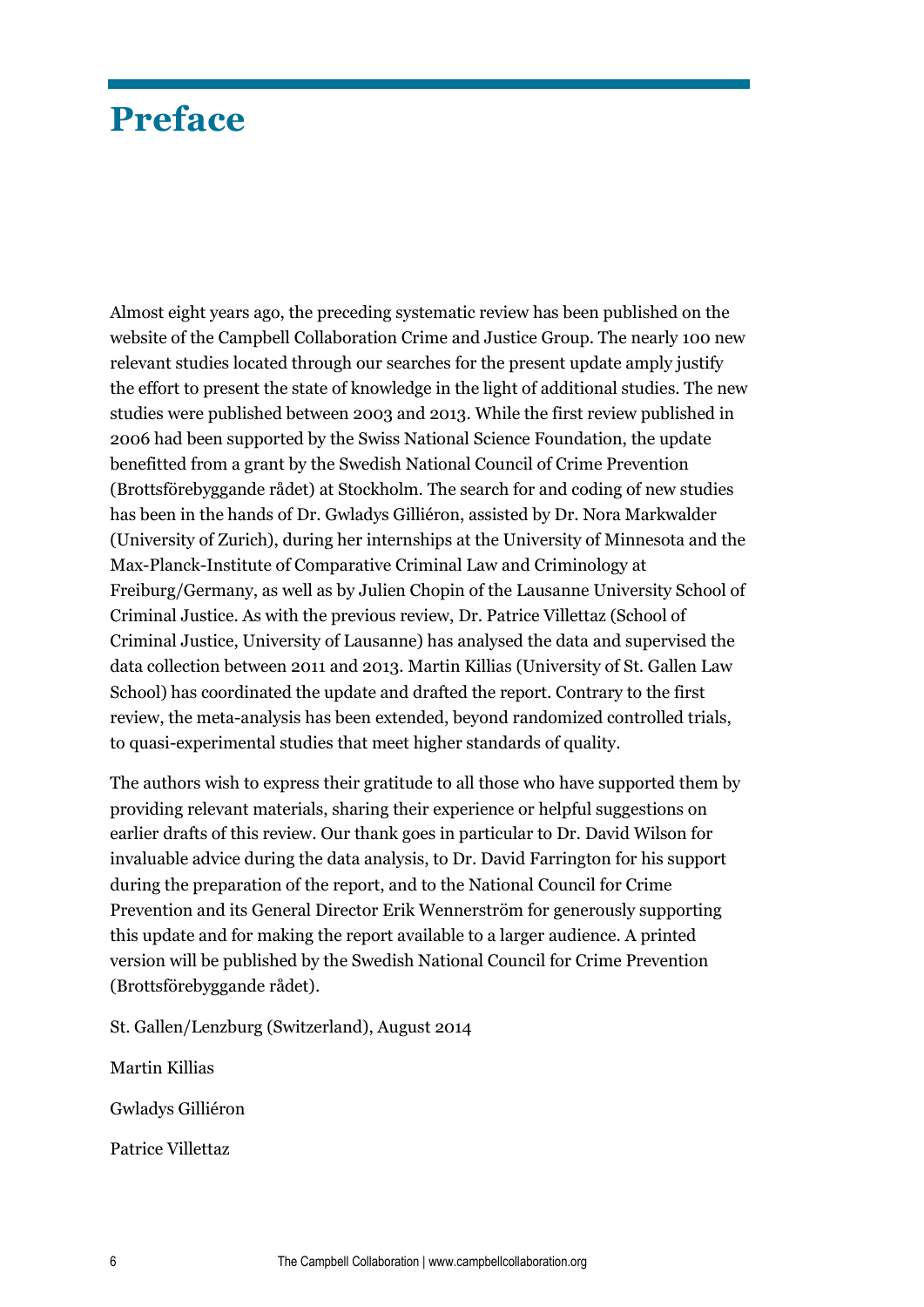# Preface

Almost eight years ago, the preceding systematic review has been published on the website of the Campbell Collaboration Crime and Justice Group. The nearly 100 new relevant studies located through our searches for the present update amply justify the effort to present the state of knowledge in the light of additional studies. The new studies were published between 2003 and 2013. While the first review published in 2006 had been supported by the Swiss National Science Foundation, the update benefitted from a grant by the Swedish National Council of Crime Prevention (Brottsförebyggande rådet) at Stockholm. The search for and coding of new studies has been in the hands of Dr. Gwladys Gilliéron, assisted by Dr. Nora Markwalder (University of Zurich), during her internships at the University of Minnesota and the Max-Planck-Institute of Comparative Criminal Law and Criminology at Freiburg/Germany, as well as by Julien Chopin of the Lausanne University School of Criminal Justice. As with the previous review, Dr. Patrice Villettaz (School of Criminal Justice, University of Lausanne) has analysed the data and supervised the data collection between 2011 and 2013. Martin Killias (University of St. Gallen Law School) has coordinated the update and drafted the report. Contrary to the first review, the meta-analysis has been extended, beyond randomized controlled trials, to quasi-experimental studies that meet higher standards of quality.

The authors wish to express their gratitude to all those who have supported them by providing relevant materials, sharing their experience or helpful suggestions on earlier drafts of this review. Our thank goes in particular to Dr. David Wilson for invaluable advice during the data analysis, to Dr. David Farrington for his support during the preparation of the report, and to the National Council for Crime Prevention and its General Director Erik Wennerström for generously supporting this update and for making the report available to a larger audience. A printed version will be published by the Swedish National Council for Crime Prevention (Brottsförebyggande rådet).

St. Gallen/Lenzburg (Switzerland), August 2014

Martin Killias

Gwladys Gilliéron

Patrice Villettaz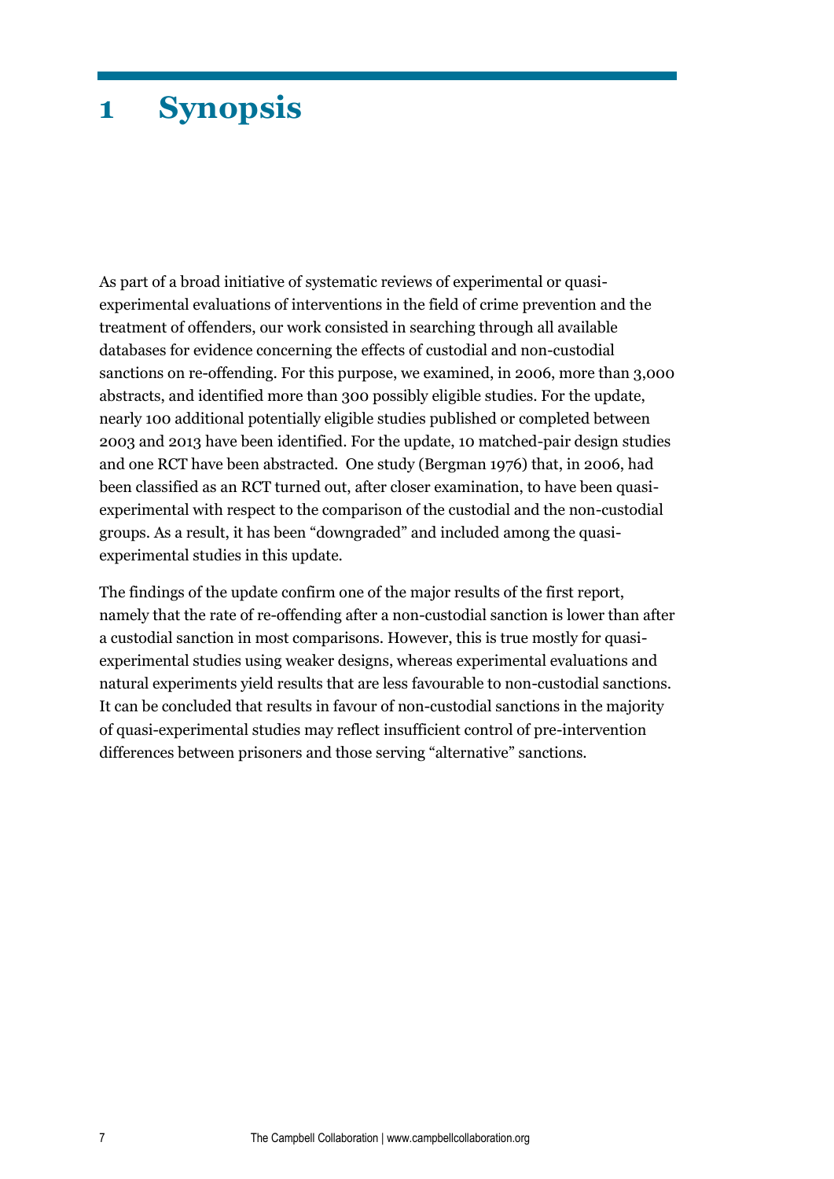# 1 Synopsis

As part of a broad initiative of systematic reviews of experimental or quasi-experimental evaluations of interventions in the field of crime prevention and the treatment of offenders, our work consisted in searching through all available databases for evidence concerning the effects of custodial and non-custodial sanctions on re-offending. For this purpose, we examined, in 2006, more than 3,000 abstracts, and identified more than 300 possibly eligible studies. For the update, nearly 100 additional potentially eligible studies published or completed between 2003 and 2013 have been identified. For the update, 10 matched-pair design studies and one RCT have been abstracted. One study (Bergman 1976) that, in 2006, had been classified as an RCT turned out, after closer examination, to have been quasi-experimental with respect to the comparison of the custodial and the non-custodial groups. As a result, it has been "downgraded" and included among the quasi-experimental studies in this update.

The findings of the update confirm one of the major results of the first report, namely that the rate of re-offending after a non-custodial sanction is lower than after a custodial sanction in most comparisons. However, this is true mostly for quasi-experimental studies using weaker designs, whereas experimental evaluations and natural experiments yield results that are less favourable to non-custodial sanctions. It can be concluded that results in favour of non-custodial sanctions in the majority of quasi-experimental studies may reflect insufficient control of pre-intervention differences between prisoners and those serving "alternative" sanctions.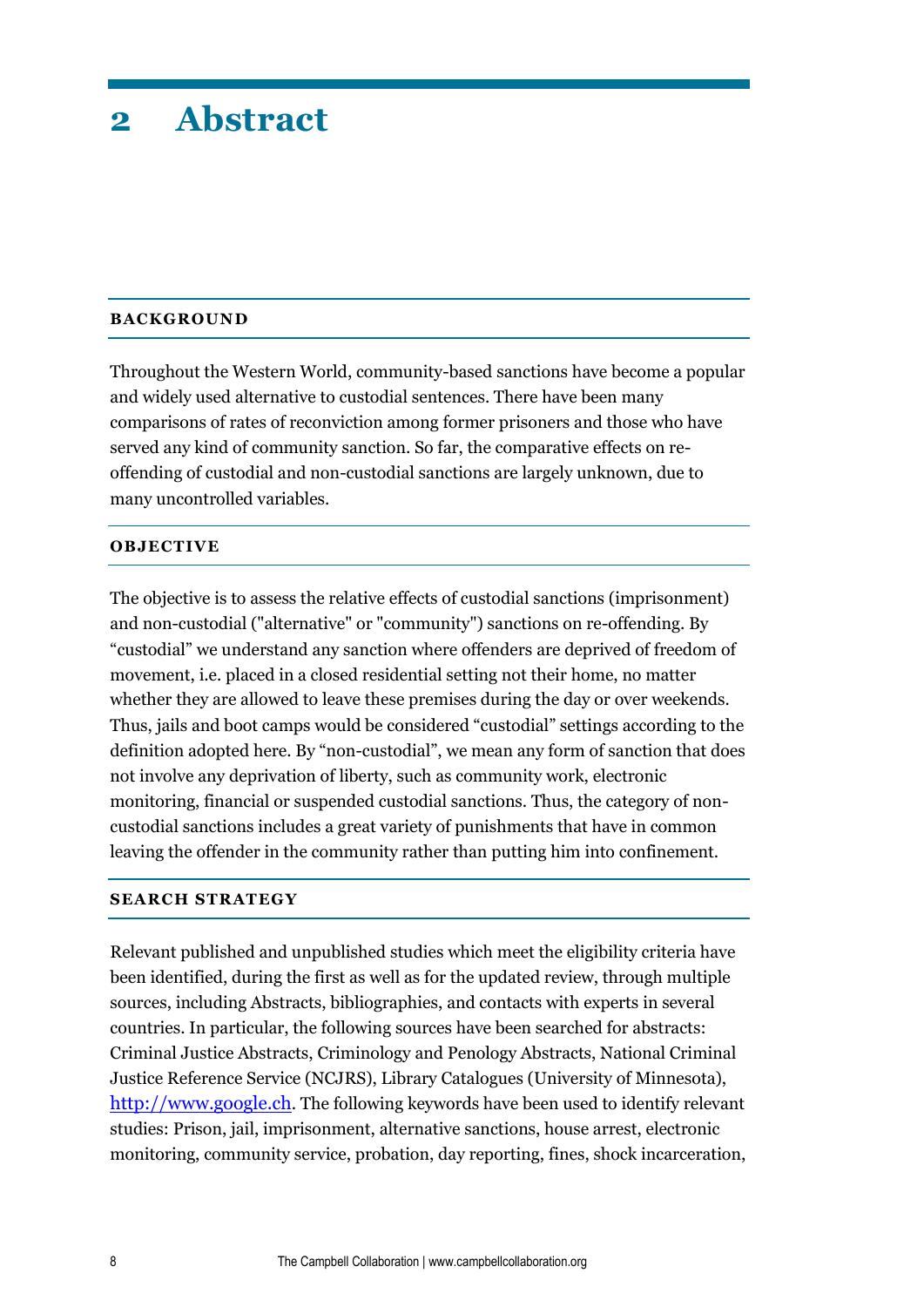# 2 Abstract

### BACKGROUND

Throughout the Western World, community-based sanctions have become a popular and widely used alternative to custodial sentences. There have been many comparisons of rates of reconviction among former prisoners and those who have served any kind of community sanction. So far, the comparative effects on re-offending of custodial and non-custodial sanctions are largely unknown, due to many uncontrolled variables.

### OBJECTIVE

The objective is to assess the relative effects of custodial sanctions (imprisonment) and non-custodial ("alternative" or "community") sanctions on re-offending. By "custodial" we understand any sanction where offenders are deprived of freedom of movement, i.e. placed in a closed residential setting not their home, no matter whether they are allowed to leave these premises during the day or over weekends. Thus, jails and boot camps would be considered "custodial" settings according to the definition adopted here. By "non-custodial", we mean any form of sanction that does not involve any deprivation of liberty, such as community work, electronic monitoring, financial or suspended custodial sanctions. Thus, the category of non-custodial sanctions includes a great variety of punishments that have in common leaving the offender in the community rather than putting him into confinement.

### SEARCH STRATEGY

Relevant published and unpublished studies which meet the eligibility criteria have been identified, during the first as well as for the updated review, through multiple sources, including Abstracts, bibliographies, and contacts with experts in several countries. In particular, the following sources have been searched for abstracts: Criminal Justice Abstracts, Criminology and Penology Abstracts, National Criminal Justice Reference Service (NCJRS), Library Catalogues (University of Minnesota), http://www.google.ch. The following keywords have been used to identify relevant studies: Prison, jail, imprisonment, alternative sanctions, house arrest, electronic monitoring, community service, probation, day reporting, fines, shock incarceration,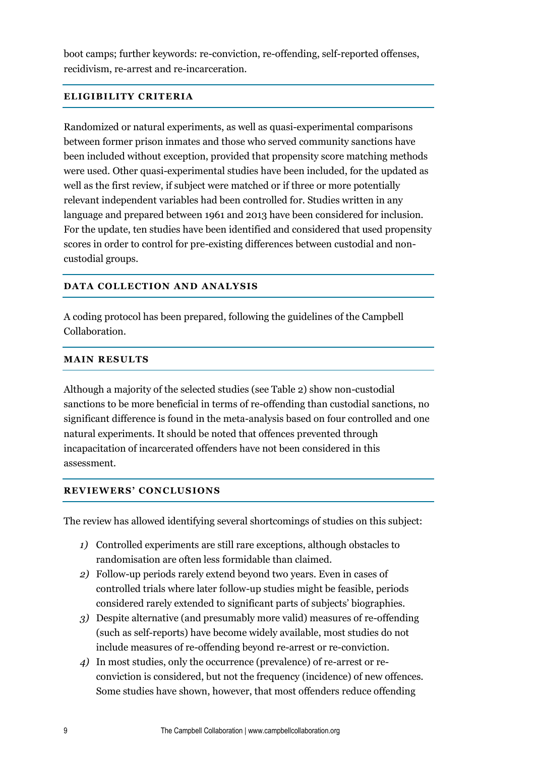boot camps; further keywords: re-conviction, re-offending, self-reported offenses, recidivism, re-arrest and re-incarceration.

## ELIGIBILITY CRITERIA

Randomized or natural experiments, as well as quasi-experimental comparisons between former prison inmates and those who served community sanctions have been included without exception, provided that propensity score matching methods were used. Other quasi-experimental studies have been included, for the updated as well as the first review, if subject were matched or if three or more potentially relevant independent variables had been controlled for. Studies written in any language and prepared between 1961 and 2013 have been considered for inclusion. For the update, ten studies have been identified and considered that used propensity scores in order to control for pre-existing differences between custodial and non-custodial groups.

## DATA COLLECTION AND ANALYSIS

A coding protocol has been prepared, following the guidelines of the Campbell Collaboration.

## MAIN RESULTS

Although a majority of the selected studies (see Table 2) show non-custodial sanctions to be more beneficial in terms of re-offending than custodial sanctions, no significant difference is found in the meta-analysis based on four controlled and one natural experiments. It should be noted that offences prevented through incapacitation of incarcerated offenders have not been considered in this assessment.

## REVIEWERS' CONCLUSIONS

The review has allowed identifying several shortcomings of studies on this subject:

1) Controlled experiments are still rare exceptions, although obstacles to randomisation are often less formidable than claimed.
2) Follow-up periods rarely extend beyond two years. Even in cases of controlled trials where later follow-up studies might be feasible, periods considered rarely extended to significant parts of subjects' biographies.
3) Despite alternative (and presumably more valid) measures of re-offending (such as self-reports) have become widely available, most studies do not include measures of re-offending beyond re-arrest or re-conviction.
4) In most studies, only the occurrence (prevalence) of re-arrest or re-conviction is considered, but not the frequency (incidence) of new offences. Some studies have shown, however, that most offenders reduce offending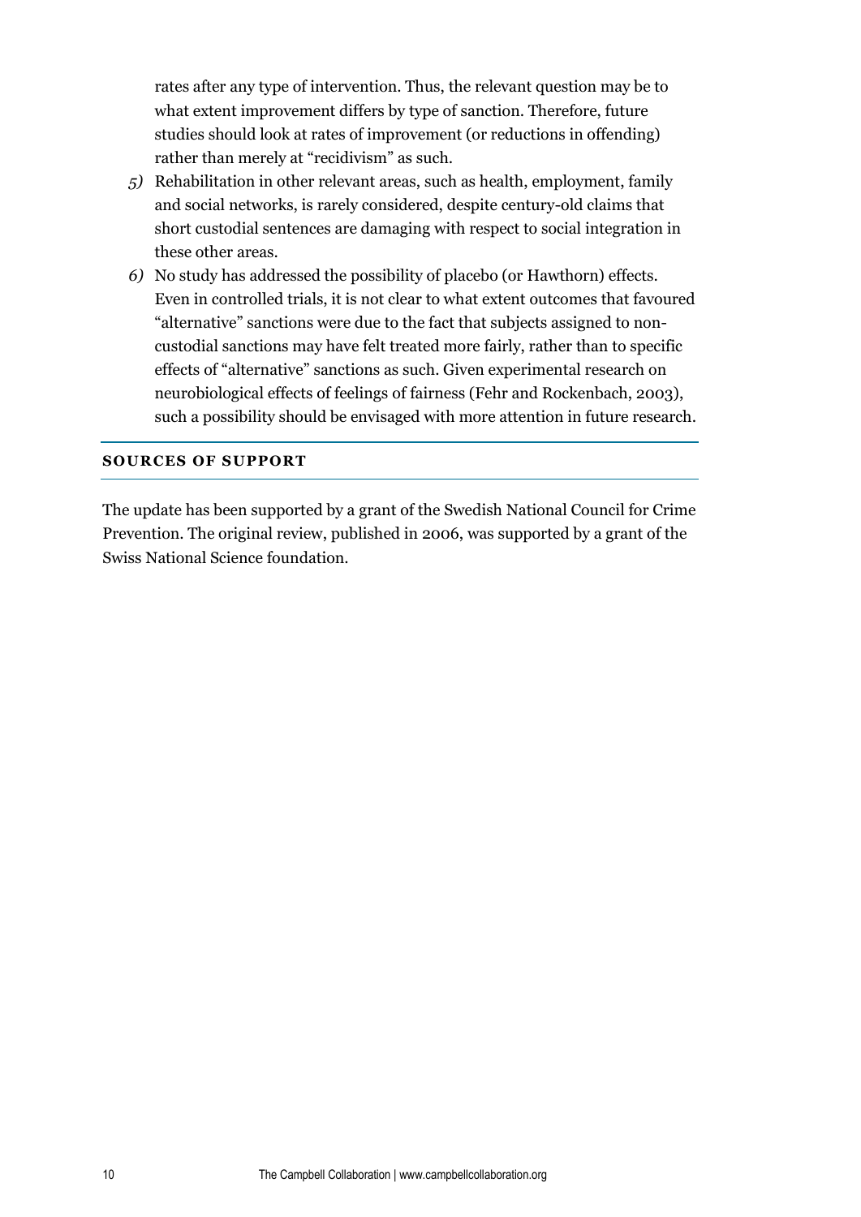rates after any type of intervention. Thus, the relevant question may be to what extent improvement differs by type of sanction. Therefore, future studies should look at rates of improvement (or reductions in offending) rather than merely at "recidivism" as such.

*5)* Rehabilitation in other relevant areas, such as health, employment, family and social networks, is rarely considered, despite century-old claims that short custodial sentences are damaging with respect to social integration in these other areas.

*6)* No study has addressed the possibility of placebo (or Hawthorn) effects. Even in controlled trials, it is not clear to what extent outcomes that favoured "alternative" sanctions were due to the fact that subjects assigned to non-custodial sanctions may have felt treated more fairly, rather than to specific effects of "alternative" sanctions as such. Given experimental research on neurobiological effects of feelings of fairness (Fehr and Rockenbach, 2003), such a possibility should be envisaged with more attention in future research.

## SOURCES OF SUPPORT

The update has been supported by a grant of the Swedish National Council for Crime Prevention. The original review, published in 2006, was supported by a grant of the Swiss National Science foundation.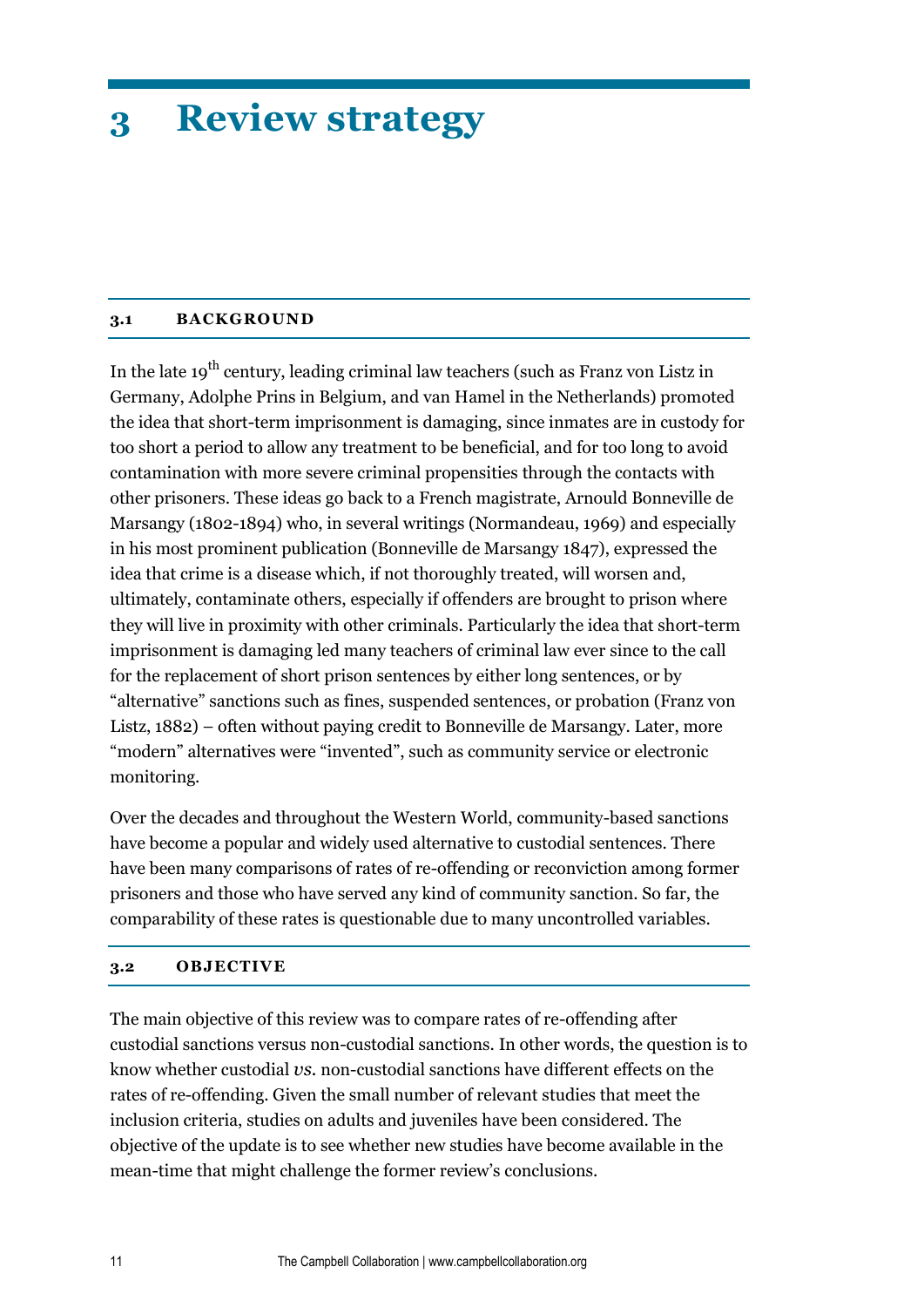# 3 Review strategy

## 3.1 BACKGROUND

In the late 19th century, leading criminal law teachers (such as Franz von Listz in Germany, Adolphe Prins in Belgium, and van Hamel in the Netherlands) promoted the idea that short-term imprisonment is damaging, since inmates are in custody for too short a period to allow any treatment to be beneficial, and for too long to avoid contamination with more severe criminal propensities through the contacts with other prisoners. These ideas go back to a French magistrate, Arnould Bonneville de Marsangy (1802-1894) who, in several writings (Normandeau, 1969) and especially in his most prominent publication (Bonneville de Marsangy 1847), expressed the idea that crime is a disease which, if not thoroughly treated, will worsen and, ultimately, contaminate others, especially if offenders are brought to prison where they will live in proximity with other criminals. Particularly the idea that short-term imprisonment is damaging led many teachers of criminal law ever since to the call for the replacement of short prison sentences by either long sentences, or by "alternative" sanctions such as fines, suspended sentences, or probation (Franz von Listz, 1882) – often without paying credit to Bonneville de Marsangy. Later, more "modern" alternatives were "invented", such as community service or electronic monitoring.

Over the decades and throughout the Western World, community-based sanctions have become a popular and widely used alternative to custodial sentences. There have been many comparisons of rates of re-offending or reconviction among former prisoners and those who have served any kind of community sanction. So far, the comparability of these rates is questionable due to many uncontrolled variables.

## 3.2 OBJECTIVE

The main objective of this review was to compare rates of re-offending after custodial sanctions versus non-custodial sanctions. In other words, the question is to know whether custodial *vs.* non-custodial sanctions have different effects on the rates of re-offending. Given the small number of relevant studies that meet the inclusion criteria, studies on adults and juveniles have been considered. The objective of the update is to see whether new studies have become available in the mean-time that might challenge the former review's conclusions.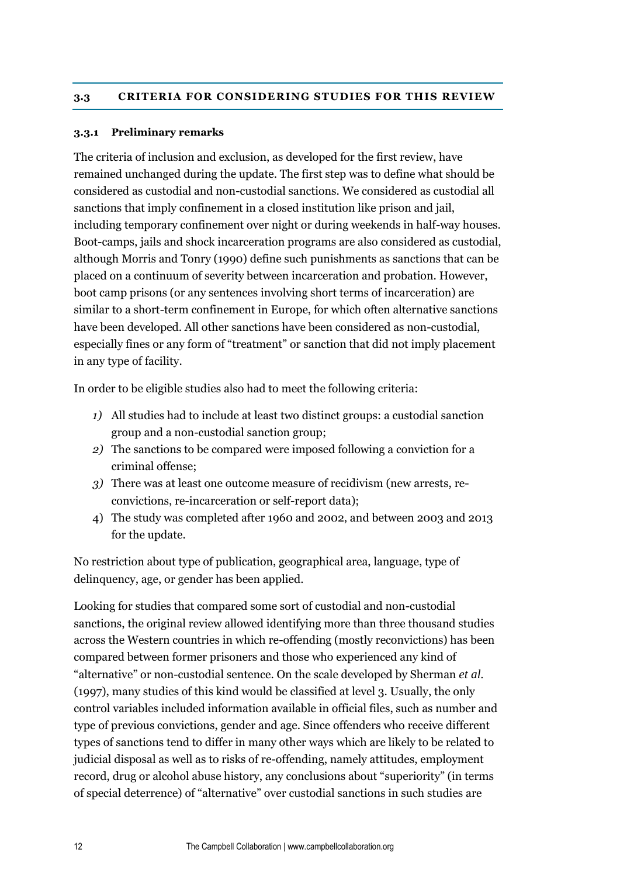## 3.3 CRITERIA FOR CONSIDERING STUDIES FOR THIS REVIEW

### 3.3.1 Preliminary remarks

The criteria of inclusion and exclusion, as developed for the first review, have remained unchanged during the update. The first step was to define what should be considered as custodial and non-custodial sanctions. We considered as custodial all sanctions that imply confinement in a closed institution like prison and jail, including temporary confinement over night or during weekends in half-way houses. Boot-camps, jails and shock incarceration programs are also considered as custodial, although Morris and Tonry (1990) define such punishments as sanctions that can be placed on a continuum of severity between incarceration and probation. However, boot camp prisons (or any sentences involving short terms of incarceration) are similar to a short-term confinement in Europe, for which often alternative sanctions have been developed. All other sanctions have been considered as non-custodial, especially fines or any form of "treatment" or sanction that did not imply placement in any type of facility.

In order to be eligible studies also had to meet the following criteria:

1) All studies had to include at least two distinct groups: a custodial sanction group and a non-custodial sanction group;
2) The sanctions to be compared were imposed following a conviction for a criminal offense;
3) There was at least one outcome measure of recidivism (new arrests, re-convictions, re-incarceration or self-report data);
4) The study was completed after 1960 and 2002, and between 2003 and 2013 for the update.

No restriction about type of publication, geographical area, language, type of delinquency, age, or gender has been applied.

Looking for studies that compared some sort of custodial and non-custodial sanctions, the original review allowed identifying more than three thousand studies across the Western countries in which re-offending (mostly reconvictions) has been compared between former prisoners and those who experienced any kind of "alternative" or non-custodial sentence. On the scale developed by Sherman *et al.* (1997), many studies of this kind would be classified at level 3. Usually, the only control variables included information available in official files, such as number and type of previous convictions, gender and age. Since offenders who receive different types of sanctions tend to differ in many other ways which are likely to be related to judicial disposal as well as to risks of re-offending, namely attitudes, employment record, drug or alcohol abuse history, any conclusions about "superiority" (in terms of special deterrence) of "alternative" over custodial sanctions in such studies are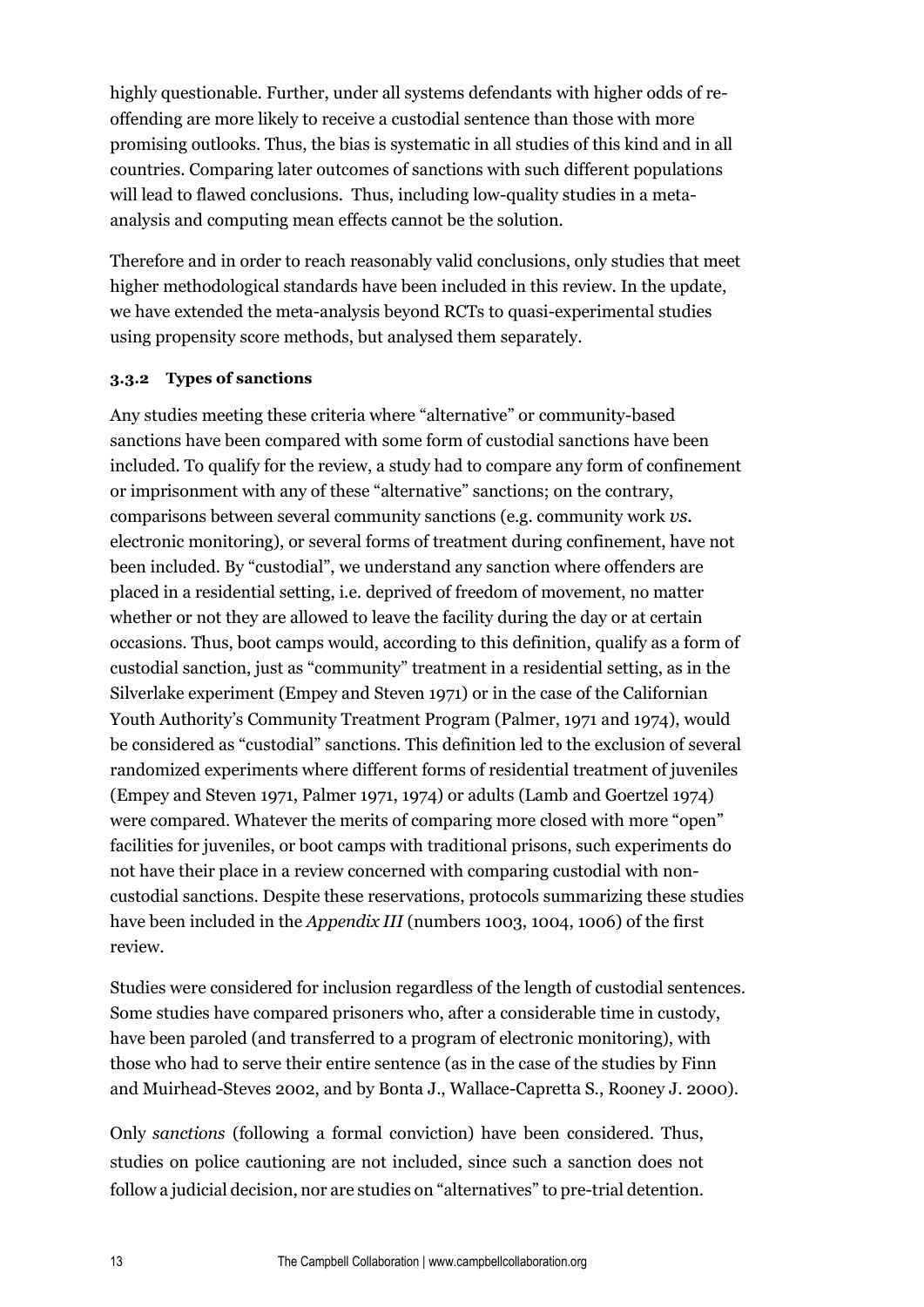highly questionable. Further, under all systems defendants with higher odds of re-offending are more likely to receive a custodial sentence than those with more promising outlooks. Thus, the bias is systematic in all studies of this kind and in all countries. Comparing later outcomes of sanctions with such different populations will lead to flawed conclusions. Thus, including low-quality studies in a meta-analysis and computing mean effects cannot be the solution.

Therefore and in order to reach reasonably valid conclusions, only studies that meet higher methodological standards have been included in this review. In the update, we have extended the meta-analysis beyond RCTs to quasi-experimental studies using propensity score methods, but analysed them separately.

### 3.3.2 Types of sanctions

Any studies meeting these criteria where "alternative" or community-based sanctions have been compared with some form of custodial sanctions have been included. To qualify for the review, a study had to compare any form of confinement or imprisonment with any of these "alternative" sanctions; on the contrary, comparisons between several community sanctions (e.g. community work *vs.* electronic monitoring), or several forms of treatment during confinement, have not been included. By "custodial", we understand any sanction where offenders are placed in a residential setting, i.e. deprived of freedom of movement, no matter whether or not they are allowed to leave the facility during the day or at certain occasions. Thus, boot camps would, according to this definition, qualify as a form of custodial sanction, just as "community" treatment in a residential setting, as in the Silverlake experiment (Empey and Steven 1971) or in the case of the Californian Youth Authority's Community Treatment Program (Palmer, 1971 and 1974), would be considered as "custodial" sanctions. This definition led to the exclusion of several randomized experiments where different forms of residential treatment of juveniles (Empey and Steven 1971, Palmer 1971, 1974) or adults (Lamb and Goertzel 1974) were compared. Whatever the merits of comparing more closed with more "open" facilities for juveniles, or boot camps with traditional prisons, such experiments do not have their place in a review concerned with comparing custodial with non-custodial sanctions. Despite these reservations, protocols summarizing these studies have been included in the *Appendix III* (numbers 1003, 1004, 1006) of the first review.

Studies were considered for inclusion regardless of the length of custodial sentences. Some studies have compared prisoners who, after a considerable time in custody, have been paroled (and transferred to a program of electronic monitoring), with those who had to serve their entire sentence (as in the case of the studies by Finn and Muirhead-Steves 2002, and by Bonta J., Wallace-Capretta S., Rooney J. 2000).

Only *sanctions* (following a formal conviction) have been considered. Thus, studies on police cautioning are not included, since such a sanction does not follow a judicial decision, nor are studies on "alternatives" to pre-trial detention.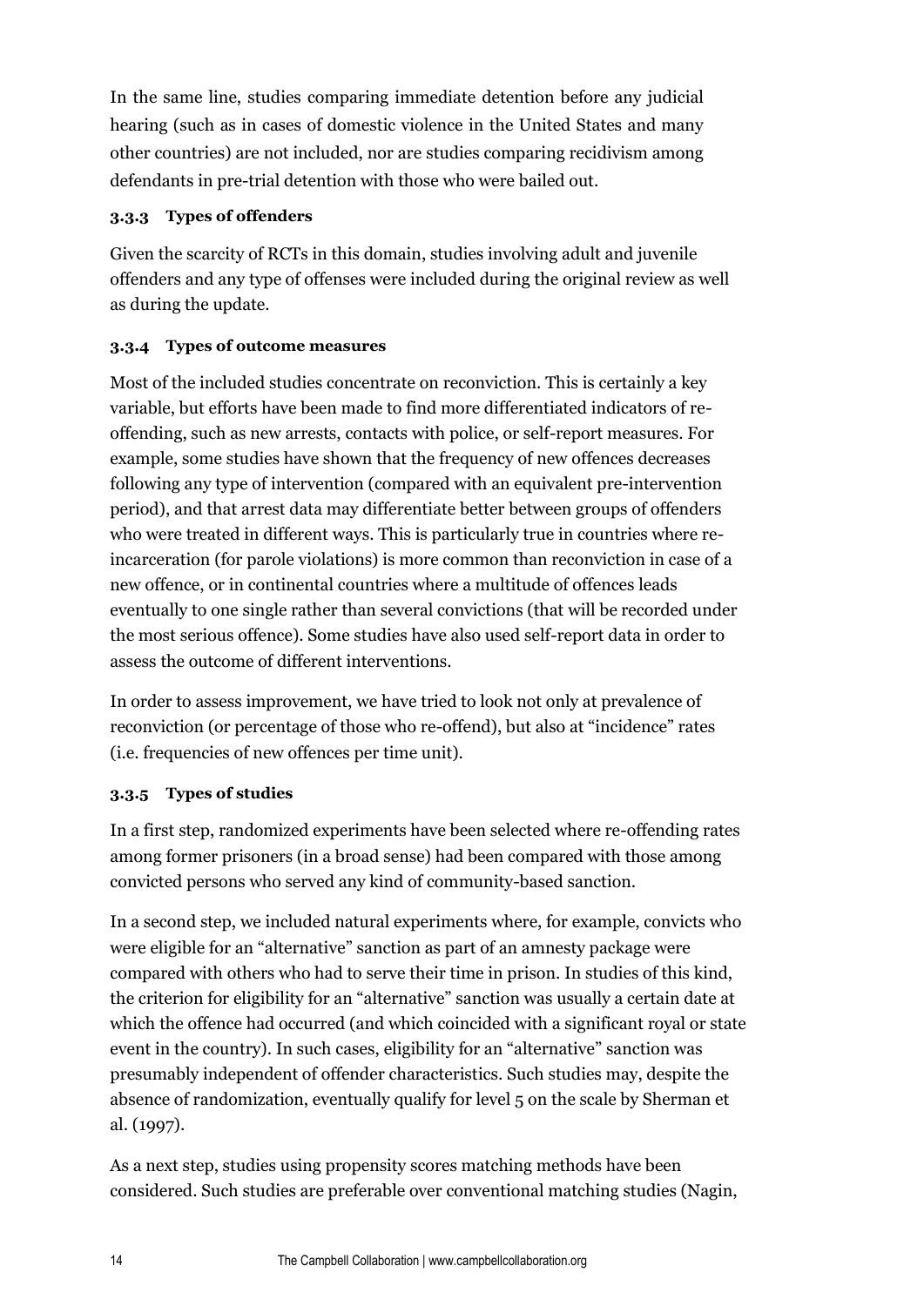In the same line, studies comparing immediate detention before any judicial hearing (such as in cases of domestic violence in the United States and many other countries) are not included, nor are studies comparing recidivism among defendants in pre-trial detention with those who were bailed out.

### 3.3.3 Types of offenders

Given the scarcity of RCTs in this domain, studies involving adult and juvenile offenders and any type of offenses were included during the original review as well as during the update.

### 3.3.4 Types of outcome measures

Most of the included studies concentrate on reconviction. This is certainly a key variable, but efforts have been made to find more differentiated indicators of re-offending, such as new arrests, contacts with police, or self-report measures. For example, some studies have shown that the frequency of new offences decreases following any type of intervention (compared with an equivalent pre-intervention period), and that arrest data may differentiate better between groups of offenders who were treated in different ways. This is particularly true in countries where re-incarceration (for parole violations) is more common than reconviction in case of a new offence, or in continental countries where a multitude of offences leads eventually to one single rather than several convictions (that will be recorded under the most serious offence). Some studies have also used self-report data in order to assess the outcome of different interventions.

In order to assess improvement, we have tried to look not only at prevalence of reconviction (or percentage of those who re-offend), but also at "incidence" rates (i.e. frequencies of new offences per time unit).

### 3.3.5 Types of studies

In a first step, randomized experiments have been selected where re-offending rates among former prisoners (in a broad sense) had been compared with those among convicted persons who served any kind of community-based sanction.

In a second step, we included natural experiments where, for example, convicts who were eligible for an "alternative" sanction as part of an amnesty package were compared with others who had to serve their time in prison. In studies of this kind, the criterion for eligibility for an "alternative" sanction was usually a certain date at which the offence had occurred (and which coincided with a significant royal or state event in the country). In such cases, eligibility for an "alternative" sanction was presumably independent of offender characteristics. Such studies may, despite the absence of randomization, eventually qualify for level 5 on the scale by Sherman et al. (1997).

As a next step, studies using propensity scores matching methods have been considered. Such studies are preferable over conventional matching studies (Nagin,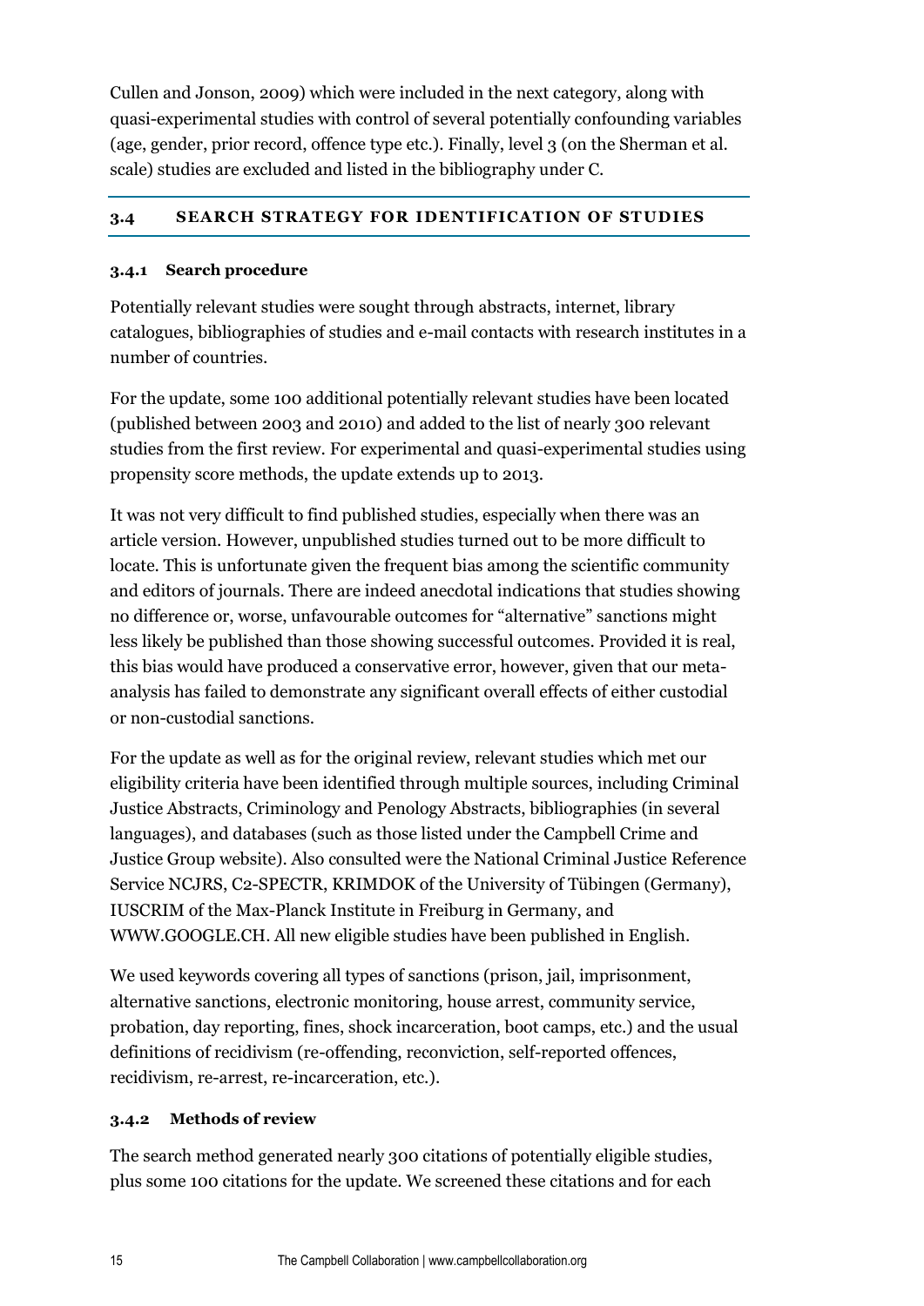Cullen and Jonson, 2009) which were included in the next category, along with quasi-experimental studies with control of several potentially confounding variables (age, gender, prior record, offence type etc.). Finally, level 3 (on the Sherman et al. scale) studies are excluded and listed in the bibliography under C.

## 3.4 SEARCH STRATEGY FOR IDENTIFICATION OF STUDIES

### 3.4.1 Search procedure

Potentially relevant studies were sought through abstracts, internet, library catalogues, bibliographies of studies and e-mail contacts with research institutes in a number of countries.

For the update, some 100 additional potentially relevant studies have been located (published between 2003 and 2010) and added to the list of nearly 300 relevant studies from the first review. For experimental and quasi-experimental studies using propensity score methods, the update extends up to 2013.

It was not very difficult to find published studies, especially when there was an article version. However, unpublished studies turned out to be more difficult to locate. This is unfortunate given the frequent bias among the scientific community and editors of journals. There are indeed anecdotal indications that studies showing no difference or, worse, unfavourable outcomes for "alternative" sanctions might less likely be published than those showing successful outcomes. Provided it is real, this bias would have produced a conservative error, however, given that our meta-analysis has failed to demonstrate any significant overall effects of either custodial or non-custodial sanctions.

For the update as well as for the original review, relevant studies which met our eligibility criteria have been identified through multiple sources, including Criminal Justice Abstracts, Criminology and Penology Abstracts, bibliographies (in several languages), and databases (such as those listed under the Campbell Crime and Justice Group website). Also consulted were the National Criminal Justice Reference Service NCJRS, C2-SPECTR, KRIMDOK of the University of Tübingen (Germany), IUSCRIM of the Max-Planck Institute in Freiburg in Germany, and WWW.GOOGLE.CH. All new eligible studies have been published in English.

We used keywords covering all types of sanctions (prison, jail, imprisonment, alternative sanctions, electronic monitoring, house arrest, community service, probation, day reporting, fines, shock incarceration, boot camps, etc.) and the usual definitions of recidivism (re-offending, reconviction, self-reported offences, recidivism, re-arrest, re-incarceration, etc.).

### 3.4.2 Methods of review

The search method generated nearly 300 citations of potentially eligible studies, plus some 100 citations for the update. We screened these citations and for each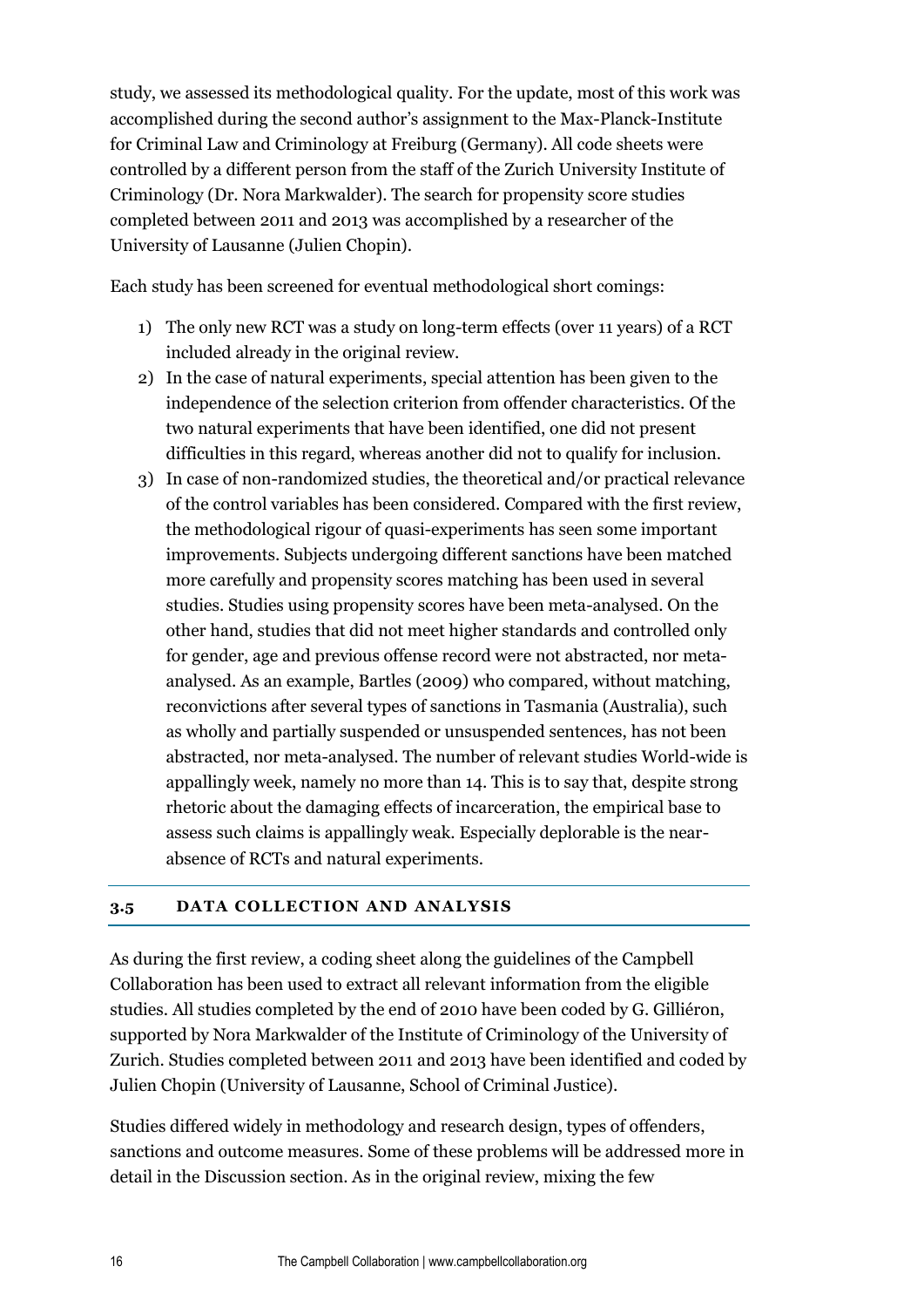study, we assessed its methodological quality. For the update, most of this work was accomplished during the second author's assignment to the Max-Planck-Institute for Criminal Law and Criminology at Freiburg (Germany). All code sheets were controlled by a different person from the staff of the Zurich University Institute of Criminology (Dr. Nora Markwalder). The search for propensity score studies completed between 2011 and 2013 was accomplished by a researcher of the University of Lausanne (Julien Chopin).

Each study has been screened for eventual methodological short comings:

1) The only new RCT was a study on long-term effects (over 11 years) of a RCT included already in the original review.
2) In the case of natural experiments, special attention has been given to the independence of the selection criterion from offender characteristics. Of the two natural experiments that have been identified, one did not present difficulties in this regard, whereas another did not to qualify for inclusion.
3) In case of non-randomized studies, the theoretical and/or practical relevance of the control variables has been considered. Compared with the first review, the methodological rigour of quasi-experiments has seen some important improvements. Subjects undergoing different sanctions have been matched more carefully and propensity scores matching has been used in several studies. Studies using propensity scores have been meta-analysed. On the other hand, studies that did not meet higher standards and controlled only for gender, age and previous offense record were not abstracted, nor meta-analysed. As an example, Bartles (2009) who compared, without matching, reconvictions after several types of sanctions in Tasmania (Australia), such as wholly and partially suspended or unsuspended sentences, has not been abstracted, nor meta-analysed. The number of relevant studies World-wide is appallingly week, namely no more than 14. This is to say that, despite strong rhetoric about the damaging effects of incarceration, the empirical base to assess such claims is appallingly weak. Especially deplorable is the near-absence of RCTs and natural experiments.

### 3.5 DATA COLLECTION AND ANALYSIS

As during the first review, a coding sheet along the guidelines of the Campbell Collaboration has been used to extract all relevant information from the eligible studies. All studies completed by the end of 2010 have been coded by G. Gilliéron, supported by Nora Markwalder of the Institute of Criminology of the University of Zurich. Studies completed between 2011 and 2013 have been identified and coded by Julien Chopin (University of Lausanne, School of Criminal Justice).

Studies differed widely in methodology and research design, types of offenders, sanctions and outcome measures. Some of these problems will be addressed more in detail in the Discussion section. As in the original review, mixing the few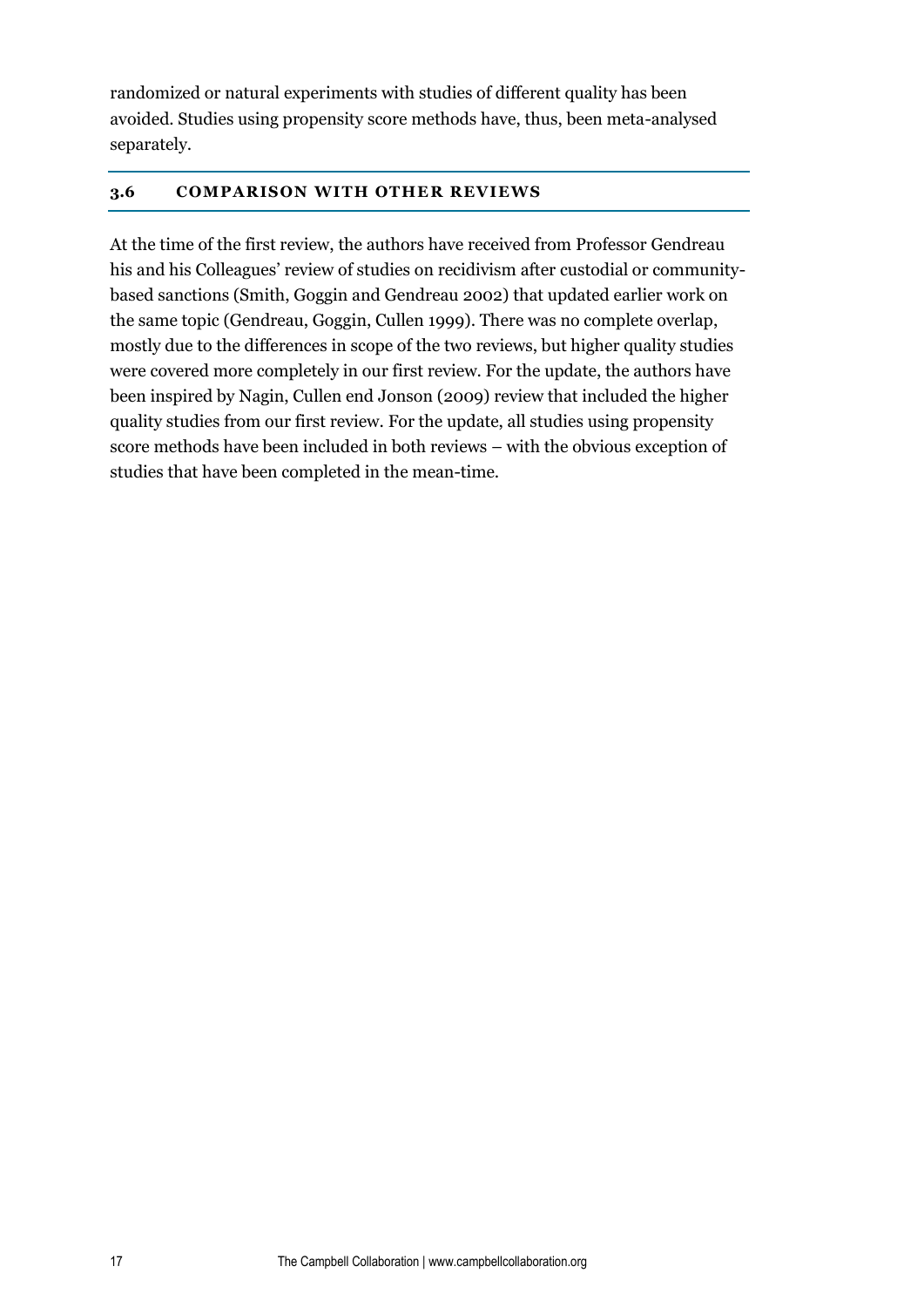randomized or natural experiments with studies of different quality has been avoided. Studies using propensity score methods have, thus, been meta-analysed separately.

## 3.6 COMPARISON WITH OTHER REVIEWS

At the time of the first review, the authors have received from Professor Gendreau his and his Colleagues' review of studies on recidivism after custodial or community-based sanctions (Smith, Goggin and Gendreau 2002) that updated earlier work on the same topic (Gendreau, Goggin, Cullen 1999). There was no complete overlap, mostly due to the differences in scope of the two reviews, but higher quality studies were covered more completely in our first review. For the update, the authors have been inspired by Nagin, Cullen end Jonson (2009) review that included the higher quality studies from our first review. For the update, all studies using propensity score methods have been included in both reviews – with the obvious exception of studies that have been completed in the mean-time.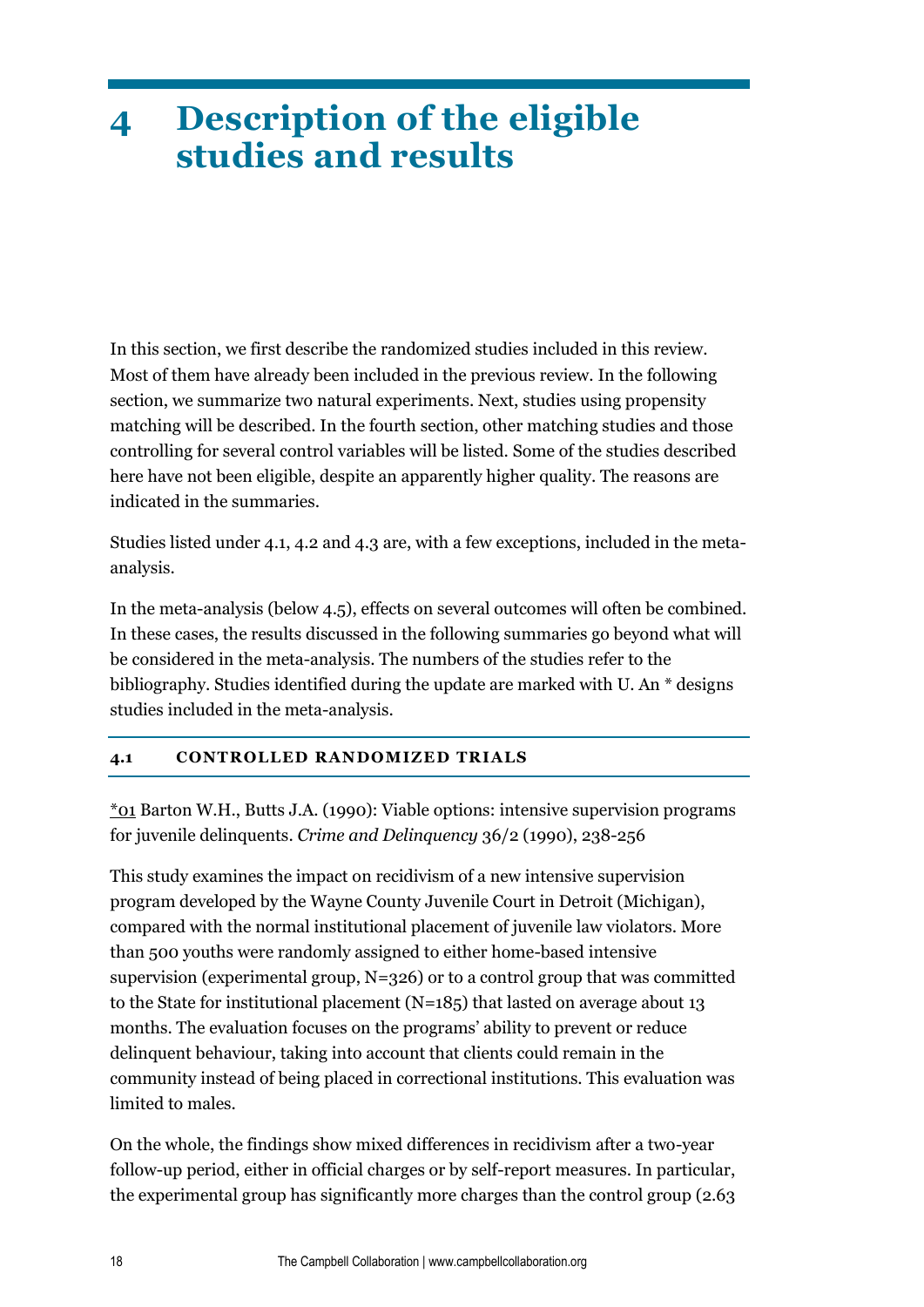# 4 Description of the eligible studies and results

In this section, we first describe the randomized studies included in this review. Most of them have already been included in the previous review. In the following section, we summarize two natural experiments. Next, studies using propensity matching will be described. In the fourth section, other matching studies and those controlling for several control variables will be listed. Some of the studies described here have not been eligible, despite an apparently higher quality. The reasons are indicated in the summaries.

Studies listed under 4.1, 4.2 and 4.3 are, with a few exceptions, included in the meta-analysis.

In the meta-analysis (below 4.5), effects on several outcomes will often be combined. In these cases, the results discussed in the following summaries go beyond what will be considered in the meta-analysis. The numbers of the studies refer to the bibliography. Studies identified during the update are marked with U. An * designs studies included in the meta-analysis.

## 4.1 CONTROLLED RANDOMIZED TRIALS

*01 Barton W.H., Butts J.A. (1990): Viable options: intensive supervision programs for juvenile delinquents. *Crime and Delinquency* 36/2 (1990), 238-256

This study examines the impact on recidivism of a new intensive supervision program developed by the Wayne County Juvenile Court in Detroit (Michigan), compared with the normal institutional placement of juvenile law violators. More than 500 youths were randomly assigned to either home-based intensive supervision (experimental group, N=326) or to a control group that was committed to the State for institutional placement (N=185) that lasted on average about 13 months. The evaluation focuses on the programs' ability to prevent or reduce delinquent behaviour, taking into account that clients could remain in the community instead of being placed in correctional institutions. This evaluation was limited to males.

On the whole, the findings show mixed differences in recidivism after a two-year follow-up period, either in official charges or by self-report measures. In particular, the experimental group has significantly more charges than the control group (2.63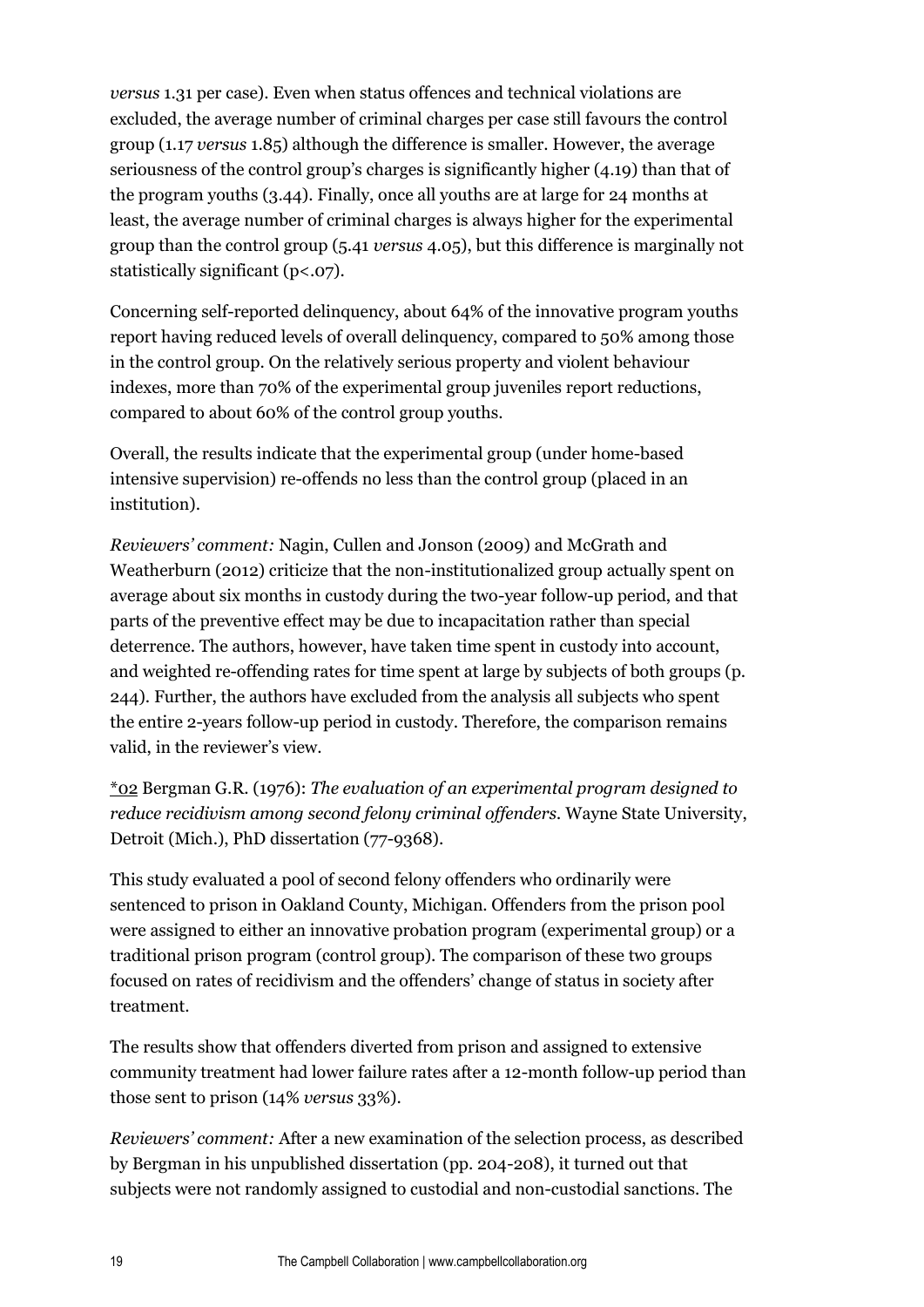*versus* 1.31 per case). Even when status offences and technical violations are excluded, the average number of criminal charges per case still favours the control group (1.17 *versus* 1.85) although the difference is smaller. However, the average seriousness of the control group's charges is significantly higher (4.19) than that of the program youths (3.44). Finally, once all youths are at large for 24 months at least, the average number of criminal charges is always higher for the experimental group than the control group (5.41 *versus* 4.05), but this difference is marginally not statistically significant (p<.07).

Concerning self-reported delinquency, about 64% of the innovative program youths report having reduced levels of overall delinquency, compared to 50% among those in the control group. On the relatively serious property and violent behaviour indexes, more than 70% of the experimental group juveniles report reductions, compared to about 60% of the control group youths.

Overall, the results indicate that the experimental group (under home-based intensive supervision) re-offends no less than the control group (placed in an institution).

*Reviewers' comment:* Nagin, Cullen and Jonson (2009) and McGrath and Weatherburn (2012) criticize that the non-institutionalized group actually spent on average about six months in custody during the two-year follow-up period, and that parts of the preventive effect may be due to incapacitation rather than special deterrence. The authors, however, have taken time spent in custody into account, and weighted re-offending rates for time spent at large by subjects of both groups (p. 244). Further, the authors have excluded from the analysis all subjects who spent the entire 2-years follow-up period in custody. Therefore, the comparison remains valid, in the reviewer's view.

*02 Bergman G.R. (1976): *The evaluation of an experimental program designed to reduce recidivism among second felony criminal offenders*. Wayne State University, Detroit (Mich.), PhD dissertation (77-9368).

This study evaluated a pool of second felony offenders who ordinarily were sentenced to prison in Oakland County, Michigan. Offenders from the prison pool were assigned to either an innovative probation program (experimental group) or a traditional prison program (control group). The comparison of these two groups focused on rates of recidivism and the offenders' change of status in society after treatment.

The results show that offenders diverted from prison and assigned to extensive community treatment had lower failure rates after a 12-month follow-up period than those sent to prison (14% *versus* 33%).

*Reviewers' comment:* After a new examination of the selection process, as described by Bergman in his unpublished dissertation (pp. 204-208), it turned out that subjects were not randomly assigned to custodial and non-custodial sanctions. The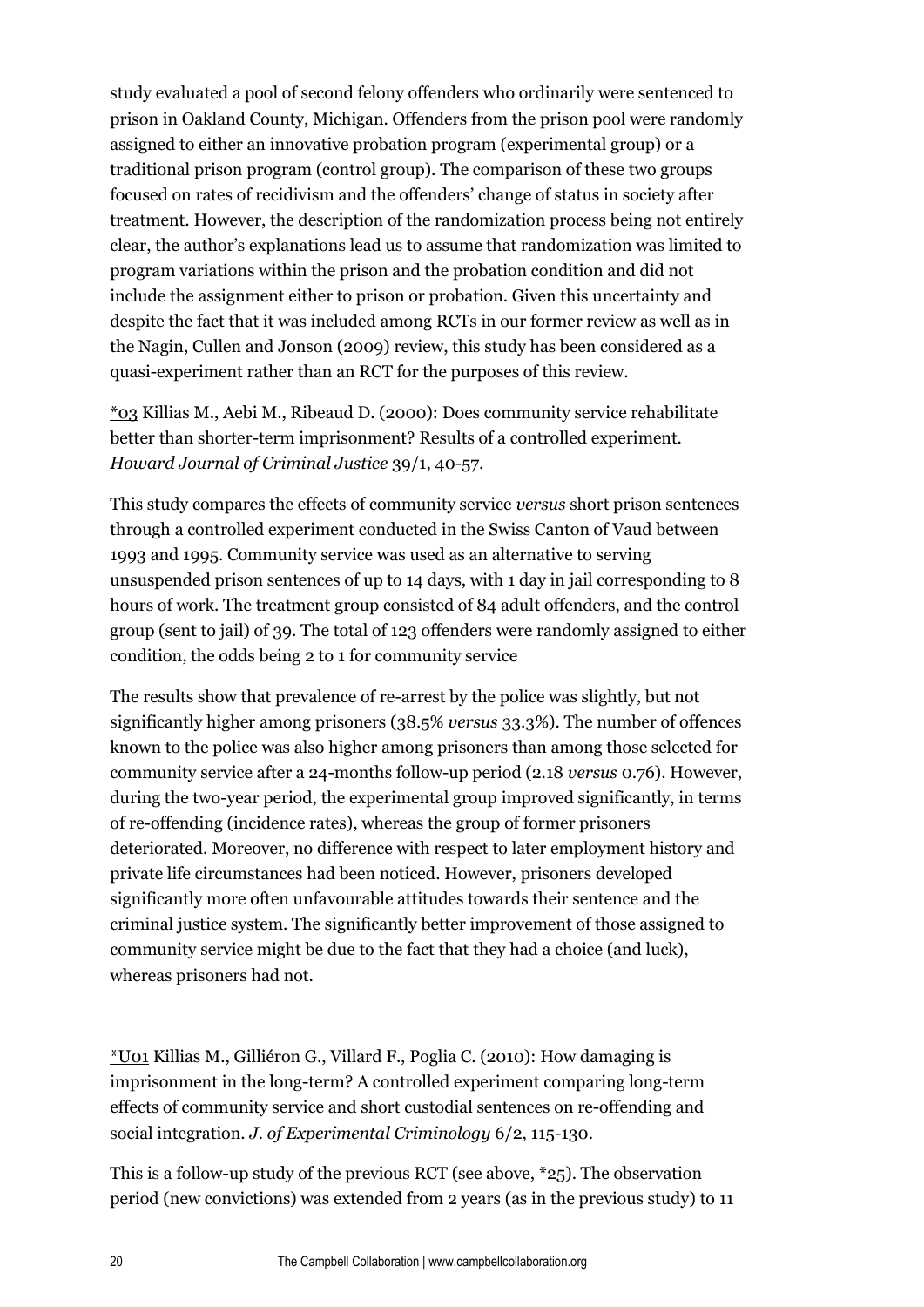study evaluated a pool of second felony offenders who ordinarily were sentenced to prison in Oakland County, Michigan. Offenders from the prison pool were randomly assigned to either an innovative probation program (experimental group) or a traditional prison program (control group). The comparison of these two groups focused on rates of recidivism and the offenders' change of status in society after treatment. However, the description of the randomization process being not entirely clear, the author's explanations lead us to assume that randomization was limited to program variations within the prison and the probation condition and did not include the assignment either to prison or probation. Given this uncertainty and despite the fact that it was included among RCTs in our former review as well as in the Nagin, Cullen and Jonson (2009) review, this study has been considered as a quasi-experiment rather than an RCT for the purposes of this review.

*03 Killias M., Aebi M., Ribeaud D. (2000): Does community service rehabilitate better than shorter-term imprisonment? Results of a controlled experiment. *Howard Journal of Criminal Justice* 39/1, 40-57.

This study compares the effects of community service *versus* short prison sentences through a controlled experiment conducted in the Swiss Canton of Vaud between 1993 and 1995. Community service was used as an alternative to serving unsuspended prison sentences of up to 14 days, with 1 day in jail corresponding to 8 hours of work. The treatment group consisted of 84 adult offenders, and the control group (sent to jail) of 39. The total of 123 offenders were randomly assigned to either condition, the odds being 2 to 1 for community service

The results show that prevalence of re-arrest by the police was slightly, but not significantly higher among prisoners (38.5% *versus* 33.3%). The number of offences known to the police was also higher among prisoners than among those selected for community service after a 24-months follow-up period (2.18 *versus* 0.76). However, during the two-year period, the experimental group improved significantly, in terms of re-offending (incidence rates), whereas the group of former prisoners deteriorated. Moreover, no difference with respect to later employment history and private life circumstances had been noticed. However, prisoners developed significantly more often unfavourable attitudes towards their sentence and the criminal justice system. The significantly better improvement of those assigned to community service might be due to the fact that they had a choice (and luck), whereas prisoners had not.

*U01 Killias M., Gilliéron G., Villard F., Poglia C. (2010): How damaging is imprisonment in the long-term? A controlled experiment comparing long-term effects of community service and short custodial sentences on re-offending and social integration. *J. of Experimental Criminology* 6/2, 115-130.

This is a follow-up study of the previous RCT (see above, *25). The observation period (new convictions) was extended from 2 years (as in the previous study) to 11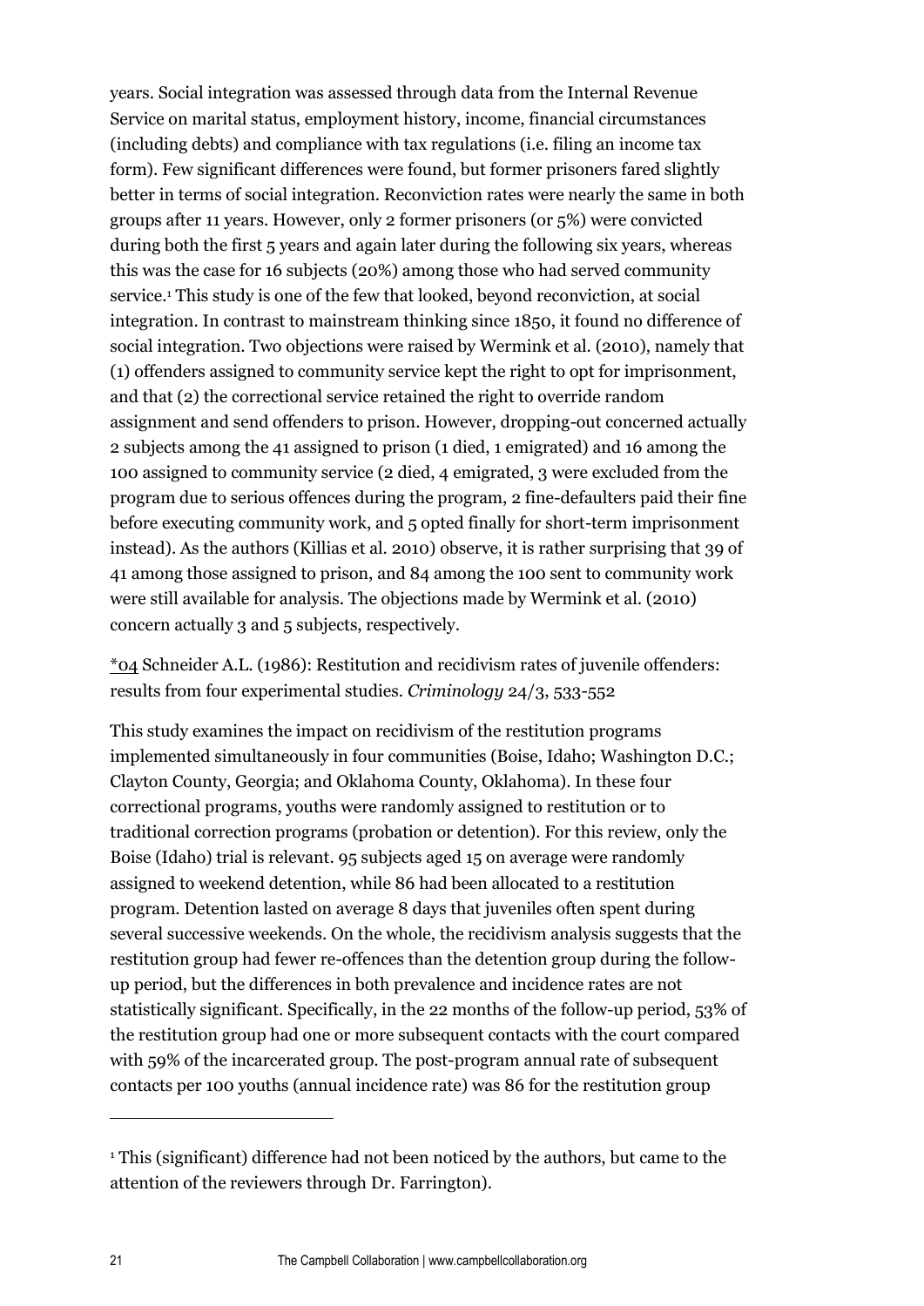years. Social integration was assessed through data from the Internal Revenue Service on marital status, employment history, income, financial circumstances (including debts) and compliance with tax regulations (i.e. filing an income tax form). Few significant differences were found, but former prisoners fared slightly better in terms of social integration. Reconviction rates were nearly the same in both groups after 11 years. However, only 2 former prisoners (or 5%) were convicted during both the first 5 years and again later during the following six years, whereas this was the case for 16 subjects (20%) among those who had served community service.[1] This study is one of the few that looked, beyond reconviction, at social integration. In contrast to mainstream thinking since 1850, it found no difference of social integration. Two objections were raised by Wermink et al. (2010), namely that (1) offenders assigned to community service kept the right to opt for imprisonment, and that (2) the correctional service retained the right to override random assignment and send offenders to prison. However, dropping-out concerned actually 2 subjects among the 41 assigned to prison (1 died, 1 emigrated) and 16 among the 100 assigned to community service (2 died, 4 emigrated, 3 were excluded from the program due to serious offences during the program, 2 fine-defaulters paid their fine before executing community work, and 5 opted finally for short-term imprisonment instead). As the authors (Killias et al. 2010) observe, it is rather surprising that 39 of 41 among those assigned to prison, and 84 among the 100 sent to community work were still available for analysis. The objections made by Wermink et al. (2010) concern actually 3 and 5 subjects, respectively.

*04 Schneider A.L. (1986): Restitution and recidivism rates of juvenile offenders: results from four experimental studies. *Criminology* 24/3, 533-552

This study examines the impact on recidivism of the restitution programs implemented simultaneously in four communities (Boise, Idaho; Washington D.C.; Clayton County, Georgia; and Oklahoma County, Oklahoma). In these four correctional programs, youths were randomly assigned to restitution or to traditional correction programs (probation or detention). For this review, only the Boise (Idaho) trial is relevant. 95 subjects aged 15 on average were randomly assigned to weekend detention, while 86 had been allocated to a restitution program. Detention lasted on average 8 days that juveniles often spent during several successive weekends. On the whole, the recidivism analysis suggests that the restitution group had fewer re-offences than the detention group during the follow-up period, but the differences in both prevalence and incidence rates are not statistically significant. Specifically, in the 22 months of the follow-up period, 53% of the restitution group had one or more subsequent contacts with the court compared with 59% of the incarcerated group. The post-program annual rate of subsequent contacts per 100 youths (annual incidence rate) was 86 for the restitution group

[1] This (significant) difference had not been noticed by the authors, but came to the attention of the reviewers through Dr. Farrington).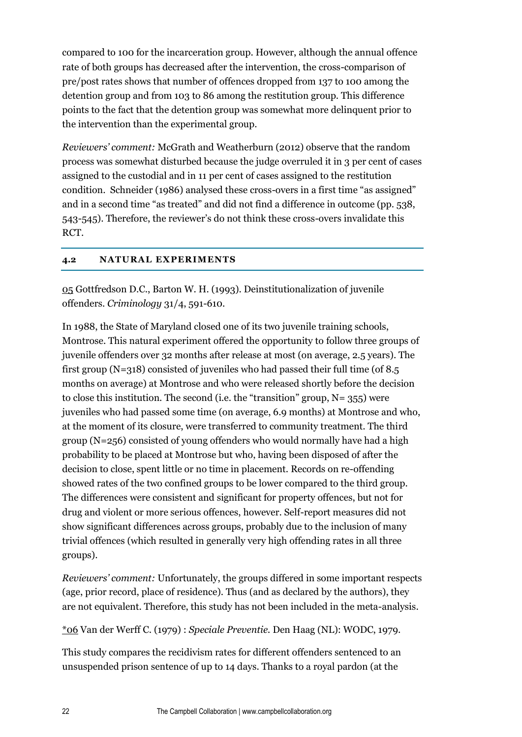compared to 100 for the incarceration group. However, although the annual offence rate of both groups has decreased after the intervention, the cross-comparison of pre/post rates shows that number of offences dropped from 137 to 100 among the detention group and from 103 to 86 among the restitution group. This difference points to the fact that the detention group was somewhat more delinquent prior to the intervention than the experimental group.

*Reviewers' comment:* McGrath and Weatherburn (2012) observe that the random process was somewhat disturbed because the judge overruled it in 3 per cent of cases assigned to the custodial and in 11 per cent of cases assigned to the restitution condition. Schneider (1986) analysed these cross-overs in a first time "as assigned" and in a second time "as treated" and did not find a difference in outcome (pp. 538, 543-545). Therefore, the reviewer's do not think these cross-overs invalidate this RCT.

## 4.2 NATURAL EXPERIMENTS

05 Gottfredson D.C., Barton W. H. (1993). Deinstitutionalization of juvenile offenders. *Criminology* 31/4, 591-610.

In 1988, the State of Maryland closed one of its two juvenile training schools, Montrose. This natural experiment offered the opportunity to follow three groups of juvenile offenders over 32 months after release at most (on average, 2.5 years). The first group (N=318) consisted of juveniles who had passed their full time (of 8.5 months on average) at Montrose and who were released shortly before the decision to close this institution. The second (i.e. the "transition" group, N= 355) were juveniles who had passed some time (on average, 6.9 months) at Montrose and who, at the moment of its closure, were transferred to community treatment. The third group (N=256) consisted of young offenders who would normally have had a high probability to be placed at Montrose but who, having been disposed of after the decision to close, spent little or no time in placement. Records on re-offending showed rates of the two confined groups to be lower compared to the third group. The differences were consistent and significant for property offences, but not for drug and violent or more serious offences, however. Self-report measures did not show significant differences across groups, probably due to the inclusion of many trivial offences (which resulted in generally very high offending rates in all three groups).

*Reviewers' comment:* Unfortunately, the groups differed in some important respects (age, prior record, place of residence). Thus (and as declared by the authors), they are not equivalent. Therefore, this study has not been included in the meta-analysis.

*06 Van der Werff C. (1979) : *Speciale Preventie.* Den Haag (NL): WODC, 1979.

This study compares the recidivism rates for different offenders sentenced to an unsuspended prison sentence of up to 14 days. Thanks to a royal pardon (at the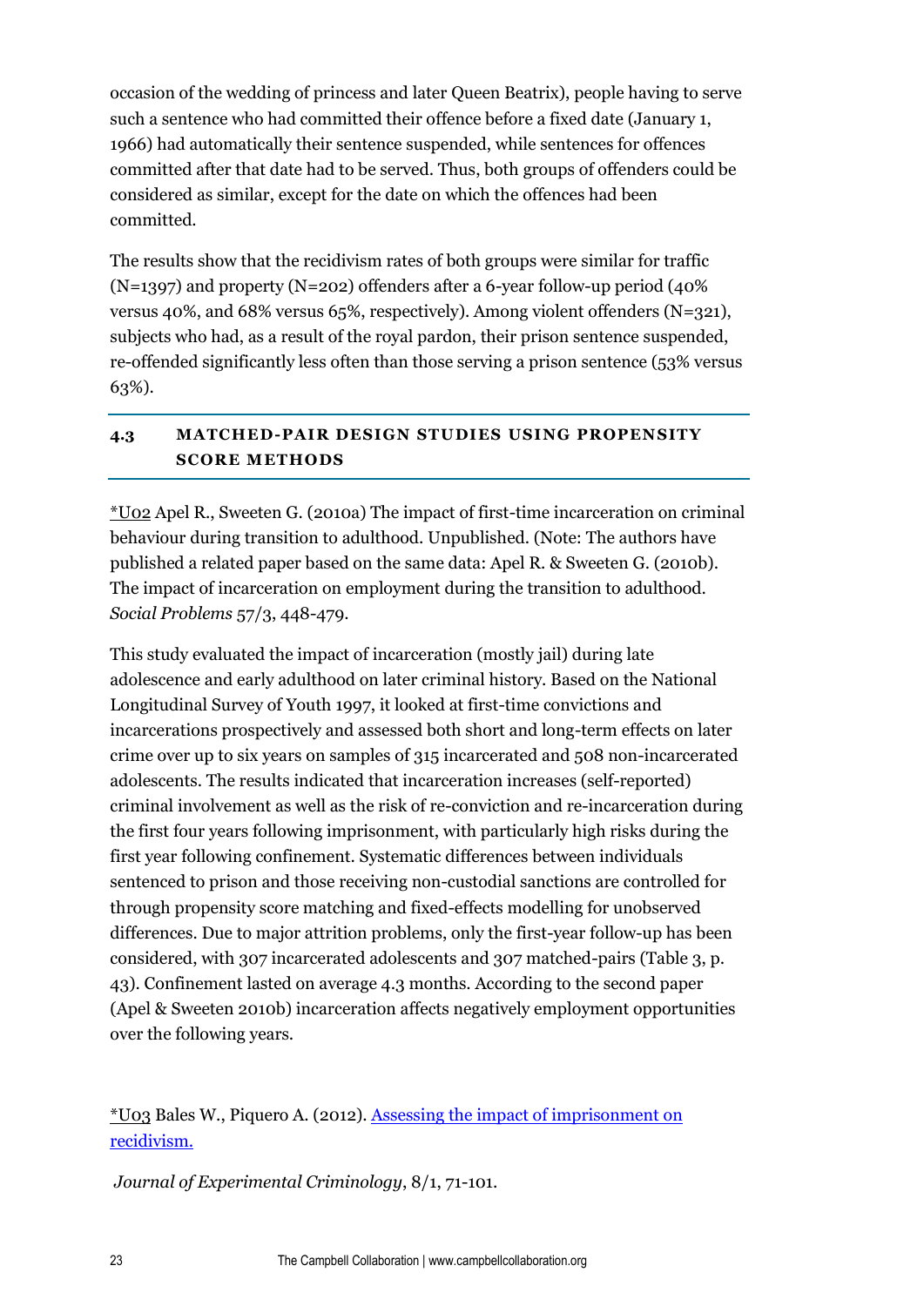occasion of the wedding of princess and later Queen Beatrix), people having to serve such a sentence who had committed their offence before a fixed date (January 1, 1966) had automatically their sentence suspended, while sentences for offences committed after that date had to be served. Thus, both groups of offenders could be considered as similar, except for the date on which the offences had been committed.

The results show that the recidivism rates of both groups were similar for traffic (N=1397) and property (N=202) offenders after a 6-year follow-up period (40% versus 40%, and 68% versus 65%, respectively). Among violent offenders (N=321), subjects who had, as a result of the royal pardon, their prison sentence suspended, re-offended significantly less often than those serving a prison sentence (53% versus 63%).

### 4.3 MATCHED-PAIR DESIGN STUDIES USING PROPENSITY SCORE METHODS

*U02 Apel R., Sweeten G. (2010a) The impact of first-time incarceration on criminal behaviour during transition to adulthood. Unpublished. (Note: The authors have published a related paper based on the same data: Apel R. & Sweeten G. (2010b). The impact of incarceration on employment during the transition to adulthood. *Social Problems* 57/3, 448-479.

This study evaluated the impact of incarceration (mostly jail) during late adolescence and early adulthood on later criminal history. Based on the National Longitudinal Survey of Youth 1997, it looked at first-time convictions and incarcerations prospectively and assessed both short and long-term effects on later crime over up to six years on samples of 315 incarcerated and 508 non-incarcerated adolescents. The results indicated that incarceration increases (self-reported) criminal involvement as well as the risk of re-conviction and re-incarceration during the first four years following imprisonment, with particularly high risks during the first year following confinement. Systematic differences between individuals sentenced to prison and those receiving non-custodial sanctions are controlled for through propensity score matching and fixed-effects modelling for unobserved differences. Due to major attrition problems, only the first-year follow-up has been considered, with 307 incarcerated adolescents and 307 matched-pairs (Table 3, p. 43). Confinement lasted on average 4.3 months. According to the second paper (Apel & Sweeten 2010b) incarceration affects negatively employment opportunities over the following years.

*U03 Bales W., Piquero A. (2012). Assessing the impact of imprisonment on recidivism.

*Journal of Experimental Criminology*, 8/1, 71-101.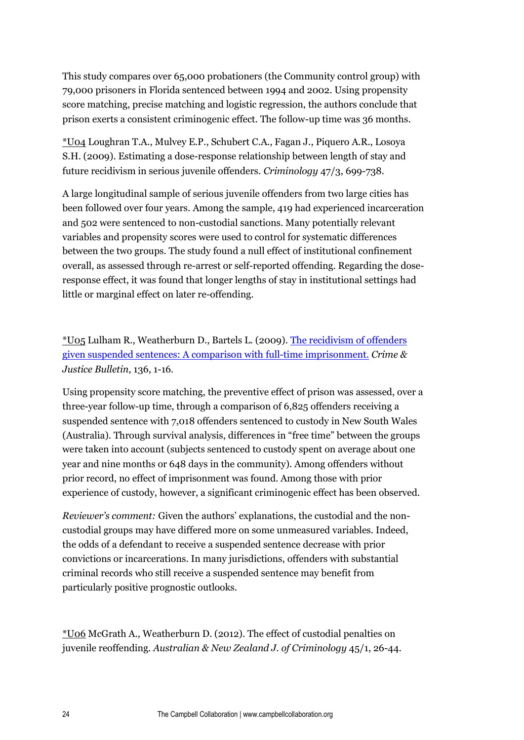This study compares over 65,000 probationers (the Community control group) with 79,000 prisoners in Florida sentenced between 1994 and 2002. Using propensity score matching, precise matching and logistic regression, the authors conclude that prison exerts a consistent criminogenic effect. The follow-up time was 36 months.

*U04 Loughran T.A., Mulvey E.P., Schubert C.A., Fagan J., Piquero A.R., Losoya S.H. (2009). Estimating a dose-response relationship between length of stay and future recidivism in serious juvenile offenders. *Criminology* 47/3, 699-738.

A large longitudinal sample of serious juvenile offenders from two large cities has been followed over four years. Among the sample, 419 had experienced incarceration and 502 were sentenced to non-custodial sanctions. Many potentially relevant variables and propensity scores were used to control for systematic differences between the two groups. The study found a null effect of institutional confinement overall, as assessed through re-arrest or self-reported offending. Regarding the dose-response effect, it was found that longer lengths of stay in institutional settings had little or marginal effect on later re-offending.

*U05 Lulham R., Weatherburn D., Bartels L. (2009). The recidivism of offenders given suspended sentences: A comparison with full-time imprisonment. *Crime & Justice Bulletin*, 136, 1-16.

Using propensity score matching, the preventive effect of prison was assessed, over a three-year follow-up time, through a comparison of 6,825 offenders receiving a suspended sentence with 7,018 offenders sentenced to custody in New South Wales (Australia). Through survival analysis, differences in "free time" between the groups were taken into account (subjects sentenced to custody spent on average about one year and nine months or 648 days in the community). Among offenders without prior record, no effect of imprisonment was found. Among those with prior experience of custody, however, a significant criminogenic effect has been observed.

*Reviewer's comment:* Given the authors' explanations, the custodial and the non-custodial groups may have differed more on some unmeasured variables. Indeed, the odds of a defendant to receive a suspended sentence decrease with prior convictions or incarcerations. In many jurisdictions, offenders with substantial criminal records who still receive a suspended sentence may benefit from particularly positive prognostic outlooks.

*U06 McGrath A., Weatherburn D. (2012). The effect of custodial penalties on juvenile reoffending. *Australian & New Zealand J. of Criminology* 45/1, 26-44.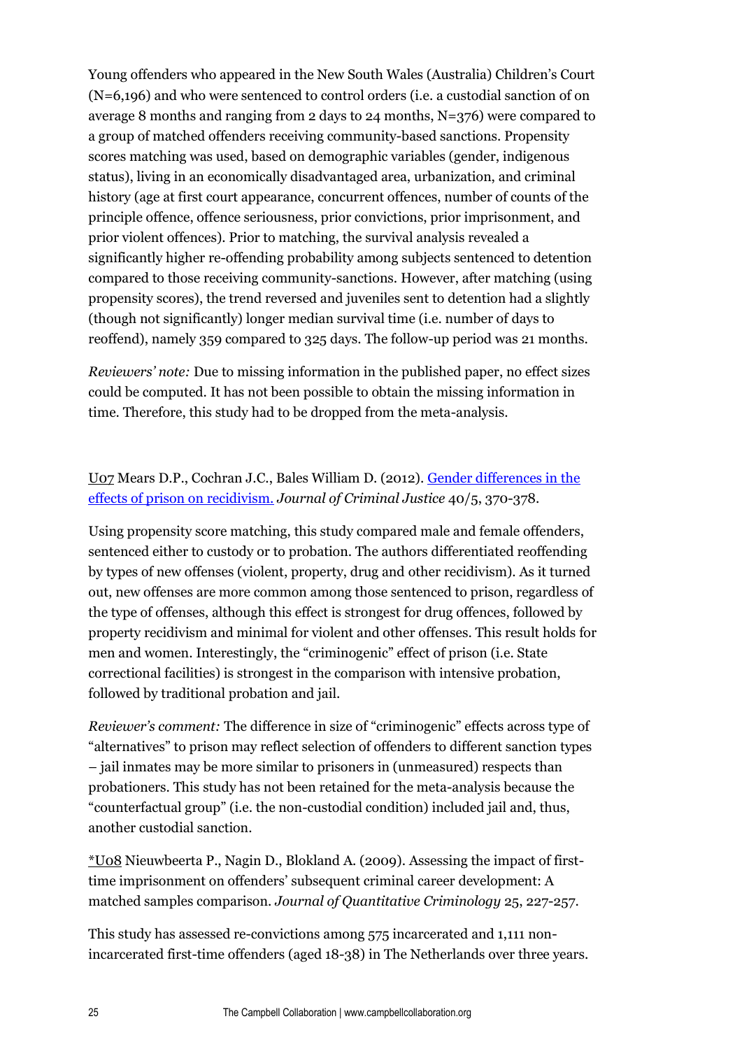Young offenders who appeared in the New South Wales (Australia) Children's Court (N=6,196) and who were sentenced to control orders (i.e. a custodial sanction of on average 8 months and ranging from 2 days to 24 months, N=376) were compared to a group of matched offenders receiving community-based sanctions. Propensity scores matching was used, based on demographic variables (gender, indigenous status), living in an economically disadvantaged area, urbanization, and criminal history (age at first court appearance, concurrent offences, number of counts of the principle offence, offence seriousness, prior convictions, prior imprisonment, and prior violent offences). Prior to matching, the survival analysis revealed a significantly higher re-offending probability among subjects sentenced to detention compared to those receiving community-sanctions. However, after matching (using propensity scores), the trend reversed and juveniles sent to detention had a slightly (though not significantly) longer median survival time (i.e. number of days to reoffend), namely 359 compared to 325 days. The follow-up period was 21 months.

*Reviewers' note:* Due to missing information in the published paper, no effect sizes could be computed. It has not been possible to obtain the missing information in time. Therefore, this study had to be dropped from the meta-analysis.

U07 Mears D.P., Cochran J.C., Bales William D. (2012). Gender differences in the effects of prison on recidivism. *Journal of Criminal Justice* 40/5, 370-378.

Using propensity score matching, this study compared male and female offenders, sentenced either to custody or to probation. The authors differentiated reoffending by types of new offenses (violent, property, drug and other recidivism). As it turned out, new offenses are more common among those sentenced to prison, regardless of the type of offenses, although this effect is strongest for drug offences, followed by property recidivism and minimal for violent and other offenses. This result holds for men and women. Interestingly, the "criminogenic" effect of prison (i.e. State correctional facilities) is strongest in the comparison with intensive probation, followed by traditional probation and jail.

*Reviewer's comment:* The difference in size of "criminogenic" effects across type of "alternatives" to prison may reflect selection of offenders to different sanction types – jail inmates may be more similar to prisoners in (unmeasured) respects than probationers. This study has not been retained for the meta-analysis because the "counterfactual group" (i.e. the non-custodial condition) included jail and, thus, another custodial sanction.

*U08 Nieuwbeerta P., Nagin D., Blokland A. (2009). Assessing the impact of first-time imprisonment on offenders' subsequent criminal career development: A matched samples comparison. *Journal of Quantitative Criminology* 25, 227-257.

This study has assessed re-convictions among 575 incarcerated and 1,111 non-incarcerated first-time offenders (aged 18-38) in The Netherlands over three years.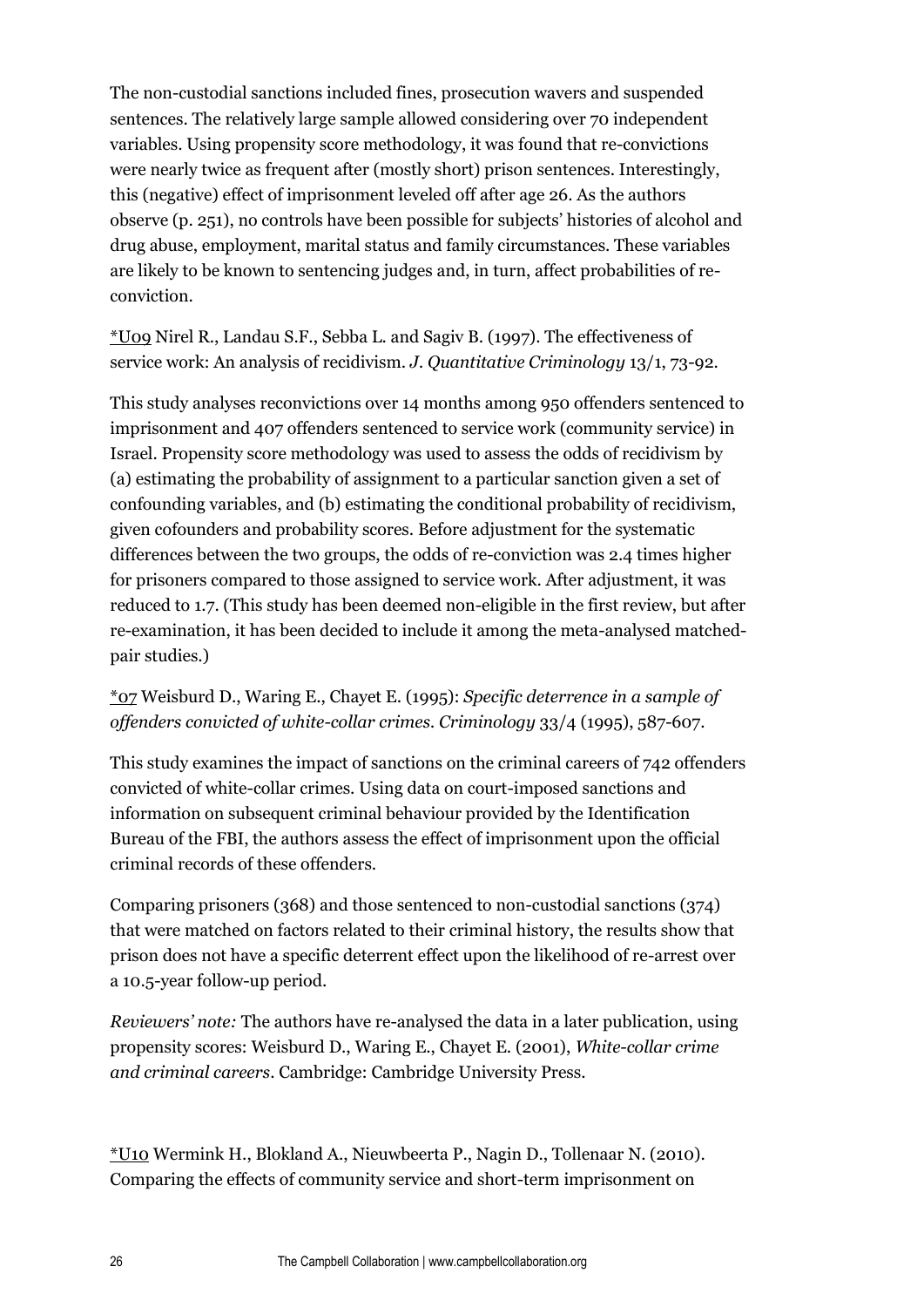The non-custodial sanctions included fines, prosecution wavers and suspended sentences. The relatively large sample allowed considering over 70 independent variables. Using propensity score methodology, it was found that re-convictions were nearly twice as frequent after (mostly short) prison sentences. Interestingly, this (negative) effect of imprisonment leveled off after age 26. As the authors observe (p. 251), no controls have been possible for subjects' histories of alcohol and drug abuse, employment, marital status and family circumstances. These variables are likely to be known to sentencing judges and, in turn, affect probabilities of re-conviction.

*U09 Nirel R., Landau S.F., Sebba L. and Sagiv B. (1997). The effectiveness of service work: An analysis of recidivism. *J. Quantitative Criminology* 13/1, 73-92.

This study analyses reconvictions over 14 months among 950 offenders sentenced to imprisonment and 407 offenders sentenced to service work (community service) in Israel. Propensity score methodology was used to assess the odds of recidivism by (a) estimating the probability of assignment to a particular sanction given a set of confounding variables, and (b) estimating the conditional probability of recidivism, given cofounders and probability scores. Before adjustment for the systematic differences between the two groups, the odds of re-conviction was 2.4 times higher for prisoners compared to those assigned to service work. After adjustment, it was reduced to 1.7. (This study has been deemed non-eligible in the first review, but after re-examination, it has been decided to include it among the meta-analysed matched-pair studies.)

*07 Weisburd D., Waring E., Chayet E. (1995): *Specific deterrence in a sample of offenders convicted of white-collar crimes. Criminology* 33/4 (1995), 587-607.

This study examines the impact of sanctions on the criminal careers of 742 offenders convicted of white-collar crimes. Using data on court-imposed sanctions and information on subsequent criminal behaviour provided by the Identification Bureau of the FBI, the authors assess the effect of imprisonment upon the official criminal records of these offenders.

Comparing prisoners (368) and those sentenced to non-custodial sanctions (374) that were matched on factors related to their criminal history, the results show that prison does not have a specific deterrent effect upon the likelihood of re-arrest over a 10.5-year follow-up period.

*Reviewers' note:* The authors have re-analysed the data in a later publication, using propensity scores: Weisburd D., Waring E., Chayet E. (2001), *White-collar crime and criminal careers*. Cambridge: Cambridge University Press.

*U10 Wermink H., Blokland A., Nieuwbeerta P., Nagin D., Tollenaar N. (2010). Comparing the effects of community service and short-term imprisonment on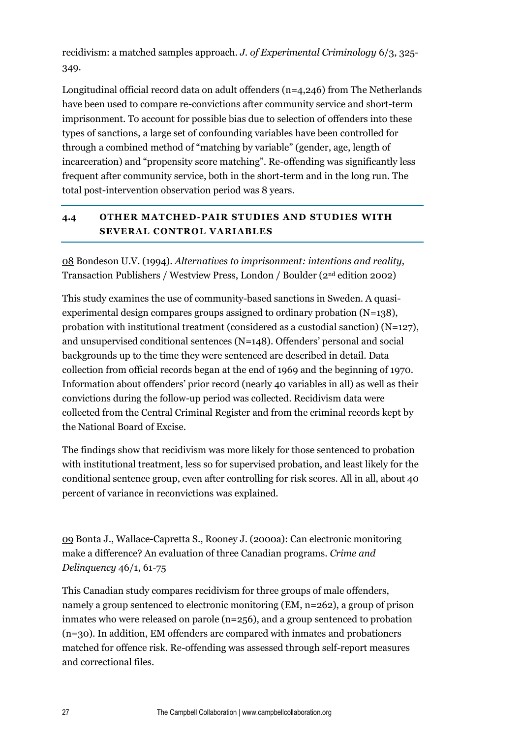recidivism: a matched samples approach. *J. of Experimental Criminology* 6/3, 325-349.

Longitudinal official record data on adult offenders (n=4,246) from The Netherlands have been used to compare re-convictions after community service and short-term imprisonment. To account for possible bias due to selection of offenders into these types of sanctions, a large set of confounding variables have been controlled for through a combined method of "matching by variable" (gender, age, length of incarceration) and "propensity score matching". Re-offending was significantly less frequent after community service, both in the short-term and in the long run. The total post-intervention observation period was 8 years.

## 4.4 OTHER MATCHED-PAIR STUDIES AND STUDIES WITH SEVERAL CONTROL VARIABLES

08 Bondeson U.V. (1994). *Alternatives to imprisonment: intentions and reality*, Transaction Publishers / Westview Press, London / Boulder (2nd edition 2002)

This study examines the use of community-based sanctions in Sweden. A quasi-experimental design compares groups assigned to ordinary probation (N=138), probation with institutional treatment (considered as a custodial sanction) (N=127), and unsupervised conditional sentences (N=148). Offenders' personal and social backgrounds up to the time they were sentenced are described in detail. Data collection from official records began at the end of 1969 and the beginning of 1970. Information about offenders' prior record (nearly 40 variables in all) as well as their convictions during the follow-up period was collected. Recidivism data were collected from the Central Criminal Register and from the criminal records kept by the National Board of Excise.

The findings show that recidivism was more likely for those sentenced to probation with institutional treatment, less so for supervised probation, and least likely for the conditional sentence group, even after controlling for risk scores. All in all, about 40 percent of variance in reconvictions was explained.

09 Bonta J., Wallace-Capretta S., Rooney J. (2000a): Can electronic monitoring make a difference? An evaluation of three Canadian programs. *Crime and Delinquency* 46/1, 61-75

This Canadian study compares recidivism for three groups of male offenders, namely a group sentenced to electronic monitoring (EM, n=262), a group of prison inmates who were released on parole (n=256), and a group sentenced to probation (n=30). In addition, EM offenders are compared with inmates and probationers matched for offence risk. Re-offending was assessed through self-report measures and correctional files.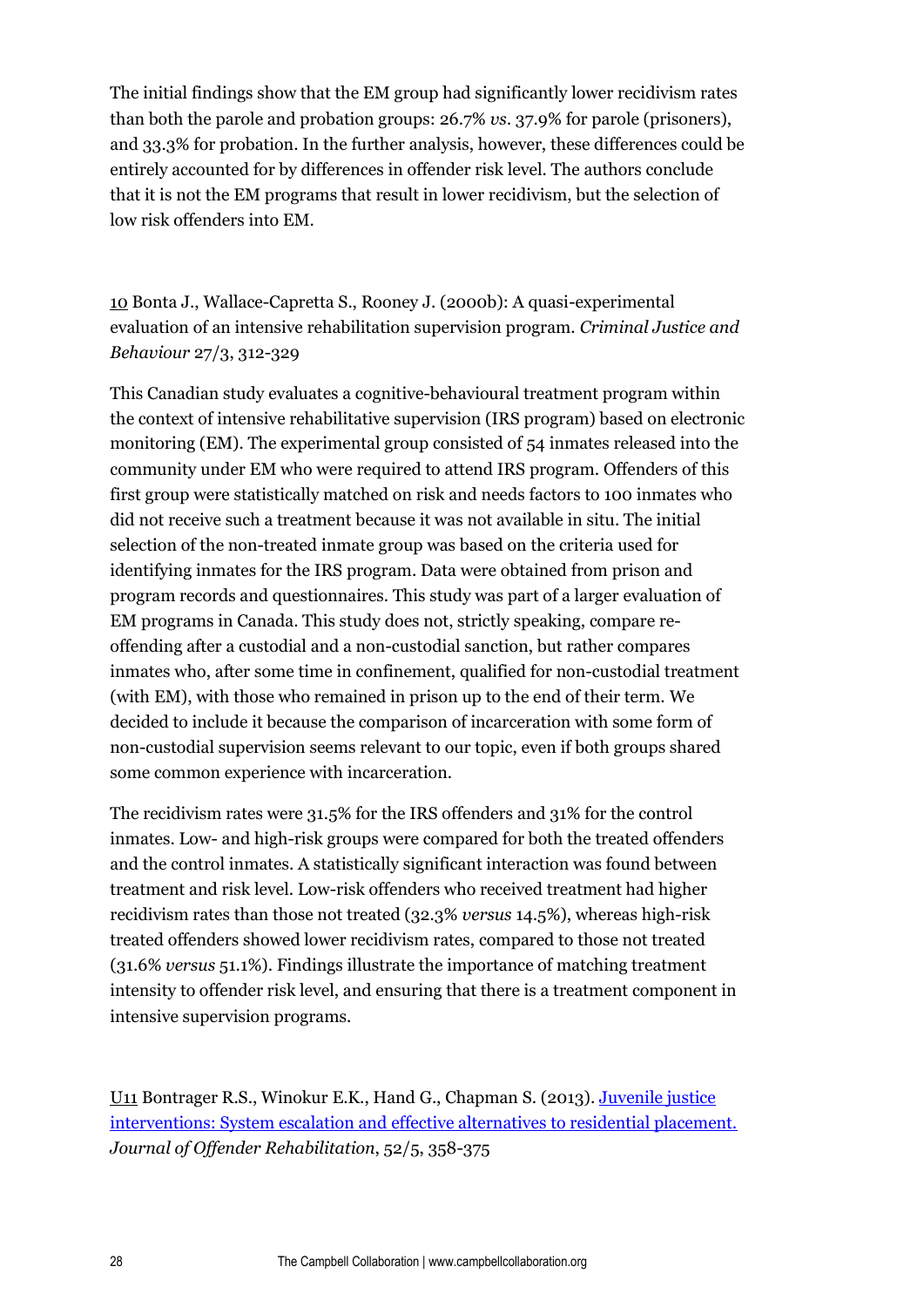The initial findings show that the EM group had significantly lower recidivism rates than both the parole and probation groups: 26.7% *vs*. 37.9% for parole (prisoners), and 33.3% for probation. In the further analysis, however, these differences could be entirely accounted for by differences in offender risk level. The authors conclude that it is not the EM programs that result in lower recidivism, but the selection of low risk offenders into EM.

10 Bonta J., Wallace-Capretta S., Rooney J. (2000b): A quasi-experimental evaluation of an intensive rehabilitation supervision program. *Criminal Justice and Behaviour* 27/3, 312-329

This Canadian study evaluates a cognitive-behavioural treatment program within the context of intensive rehabilitative supervision (IRS program) based on electronic monitoring (EM). The experimental group consisted of 54 inmates released into the community under EM who were required to attend IRS program. Offenders of this first group were statistically matched on risk and needs factors to 100 inmates who did not receive such a treatment because it was not available in situ. The initial selection of the non-treated inmate group was based on the criteria used for identifying inmates for the IRS program. Data were obtained from prison and program records and questionnaires. This study was part of a larger evaluation of EM programs in Canada. This study does not, strictly speaking, compare re-offending after a custodial and a non-custodial sanction, but rather compares inmates who, after some time in confinement, qualified for non-custodial treatment (with EM), with those who remained in prison up to the end of their term. We decided to include it because the comparison of incarceration with some form of non-custodial supervision seems relevant to our topic, even if both groups shared some common experience with incarceration.

The recidivism rates were 31.5% for the IRS offenders and 31% for the control inmates. Low- and high-risk groups were compared for both the treated offenders and the control inmates. A statistically significant interaction was found between treatment and risk level. Low-risk offenders who received treatment had higher recidivism rates than those not treated (32.3% *versus* 14.5%), whereas high-risk treated offenders showed lower recidivism rates, compared to those not treated (31.6% *versus* 51.1%). Findings illustrate the importance of matching treatment intensity to offender risk level, and ensuring that there is a treatment component in intensive supervision programs.

U11 Bontrager R.S., Winokur E.K., Hand G., Chapman S. (2013). Juvenile justice interventions: System escalation and effective alternatives to residential placement. *Journal of Offender Rehabilitation*, 52/5, 358-375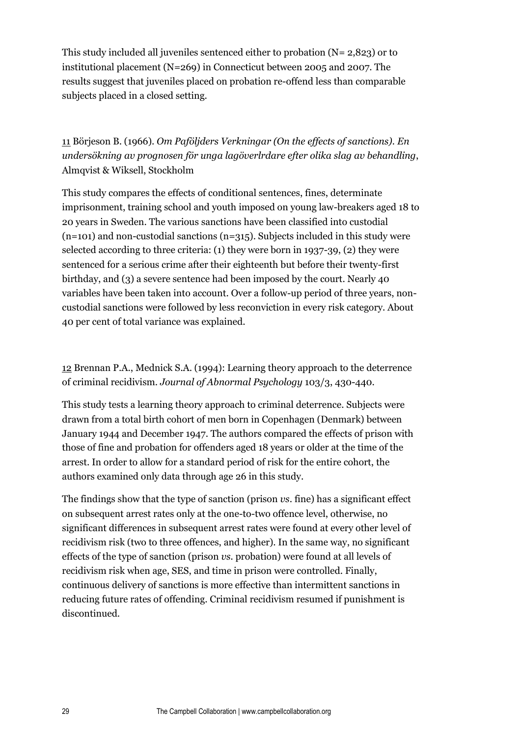This study included all juveniles sentenced either to probation (N= 2,823) or to institutional placement (N=269) in Connecticut between 2005 and 2007. The results suggest that juveniles placed on probation re-offend less than comparable subjects placed in a closed setting.

11 Börjeson B. (1966). *Om Paföljders Verkningar (On the effects of sanctions). En undersökning av prognosen för unga lagöverlrdare efter olika slag av behandling*, Almqvist & Wiksell, Stockholm

This study compares the effects of conditional sentences, fines, determinate imprisonment, training school and youth imposed on young law-breakers aged 18 to 20 years in Sweden. The various sanctions have been classified into custodial (n=101) and non-custodial sanctions (n=315). Subjects included in this study were selected according to three criteria: (1) they were born in 1937-39, (2) they were sentenced for a serious crime after their eighteenth but before their twenty-first birthday, and (3) a severe sentence had been imposed by the court. Nearly 40 variables have been taken into account. Over a follow-up period of three years, non-custodial sanctions were followed by less reconviction in every risk category. About 40 per cent of total variance was explained.

12 Brennan P.A., Mednick S.A. (1994): Learning theory approach to the deterrence of criminal recidivism. *Journal of Abnormal Psychology* 103/3, 430-440.

This study tests a learning theory approach to criminal deterrence. Subjects were drawn from a total birth cohort of men born in Copenhagen (Denmark) between January 1944 and December 1947. The authors compared the effects of prison with those of fine and probation for offenders aged 18 years or older at the time of the arrest. In order to allow for a standard period of risk for the entire cohort, the authors examined only data through age 26 in this study.

The findings show that the type of sanction (prison *vs*. fine) has a significant effect on subsequent arrest rates only at the one-to-two offence level, otherwise, no significant differences in subsequent arrest rates were found at every other level of recidivism risk (two to three offences, and higher). In the same way, no significant effects of the type of sanction (prison *vs*. probation) were found at all levels of recidivism risk when age, SES, and time in prison were controlled. Finally, continuous delivery of sanctions is more effective than intermittent sanctions in reducing future rates of offending. Criminal recidivism resumed if punishment is discontinued.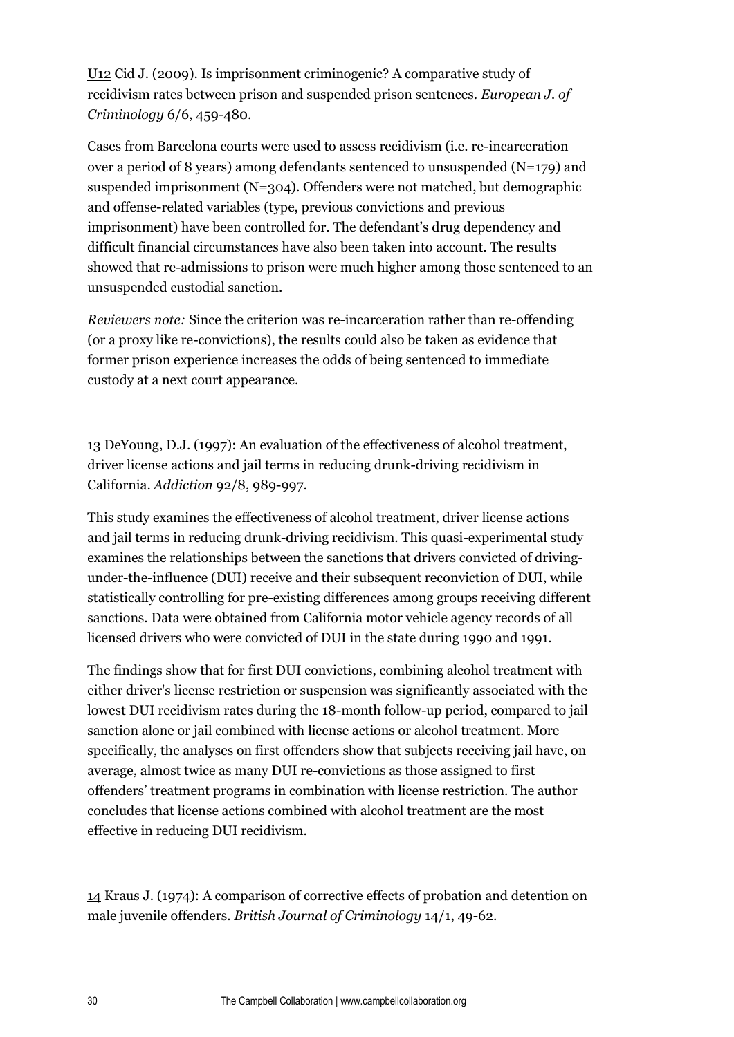U12 Cid J. (2009). Is imprisonment criminogenic? A comparative study of recidivism rates between prison and suspended prison sentences. *European J. of Criminology* 6/6, 459-480.

Cases from Barcelona courts were used to assess recidivism (i.e. re-incarceration over a period of 8 years) among defendants sentenced to unsuspended (N=179) and suspended imprisonment (N=304). Offenders were not matched, but demographic and offense-related variables (type, previous convictions and previous imprisonment) have been controlled for. The defendant's drug dependency and difficult financial circumstances have also been taken into account. The results showed that re-admissions to prison were much higher among those sentenced to an unsuspended custodial sanction.

*Reviewers note:* Since the criterion was re-incarceration rather than re-offending (or a proxy like re-convictions), the results could also be taken as evidence that former prison experience increases the odds of being sentenced to immediate custody at a next court appearance.

13 DeYoung, D.J. (1997): An evaluation of the effectiveness of alcohol treatment, driver license actions and jail terms in reducing drunk-driving recidivism in California. *Addiction* 92/8, 989-997.

This study examines the effectiveness of alcohol treatment, driver license actions and jail terms in reducing drunk-driving recidivism. This quasi-experimental study examines the relationships between the sanctions that drivers convicted of driving-under-the-influence (DUI) receive and their subsequent reconviction of DUI, while statistically controlling for pre-existing differences among groups receiving different sanctions. Data were obtained from California motor vehicle agency records of all licensed drivers who were convicted of DUI in the state during 1990 and 1991.

The findings show that for first DUI convictions, combining alcohol treatment with either driver's license restriction or suspension was significantly associated with the lowest DUI recidivism rates during the 18-month follow-up period, compared to jail sanction alone or jail combined with license actions or alcohol treatment. More specifically, the analyses on first offenders show that subjects receiving jail have, on average, almost twice as many DUI re-convictions as those assigned to first offenders' treatment programs in combination with license restriction. The author concludes that license actions combined with alcohol treatment are the most effective in reducing DUI recidivism.

14 Kraus J. (1974): A comparison of corrective effects of probation and detention on male juvenile offenders. *British Journal of Criminology* 14/1, 49-62.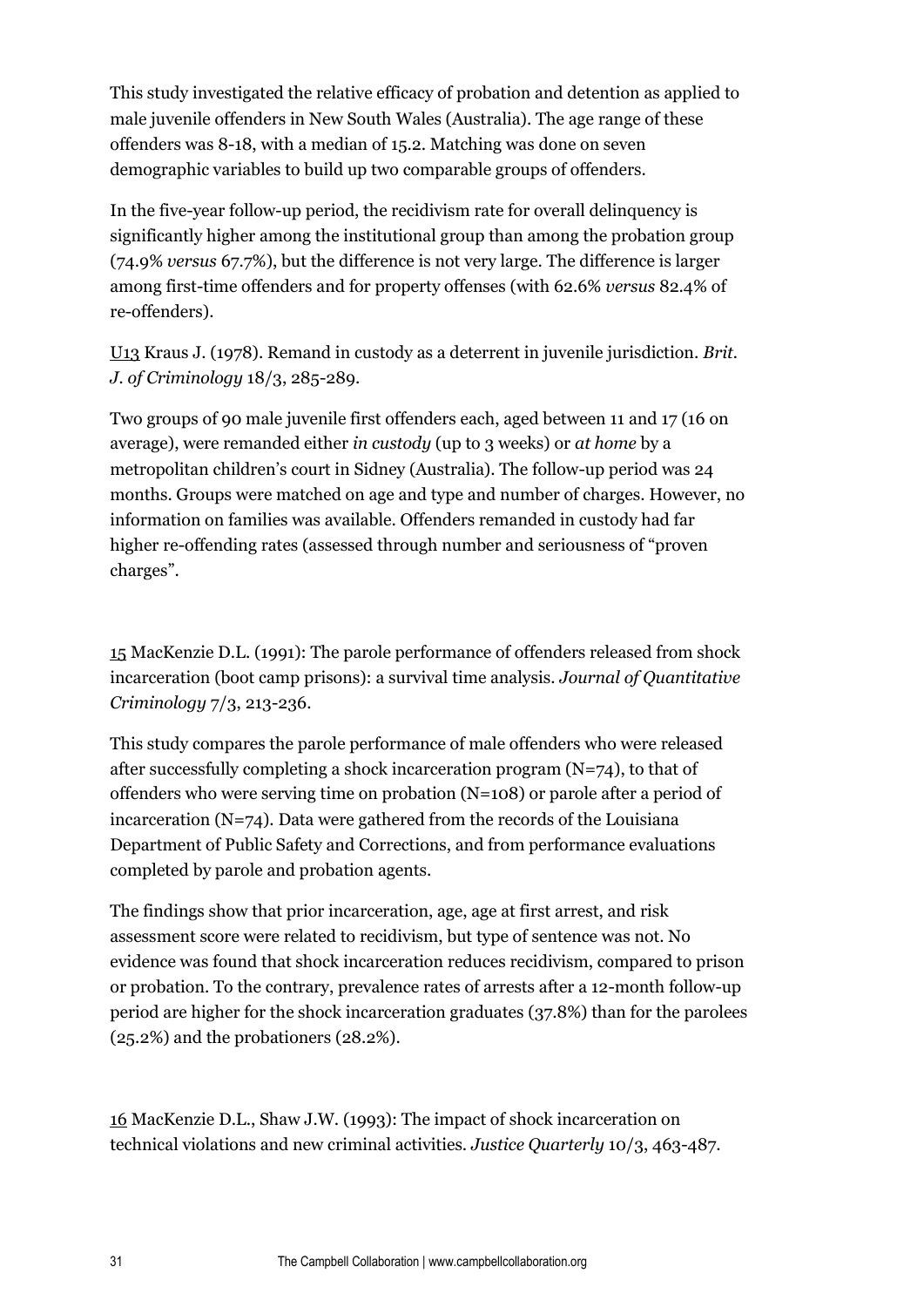This study investigated the relative efficacy of probation and detention as applied to male juvenile offenders in New South Wales (Australia). The age range of these offenders was 8-18, with a median of 15.2. Matching was done on seven demographic variables to build up two comparable groups of offenders.

In the five-year follow-up period, the recidivism rate for overall delinquency is significantly higher among the institutional group than among the probation group (74.9% *versus* 67.7%), but the difference is not very large. The difference is larger among first-time offenders and for property offenses (with 62.6% *versus* 82.4% of re-offenders).

U13 Kraus J. (1978). Remand in custody as a deterrent in juvenile jurisdiction. *Brit. J. of Criminology* 18/3, 285-289.

Two groups of 90 male juvenile first offenders each, aged between 11 and 17 (16 on average), were remanded either *in custody* (up to 3 weeks) or *at home* by a metropolitan children's court in Sidney (Australia). The follow-up period was 24 months. Groups were matched on age and type and number of charges. However, no information on families was available. Offenders remanded in custody had far higher re-offending rates (assessed through number and seriousness of "proven charges".

15 MacKenzie D.L. (1991): The parole performance of offenders released from shock incarceration (boot camp prisons): a survival time analysis. *Journal of Quantitative Criminology* 7/3, 213-236.

This study compares the parole performance of male offenders who were released after successfully completing a shock incarceration program (N=74), to that of offenders who were serving time on probation (N=108) or parole after a period of incarceration (N=74). Data were gathered from the records of the Louisiana Department of Public Safety and Corrections, and from performance evaluations completed by parole and probation agents.

The findings show that prior incarceration, age, age at first arrest, and risk assessment score were related to recidivism, but type of sentence was not. No evidence was found that shock incarceration reduces recidivism, compared to prison or probation. To the contrary, prevalence rates of arrests after a 12-month follow-up period are higher for the shock incarceration graduates (37.8%) than for the parolees (25.2%) and the probationers (28.2%).

16 MacKenzie D.L., Shaw J.W. (1993): The impact of shock incarceration on technical violations and new criminal activities. *Justice Quarterly* 10/3, 463-487.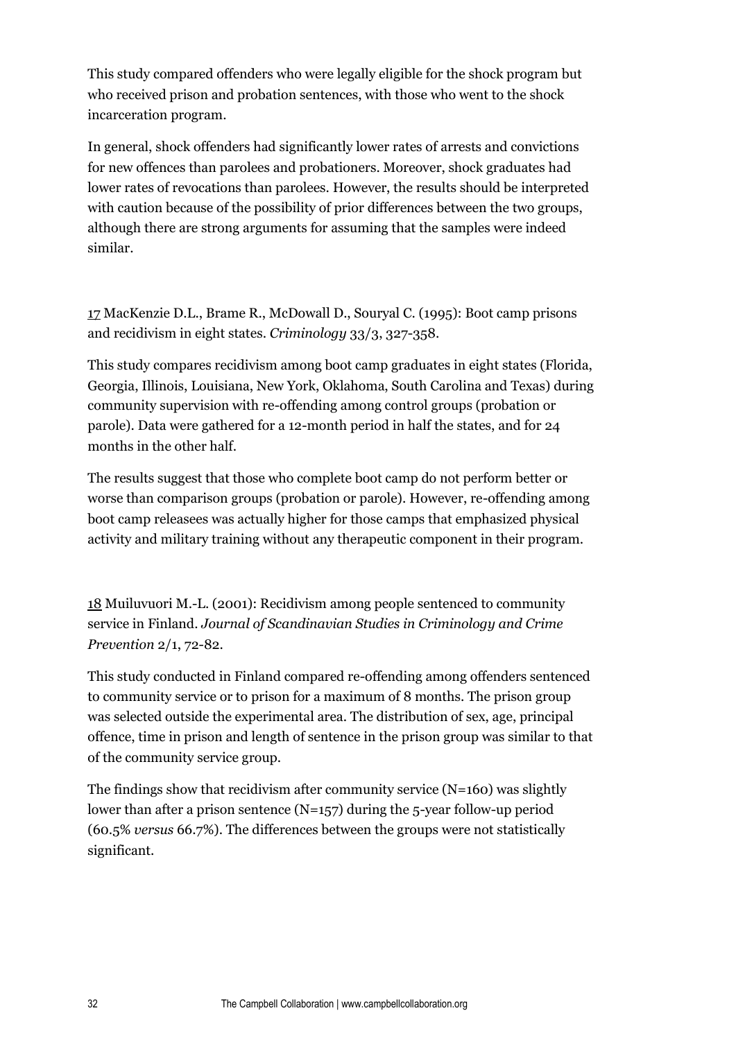This study compared offenders who were legally eligible for the shock program but who received prison and probation sentences, with those who went to the shock incarceration program.

In general, shock offenders had significantly lower rates of arrests and convictions for new offences than parolees and probationers. Moreover, shock graduates had lower rates of revocations than parolees. However, the results should be interpreted with caution because of the possibility of prior differences between the two groups, although there are strong arguments for assuming that the samples were indeed similar.

17 MacKenzie D.L., Brame R., McDowall D., Souryal C. (1995): Boot camp prisons and recidivism in eight states. *Criminology* 33/3, 327-358.

This study compares recidivism among boot camp graduates in eight states (Florida, Georgia, Illinois, Louisiana, New York, Oklahoma, South Carolina and Texas) during community supervision with re-offending among control groups (probation or parole). Data were gathered for a 12-month period in half the states, and for 24 months in the other half.

The results suggest that those who complete boot camp do not perform better or worse than comparison groups (probation or parole). However, re-offending among boot camp releasees was actually higher for those camps that emphasized physical activity and military training without any therapeutic component in their program.

18 Muiluvuori M.-L. (2001): Recidivism among people sentenced to community service in Finland. *Journal of Scandinavian Studies in Criminology and Crime Prevention* 2/1, 72-82.

This study conducted in Finland compared re-offending among offenders sentenced to community service or to prison for a maximum of 8 months. The prison group was selected outside the experimental area. The distribution of sex, age, principal offence, time in prison and length of sentence in the prison group was similar to that of the community service group.

The findings show that recidivism after community service (N=160) was slightly lower than after a prison sentence (N=157) during the 5-year follow-up period (60.5% *versus* 66.7%). The differences between the groups were not statistically significant.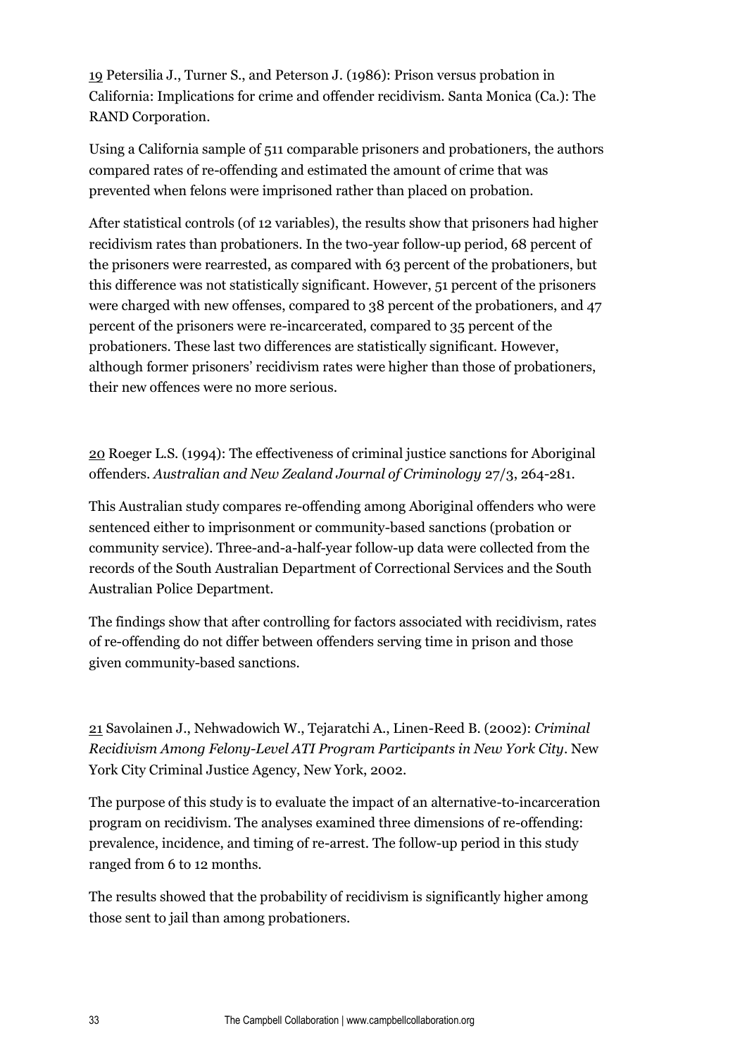19 Petersilia J., Turner S., and Peterson J. (1986): Prison versus probation in California: Implications for crime and offender recidivism. Santa Monica (Ca.): The RAND Corporation.

Using a California sample of 511 comparable prisoners and probationers, the authors compared rates of re-offending and estimated the amount of crime that was prevented when felons were imprisoned rather than placed on probation.

After statistical controls (of 12 variables), the results show that prisoners had higher recidivism rates than probationers. In the two-year follow-up period, 68 percent of the prisoners were rearrested, as compared with 63 percent of the probationers, but this difference was not statistically significant. However, 51 percent of the prisoners were charged with new offenses, compared to 38 percent of the probationers, and 47 percent of the prisoners were re-incarcerated, compared to 35 percent of the probationers. These last two differences are statistically significant. However, although former prisoners' recidivism rates were higher than those of probationers, their new offences were no more serious.

20 Roeger L.S. (1994): The effectiveness of criminal justice sanctions for Aboriginal offenders. *Australian and New Zealand Journal of Criminology* 27/3, 264-281.

This Australian study compares re-offending among Aboriginal offenders who were sentenced either to imprisonment or community-based sanctions (probation or community service). Three-and-a-half-year follow-up data were collected from the records of the South Australian Department of Correctional Services and the South Australian Police Department.

The findings show that after controlling for factors associated with recidivism, rates of re-offending do not differ between offenders serving time in prison and those given community-based sanctions.

21 Savolainen J., Nehwadowich W., Tejaratchi A., Linen-Reed B. (2002): *Criminal Recidivism Among Felony-Level ATI Program Participants in New York City*. New York City Criminal Justice Agency, New York, 2002.

The purpose of this study is to evaluate the impact of an alternative-to-incarceration program on recidivism. The analyses examined three dimensions of re-offending: prevalence, incidence, and timing of re-arrest. The follow-up period in this study ranged from 6 to 12 months.

The results showed that the probability of recidivism is significantly higher among those sent to jail than among probationers.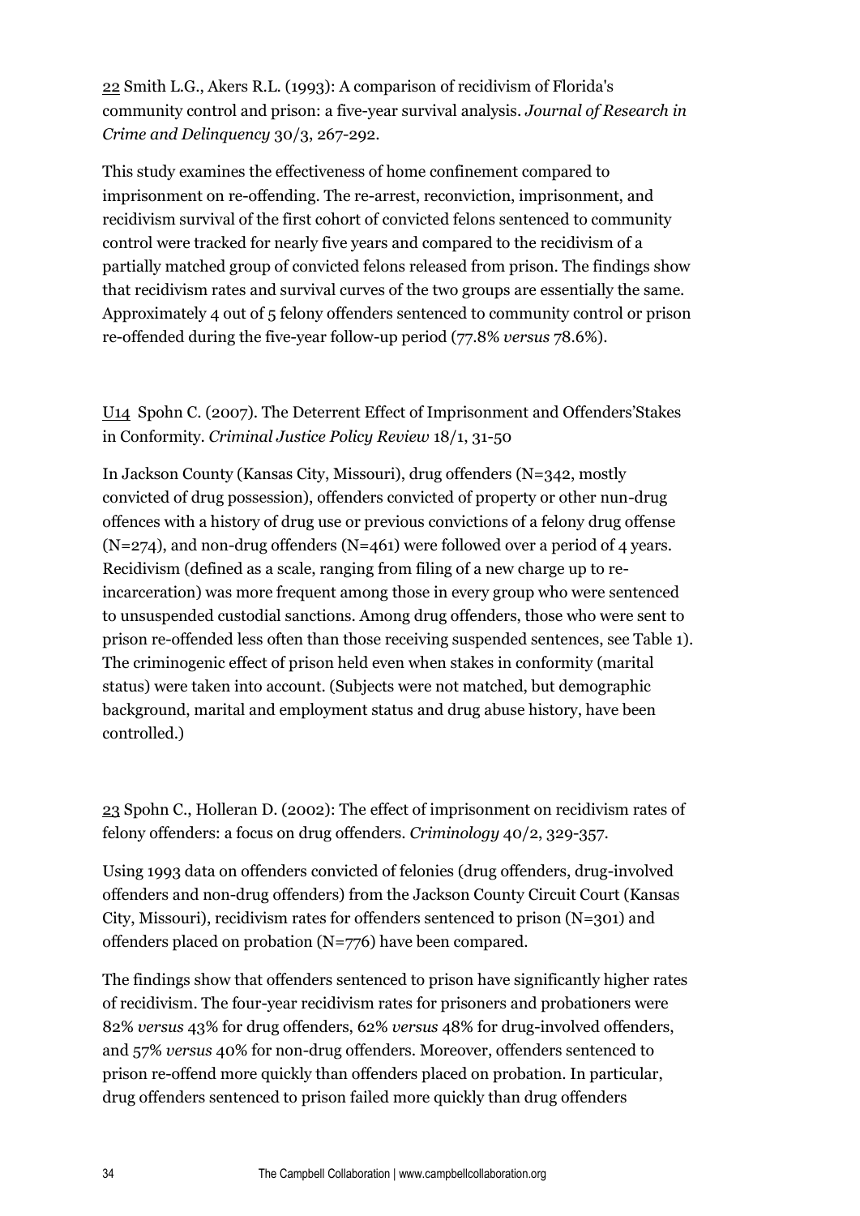22 Smith L.G., Akers R.L. (1993): A comparison of recidivism of Florida's community control and prison: a five-year survival analysis. *Journal of Research in Crime and Delinquency* 30/3, 267-292.

This study examines the effectiveness of home confinement compared to imprisonment on re-offending. The re-arrest, reconviction, imprisonment, and recidivism survival of the first cohort of convicted felons sentenced to community control were tracked for nearly five years and compared to the recidivism of a partially matched group of convicted felons released from prison. The findings show that recidivism rates and survival curves of the two groups are essentially the same. Approximately 4 out of 5 felony offenders sentenced to community control or prison re-offended during the five-year follow-up period (77.8% *versus* 78.6%).

U14 Spohn C. (2007). The Deterrent Effect of Imprisonment and Offenders'Stakes in Conformity. *Criminal Justice Policy Review* 18/1, 31-50

In Jackson County (Kansas City, Missouri), drug offenders (N=342, mostly convicted of drug possession), offenders convicted of property or other nun-drug offences with a history of drug use or previous convictions of a felony drug offense (N=274), and non-drug offenders (N=461) were followed over a period of 4 years. Recidivism (defined as a scale, ranging from filing of a new charge up to re-incarceration) was more frequent among those in every group who were sentenced to unsuspended custodial sanctions. Among drug offenders, those who were sent to prison re-offended less often than those receiving suspended sentences, see Table 1). The criminogenic effect of prison held even when stakes in conformity (marital status) were taken into account. (Subjects were not matched, but demographic background, marital and employment status and drug abuse history, have been controlled.)

23 Spohn C., Holleran D. (2002): The effect of imprisonment on recidivism rates of felony offenders: a focus on drug offenders. *Criminology* 40/2, 329-357.

Using 1993 data on offenders convicted of felonies (drug offenders, drug-involved offenders and non-drug offenders) from the Jackson County Circuit Court (Kansas City, Missouri), recidivism rates for offenders sentenced to prison (N=301) and offenders placed on probation (N=776) have been compared.

The findings show that offenders sentenced to prison have significantly higher rates of recidivism. The four-year recidivism rates for prisoners and probationers were 82% *versus* 43% for drug offenders, 62% *versus* 48% for drug-involved offenders, and 57% *versus* 40% for non-drug offenders. Moreover, offenders sentenced to prison re-offend more quickly than offenders placed on probation. In particular, drug offenders sentenced to prison failed more quickly than drug offenders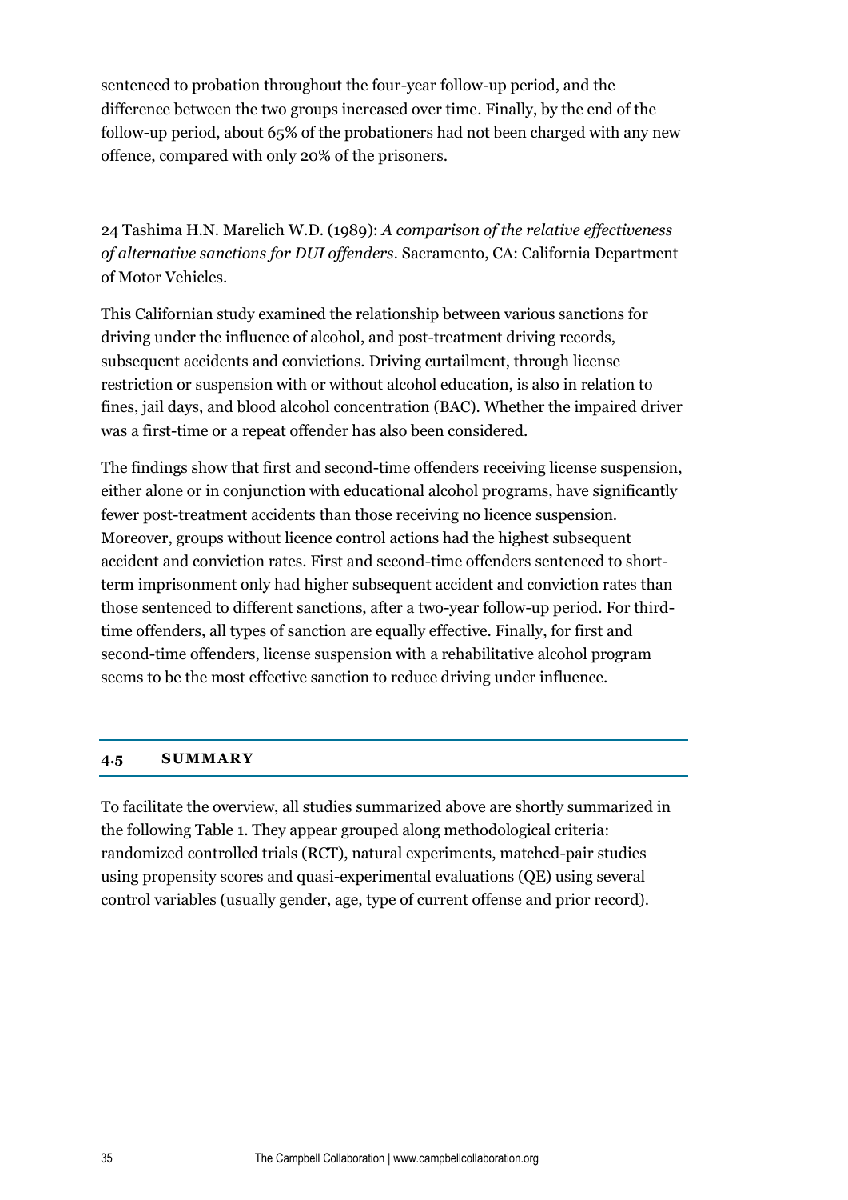sentenced to probation throughout the four-year follow-up period, and the difference between the two groups increased over time. Finally, by the end of the follow-up period, about 65% of the probationers had not been charged with any new offence, compared with only 20% of the prisoners.

24 Tashima H.N. Marelich W.D. (1989): *A comparison of the relative effectiveness of alternative sanctions for DUI offenders*. Sacramento, CA: California Department of Motor Vehicles.

This Californian study examined the relationship between various sanctions for driving under the influence of alcohol, and post-treatment driving records, subsequent accidents and convictions. Driving curtailment, through license restriction or suspension with or without alcohol education, is also in relation to fines, jail days, and blood alcohol concentration (BAC). Whether the impaired driver was a first-time or a repeat offender has also been considered.

The findings show that first and second-time offenders receiving license suspension, either alone or in conjunction with educational alcohol programs, have significantly fewer post-treatment accidents than those receiving no licence suspension. Moreover, groups without licence control actions had the highest subsequent accident and conviction rates. First and second-time offenders sentenced to short-term imprisonment only had higher subsequent accident and conviction rates than those sentenced to different sanctions, after a two-year follow-up period. For third-time offenders, all types of sanction are equally effective. Finally, for first and second-time offenders, license suspension with a rehabilitative alcohol program seems to be the most effective sanction to reduce driving under influence.

## 4.5 SUMMARY

To facilitate the overview, all studies summarized above are shortly summarized in the following Table 1. They appear grouped along methodological criteria: randomized controlled trials (RCT), natural experiments, matched-pair studies using propensity scores and quasi-experimental evaluations (QE) using several control variables (usually gender, age, type of current offense and prior record).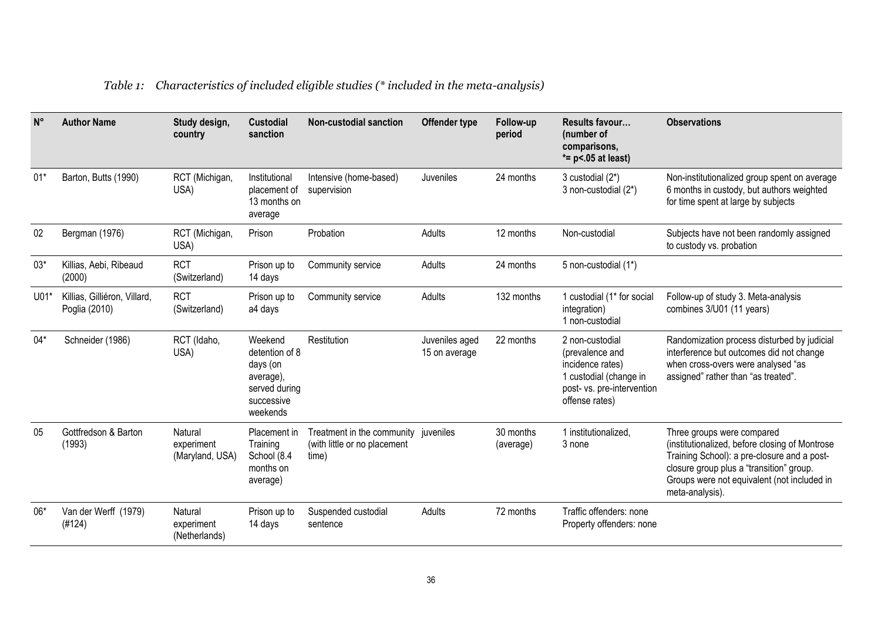*Table 1: Characteristics of included eligible studies (* included in the meta-analysis)*

| N° | Author Name | Study design, country | Custodial sanction | Non-custodial sanction | Offender type | Follow-up period | Results favour… (number of comparisons, *= p<.05 at least) | Observations |
|---|---|---|---|---|---|---|---|---|
| 01* | Barton, Butts (1990) | RCT (Michigan, USA) | Institutional placement of 13 months on average | Intensive (home-based) supervision | Juveniles | 24 months | 3 custodial (2*) 3 non-custodial (2*) | Non-institutionalized group spent on average 6 months in custody, but authors weighted for time spent at large by subjects |
| 02 | Bergman (1976) | RCT (Michigan, USA) | Prison | Probation | Adults | 12 months | Non-custodial | Subjects have not been randomly assigned to custody vs. probation |
| 03* | Killias, Aebi, Ribeaud (2000) | RCT (Switzerland) | Prison up to 14 days | Community service | Adults | 24 months | 5 non-custodial (1*) | |
| U01* | Killias, Gilliéron, Villard, Poglia (2010) | RCT (Switzerland) | Prison up to a4 days | Community service | Adults | 132 months | 1 custodial (1* for social integration) 1 non-custodial | Follow-up of study 3. Meta-analysis combines 3/U01 (11 years) |
| 04* | Schneider (1986) | RCT (Idaho, USA) | Weekend detention of 8 days (on average), served during successive weekends | Restitution | Juveniles aged 15 on average | 22 months | 2 non-custodial (prevalence and incidence rates) 1 custodial (change in post- vs. pre-intervention offense rates) | Randomization process disturbed by judicial interference but outcomes did not change when cross-overs were analysed "as assigned" rather than "as treated". |
| 05 | Gottfredson & Barton (1993) | Natural experiment (Maryland, USA) | Placement in Training School (8.4 months on average) | Treatment in the community (with little or no placement time) | juveniles | 30 months (average) | 1 institutionalized, 3 none | Three groups were compared (institutionalized, before closing of Montrose Training School): a pre-closure and a post-closure group plus a "transition" group. Groups were not equivalent (not included in meta-analysis). |
| 06* | Van der Werff (1979) (#124) | Natural experiment (Netherlands) | Prison up to 14 days | Suspended custodial sentence | Adults | 72 months | Traffic offenders: none Property offenders: none | |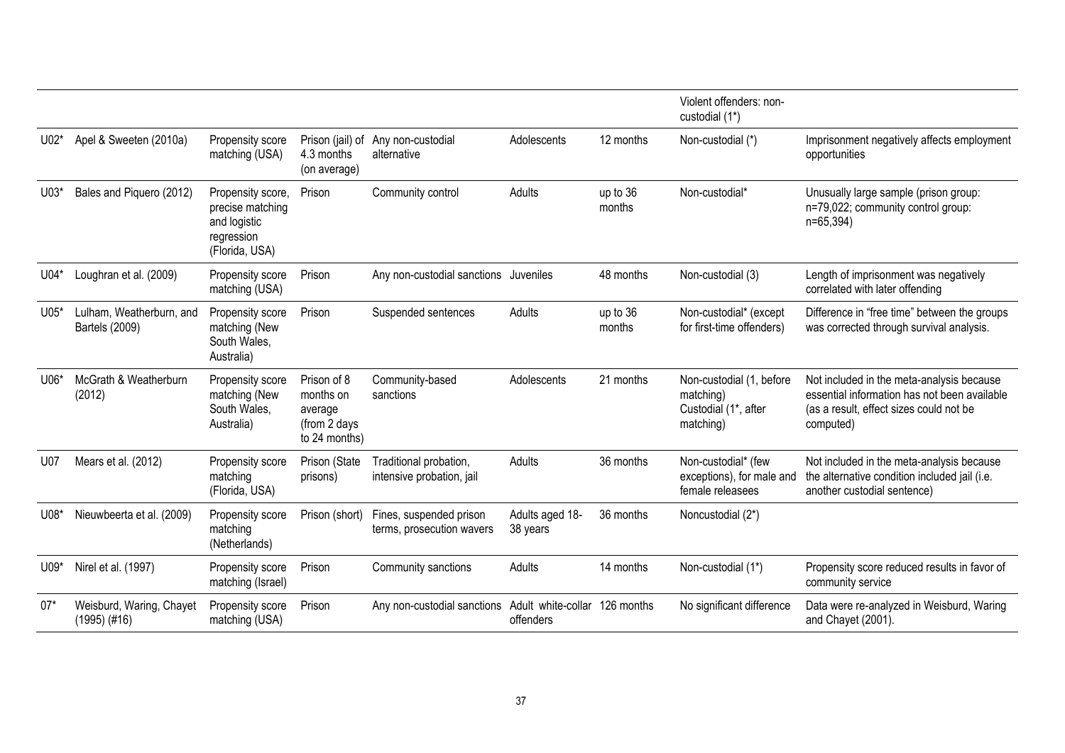| | | | | | | | | |
|---|---|---|---|---|---|---|---|---|
| | | | | | | | Violent offenders: non-custodial (1*) | |
| U02* | Apel & Sweeten (2010a) | Propensity score matching (USA) | Prison (jail) of 4.3 months (on average) | Any non-custodial alternative | Adolescents | 12 months | Non-custodial (*) | Imprisonment negatively affects employment opportunities |
| U03* | Bales and Piquero (2012) | Propensity score, precise matching and logistic regression (Florida, USA) | Prison | Community control | Adults | up to 36 months | Non-custodial* | Unusually large sample (prison group: n=79,022; community control group: n=65,394) |
| U04* | Loughran et al. (2009) | Propensity score matching (USA) | Prison | Any non-custodial sanctions | Juveniles | 48 months | Non-custodial (3) | Length of imprisonment was negatively correlated with later offending |
| U05* | Lulham, Weatherburn, and Bartels (2009) | Propensity score matching (New South Wales, Australia) | Prison | Suspended sentences | Adults | up to 36 months | Non-custodial* (except for first-time offenders) | Difference in "free time" between the groups was corrected through survival analysis. |
| U06* | McGrath & Weatherburn (2012) | Propensity score matching (New South Wales, Australia) | Prison of 8 months on average (from 2 days to 24 months) | Community-based sanctions | Adolescents | 21 months | Non-custodial (1, before matching) Custodial (1*, after matching) | Not included in the meta-analysis because essential information has not been available (as a result, effect sizes could not be computed) |
| U07 | Mears et al. (2012) | Propensity score matching (Florida, USA) | Prison (State prisons) | Traditional probation, intensive probation, jail | Adults | 36 months | Non-custodial* (few exceptions), for male and female releasees | Not included in the meta-analysis because the alternative condition included jail (i.e. another custodial sentence) |
| U08* | Nieuwbeerta et al. (2009) | Propensity score matching (Netherlands) | Prison (short) | Fines, suspended prison terms, prosecution wavers | Adults aged 18-38 years | 36 months | Noncustodial (2*) | |
| U09* | Nirel et al. (1997) | Propensity score matching (Israel) | Prison | Community sanctions | Adults | 14 months | Non-custodial (1*) | Propensity score reduced results in favor of community service |
| 07* | Weisburd, Waring, Chayet (1995) (#16) | Propensity score matching (USA) | Prison | Any non-custodial sanctions | Adult white-collar offenders | 126 months | No significant difference | Data were re-analyzed in Weisburd, Waring and Chayet (2001). |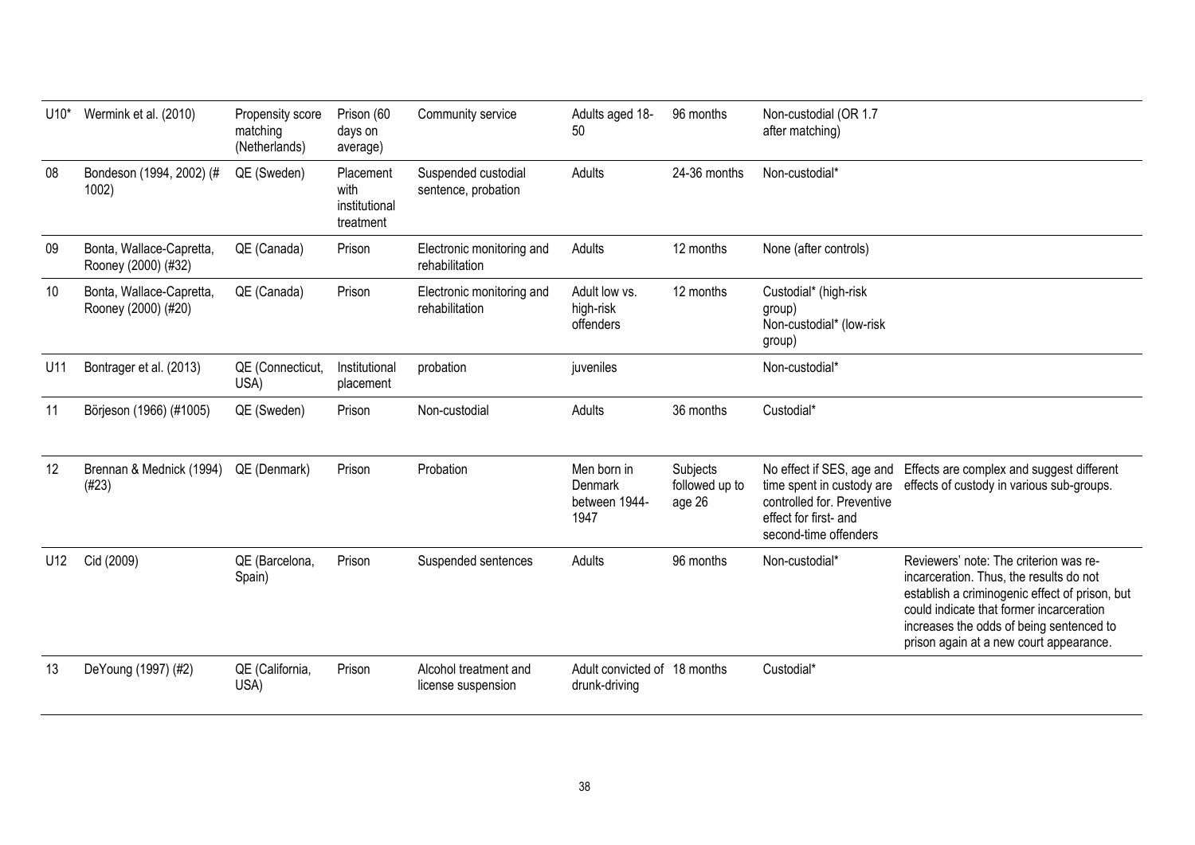| | | | | | | | | |
|---|---|---|---|---|---|---|---|---|
| U10* | Wermink et al. (2010) | Propensity score matching (Netherlands) | Prison (60 days on average) | Community service | Adults aged 18-50 | 96 months | Non-custodial (OR 1.7 after matching) | |
| 08 | Bondeson (1994, 2002) (# 1002) | QE (Sweden) | Placement with institutional treatment | Suspended custodial sentence, probation | Adults | 24-36 months | Non-custodial* | |
| 09 | Bonta, Wallace-Capretta, Rooney (2000) (#32) | QE (Canada) | Prison | Electronic monitoring and rehabilitation | Adults | 12 months | None (after controls) | |
| 10 | Bonta, Wallace-Capretta, Rooney (2000) (#20) | QE (Canada) | Prison | Electronic monitoring and rehabilitation | Adult low vs. high-risk offenders | 12 months | Custodial* (high-risk group) Non-custodial* (low-risk group) | |
| U11 | Bontrager et al. (2013) | QE (Connecticut, USA) | Institutional placement | probation | juveniles | | Non-custodial* | |
| 11 | Börjeson (1966) (#1005) | QE (Sweden) | Prison | Non-custodial | Adults | 36 months | Custodial* | |
| 12 | Brennan & Mednick (1994) (#23) | QE (Denmark) | Prison | Probation | Men born in Denmark between 1944-1947 | Subjects followed up to age 26 | No effect if SES, age and time spent in custody are controlled for. Preventive effect for first- and second-time offenders | Effects are complex and suggest different effects of custody in various sub-groups. |
| U12 | Cid (2009) | QE (Barcelona, Spain) | Prison | Suspended sentences | Adults | 96 months | Non-custodial* | Reviewers' note: The criterion was re-incarceration. Thus, the results do not establish a criminogenic effect of prison, but could indicate that former incarceration increases the odds of being sentenced to prison again at a new court appearance. |
| 13 | DeYoung (1997) (#2) | QE (California, USA) | Prison | Alcohol treatment and license suspension | Adult convicted of drunk-driving | 18 months | Custodial* | |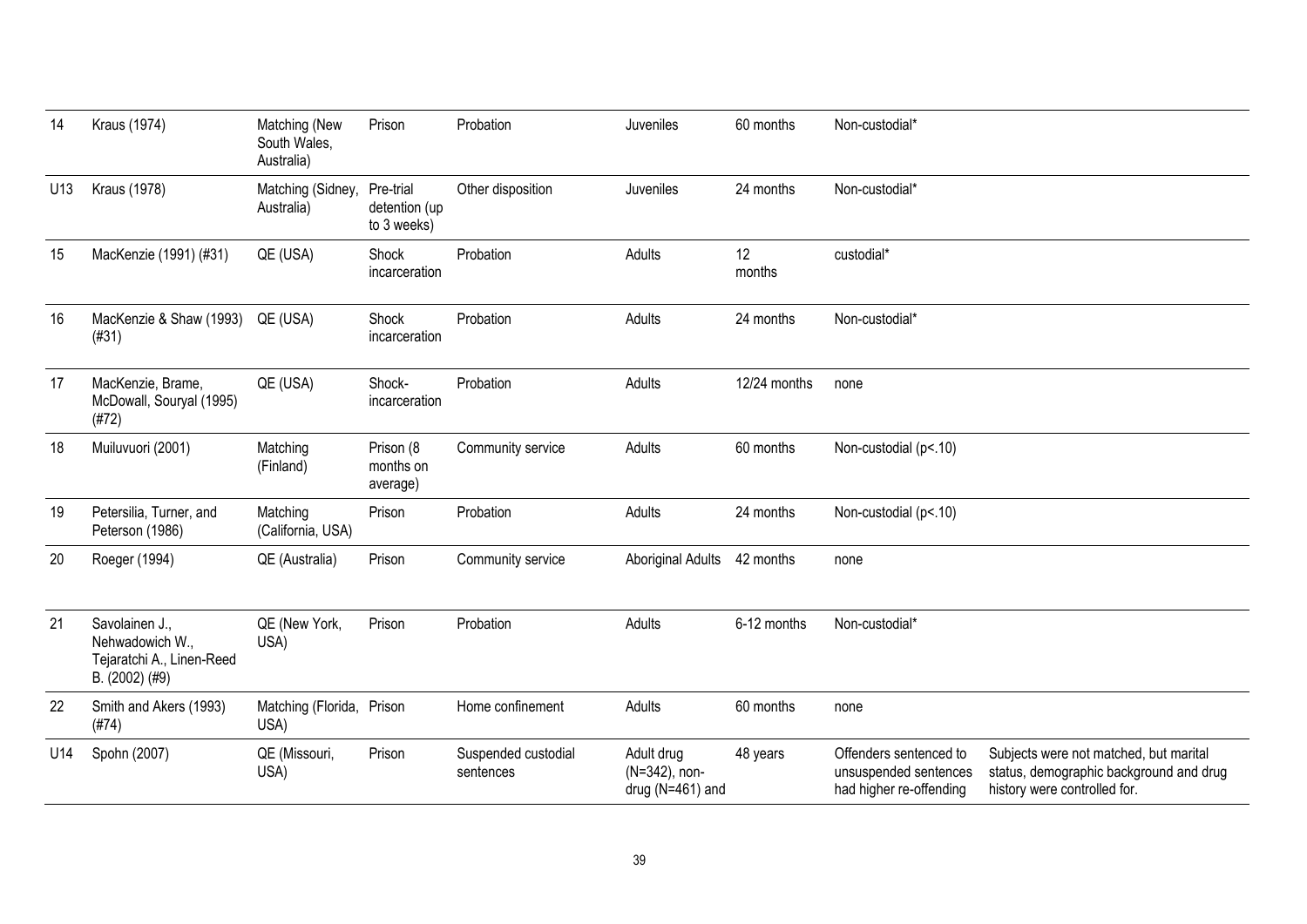| 14 | Kraus (1974) | Matching (New South Wales, Australia) | Prison | Probation | Juveniles | 60 months | Non-custodial* | |
|---|---|---|---|---|---|---|---|---|
| U13 | Kraus (1978) | Matching (Sidney, Australia) | Pre-trial detention (up to 3 weeks) | Other disposition | Juveniles | 24 months | Non-custodial* | |
| 15 | MacKenzie (1991) (#31) | QE (USA) | Shock incarceration | Probation | Adults | 12 months | custodial* | |
| 16 | MacKenzie & Shaw (1993) (#31) | QE (USA) | Shock incarceration | Probation | Adults | 24 months | Non-custodial* | |
| 17 | MacKenzie, Brame, McDowall, Souryal (1995) (#72) | QE (USA) | Shock-incarceration | Probation | Adults | 12/24 months | none | |
| 18 | Muiluvuori (2001) | Matching (Finland) | Prison (8 months on average) | Community service | Adults | 60 months | Non-custodial (p<.10) | |
| 19 | Petersilia, Turner, and Peterson (1986) | Matching (California, USA) | Prison | Probation | Adults | 24 months | Non-custodial (p<.10) | |
| 20 | Roeger (1994) | QE (Australia) | Prison | Community service | Aboriginal Adults | 42 months | none | |
| 21 | Savolainen J., Nehwadowich W., Tejaratchi A., Linen-Reed B. (2002) (#9) | QE (New York, USA) | Prison | Probation | Adults | 6-12 months | Non-custodial* | |
| 22 | Smith and Akers (1993) (#74) | Matching (Florida, USA) | Prison | Home confinement | Adults | 60 months | none | |
| U14 | Spohn (2007) | QE (Missouri, USA) | Prison | Suspended custodial sentences | Adult drug (N=342), non-drug (N=461) and | 48 years | Offenders sentenced to unsuspended sentences had higher re-offending | Subjects were not matched, but marital status, demographic background and drug history were controlled for. |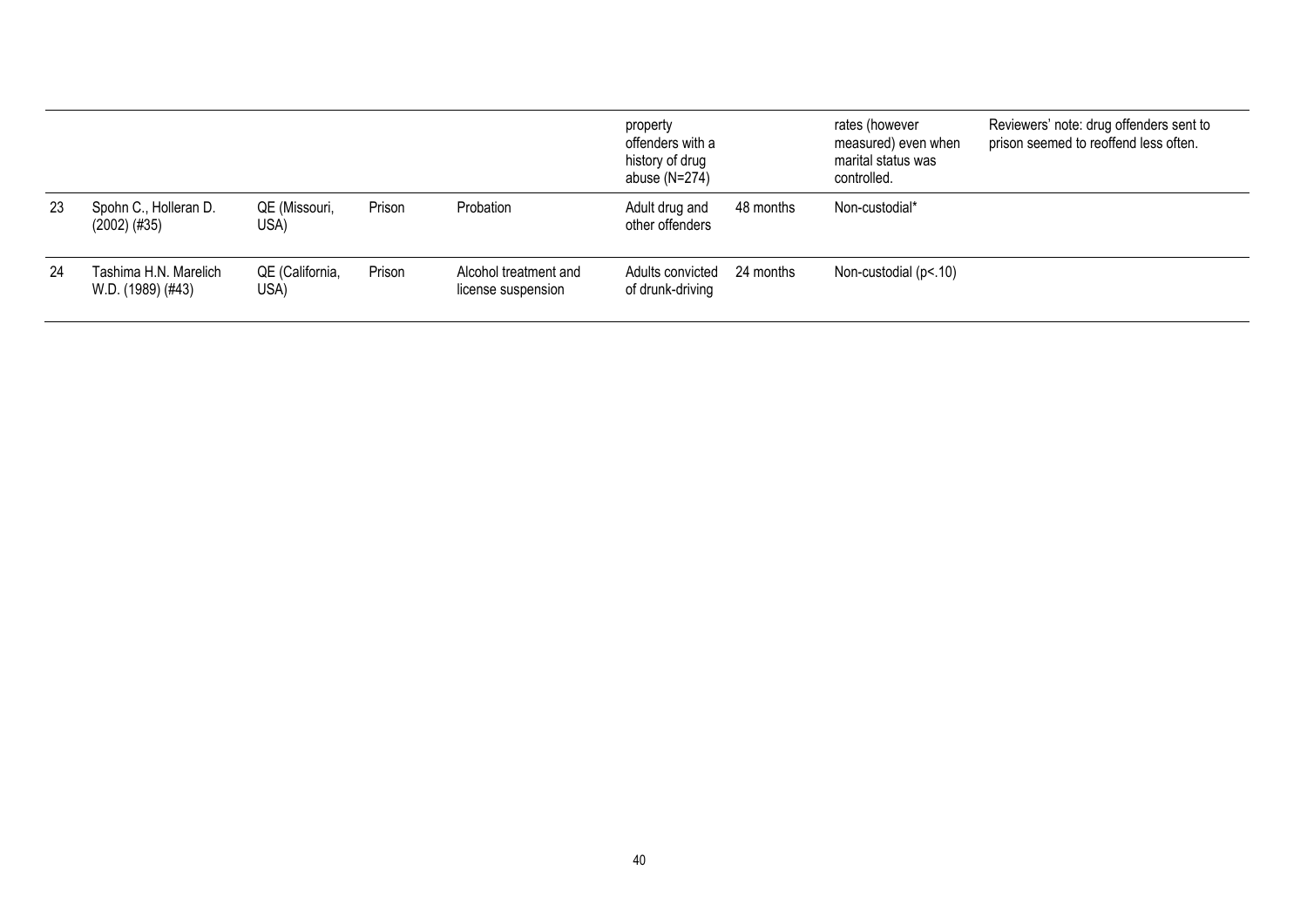| | | | | | | | | |
|---|---|---|---|---|---|---|---|---|
| | | | | | property offenders with a history of drug abuse (N=274) | | rates (however measured) even when marital status was controlled. | Reviewers' note: drug offenders sent to prison seemed to reoffend less often. |
| 23 | Spohn C., Holleran D. (2002) (#35) | QE (Missouri, USA) | Prison | Probation | Adult drug and other offenders | 48 months | Non-custodial* | |
| 24 | Tashima H.N. Marelich W.D. (1989) (#43) | QE (California, USA) | Prison | Alcohol treatment and license suspension | Adults convicted of drunk-driving | 24 months | Non-custodial ($p<.10$) | |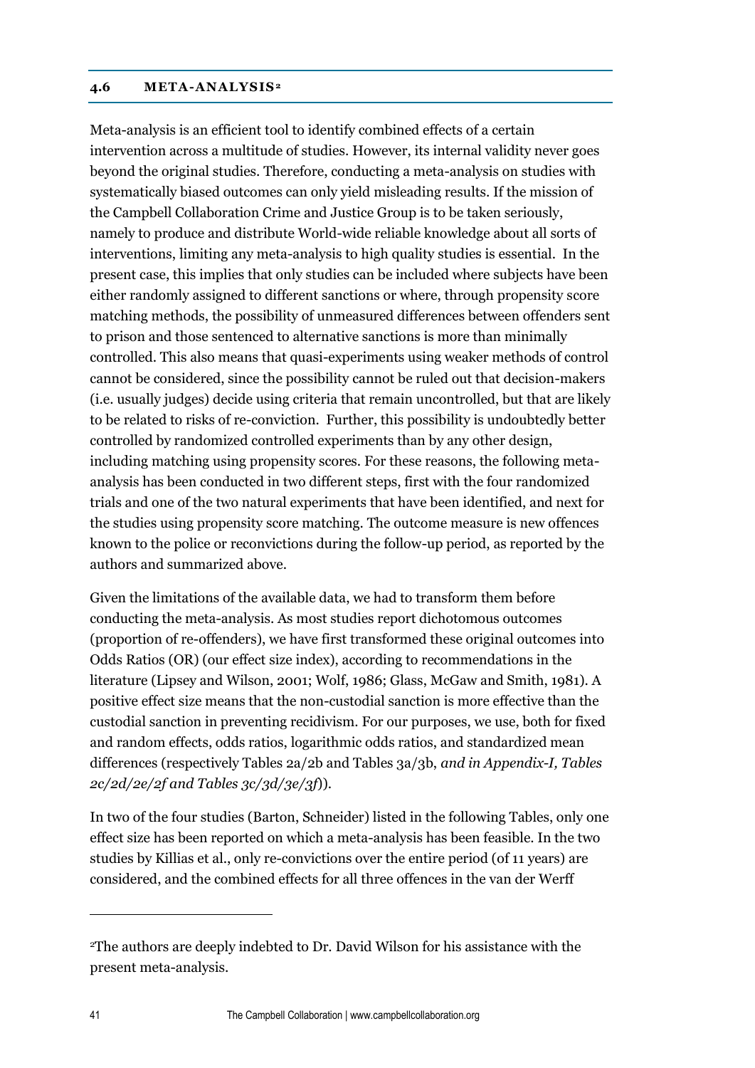### 4.6 META-ANALYSIS[2]

Meta-analysis is an efficient tool to identify combined effects of a certain intervention across a multitude of studies. However, its internal validity never goes beyond the original studies. Therefore, conducting a meta-analysis on studies with systematically biased outcomes can only yield misleading results. If the mission of the Campbell Collaboration Crime and Justice Group is to be taken seriously, namely to produce and distribute World-wide reliable knowledge about all sorts of interventions, limiting any meta-analysis to high quality studies is essential. In the present case, this implies that only studies can be included where subjects have been either randomly assigned to different sanctions or where, through propensity score matching methods, the possibility of unmeasured differences between offenders sent to prison and those sentenced to alternative sanctions is more than minimally controlled. This also means that quasi-experiments using weaker methods of control cannot be considered, since the possibility cannot be ruled out that decision-makers (i.e. usually judges) decide using criteria that remain uncontrolled, but that are likely to be related to risks of re-conviction. Further, this possibility is undoubtedly better controlled by randomized controlled experiments than by any other design, including matching using propensity scores. For these reasons, the following meta-analysis has been conducted in two different steps, first with the four randomized trials and one of the two natural experiments that have been identified, and next for the studies using propensity score matching. The outcome measure is new offences known to the police or reconvictions during the follow-up period, as reported by the authors and summarized above.

Given the limitations of the available data, we had to transform them before conducting the meta-analysis. As most studies report dichotomous outcomes (proportion of re-offenders), we have first transformed these original outcomes into Odds Ratios (OR) (our effect size index), according to recommendations in the literature (Lipsey and Wilson, 2001; Wolf, 1986; Glass, McGaw and Smith, 1981). A positive effect size means that the non-custodial sanction is more effective than the custodial sanction in preventing recidivism. For our purposes, we use, both for fixed and random effects, odds ratios, logarithmic odds ratios, and standardized mean differences (respectively Tables 2a/2b and Tables 3a/3b, *and in Appendix-I, Tables 2c/2d/2e/2f and Tables 3c/3d/3e/3f*).

In two of the four studies (Barton, Schneider) listed in the following Tables, only one effect size has been reported on which a meta-analysis has been feasible. In the two studies by Killias et al., only re-convictions over the entire period (of 11 years) are considered, and the combined effects for all three offences in the van der Werff

[2]The authors are deeply indebted to Dr. David Wilson for his assistance with the present meta-analysis.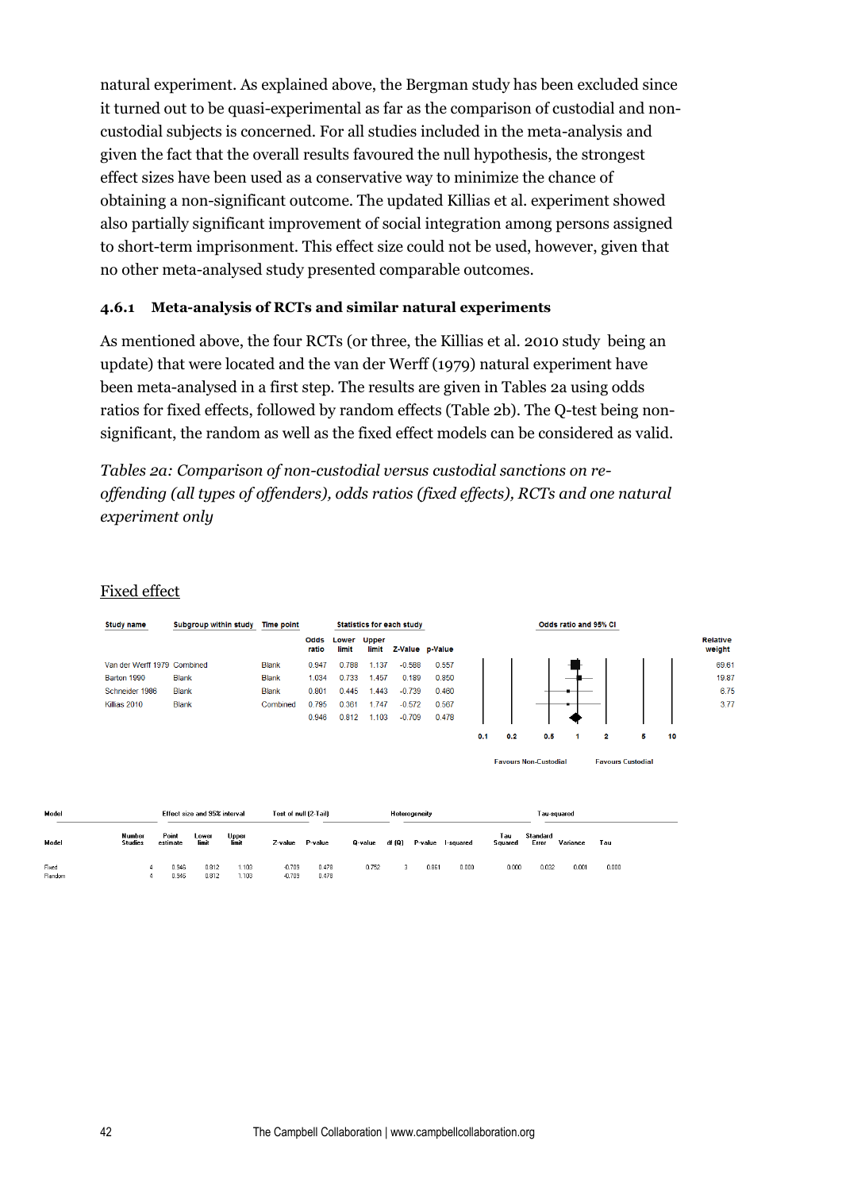natural experiment. As explained above, the Bergman study has been excluded since it turned out to be quasi-experimental as far as the comparison of custodial and non-custodial subjects is concerned. For all studies included in the meta-analysis and given the fact that the overall results favoured the null hypothesis, the strongest effect sizes have been used as a conservative way to minimize the chance of obtaining a non-significant outcome. The updated Killias et al. experiment showed also partially significant improvement of social integration among persons assigned to short-term imprisonment. This effect size could not be used, however, given that no other meta-analysed study presented comparable outcomes.

### 4.6.1 Meta-analysis of RCTs and similar natural experiments

As mentioned above, the four RCTs (or three, the Killias et al. 2010 study being an update) that were located and the van der Werff (1979) natural experiment have been meta-analysed in a first step. The results are given in Tables 2a using odds ratios for fixed effects, followed by random effects (Table 2b). The Q-test being non-significant, the random as well as the fixed effect models can be considered as valid.

*Tables 2a: Comparison of non-custodial versus custodial sanctions on re-offending (all types of offenders), odds ratios (fixed effects), RCTs and one natural experiment only*

Fixed effect

| Study name | Subgroup within study | Time point | Odds ratio | Lower limit | Upper limit | Z-Value | p-Value | Relative weight |
|---|---|---|---|---|---|---|---|---|
| Van der Werff 1979 | Combined | Blank | 0.947 | 0.788 | 1.137 | -0.588 | 0.557 | 69.61 |
| Barton 1990 | Blank | Blank | 1.034 | 0.733 | 1.457 | 0.189 | 0.850 | 19.87 |
| Schneider 1986 | Blank | Blank | 0.801 | 0.445 | 1.443 | -0.739 | 0.460 | 6.75 |
| Killias 2010 | Blank | Combined | 0.795 | 0.361 | 1.747 | -0.572 | 0.567 | 3.77 |
| | | | 0.946 | 0.812 | 1.103 | -0.709 | 0.478 | |

Odds ratio and 95% CI (axis: 0.1, 0.2, 0.5, 1, 2, 5, 10; Favours Non-Custodial / Favours Custodial)

| Model | Number Studies | Point estimate | Lower limit | Upper limit | Z-value | P-value | Q-value | df (Q) | P-value | I-squared | Tau Squared | Standard Error | Variance | Tau |
|---|---|---|---|---|---|---|---|---|---|---|---|---|---|---|
| | | Effect size and 95% interval | | | Test of null (2-Tail) | | Heterogeneity | | | | Tau-squared | | | |
| Fixed | 4 | 0.946 | 0.812 | 1.103 | -0.709 | 0.478 | 0.752 | 3 | 0.861 | 0.000 | 0.000 | 0.032 | 0.001 | 0.000 |
| Random | 4 | 0.946 | 0.812 | 1.103 | -0.709 | 0.478 | | | | | | | | |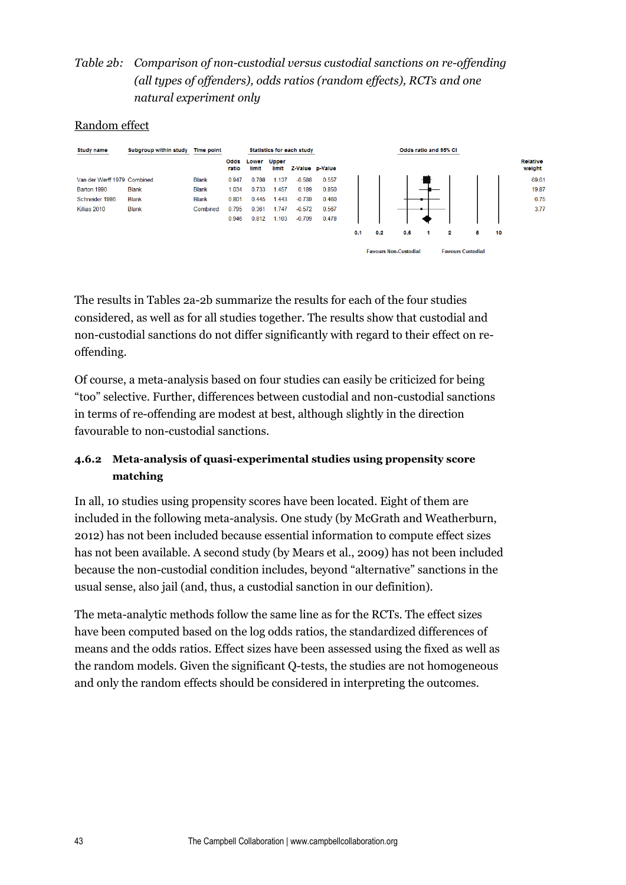*Table 2b: Comparison of non-custodial versus custodial sanctions on re-offending (all types of offenders), odds ratios (random effects), RCTs and one natural experiment only*

Random effect

| Study name | Subgroup within study | Time point | Odds ratio | Lower limit | Upper limit | Z-Value | p-Value | Relative weight |
|---|---|---|---|---|---|---|---|---|
| Van der Werff 1979 | Combined | Blank | 0.947 | 0.788 | 1.137 | -0.588 | 0.557 | 69.61 |
| Barton 1990 | Blank | Blank | 1.034 | 0.733 | 1.457 | 0.189 | 0.850 | 19.87 |
| Schneider 1986 | Blank | Blank | 0.801 | 0.445 | 1.443 | -0.739 | 0.460 | 6.75 |
| Killias 2010 | Blank | Combined | 0.795 | 0.361 | 1.747 | -0.572 | 0.567 | 3.77 |
| | | | 0.946 | 0.812 | 1.103 | -0.709 | 0.478 | |

Odds ratio and 95% CI: 0.1 0.2 0.5 1 2 5 10 — Favours Non-Custodial / Favours Custodial

The results in Tables 2a-2b summarize the results for each of the four studies considered, as well as for all studies together. The results show that custodial and non-custodial sanctions do not differ significantly with regard to their effect on re-offending.

Of course, a meta-analysis based on four studies can easily be criticized for being "too" selective. Further, differences between custodial and non-custodial sanctions in terms of re-offending are modest at best, although slightly in the direction favourable to non-custodial sanctions.

### 4.6.2 Meta-analysis of quasi-experimental studies using propensity score matching

In all, 10 studies using propensity scores have been located. Eight of them are included in the following meta-analysis. One study (by McGrath and Weatherburn, 2012) has not been included because essential information to compute effect sizes has not been available. A second study (by Mears et al., 2009) has not been included because the non-custodial condition includes, beyond "alternative" sanctions in the usual sense, also jail (and, thus, a custodial sanction in our definition).

The meta-analytic methods follow the same line as for the RCTs. The effect sizes have been computed based on the log odds ratios, the standardized differences of means and the odds ratios. Effect sizes have been assessed using the fixed as well as the random models. Given the significant Q-tests, the studies are not homogeneous and only the random effects should be considered in interpreting the outcomes.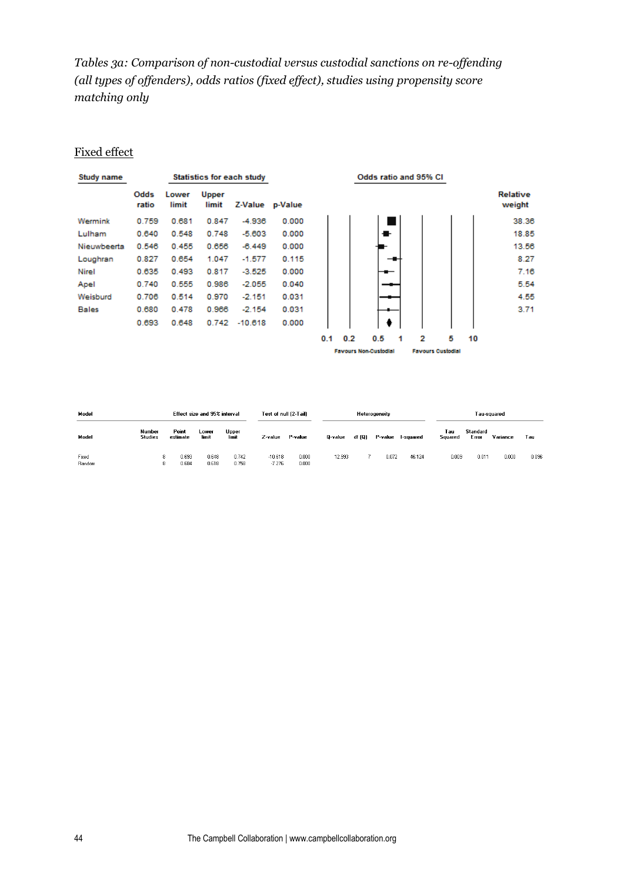*Tables 3a: Comparison of non-custodial versus custodial sanctions on re-offending (all types of offenders), odds ratios (fixed effect), studies using propensity score matching only*

Fixed effect

| Study name | Odds ratio | Lower limit | Upper limit | Z-Value | p-Value | Relative weight |
|---|---|---|---|---|---|---|
| Wermink | 0.759 | 0.681 | 0.847 | -4.936 | 0.000 | 38.36 |
| Lulham | 0.640 | 0.548 | 0.748 | -5.603 | 0.000 | 18.85 |
| Nieuwbeerta | 0.546 | 0.455 | 0.656 | -6.449 | 0.000 | 13.56 |
| Loughran | 0.827 | 0.654 | 1.047 | -1.577 | 0.115 | 8.27 |
| Nirel | 0.635 | 0.493 | 0.817 | -3.525 | 0.000 | 7.16 |
| Apel | 0.740 | 0.555 | 0.986 | -2.055 | 0.040 | 5.54 |
| Weisburd | 0.706 | 0.514 | 0.970 | -2.151 | 0.031 | 4.55 |
| Bales | 0.680 | 0.478 | 0.966 | -2.154 | 0.031 | 3.71 |
| | 0.693 | 0.648 | 0.742 | -10.618 | 0.000 | |

Odds ratio and 95% CI: 0.1, 0.2, 0.5, 1, 2, 5, 10 — Favours Non-Custodial / Favours Custodial

| Model | Effect size and 95% interval | | | | Test of null (2-Tail) | | Heterogeneity | | | | Tau-squared | | | |
|---|---|---|---|---|---|---|---|---|---|---|---|---|---|---|
| Model | Number Studies | Point estimate | Lower limit | Upper limit | Z-value | P-value | Q-value | df (Q) | P-value | I-squared | Tau Squared | Standard Error | Variance | Tau |
| Fixed | 8 | 0.693 | 0.648 | 0.742 | -10.618 | 0.000 | 12.993 | 7 | 0.072 | 46.124 | 0.009 | 0.011 | 0.000 | 0.096 |
| Random | 8 | 0.684 | 0.618 | 0.758 | -7.276 | 0.000 | | | | | | | | |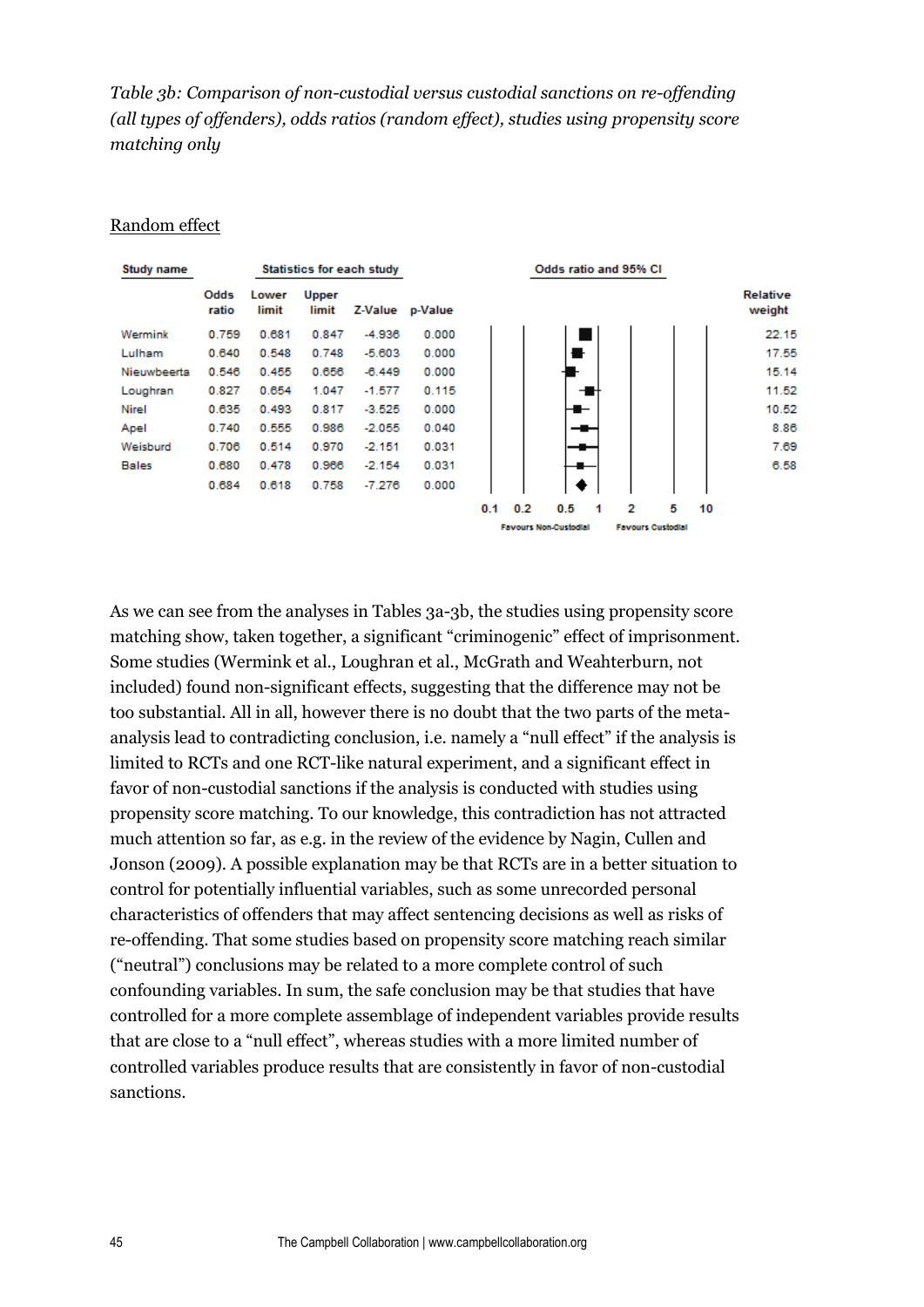*Table 3b: Comparison of non-custodial versus custodial sanctions on re-offending (all types of offenders), odds ratios (random effect), studies using propensity score matching only*

Random effect

| Study name | Odds ratio | Lower limit | Upper limit | Z-Value | p-Value | Relative weight |
|---|---|---|---|---|---|---|
| Wermink | 0.759 | 0.681 | 0.847 | -4.936 | 0.000 | 22.15 |
| Lulham | 0.640 | 0.548 | 0.748 | -5.603 | 0.000 | 17.55 |
| Nieuwbeerta | 0.546 | 0.455 | 0.656 | -6.449 | 0.000 | 15.14 |
| Loughran | 0.827 | 0.654 | 1.047 | -1.577 | 0.115 | 11.52 |
| Nirel | 0.635 | 0.493 | 0.817 | -3.525 | 0.000 | 10.52 |
| Apel | 0.740 | 0.555 | 0.986 | -2.055 | 0.040 | 8.86 |
| Weisburd | 0.706 | 0.514 | 0.970 | -2.151 | 0.031 | 7.69 |
| Bales | 0.680 | 0.478 | 0.966 | -2.154 | 0.031 | 6.58 |
| | 0.684 | 0.618 | 0.758 | -7.276 | 0.000 | |

Odds ratio and 95% CI (scale: 0.1, 0.2, 0.5, 1, 2, 5, 10) — Favours Non-Custodial | Favours Custodial

As we can see from the analyses in Tables 3a-3b, the studies using propensity score matching show, taken together, a significant "criminogenic" effect of imprisonment. Some studies (Wermink et al., Loughran et al., McGrath and Weahterburn, not included) found non-significant effects, suggesting that the difference may not be too substantial. All in all, however there is no doubt that the two parts of the meta-analysis lead to contradicting conclusion, i.e. namely a "null effect" if the analysis is limited to RCTs and one RCT-like natural experiment, and a significant effect in favor of non-custodial sanctions if the analysis is conducted with studies using propensity score matching. To our knowledge, this contradiction has not attracted much attention so far, as e.g. in the review of the evidence by Nagin, Cullen and Jonson (2009). A possible explanation may be that RCTs are in a better situation to control for potentially influential variables, such as some unrecorded personal characteristics of offenders that may affect sentencing decisions as well as risks of re-offending. That some studies based on propensity score matching reach similar ("neutral") conclusions may be related to a more complete control of such confounding variables. In sum, the safe conclusion may be that studies that have controlled for a more complete assemblage of independent variables provide results that are close to a "null effect", whereas studies with a more limited number of controlled variables produce results that are consistently in favor of non-custodial sanctions.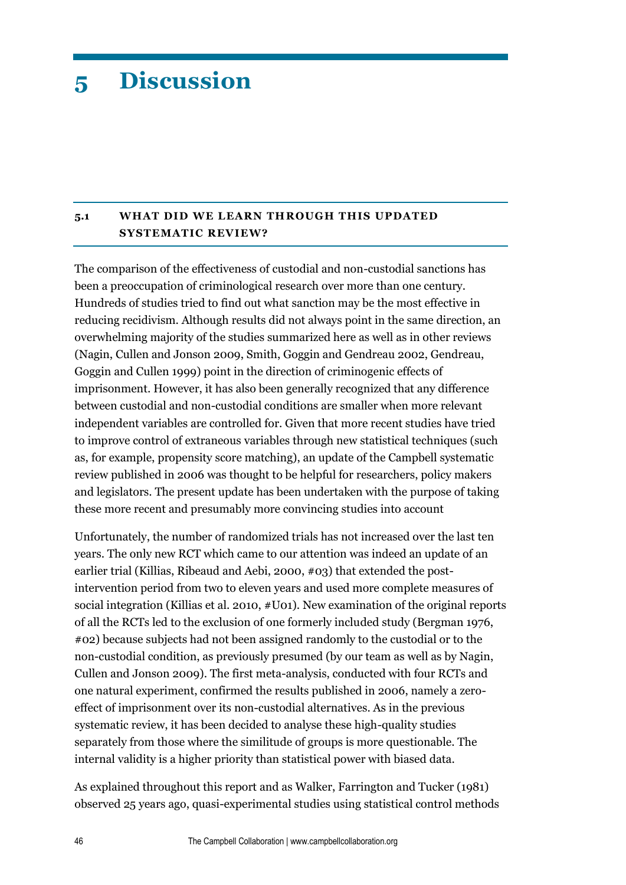# 5 Discussion

## 5.1 WHAT DID WE LEARN THROUGH THIS UPDATED SYSTEMATIC REVIEW?

The comparison of the effectiveness of custodial and non-custodial sanctions has been a preoccupation of criminological research over more than one century. Hundreds of studies tried to find out what sanction may be the most effective in reducing recidivism. Although results did not always point in the same direction, an overwhelming majority of the studies summarized here as well as in other reviews (Nagin, Cullen and Jonson 2009, Smith, Goggin and Gendreau 2002, Gendreau, Goggin and Cullen 1999) point in the direction of criminogenic effects of imprisonment. However, it has also been generally recognized that any difference between custodial and non-custodial conditions are smaller when more relevant independent variables are controlled for. Given that more recent studies have tried to improve control of extraneous variables through new statistical techniques (such as, for example, propensity score matching), an update of the Campbell systematic review published in 2006 was thought to be helpful for researchers, policy makers and legislators. The present update has been undertaken with the purpose of taking these more recent and presumably more convincing studies into account

Unfortunately, the number of randomized trials has not increased over the last ten years. The only new RCT which came to our attention was indeed an update of an earlier trial (Killias, Ribeaud and Aebi, 2000, #03) that extended the post-intervention period from two to eleven years and used more complete measures of social integration (Killias et al. 2010, #U01). New examination of the original reports of all the RCTs led to the exclusion of one formerly included study (Bergman 1976, #02) because subjects had not been assigned randomly to the custodial or to the non-custodial condition, as previously presumed (by our team as well as by Nagin, Cullen and Jonson 2009). The first meta-analysis, conducted with four RCTs and one natural experiment, confirmed the results published in 2006, namely a zero-effect of imprisonment over its non-custodial alternatives. As in the previous systematic review, it has been decided to analyse these high-quality studies separately from those where the similitude of groups is more questionable. The internal validity is a higher priority than statistical power with biased data.

As explained throughout this report and as Walker, Farrington and Tucker (1981) observed 25 years ago, quasi-experimental studies using statistical control methods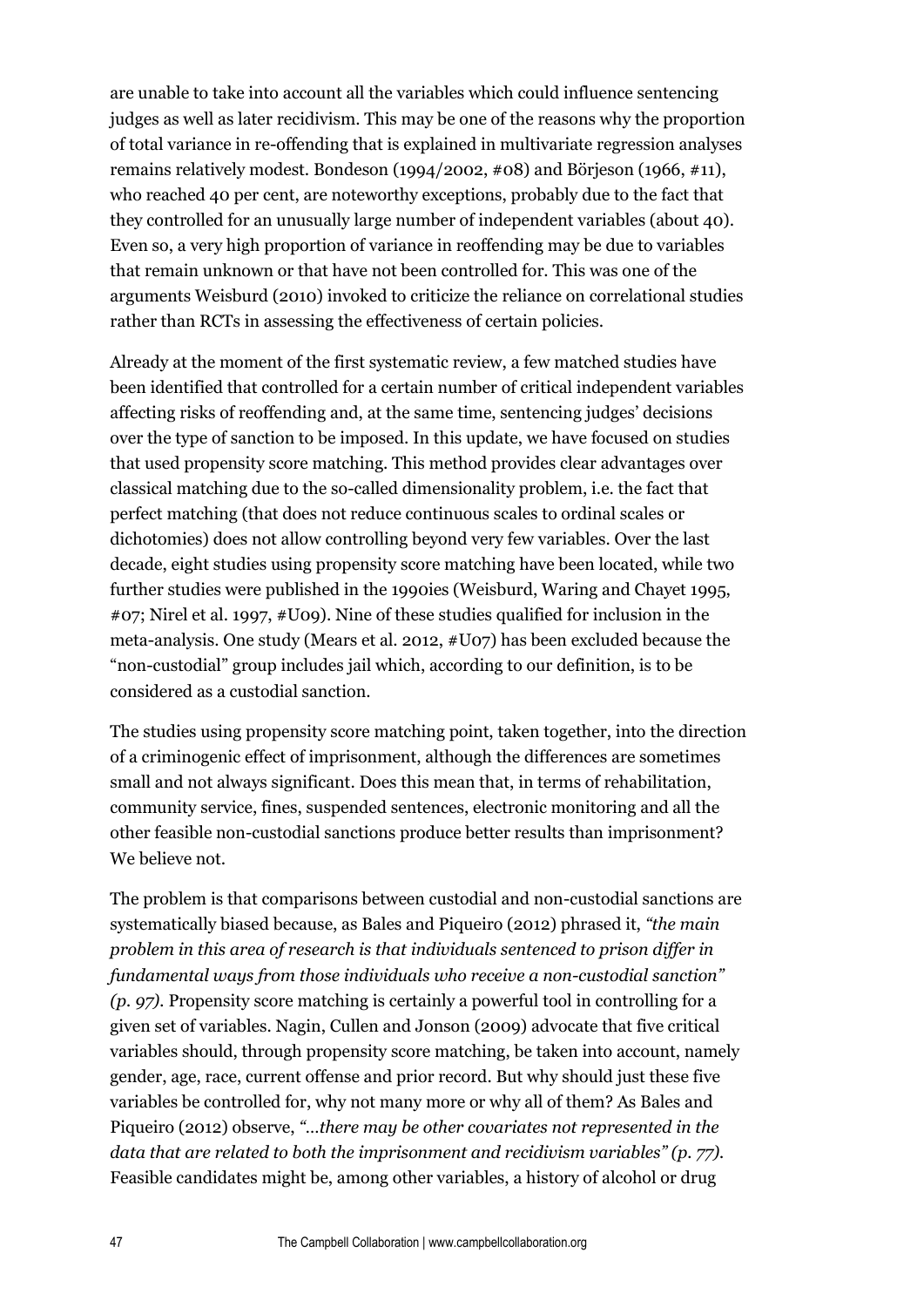are unable to take into account all the variables which could influence sentencing judges as well as later recidivism. This may be one of the reasons why the proportion of total variance in re-offending that is explained in multivariate regression analyses remains relatively modest. Bondeson (1994/2002, #08) and Börjeson (1966, #11), who reached 40 per cent, are noteworthy exceptions, probably due to the fact that they controlled for an unusually large number of independent variables (about 40). Even so, a very high proportion of variance in reoffending may be due to variables that remain unknown or that have not been controlled for. This was one of the arguments Weisburd (2010) invoked to criticize the reliance on correlational studies rather than RCTs in assessing the effectiveness of certain policies.

Already at the moment of the first systematic review, a few matched studies have been identified that controlled for a certain number of critical independent variables affecting risks of reoffending and, at the same time, sentencing judges' decisions over the type of sanction to be imposed. In this update, we have focused on studies that used propensity score matching. This method provides clear advantages over classical matching due to the so-called dimensionality problem, i.e. the fact that perfect matching (that does not reduce continuous scales to ordinal scales or dichotomies) does not allow controlling beyond very few variables. Over the last decade, eight studies using propensity score matching have been located, while two further studies were published in the 1990ies (Weisburd, Waring and Chayet 1995, #07; Nirel et al. 1997, #U09). Nine of these studies qualified for inclusion in the meta-analysis. One study (Mears et al. 2012, #U07) has been excluded because the "non-custodial" group includes jail which, according to our definition, is to be considered as a custodial sanction.

The studies using propensity score matching point, taken together, into the direction of a criminogenic effect of imprisonment, although the differences are sometimes small and not always significant. Does this mean that, in terms of rehabilitation, community service, fines, suspended sentences, electronic monitoring and all the other feasible non-custodial sanctions produce better results than imprisonment? We believe not.

The problem is that comparisons between custodial and non-custodial sanctions are systematically biased because, as Bales and Piqueiro (2012) phrased it, *"the main problem in this area of research is that individuals sentenced to prison differ in fundamental ways from those individuals who receive a non-custodial sanction" (p. 97).* Propensity score matching is certainly a powerful tool in controlling for a given set of variables. Nagin, Cullen and Jonson (2009) advocate that five critical variables should, through propensity score matching, be taken into account, namely gender, age, race, current offense and prior record. But why should just these five variables be controlled for, why not many more or why all of them? As Bales and Piqueiro (2012) observe, *"…there may be other covariates not represented in the data that are related to both the imprisonment and recidivism variables" (p. 77).* Feasible candidates might be, among other variables, a history of alcohol or drug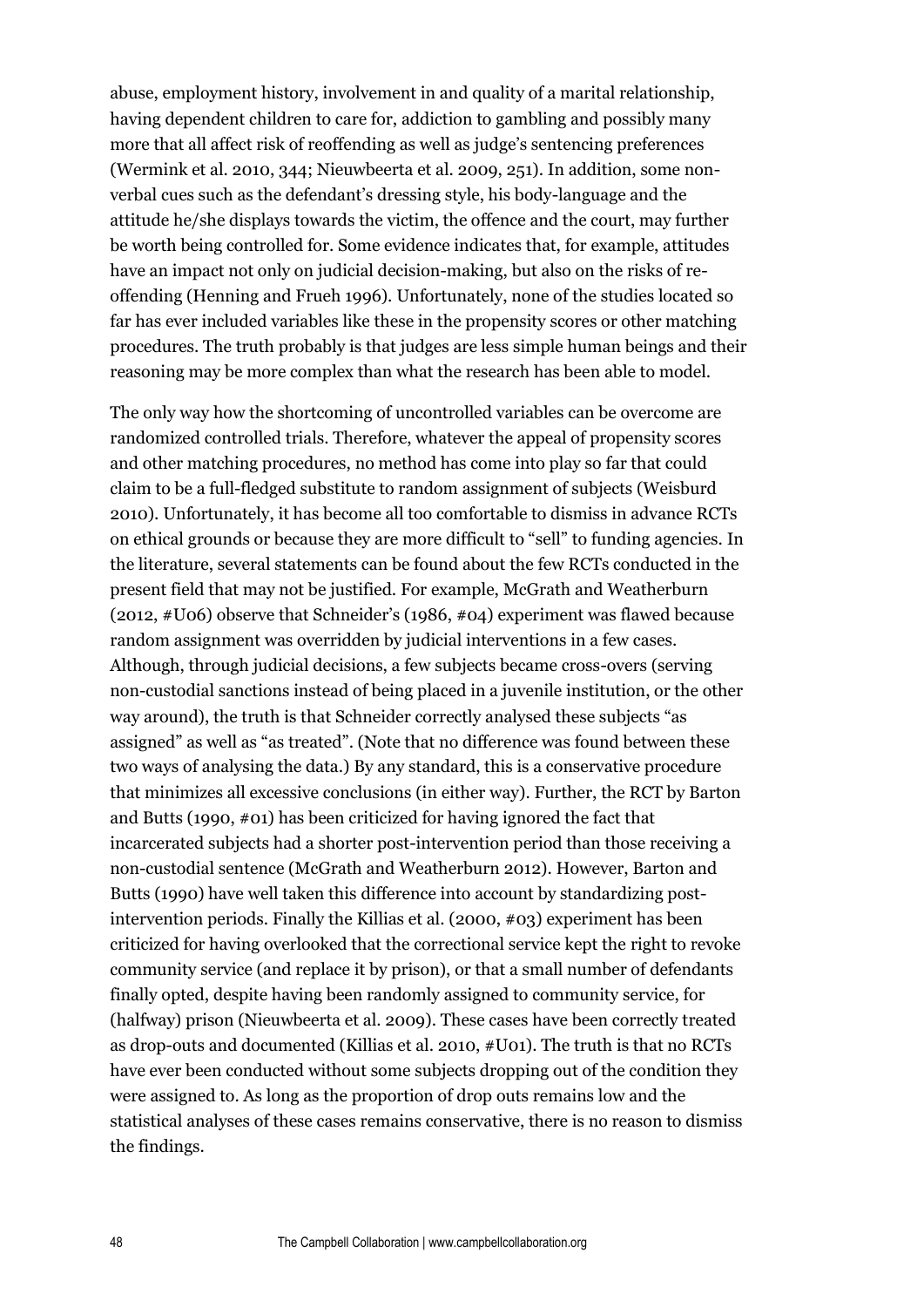abuse, employment history, involvement in and quality of a marital relationship, having dependent children to care for, addiction to gambling and possibly many more that all affect risk of reoffending as well as judge's sentencing preferences (Wermink et al. 2010, 344; Nieuwbeerta et al. 2009, 251). In addition, some non-verbal cues such as the defendant's dressing style, his body-language and the attitude he/she displays towards the victim, the offence and the court, may further be worth being controlled for. Some evidence indicates that, for example, attitudes have an impact not only on judicial decision-making, but also on the risks of re-offending (Henning and Frueh 1996). Unfortunately, none of the studies located so far has ever included variables like these in the propensity scores or other matching procedures. The truth probably is that judges are less simple human beings and their reasoning may be more complex than what the research has been able to model.

The only way how the shortcoming of uncontrolled variables can be overcome are randomized controlled trials. Therefore, whatever the appeal of propensity scores and other matching procedures, no method has come into play so far that could claim to be a full-fledged substitute to random assignment of subjects (Weisburd 2010). Unfortunately, it has become all too comfortable to dismiss in advance RCTs on ethical grounds or because they are more difficult to "sell" to funding agencies. In the literature, several statements can be found about the few RCTs conducted in the present field that may not be justified. For example, McGrath and Weatherburn (2012, #U06) observe that Schneider's (1986, #04) experiment was flawed because random assignment was overridden by judicial interventions in a few cases. Although, through judicial decisions, a few subjects became cross-overs (serving non-custodial sanctions instead of being placed in a juvenile institution, or the other way around), the truth is that Schneider correctly analysed these subjects "as assigned" as well as "as treated". (Note that no difference was found between these two ways of analysing the data.) By any standard, this is a conservative procedure that minimizes all excessive conclusions (in either way). Further, the RCT by Barton and Butts (1990, #01) has been criticized for having ignored the fact that incarcerated subjects had a shorter post-intervention period than those receiving a non-custodial sentence (McGrath and Weatherburn 2012). However, Barton and Butts (1990) have well taken this difference into account by standardizing post-intervention periods. Finally the Killias et al. (2000, #03) experiment has been criticized for having overlooked that the correctional service kept the right to revoke community service (and replace it by prison), or that a small number of defendants finally opted, despite having been randomly assigned to community service, for (halfway) prison (Nieuwbeerta et al. 2009). These cases have been correctly treated as drop-outs and documented (Killias et al. 2010, #U01). The truth is that no RCTs have ever been conducted without some subjects dropping out of the condition they were assigned to. As long as the proportion of drop outs remains low and the statistical analyses of these cases remains conservative, there is no reason to dismiss the findings.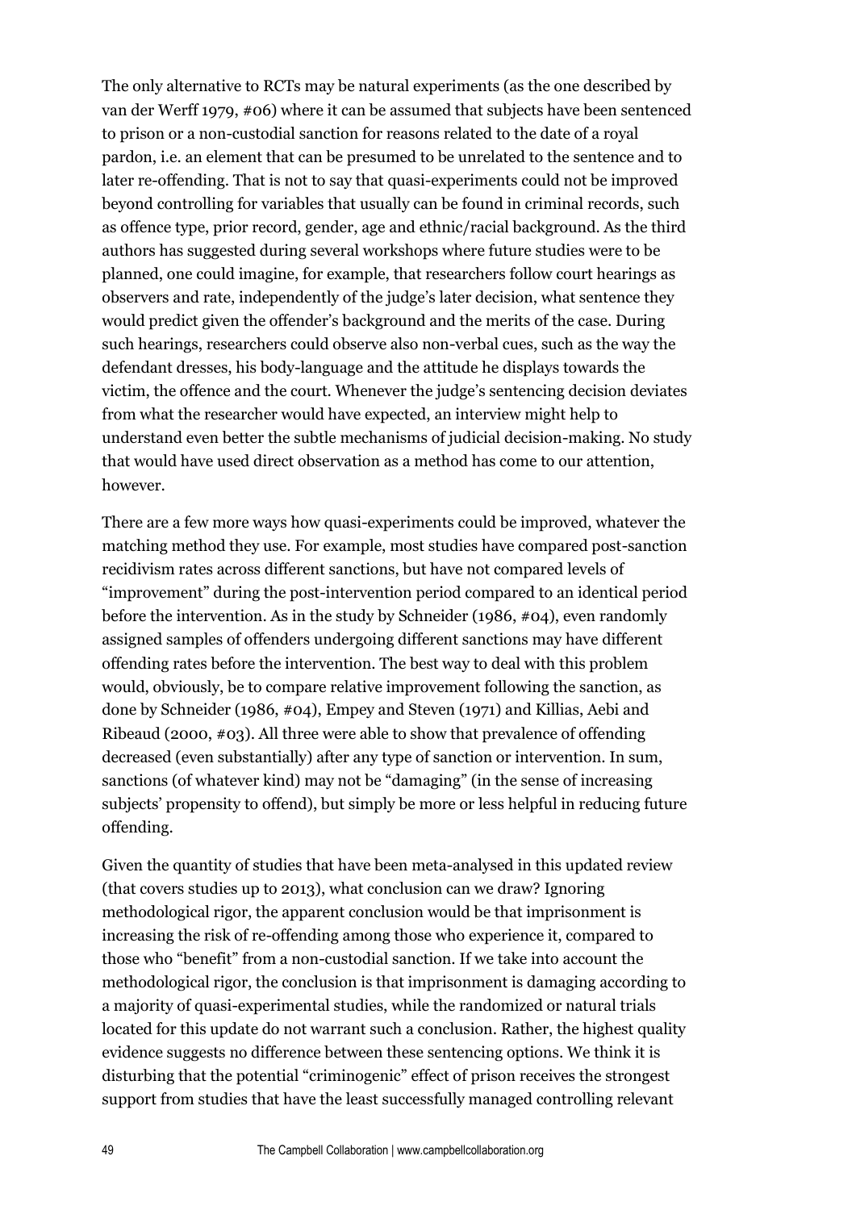The only alternative to RCTs may be natural experiments (as the one described by van der Werff 1979, #06) where it can be assumed that subjects have been sentenced to prison or a non-custodial sanction for reasons related to the date of a royal pardon, i.e. an element that can be presumed to be unrelated to the sentence and to later re-offending. That is not to say that quasi-experiments could not be improved beyond controlling for variables that usually can be found in criminal records, such as offence type, prior record, gender, age and ethnic/racial background. As the third authors has suggested during several workshops where future studies were to be planned, one could imagine, for example, that researchers follow court hearings as observers and rate, independently of the judge's later decision, what sentence they would predict given the offender's background and the merits of the case. During such hearings, researchers could observe also non-verbal cues, such as the way the defendant dresses, his body-language and the attitude he displays towards the victim, the offence and the court. Whenever the judge's sentencing decision deviates from what the researcher would have expected, an interview might help to understand even better the subtle mechanisms of judicial decision-making. No study that would have used direct observation as a method has come to our attention, however.

There are a few more ways how quasi-experiments could be improved, whatever the matching method they use. For example, most studies have compared post-sanction recidivism rates across different sanctions, but have not compared levels of "improvement" during the post-intervention period compared to an identical period before the intervention. As in the study by Schneider (1986, #04), even randomly assigned samples of offenders undergoing different sanctions may have different offending rates before the intervention. The best way to deal with this problem would, obviously, be to compare relative improvement following the sanction, as done by Schneider (1986, #04), Empey and Steven (1971) and Killias, Aebi and Ribeaud (2000, #03). All three were able to show that prevalence of offending decreased (even substantially) after any type of sanction or intervention. In sum, sanctions (of whatever kind) may not be "damaging" (in the sense of increasing subjects' propensity to offend), but simply be more or less helpful in reducing future offending.

Given the quantity of studies that have been meta-analysed in this updated review (that covers studies up to 2013), what conclusion can we draw? Ignoring methodological rigor, the apparent conclusion would be that imprisonment is increasing the risk of re-offending among those who experience it, compared to those who "benefit" from a non-custodial sanction. If we take into account the methodological rigor, the conclusion is that imprisonment is damaging according to a majority of quasi-experimental studies, while the randomized or natural trials located for this update do not warrant such a conclusion. Rather, the highest quality evidence suggests no difference between these sentencing options. We think it is disturbing that the potential "criminogenic" effect of prison receives the strongest support from studies that have the least successfully managed controlling relevant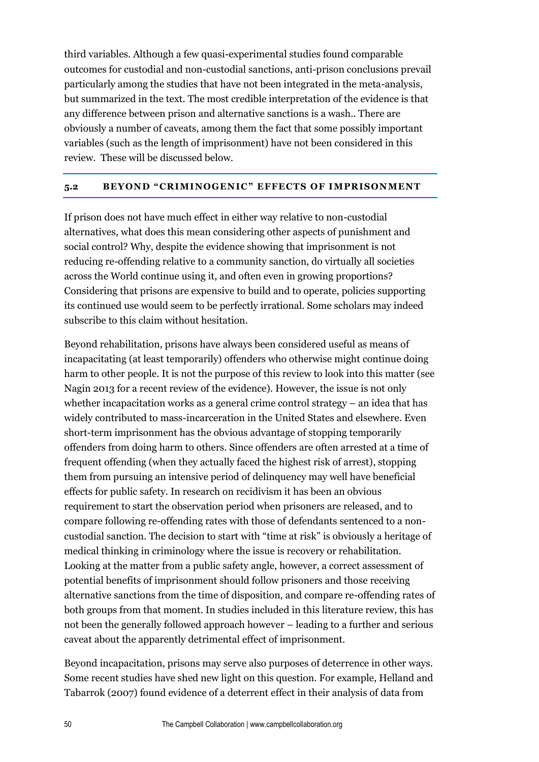third variables. Although a few quasi-experimental studies found comparable outcomes for custodial and non-custodial sanctions, anti-prison conclusions prevail particularly among the studies that have not been integrated in the meta-analysis, but summarized in the text. The most credible interpretation of the evidence is that any difference between prison and alternative sanctions is a wash.. There are obviously a number of caveats, among them the fact that some possibly important variables (such as the length of imprisonment) have not been considered in this review. These will be discussed below.

## 5.2 BEYOND "CRIMINOGENIC" EFFECTS OF IMPRISONMENT

If prison does not have much effect in either way relative to non-custodial alternatives, what does this mean considering other aspects of punishment and social control? Why, despite the evidence showing that imprisonment is not reducing re-offending relative to a community sanction, do virtually all societies across the World continue using it, and often even in growing proportions? Considering that prisons are expensive to build and to operate, policies supporting its continued use would seem to be perfectly irrational. Some scholars may indeed subscribe to this claim without hesitation.

Beyond rehabilitation, prisons have always been considered useful as means of incapacitating (at least temporarily) offenders who otherwise might continue doing harm to other people. It is not the purpose of this review to look into this matter (see Nagin 2013 for a recent review of the evidence). However, the issue is not only whether incapacitation works as a general crime control strategy – an idea that has widely contributed to mass-incarceration in the United States and elsewhere. Even short-term imprisonment has the obvious advantage of stopping temporarily offenders from doing harm to others. Since offenders are often arrested at a time of frequent offending (when they actually faced the highest risk of arrest), stopping them from pursuing an intensive period of delinquency may well have beneficial effects for public safety. In research on recidivism it has been an obvious requirement to start the observation period when prisoners are released, and to compare following re-offending rates with those of defendants sentenced to a non-custodial sanction. The decision to start with "time at risk" is obviously a heritage of medical thinking in criminology where the issue is recovery or rehabilitation. Looking at the matter from a public safety angle, however, a correct assessment of potential benefits of imprisonment should follow prisoners and those receiving alternative sanctions from the time of disposition, and compare re-offending rates of both groups from that moment. In studies included in this literature review, this has not been the generally followed approach however – leading to a further and serious caveat about the apparently detrimental effect of imprisonment.

Beyond incapacitation, prisons may serve also purposes of deterrence in other ways. Some recent studies have shed new light on this question. For example, Helland and Tabarrok (2007) found evidence of a deterrent effect in their analysis of data from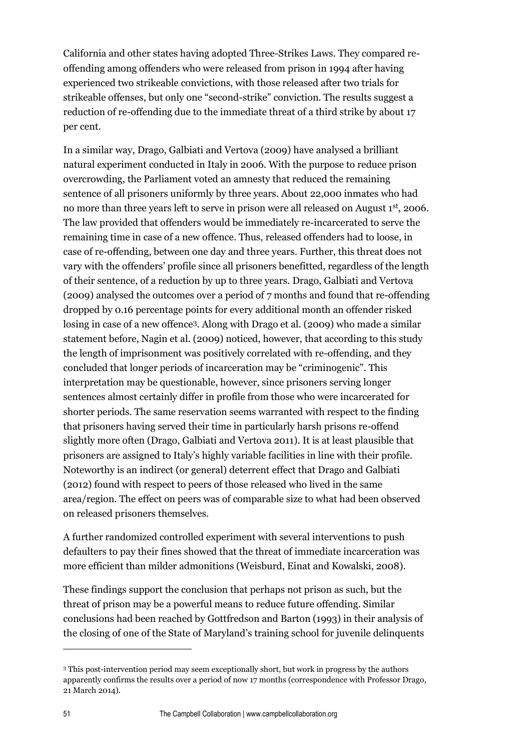California and other states having adopted Three-Strikes Laws. They compared re-offending among offenders who were released from prison in 1994 after having experienced two strikeable convictions, with those released after two trials for strikeable offenses, but only one "second-strike" conviction. The results suggest a reduction of re-offending due to the immediate threat of a third strike by about 17 per cent.

In a similar way, Drago, Galbiati and Vertova (2009) have analysed a brilliant natural experiment conducted in Italy in 2006. With the purpose to reduce prison overcrowding, the Parliament voted an amnesty that reduced the remaining sentence of all prisoners uniformly by three years. About 22,000 inmates who had no more than three years left to serve in prison were all released on August 1st, 2006. The law provided that offenders would be immediately re-incarcerated to serve the remaining time in case of a new offence. Thus, released offenders had to loose, in case of re-offending, between one day and three years. Further, this threat does not vary with the offenders' profile since all prisoners benefitted, regardless of the length of their sentence, of a reduction by up to three years. Drago, Galbiati and Vertova (2009) analysed the outcomes over a period of 7 months and found that re-offending dropped by 0.16 percentage points for every additional month an offender risked losing in case of a new offence[3]. Along with Drago et al. (2009) who made a similar statement before, Nagin et al. (2009) noticed, however, that according to this study the length of imprisonment was positively correlated with re-offending, and they concluded that longer periods of incarceration may be "criminogenic". This interpretation may be questionable, however, since prisoners serving longer sentences almost certainly differ in profile from those who were incarcerated for shorter periods. The same reservation seems warranted with respect to the finding that prisoners having served their time in particularly harsh prisons re-offend slightly more often (Drago, Galbiati and Vertova 2011). It is at least plausible that prisoners are assigned to Italy's highly variable facilities in line with their profile. Noteworthy is an indirect (or general) deterrent effect that Drago and Galbiati (2012) found with respect to peers of those released who lived in the same area/region. The effect on peers was of comparable size to what had been observed on released prisoners themselves.

A further randomized controlled experiment with several interventions to push defaulters to pay their fines showed that the threat of immediate incarceration was more efficient than milder admonitions (Weisburd, Einat and Kowalski, 2008).

These findings support the conclusion that perhaps not prison as such, but the threat of prison may be a powerful means to reduce future offending. Similar conclusions had been reached by Gottfredson and Barton (1993) in their analysis of the closing of one of the State of Maryland's training school for juvenile delinquents

---

[3] This post-intervention period may seem exceptionally short, but work in progress by the authors apparently confirms the results over a period of now 17 months (correspondence with Professor Drago, 21 March 2014).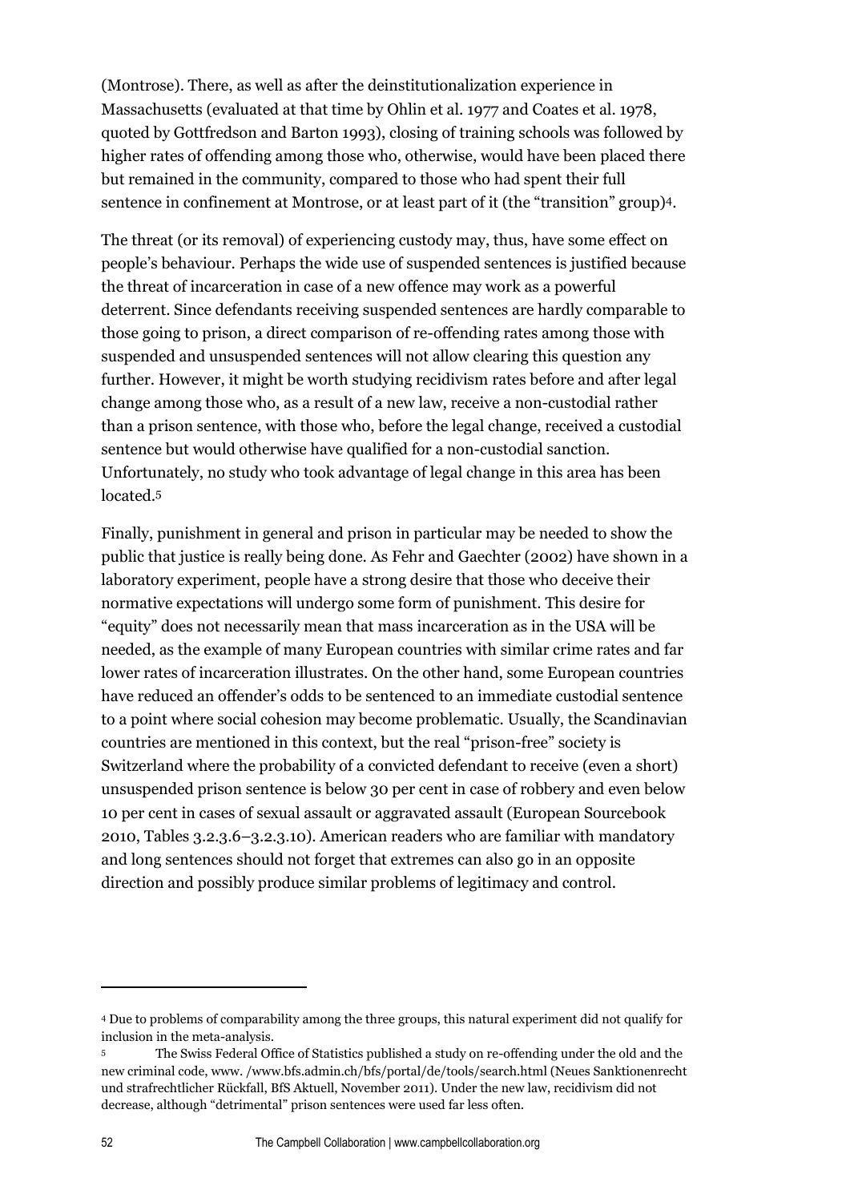(Montrose). There, as well as after the deinstitutionalization experience in Massachusetts (evaluated at that time by Ohlin et al. 1977 and Coates et al. 1978, quoted by Gottfredson and Barton 1993), closing of training schools was followed by higher rates of offending among those who, otherwise, would have been placed there but remained in the community, compared to those who had spent their full sentence in confinement at Montrose, or at least part of it (the "transition" group)[4].

The threat (or its removal) of experiencing custody may, thus, have some effect on people's behaviour. Perhaps the wide use of suspended sentences is justified because the threat of incarceration in case of a new offence may work as a powerful deterrent. Since defendants receiving suspended sentences are hardly comparable to those going to prison, a direct comparison of re-offending rates among those with suspended and unsuspended sentences will not allow clearing this question any further. However, it might be worth studying recidivism rates before and after legal change among those who, as a result of a new law, receive a non-custodial rather than a prison sentence, with those who, before the legal change, received a custodial sentence but would otherwise have qualified for a non-custodial sanction. Unfortunately, no study who took advantage of legal change in this area has been located.[5]

Finally, punishment in general and prison in particular may be needed to show the public that justice is really being done. As Fehr and Gaechter (2002) have shown in a laboratory experiment, people have a strong desire that those who deceive their normative expectations will undergo some form of punishment. This desire for "equity" does not necessarily mean that mass incarceration as in the USA will be needed, as the example of many European countries with similar crime rates and far lower rates of incarceration illustrates. On the other hand, some European countries have reduced an offender's odds to be sentenced to an immediate custodial sentence to a point where social cohesion may become problematic. Usually, the Scandinavian countries are mentioned in this context, but the real "prison-free" society is Switzerland where the probability of a convicted defendant to receive (even a short) unsuspended prison sentence is below 30 per cent in case of robbery and even below 10 per cent in cases of sexual assault or aggravated assault (European Sourcebook 2010, Tables 3.2.3.6–3.2.3.10). American readers who are familiar with mandatory and long sentences should not forget that extremes can also go in an opposite direction and possibly produce similar problems of legitimacy and control.

---

[4] Due to problems of comparability among the three groups, this natural experiment did not qualify for inclusion in the meta-analysis.

[5] The Swiss Federal Office of Statistics published a study on re-offending under the old and the new criminal code, www. /www.bfs.admin.ch/bfs/portal/de/tools/search.html (Neues Sanktionenrecht und strafrechtlicher Rückfall, BfS Aktuell, November 2011). Under the new law, recidivism did not decrease, although "detrimental" prison sentences were used far less often.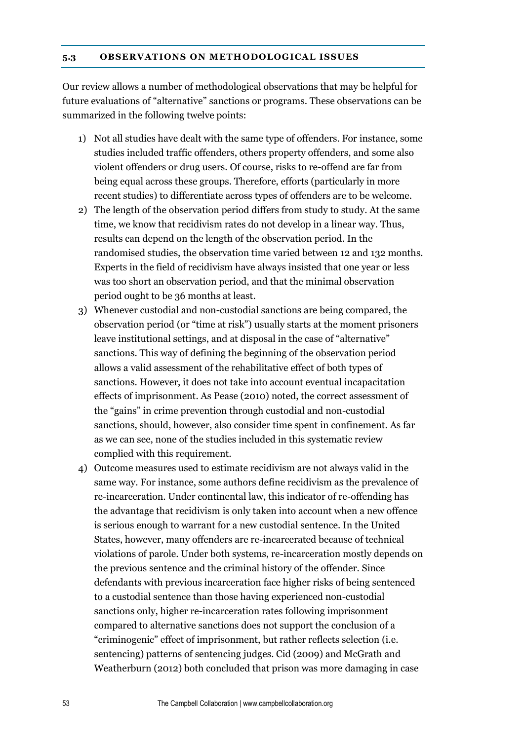### 5.3 OBSERVATIONS ON METHODOLOGICAL ISSUES

Our review allows a number of methodological observations that may be helpful for future evaluations of "alternative" sanctions or programs. These observations can be summarized in the following twelve points:

1) Not all studies have dealt with the same type of offenders. For instance, some studies included traffic offenders, others property offenders, and some also violent offenders or drug users. Of course, risks to re-offend are far from being equal across these groups. Therefore, efforts (particularly in more recent studies) to differentiate across types of offenders are to be welcome.
2) The length of the observation period differs from study to study. At the same time, we know that recidivism rates do not develop in a linear way. Thus, results can depend on the length of the observation period. In the randomised studies, the observation time varied between 12 and 132 months. Experts in the field of recidivism have always insisted that one year or less was too short an observation period, and that the minimal observation period ought to be 36 months at least.
3) Whenever custodial and non-custodial sanctions are being compared, the observation period (or "time at risk") usually starts at the moment prisoners leave institutional settings, and at disposal in the case of "alternative" sanctions. This way of defining the beginning of the observation period allows a valid assessment of the rehabilitative effect of both types of sanctions. However, it does not take into account eventual incapacitation effects of imprisonment. As Pease (2010) noted, the correct assessment of the "gains" in crime prevention through custodial and non-custodial sanctions, should, however, also consider time spent in confinement. As far as we can see, none of the studies included in this systematic review complied with this requirement.
4) Outcome measures used to estimate recidivism are not always valid in the same way. For instance, some authors define recidivism as the prevalence of re-incarceration. Under continental law, this indicator of re-offending has the advantage that recidivism is only taken into account when a new offence is serious enough to warrant for a new custodial sentence. In the United States, however, many offenders are re-incarcerated because of technical violations of parole. Under both systems, re-incarceration mostly depends on the previous sentence and the criminal history of the offender. Since defendants with previous incarceration face higher risks of being sentenced to a custodial sentence than those having experienced non-custodial sanctions only, higher re-incarceration rates following imprisonment compared to alternative sanctions does not support the conclusion of a "criminogenic" effect of imprisonment, but rather reflects selection (i.e. sentencing) patterns of sentencing judges. Cid (2009) and McGrath and Weatherburn (2012) both concluded that prison was more damaging in case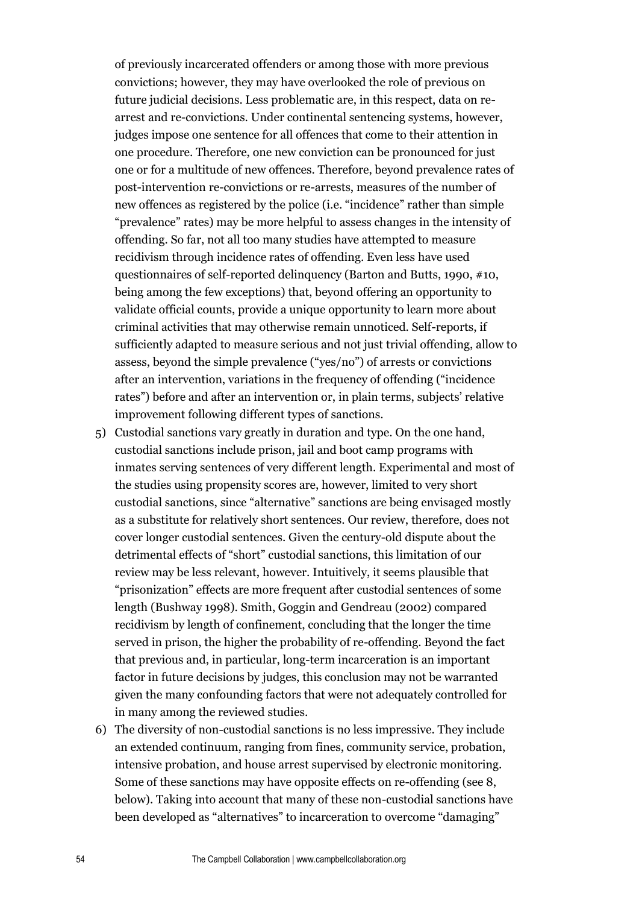of previously incarcerated offenders or among those with more previous convictions; however, they may have overlooked the role of previous on future judicial decisions. Less problematic are, in this respect, data on re-arrest and re-convictions. Under continental sentencing systems, however, judges impose one sentence for all offences that come to their attention in one procedure. Therefore, one new conviction can be pronounced for just one or for a multitude of new offences. Therefore, beyond prevalence rates of post-intervention re-convictions or re-arrests, measures of the number of new offences as registered by the police (i.e. "incidence" rather than simple "prevalence" rates) may be more helpful to assess changes in the intensity of offending. So far, not all too many studies have attempted to measure recidivism through incidence rates of offending. Even less have used questionnaires of self-reported delinquency (Barton and Butts, 1990, #10, being among the few exceptions) that, beyond offering an opportunity to validate official counts, provide a unique opportunity to learn more about criminal activities that may otherwise remain unnoticed. Self-reports, if sufficiently adapted to measure serious and not just trivial offending, allow to assess, beyond the simple prevalence ("yes/no") of arrests or convictions after an intervention, variations in the frequency of offending ("incidence rates") before and after an intervention or, in plain terms, subjects' relative improvement following different types of sanctions.

5) Custodial sanctions vary greatly in duration and type. On the one hand, custodial sanctions include prison, jail and boot camp programs with inmates serving sentences of very different length. Experimental and most of the studies using propensity scores are, however, limited to very short custodial sanctions, since "alternative" sanctions are being envisaged mostly as a substitute for relatively short sentences. Our review, therefore, does not cover longer custodial sentences. Given the century-old dispute about the detrimental effects of "short" custodial sanctions, this limitation of our review may be less relevant, however. Intuitively, it seems plausible that "prisonization" effects are more frequent after custodial sentences of some length (Bushway 1998). Smith, Goggin and Gendreau (2002) compared recidivism by length of confinement, concluding that the longer the time served in prison, the higher the probability of re-offending. Beyond the fact that previous and, in particular, long-term incarceration is an important factor in future decisions by judges, this conclusion may not be warranted given the many confounding factors that were not adequately controlled for in many among the reviewed studies.

6) The diversity of non-custodial sanctions is no less impressive. They include an extended continuum, ranging from fines, community service, probation, intensive probation, and house arrest supervised by electronic monitoring. Some of these sanctions may have opposite effects on re-offending (see 8, below). Taking into account that many of these non-custodial sanctions have been developed as "alternatives" to incarceration to overcome "damaging"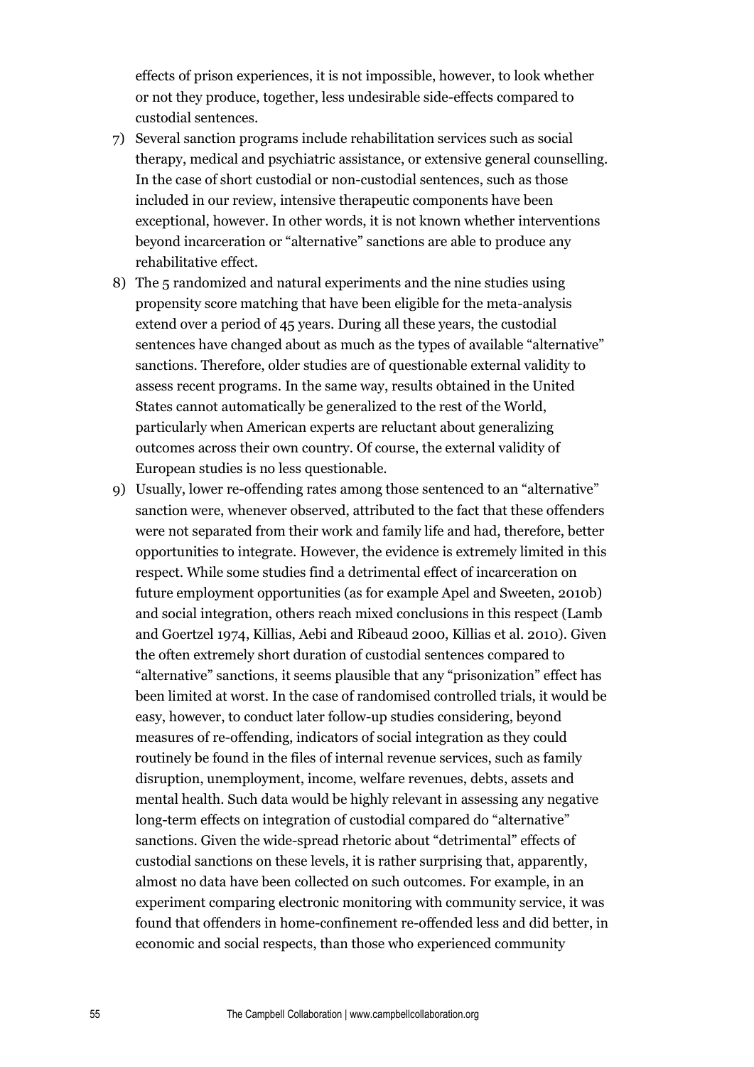effects of prison experiences, it is not impossible, however, to look whether or not they produce, together, less undesirable side-effects compared to custodial sentences.

7) Several sanction programs include rehabilitation services such as social therapy, medical and psychiatric assistance, or extensive general counselling. In the case of short custodial or non-custodial sentences, such as those included in our review, intensive therapeutic components have been exceptional, however. In other words, it is not known whether interventions beyond incarceration or "alternative" sanctions are able to produce any rehabilitative effect.
8) The 5 randomized and natural experiments and the nine studies using propensity score matching that have been eligible for the meta-analysis extend over a period of 45 years. During all these years, the custodial sentences have changed about as much as the types of available "alternative" sanctions. Therefore, older studies are of questionable external validity to assess recent programs. In the same way, results obtained in the United States cannot automatically be generalized to the rest of the World, particularly when American experts are reluctant about generalizing outcomes across their own country. Of course, the external validity of European studies is no less questionable.
9) Usually, lower re-offending rates among those sentenced to an "alternative" sanction were, whenever observed, attributed to the fact that these offenders were not separated from their work and family life and had, therefore, better opportunities to integrate. However, the evidence is extremely limited in this respect. While some studies find a detrimental effect of incarceration on future employment opportunities (as for example Apel and Sweeten, 2010b) and social integration, others reach mixed conclusions in this respect (Lamb and Goertzel 1974, Killias, Aebi and Ribeaud 2000, Killias et al. 2010). Given the often extremely short duration of custodial sentences compared to "alternative" sanctions, it seems plausible that any "prisonization" effect has been limited at worst. In the case of randomised controlled trials, it would be easy, however, to conduct later follow-up studies considering, beyond measures of re-offending, indicators of social integration as they could routinely be found in the files of internal revenue services, such as family disruption, unemployment, income, welfare revenues, debts, assets and mental health. Such data would be highly relevant in assessing any negative long-term effects on integration of custodial compared do "alternative" sanctions. Given the wide-spread rhetoric about "detrimental" effects of custodial sanctions on these levels, it is rather surprising that, apparently, almost no data have been collected on such outcomes. For example, in an experiment comparing electronic monitoring with community service, it was found that offenders in home-confinement re-offended less and did better, in economic and social respects, than those who experienced community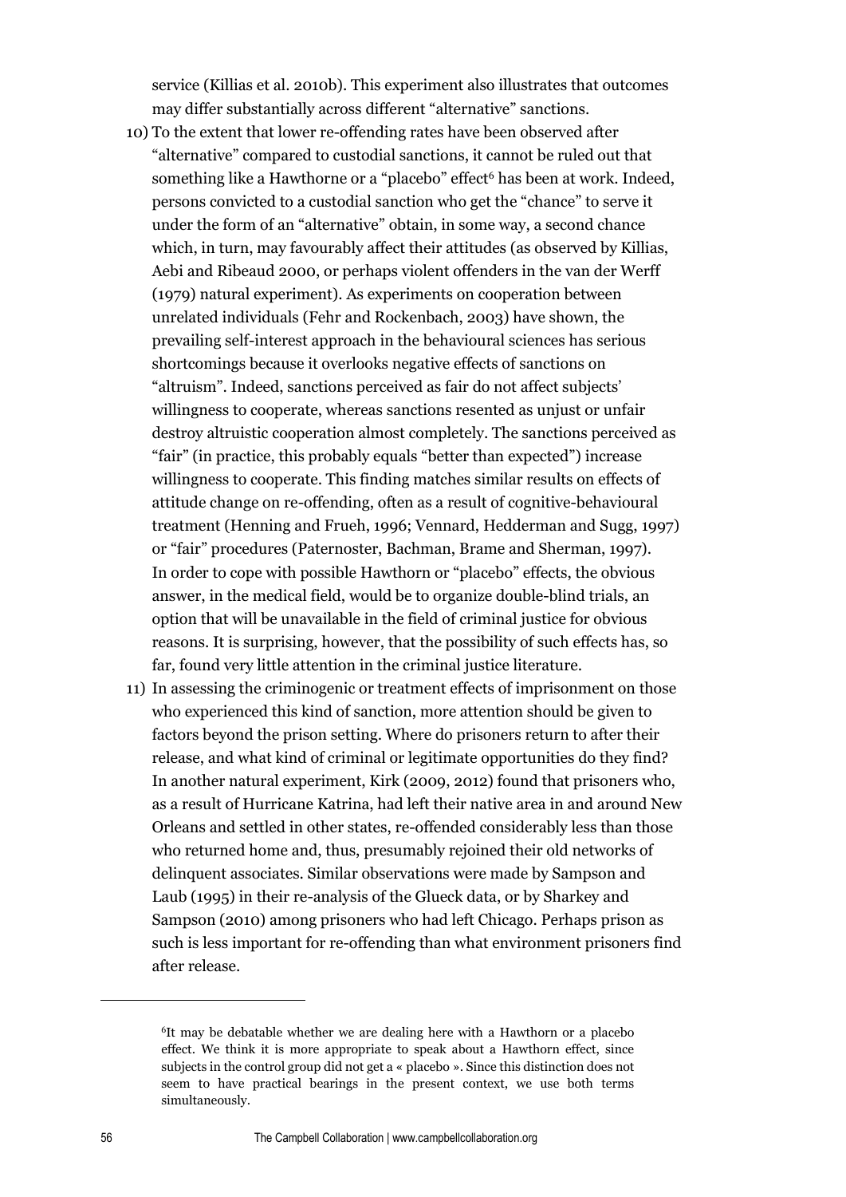service (Killias et al. 2010b). This experiment also illustrates that outcomes may differ substantially across different "alternative" sanctions.

10) To the extent that lower re-offending rates have been observed after "alternative" compared to custodial sanctions, it cannot be ruled out that something like a Hawthorne or a "placebo" effect[6] has been at work. Indeed, persons convicted to a custodial sanction who get the "chance" to serve it under the form of an "alternative" obtain, in some way, a second chance which, in turn, may favourably affect their attitudes (as observed by Killias, Aebi and Ribeaud 2000, or perhaps violent offenders in the van der Werff (1979) natural experiment). As experiments on cooperation between unrelated individuals (Fehr and Rockenbach, 2003) have shown, the prevailing self-interest approach in the behavioural sciences has serious shortcomings because it overlooks negative effects of sanctions on "altruism". Indeed, sanctions perceived as fair do not affect subjects' willingness to cooperate, whereas sanctions resented as unjust or unfair destroy altruistic cooperation almost completely. The sanctions perceived as "fair" (in practice, this probably equals "better than expected") increase willingness to cooperate. This finding matches similar results on effects of attitude change on re-offending, often as a result of cognitive-behavioural treatment (Henning and Frueh, 1996; Vennard, Hedderman and Sugg, 1997) or "fair" procedures (Paternoster, Bachman, Brame and Sherman, 1997). In order to cope with possible Hawthorn or "placebo" effects, the obvious answer, in the medical field, would be to organize double-blind trials, an option that will be unavailable in the field of criminal justice for obvious reasons. It is surprising, however, that the possibility of such effects has, so far, found very little attention in the criminal justice literature.

11) In assessing the criminogenic or treatment effects of imprisonment on those who experienced this kind of sanction, more attention should be given to factors beyond the prison setting. Where do prisoners return to after their release, and what kind of criminal or legitimate opportunities do they find? In another natural experiment, Kirk (2009, 2012) found that prisoners who, as a result of Hurricane Katrina, had left their native area in and around New Orleans and settled in other states, re-offended considerably less than those who returned home and, thus, presumably rejoined their old networks of delinquent associates. Similar observations were made by Sampson and Laub (1995) in their re-analysis of the Glueck data, or by Sharkey and Sampson (2010) among prisoners who had left Chicago. Perhaps prison as such is less important for re-offending than what environment prisoners find after release.

---

[6]It may be debatable whether we are dealing here with a Hawthorn or a placebo effect. We think it is more appropriate to speak about a Hawthorn effect, since subjects in the control group did not get a « placebo ». Since this distinction does not seem to have practical bearings in the present context, we use both terms simultaneously.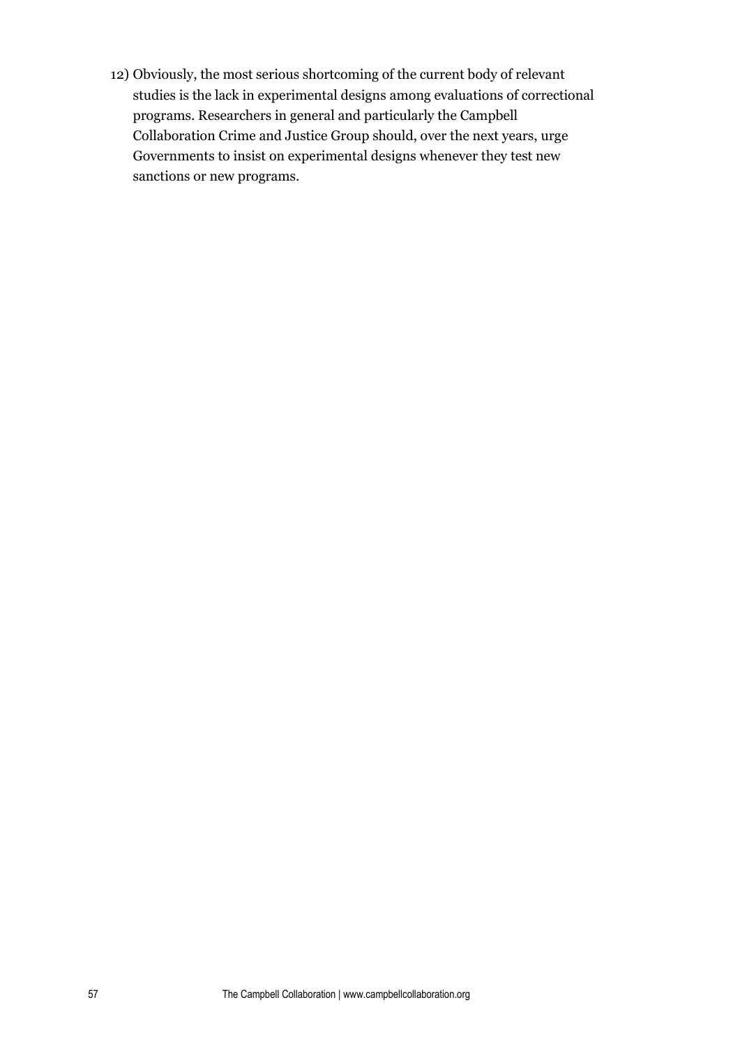12) Obviously, the most serious shortcoming of the current body of relevant studies is the lack in experimental designs among evaluations of correctional programs. Researchers in general and particularly the Campbell Collaboration Crime and Justice Group should, over the next years, urge Governments to insist on experimental designs whenever they test new sanctions or new programs.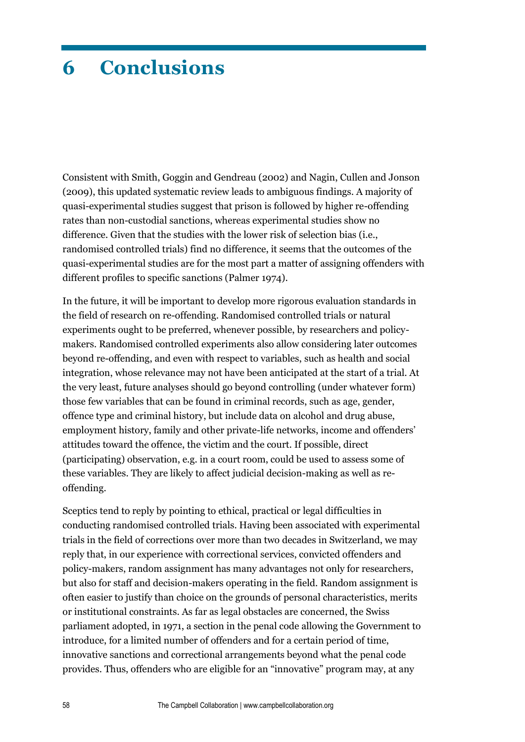# 6 Conclusions

Consistent with Smith, Goggin and Gendreau (2002) and Nagin, Cullen and Jonson (2009), this updated systematic review leads to ambiguous findings. A majority of quasi-experimental studies suggest that prison is followed by higher re-offending rates than non-custodial sanctions, whereas experimental studies show no difference. Given that the studies with the lower risk of selection bias (i.e., randomised controlled trials) find no difference, it seems that the outcomes of the quasi-experimental studies are for the most part a matter of assigning offenders with different profiles to specific sanctions (Palmer 1974).

In the future, it will be important to develop more rigorous evaluation standards in the field of research on re-offending. Randomised controlled trials or natural experiments ought to be preferred, whenever possible, by researchers and policy-makers. Randomised controlled experiments also allow considering later outcomes beyond re-offending, and even with respect to variables, such as health and social integration, whose relevance may not have been anticipated at the start of a trial. At the very least, future analyses should go beyond controlling (under whatever form) those few variables that can be found in criminal records, such as age, gender, offence type and criminal history, but include data on alcohol and drug abuse, employment history, family and other private-life networks, income and offenders' attitudes toward the offence, the victim and the court. If possible, direct (participating) observation, e.g. in a court room, could be used to assess some of these variables. They are likely to affect judicial decision-making as well as re-offending.

Sceptics tend to reply by pointing to ethical, practical or legal difficulties in conducting randomised controlled trials. Having been associated with experimental trials in the field of corrections over more than two decades in Switzerland, we may reply that, in our experience with correctional services, convicted offenders and policy-makers, random assignment has many advantages not only for researchers, but also for staff and decision-makers operating in the field. Random assignment is often easier to justify than choice on the grounds of personal characteristics, merits or institutional constraints. As far as legal obstacles are concerned, the Swiss parliament adopted, in 1971, a section in the penal code allowing the Government to introduce, for a limited number of offenders and for a certain period of time, innovative sanctions and correctional arrangements beyond what the penal code provides. Thus, offenders who are eligible for an "innovative" program may, at any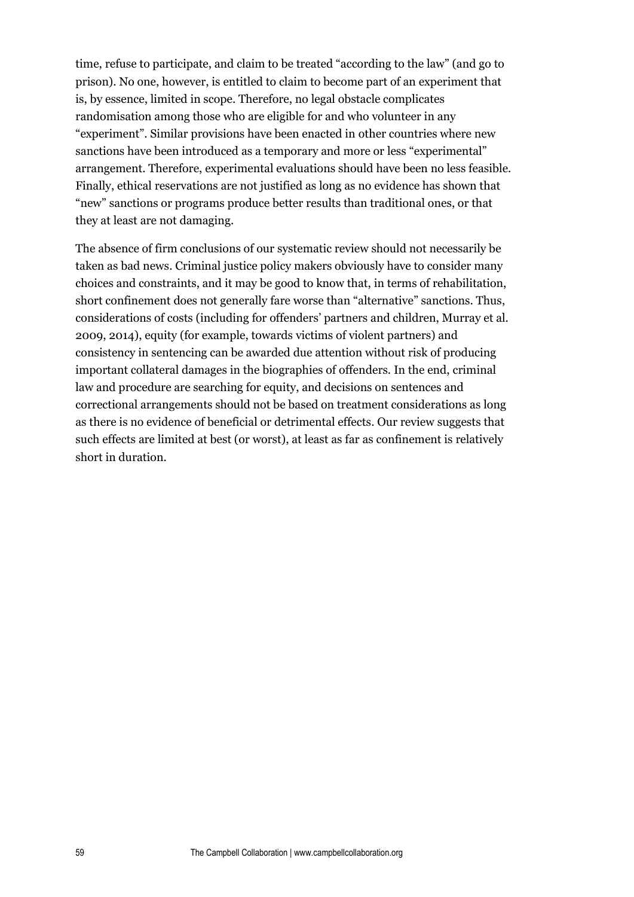time, refuse to participate, and claim to be treated "according to the law" (and go to prison). No one, however, is entitled to claim to become part of an experiment that is, by essence, limited in scope. Therefore, no legal obstacle complicates randomisation among those who are eligible for and who volunteer in any "experiment". Similar provisions have been enacted in other countries where new sanctions have been introduced as a temporary and more or less "experimental" arrangement. Therefore, experimental evaluations should have been no less feasible. Finally, ethical reservations are not justified as long as no evidence has shown that "new" sanctions or programs produce better results than traditional ones, or that they at least are not damaging.

The absence of firm conclusions of our systematic review should not necessarily be taken as bad news. Criminal justice policy makers obviously have to consider many choices and constraints, and it may be good to know that, in terms of rehabilitation, short confinement does not generally fare worse than "alternative" sanctions. Thus, considerations of costs (including for offenders' partners and children, Murray et al. 2009, 2014), equity (for example, towards victims of violent partners) and consistency in sentencing can be awarded due attention without risk of producing important collateral damages in the biographies of offenders. In the end, criminal law and procedure are searching for equity, and decisions on sentences and correctional arrangements should not be based on treatment considerations as long as there is no evidence of beneficial or detrimental effects. Our review suggests that such effects are limited at best (or worst), at least as far as confinement is relatively short in duration.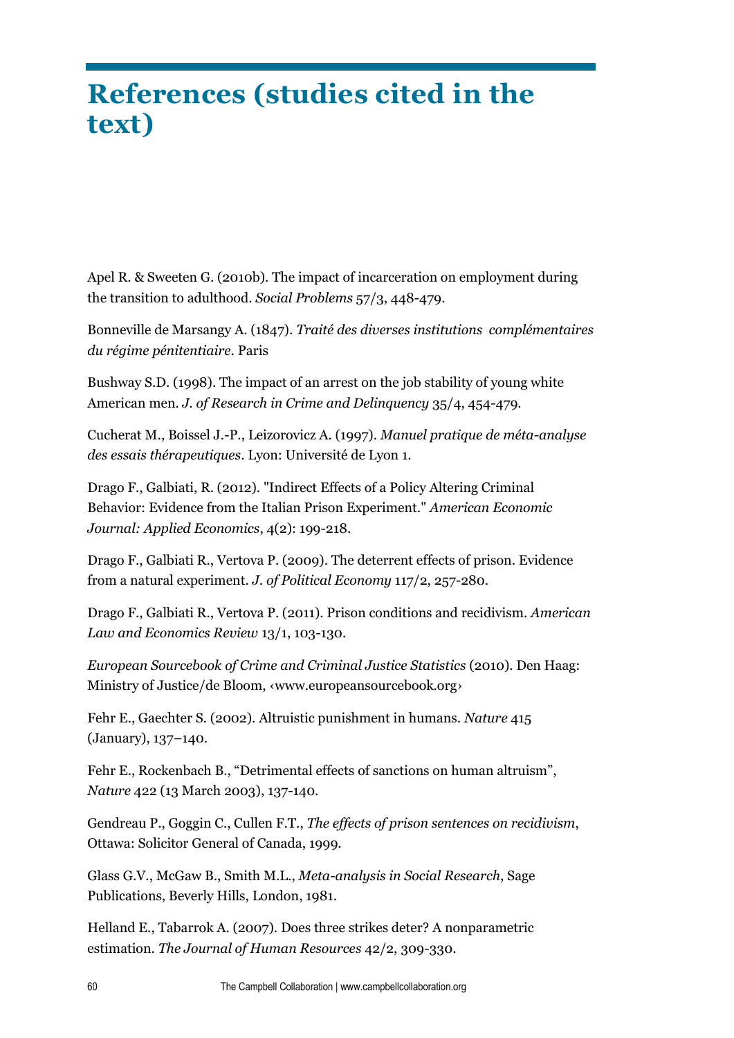# References (studies cited in the text)

Apel R. & Sweeten G. (2010b). The impact of incarceration on employment during the transition to adulthood. *Social Problems* 57/3, 448-479.

Bonneville de Marsangy A. (1847). *Traité des diverses institutions complémentaires du régime pénitentiaire*. Paris

Bushway S.D. (1998). The impact of an arrest on the job stability of young white American men. *J. of Research in Crime and Delinquency* 35/4, 454-479.

Cucherat M., Boissel J.-P., Leizorovicz A. (1997). *Manuel pratique de méta-analyse des essais thérapeutiques*. Lyon: Université de Lyon 1.

Drago F., Galbiati, R. (2012). "Indirect Effects of a Policy Altering Criminal Behavior: Evidence from the Italian Prison Experiment." *American Economic Journal: Applied Economics*, 4(2): 199-218.

Drago F., Galbiati R., Vertova P. (2009). The deterrent effects of prison. Evidence from a natural experiment. *J. of Political Economy* 117/2, 257-280.

Drago F., Galbiati R., Vertova P. (2011). Prison conditions and recidivism. *American Law and Economics Review* 13/1, 103-130.

*European Sourcebook of Crime and Criminal Justice Statistics* (2010). Den Haag: Ministry of Justice/de Bloom, ‹www.europeansourcebook.org›

Fehr E., Gaechter S. (2002). Altruistic punishment in humans. *Nature* 415 (January), 137–140.

Fehr E., Rockenbach B., "Detrimental effects of sanctions on human altruism", *Nature* 422 (13 March 2003), 137-140.

Gendreau P., Goggin C., Cullen F.T., *The effects of prison sentences on recidivism*, Ottawa: Solicitor General of Canada, 1999.

Glass G.V., McGaw B., Smith M.L., *Meta-analysis in Social Research*, Sage Publications, Beverly Hills, London, 1981.

Helland E., Tabarrok A. (2007). Does three strikes deter? A nonparametric estimation. *The Journal of Human Resources* 42/2, 309-330.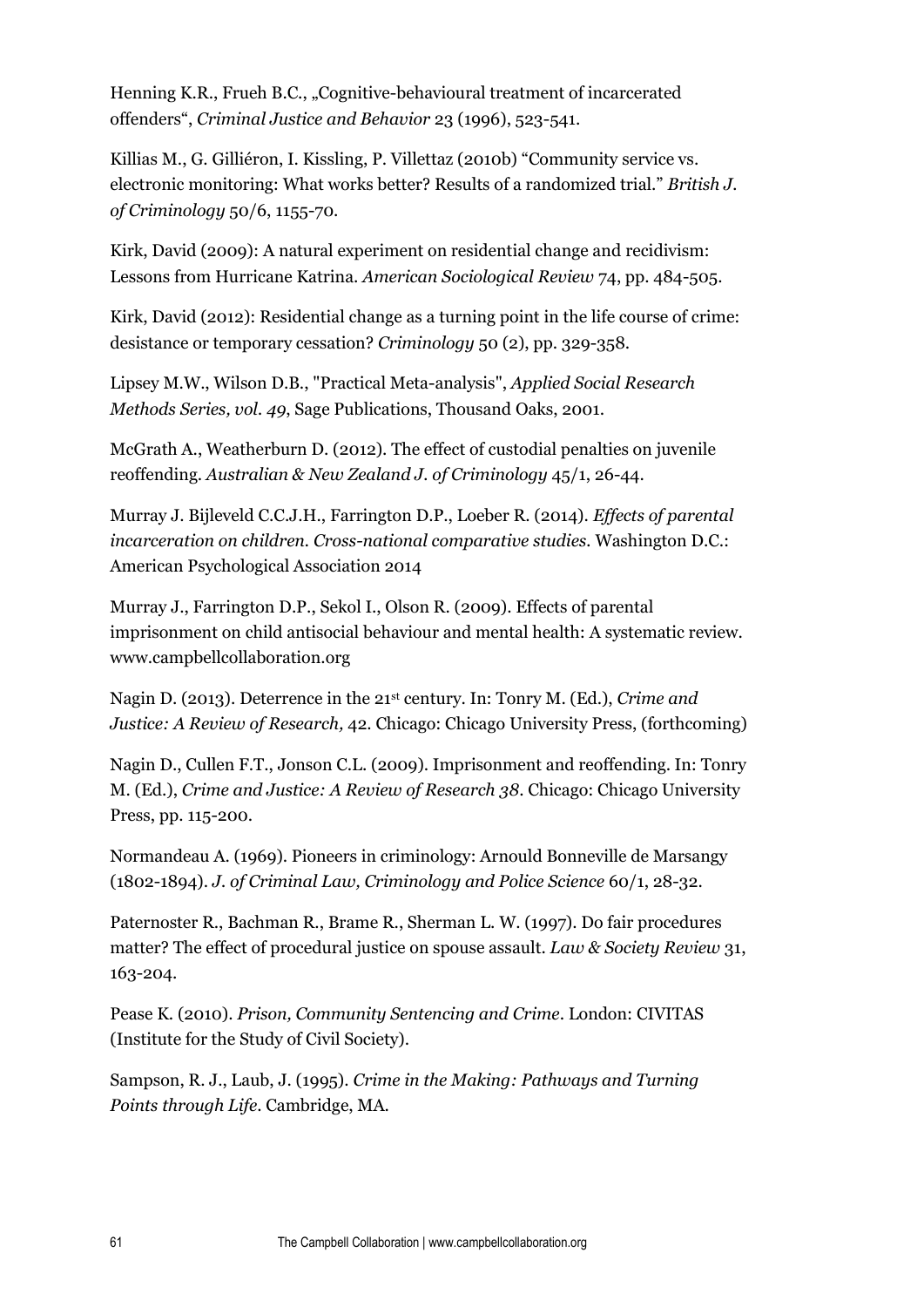Henning K.R., Frueh B.C., „Cognitive-behavioural treatment of incarcerated offenders“, *Criminal Justice and Behavior* 23 (1996), 523-541.

Killias M., G. Gilliéron, I. Kissling, P. Villettaz (2010b) “Community service vs. electronic monitoring: What works better? Results of a randomized trial.” *British J. of Criminology* 50/6, 1155-70.

Kirk, David (2009): A natural experiment on residential change and recidivism: Lessons from Hurricane Katrina. *American Sociological Review* 74, pp. 484-505.

Kirk, David (2012): Residential change as a turning point in the life course of crime: desistance or temporary cessation? *Criminology* 50 (2), pp. 329-358.

Lipsey M.W., Wilson D.B., "Practical Meta-analysis", *Applied Social Research Methods Series, vol. 49*, Sage Publications, Thousand Oaks, 2001.

McGrath A., Weatherburn D. (2012). The effect of custodial penalties on juvenile reoffending. *Australian & New Zealand J. of Criminology* 45/1, 26-44.

Murray J. Bijleveld C.C.J.H., Farrington D.P., Loeber R. (2014). *Effects of parental incarceration on children. Cross-national comparative studies.* Washington D.C.: American Psychological Association 2014

Murray J., Farrington D.P., Sekol I., Olson R. (2009). Effects of parental imprisonment on child antisocial behaviour and mental health: A systematic review. www.campbellcollaboration.org

Nagin D. (2013). Deterrence in the 21st century. In: Tonry M. (Ed.), *Crime and Justice: A Review of Research,* 42. Chicago: Chicago University Press, (forthcoming)

Nagin D., Cullen F.T., Jonson C.L. (2009). Imprisonment and reoffending. In: Tonry M. (Ed.), *Crime and Justice: A Review of Research 38*. Chicago: Chicago University Press, pp. 115-200.

Normandeau A. (1969). Pioneers in criminology: Arnould Bonneville de Marsangy (1802-1894). *J. of Criminal Law, Criminology and Police Science* 60/1, 28-32.

Paternoster R., Bachman R., Brame R., Sherman L. W. (1997). Do fair procedures matter? The effect of procedural justice on spouse assault. *Law & Society Review* 31, 163-204.

Pease K. (2010). *Prison, Community Sentencing and Crime*. London: CIVITAS (Institute for the Study of Civil Society).

Sampson, R. J., Laub, J. (1995). *Crime in the Making: Pathways and Turning Points through Life*. Cambridge, MA.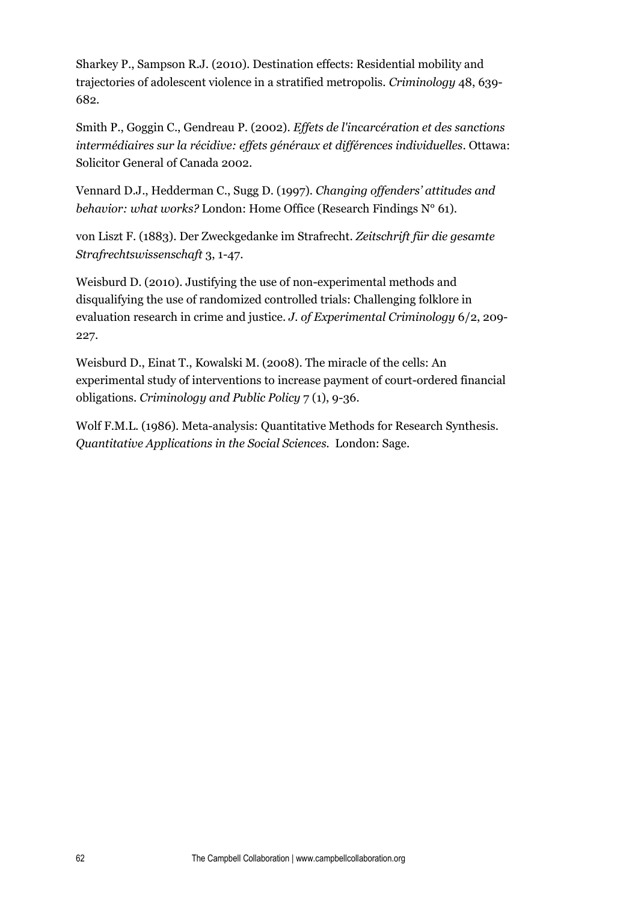Sharkey P., Sampson R.J. (2010). Destination effects: Residential mobility and trajectories of adolescent violence in a stratified metropolis. *Criminology* 48, 639-682.

Smith P., Goggin C., Gendreau P. (2002). *Effets de l'incarcération et des sanctions intermédiaires sur la récidive: effets généraux et différences individuelles*. Ottawa: Solicitor General of Canada 2002.

Vennard D.J., Hedderman C., Sugg D. (1997). *Changing offenders' attitudes and behavior: what works?* London: Home Office (Research Findings N° 61).

von Liszt F. (1883). Der Zweckgedanke im Strafrecht. *Zeitschrift für die gesamte Strafrechtswissenschaft* 3, 1-47.

Weisburd D. (2010). Justifying the use of non-experimental methods and disqualifying the use of randomized controlled trials: Challenging folklore in evaluation research in crime and justice. *J. of Experimental Criminology* 6/2, 209-227.

Weisburd D., Einat T., Kowalski M. (2008). The miracle of the cells: An experimental study of interventions to increase payment of court-ordered financial obligations. *Criminology and Public Policy* 7 (1), 9-36.

Wolf F.M.L. (1986). Meta-analysis: Quantitative Methods for Research Synthesis. *Quantitative Applications in the Social Sciences.* London: Sage.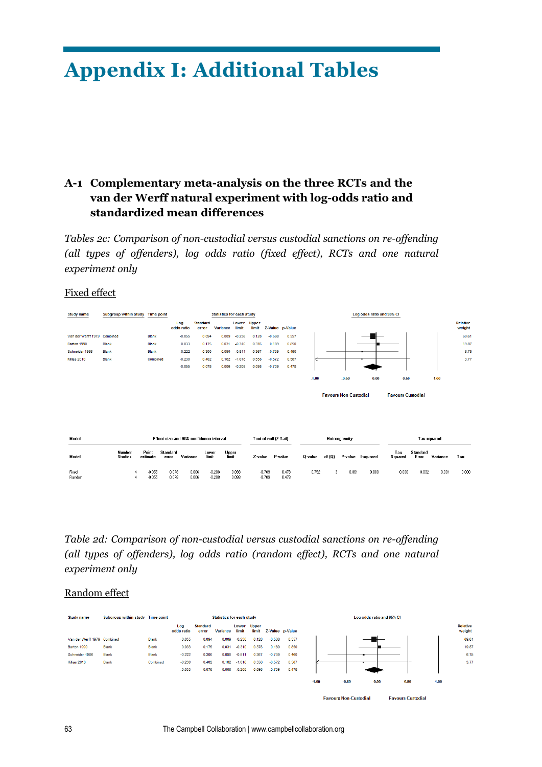# Appendix I: Additional Tables

## A-1 Complementary meta-analysis on the three RCTs and the van der Werff natural experiment with log-odds ratio and standardized mean differences

*Tables 2c: Comparison of non-custodial versus custodial sanctions on re-offending (all types of offenders), log odds ratio (fixed effect), RCTs and one natural experiment only*

Fixed effect

| Study name | Subgroup within study | Time point | Log odds ratio | Standard error | Variance | Lower limit | Upper limit | Z-Value | p-Value | Relative weight |
|---|---|---|---|---|---|---|---|---|---|---|
| Van der Werff 1979 | Combined | Blank | -0.055 | 0.094 | 0.009 | -0.238 | 0.128 | -0.588 | 0.557 | 69.61 |
| Barton 1990 | Blank | Blank | 0.033 | 0.175 | 0.031 | -0.310 | 0.376 | 0.189 | 0.850 | 19.87 |
| Schneider 1986 | Blank | Blank | -0.222 | 0.300 | 0.090 | -0.811 | 0.367 | -0.739 | 0.460 | 6.75 |
| Killias 2010 | Blank | Combined | -0.230 | 0.402 | 0.162 | -1.018 | 0.558 | -0.572 | 0.567 | 3.77 |
| | | | -0.055 | 0.078 | 0.006 | -0.208 | 0.098 | -0.709 | 0.478 | |

Log odds ratio and 95% CI (axis: -1.00, -0.50, 0.00, 0.50, 1.00) — Favours Non-Custodial / Favours Custodial

| Model | Number Studies | Point estimate | Standard error | Variance | Lower limit | Upper limit | Z-value | P-value | Q-value | df (Q) | P-value | I-squared | Tau Squared | Standard Error | Variance | Tau |
|---|---|---|---|---|---|---|---|---|---|---|---|---|---|---|---|---|
| | Effect size and 95% confidence interval | | | | | | Test of null (2-Tail) | | Heterogeneity | | | | Tau-squared | | | |
| Fixed | 4 | -0.055 | 0.078 | 0.006 | -0.208 | 0.098 | -0.709 | 0.478 | 0.752 | 3 | 0.861 | 0.000 | 0.000 | 0.032 | 0.001 | 0.000 |
| Random | 4 | -0.055 | 0.078 | 0.006 | -0.208 | 0.098 | -0.709 | 0.478 | | | | | | | | |

*Table 2d: Comparison of non-custodial versus custodial sanctions on re-offending (all types of offenders), log odds ratio (random effect), RCTs and one natural experiment only*

Random effect

| Study name | Subgroup within study | Time point | Log odds ratio | Standard error | Variance | Lower limit | Upper limit | Z-Value | p-Value | Relative weight |
|---|---|---|---|---|---|---|---|---|---|---|
| Van der Werff 1979 | Combined | Blank | -0.055 | 0.094 | 0.009 | -0.238 | 0.128 | -0.588 | 0.557 | 69.61 |
| Barton 1990 | Blank | Blank | 0.033 | 0.175 | 0.031 | -0.310 | 0.376 | 0.189 | 0.850 | 19.87 |
| Schneider 1986 | Blank | Blank | -0.222 | 0.300 | 0.090 | -0.811 | 0.367 | -0.739 | 0.460 | 6.75 |
| Killias 2010 | Blank | Combined | -0.230 | 0.402 | 0.162 | -1.018 | 0.558 | -0.572 | 0.567 | 3.77 |
| | | | -0.055 | 0.078 | 0.006 | -0.208 | 0.098 | -0.709 | 0.478 | |

Log odds ratio and 95% CI (axis: -1.00, -0.50, 0.00, 0.50, 1.00) — Favours Non-Custodial / Favours Custodial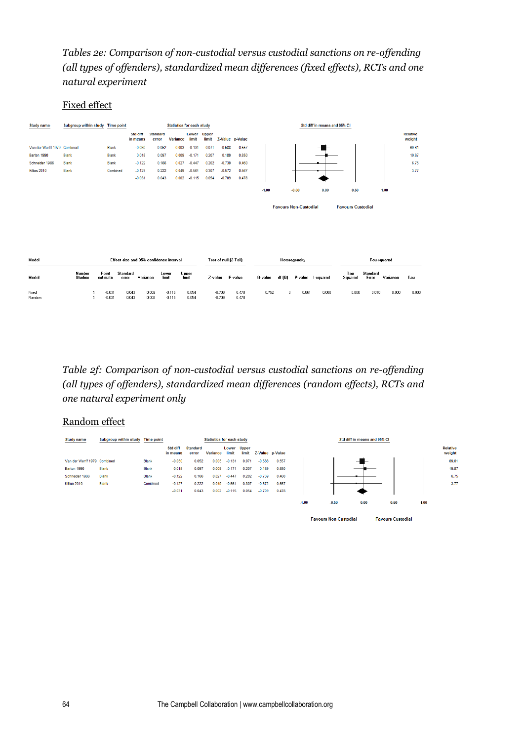*Tables 2e: Comparison of non-custodial versus custodial sanctions on re-offending (all types of offenders), standardized mean differences (fixed effects), RCTs and one natural experiment*

## Fixed effect

| Study name | Subgroup within study | Time point | Std diff in means | Standard error | Variance | Lower limit | Upper limit | Z-Value | p-Value | Relative weight |
|---|---|---|---|---|---|---|---|---|---|---|
| Van der Werff 1979 | Combined | Blank | -0.030 | 0.052 | 0.003 | -0.131 | 0.071 | -0.588 | 0.557 | 69.61 |
| Barton 1990 | Blank | Blank | 0.018 | 0.097 | 0.009 | -0.171 | 0.207 | 0.189 | 0.850 | 19.87 |
| Schneider 1986 | Blank | Blank | -0.122 | 0.166 | 0.027 | -0.447 | 0.202 | -0.739 | 0.460 | 6.75 |
| Killias 2010 | Blank | Combined | -0.127 | 0.222 | 0.049 | -0.561 | 0.307 | -0.572 | 0.567 | 3.77 |
| | | | -0.031 | 0.043 | 0.002 | -0.115 | 0.054 | -0.709 | 0.478 | |

Std diff in means and 95% CI: -1.00, -0.50, 0.00, 0.50, 1.00

Favours Non-Custodial — Favours Custodial

| Model | Number Studies | Point estimate | Standard error | Variance | Lower limit | Upper limit | Z-value | P-value | Q-value | df (Q) | P-value | I-squared | Tau Squared | Standard Error | Variance | Tau |
|---|---|---|---|---|---|---|---|---|---|---|---|---|---|---|---|---|
| | Effect size and 95% confidence interval | | | | | | Test of null (2-Tail) | | Heterogeneity | | | | Tau-squared | | | |
| Fixed | 4 | -0.031 | 0.043 | 0.002 | -0.115 | 0.054 | -0.709 | 0.478 | 0.752 | 3 | 0.861 | 0.000 | 0.000 | 0.010 | 0.000 | 0.000 |
| Random | 4 | -0.031 | 0.043 | 0.002 | -0.115 | 0.054 | -0.709 | 0.478 | | | | | | | | |

*Table 2f: Comparison of non-custodial versus custodial sanctions on re-offending (all types of offenders), standardized mean differences (random effects), RCTs and one natural experiment only*

## Random effect

| Study name | Subgroup within study | Time point | Std diff in means | Standard error | Variance | Lower limit | Upper limit | Z-Value | p-Value | Relative weight |
|---|---|---|---|---|---|---|---|---|---|---|
| Van der Werff 1979 | Combined | Blank | -0.030 | 0.052 | 0.003 | -0.131 | 0.071 | -0.588 | 0.557 | 69.61 |
| Barton 1990 | Blank | Blank | 0.018 | 0.097 | 0.009 | -0.171 | 0.207 | 0.189 | 0.850 | 19.87 |
| Schneider 1986 | Blank | Blank | -0.122 | 0.166 | 0.027 | -0.447 | 0.202 | -0.739 | 0.460 | 6.75 |
| Killias 2010 | Blank | Combined | -0.127 | 0.222 | 0.049 | -0.561 | 0.307 | -0.572 | 0.567 | 3.77 |
| | | | -0.031 | 0.043 | 0.002 | -0.115 | 0.054 | -0.709 | 0.478 | |

Std diff in means and 95% CI: -1.00, -0.50, 0.00, 0.50, 1.00

Favours Non-Custodial — Favours Custodial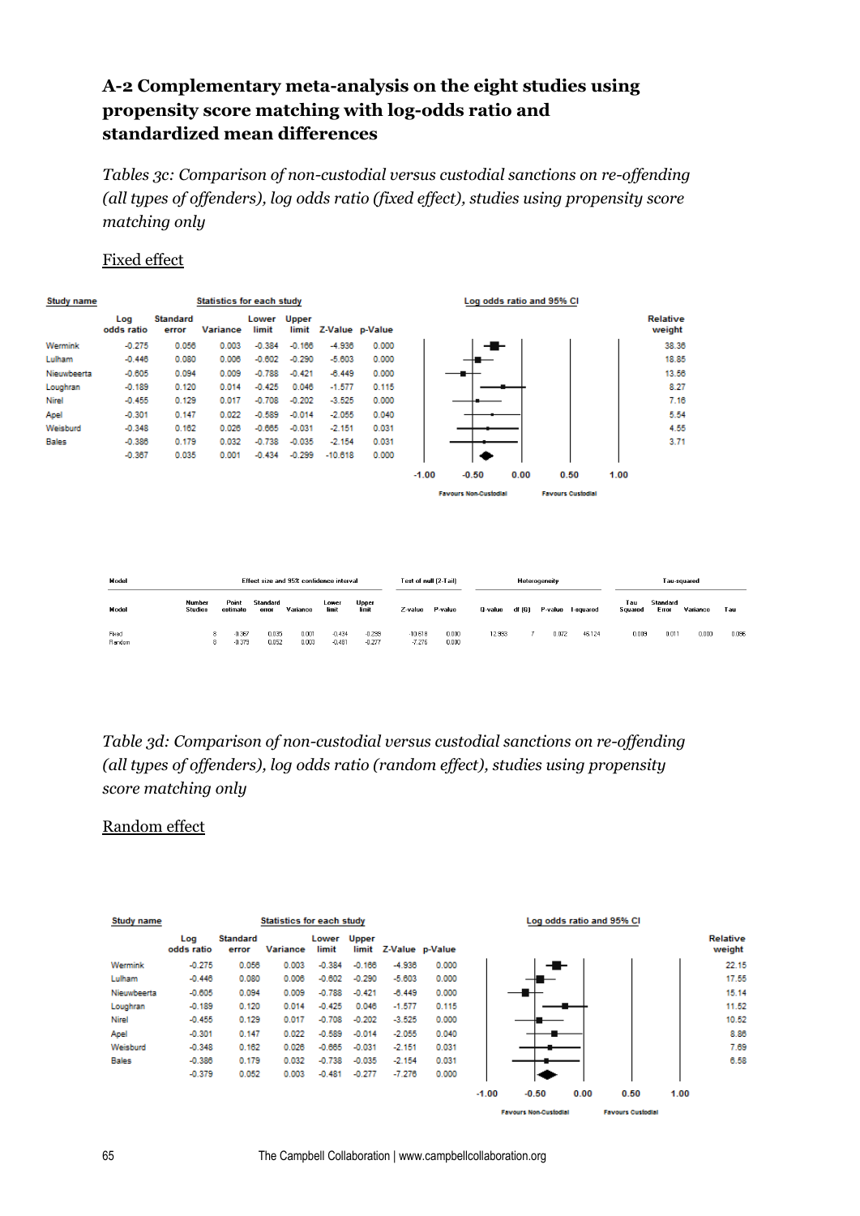# A-2 Complementary meta-analysis on the eight studies using propensity score matching with log-odds ratio and standardized mean differences

*Tables 3c: Comparison of non-custodial versus custodial sanctions on re-offending (all types of offenders), log odds ratio (fixed effect), studies using propensity score matching only*

Fixed effect

| Study name | Log odds ratio | Standard error | Variance | Lower limit | Upper limit | Z-Value | p-Value | Relative weight |
|---|---|---|---|---|---|---|---|---|
| Wermink | -0.275 | 0.056 | 0.003 | -0.384 | -0.166 | -4.936 | 0.000 | 38.38 |
| Lulham | -0.446 | 0.080 | 0.006 | -0.602 | -0.290 | -5.603 | 0.000 | 18.85 |
| Nieuwbeerta | -0.605 | 0.094 | 0.009 | -0.788 | -0.421 | -6.449 | 0.000 | 13.56 |
| Loughran | -0.189 | 0.120 | 0.014 | -0.425 | 0.046 | -1.577 | 0.115 | 8.27 |
| Nirel | -0.455 | 0.129 | 0.017 | -0.708 | -0.202 | -3.525 | 0.000 | 7.16 |
| Apel | -0.301 | 0.147 | 0.022 | -0.589 | -0.014 | -2.055 | 0.040 | 5.54 |
| Weisburd | -0.348 | 0.162 | 0.026 | -0.665 | -0.031 | -2.151 | 0.031 | 4.55 |
| Bales | -0.386 | 0.179 | 0.032 | -0.738 | -0.035 | -2.154 | 0.031 | 3.71 |
| | -0.367 | 0.035 | 0.001 | -0.434 | -0.299 | -10.618 | 0.000 | |

Log odds ratio and 95% CI: -1.00, -0.50, 0.00, 0.50, 1.00 — Favours Non-Custodial / Favours Custodial

| Model | Effect size and 95% confidence interval | | | | | | Test of null (2-Tail) | | Heterogeneity | | | | Tau-squared | | | |
|---|---|---|---|---|---|---|---|---|---|---|---|---|---|---|---|---|
| Model | Number Studies | Point estimate | Standard error | Variance | Lower limit | Upper limit | Z-value | P-value | Q-value | df (Q) | P-value | I-squared | Tau Squared | Standard Error | Variance | Tau |
| Fixed | 8 | -0.367 | 0.035 | 0.001 | -0.434 | -0.299 | -10.618 | 0.000 | 12.953 | 7 | 0.072 | 45.124 | 0.009 | 0.011 | 0.000 | 0.096 |
| Random | 8 | -0.379 | 0.052 | 0.003 | -0.481 | -0.277 | -7.276 | 0.000 | | | | | | | | |

*Table 3d: Comparison of non-custodial versus custodial sanctions on re-offending (all types of offenders), log odds ratio (random effect), studies using propensity score matching only*

Random effect

| Study name | Log odds ratio | Standard error | Variance | Lower limit | Upper limit | Z-Value | p-Value | Relative weight |
|---|---|---|---|---|---|---|---|---|
| Wermink | -0.275 | 0.056 | 0.003 | -0.384 | -0.166 | -4.936 | 0.000 | 22.15 |
| Lulham | -0.446 | 0.080 | 0.006 | -0.602 | -0.290 | -5.603 | 0.000 | 17.55 |
| Nieuwbeerta | -0.605 | 0.094 | 0.009 | -0.788 | -0.421 | -6.449 | 0.000 | 15.14 |
| Loughran | -0.189 | 0.120 | 0.014 | -0.425 | 0.046 | -1.577 | 0.115 | 11.52 |
| Nirel | -0.455 | 0.129 | 0.017 | -0.708 | -0.202 | -3.525 | 0.000 | 10.52 |
| Apel | -0.301 | 0.147 | 0.022 | -0.589 | -0.014 | -2.055 | 0.040 | 8.86 |
| Weisburd | -0.348 | 0.162 | 0.026 | -0.665 | -0.031 | -2.151 | 0.031 | 7.69 |
| Bales | -0.386 | 0.179 | 0.032 | -0.738 | -0.035 | -2.154 | 0.031 | 6.58 |
| | -0.379 | 0.052 | 0.003 | -0.481 | -0.277 | -7.276 | 0.000 | |

Log odds ratio and 95% CI: -1.00, -0.50, 0.00, 0.50, 1.00 — Favours Non-Custodial / Favours Custodial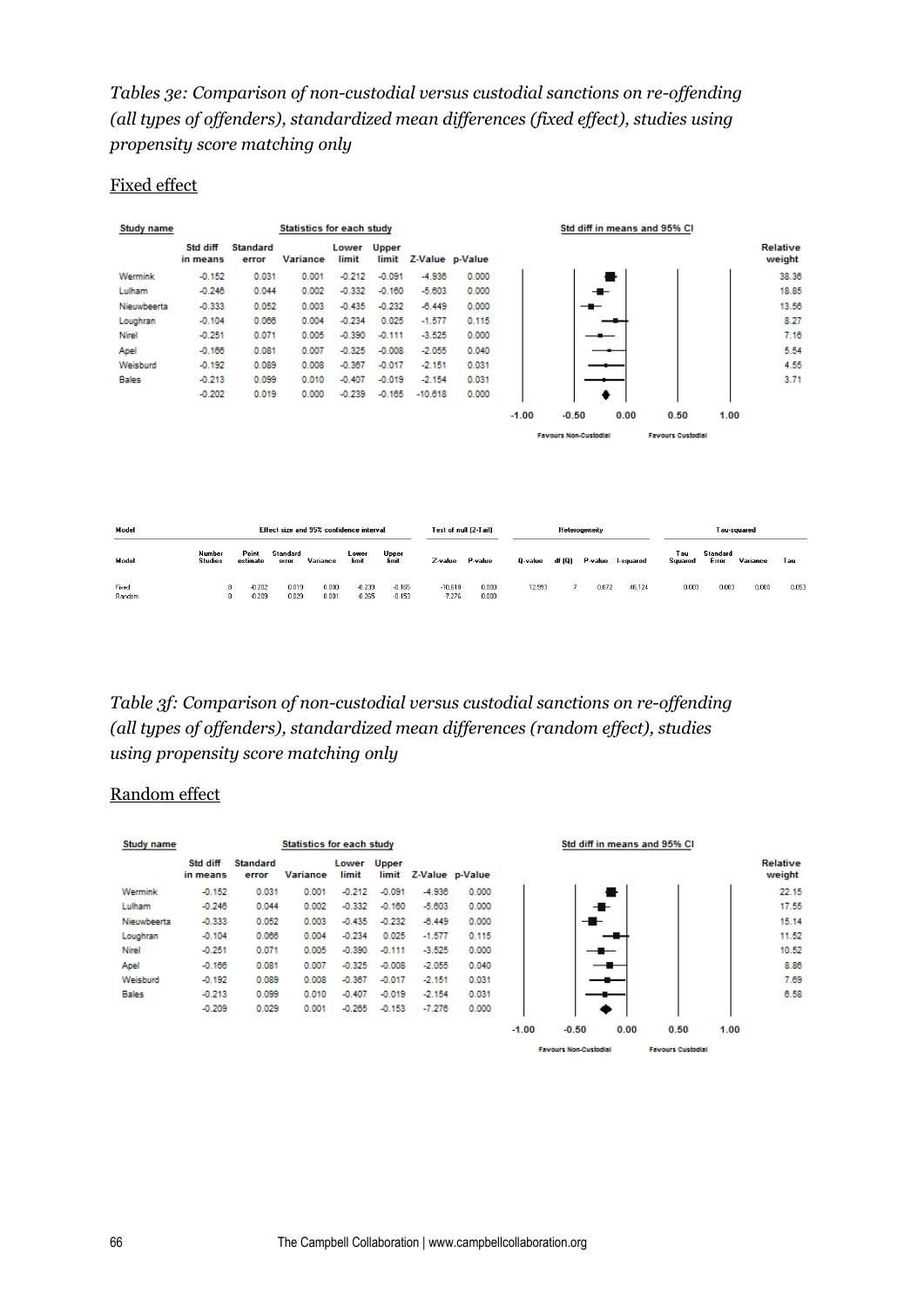*Tables 3e: Comparison of non-custodial versus custodial sanctions on re-offending (all types of offenders), standardized mean differences (fixed effect), studies using propensity score matching only*

Fixed effect

| Study name | Std diff in means | Standard error | Variance | Lower limit | Upper limit | Z-Value | p-Value | Relative weight |
|---|---|---|---|---|---|---|---|---|
| Wermink | -0.152 | 0.031 | 0.001 | -0.212 | -0.091 | -4.936 | 0.000 | 38.36 |
| Lulham | -0.246 | 0.044 | 0.002 | -0.332 | -0.160 | -5.603 | 0.000 | 18.85 |
| Nieuwbeerta | -0.333 | 0.052 | 0.003 | -0.435 | -0.232 | -6.449 | 0.000 | 13.56 |
| Loughran | -0.104 | 0.066 | 0.004 | -0.234 | 0.025 | -1.577 | 0.115 | 8.27 |
| Nirel | -0.251 | 0.071 | 0.005 | -0.390 | -0.111 | -3.525 | 0.000 | 7.16 |
| Apel | -0.166 | 0.081 | 0.007 | -0.325 | -0.008 | -2.055 | 0.040 | 5.54 |
| Weisburd | -0.192 | 0.089 | 0.008 | -0.367 | -0.017 | -2.151 | 0.031 | 4.55 |
| Bales | -0.213 | 0.099 | 0.010 | -0.407 | -0.019 | -2.154 | 0.031 | 3.71 |
| | -0.202 | 0.019 | 0.000 | -0.239 | -0.165 | -10.618 | 0.000 | |

Std diff in means and 95% CI (axis: -1.00, -0.50, 0.00, 0.50, 1.00; Favours Non-Custodial / Favours Custodial)

| Model | Effect size and 95% confidence interval | | | | | | Test of null (2-Tail) | | Heterogeneity | | | | Tau-squared | | | |
|---|---|---|---|---|---|---|---|---|---|---|---|---|---|---|---|---|
| Model | Number Studies | Point estimate | Standard error | Variance | Lower limit | Upper limit | Z-value | P-value | Q-value | df (Q) | P-value | I-squared | Tau Squared | Standard Error | Variance | Tau |
| Fixed | 8 | -0.202 | 0.019 | 0.000 | -0.239 | -0.165 | -10.618 | 0.000 | 12.993 | 7 | 0.072 | 46.124 | 0.003 | 0.003 | 0.000 | 0.053 |
| Random | 8 | -0.209 | 0.029 | 0.001 | -0.265 | -0.153 | -7.276 | 0.000 | | | | | | | | |

*Table 3f: Comparison of non-custodial versus custodial sanctions on re-offending (all types of offenders), standardized mean differences (random effect), studies using propensity score matching only*

Random effect

| Study name | Std diff in means | Standard error | Variance | Lower limit | Upper limit | Z-Value | p-Value | Relative weight |
|---|---|---|---|---|---|---|---|---|
| Wermink | -0.152 | 0.031 | 0.001 | -0.212 | -0.091 | -4.936 | 0.000 | 22.15 |
| Lulham | -0.246 | 0.044 | 0.002 | -0.332 | -0.160 | -5.603 | 0.000 | 17.55 |
| Nieuwbeerta | -0.333 | 0.052 | 0.003 | -0.435 | -0.232 | -6.449 | 0.000 | 15.14 |
| Loughran | -0.104 | 0.066 | 0.004 | -0.234 | 0.025 | -1.577 | 0.115 | 11.52 |
| Nirel | -0.251 | 0.071 | 0.005 | -0.390 | -0.111 | -3.525 | 0.000 | 10.52 |
| Apel | -0.166 | 0.081 | 0.007 | -0.325 | -0.008 | -2.055 | 0.040 | 8.86 |
| Weisburd | -0.192 | 0.089 | 0.008 | -0.367 | -0.017 | -2.151 | 0.031 | 7.69 |
| Bales | -0.213 | 0.099 | 0.010 | -0.407 | -0.019 | -2.154 | 0.031 | 6.58 |
| | -0.209 | 0.029 | 0.001 | -0.265 | -0.153 | -7.276 | 0.000 | |

Std diff in means and 95% CI (axis: -1.00, -0.50, 0.00, 0.50, 1.00; Favours Non-Custodial / Favours Custodial)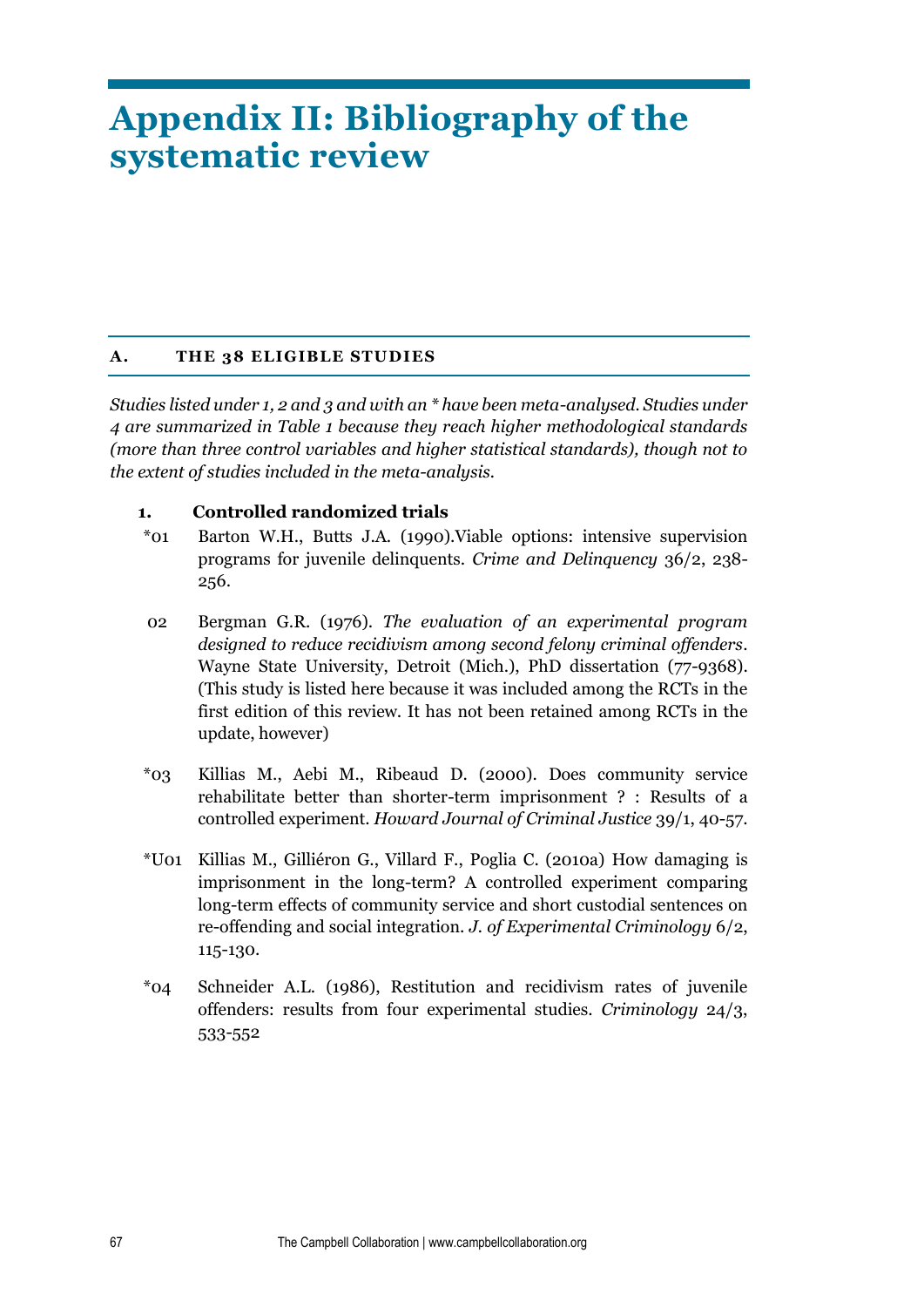# Appendix II: Bibliography of the systematic review

## A. THE 38 ELIGIBLE STUDIES

*Studies listed under 1, 2 and 3 and with an * have been meta-analysed. Studies under 4 are summarized in Table 1 because they reach higher methodological standards (more than three control variables and higher statistical standards), though not to the extent of studies included in the meta-analysis.*

### 1. Controlled randomized trials

*01 Barton W.H., Butts J.A. (1990).Viable options: intensive supervision programs for juvenile delinquents. *Crime and Delinquency* 36/2, 238-256.

02 Bergman G.R. (1976). *The evaluation of an experimental program designed to reduce recidivism among second felony criminal offenders*. Wayne State University, Detroit (Mich.), PhD dissertation (77-9368). (This study is listed here because it was included among the RCTs in the first edition of this review. It has not been retained among RCTs in the update, however)

*03 Killias M., Aebi M., Ribeaud D. (2000). Does community service rehabilitate better than shorter-term imprisonment ? : Results of a controlled experiment. *Howard Journal of Criminal Justice* 39/1, 40-57.

*U01 Killias M., Gilliéron G., Villard F., Poglia C. (2010a) How damaging is imprisonment in the long-term? A controlled experiment comparing long-term effects of community service and short custodial sentences on re-offending and social integration. *J. of Experimental Criminology* 6/2, 115-130.

*04 Schneider A.L. (1986), Restitution and recidivism rates of juvenile offenders: results from four experimental studies. *Criminology* 24/3, 533-552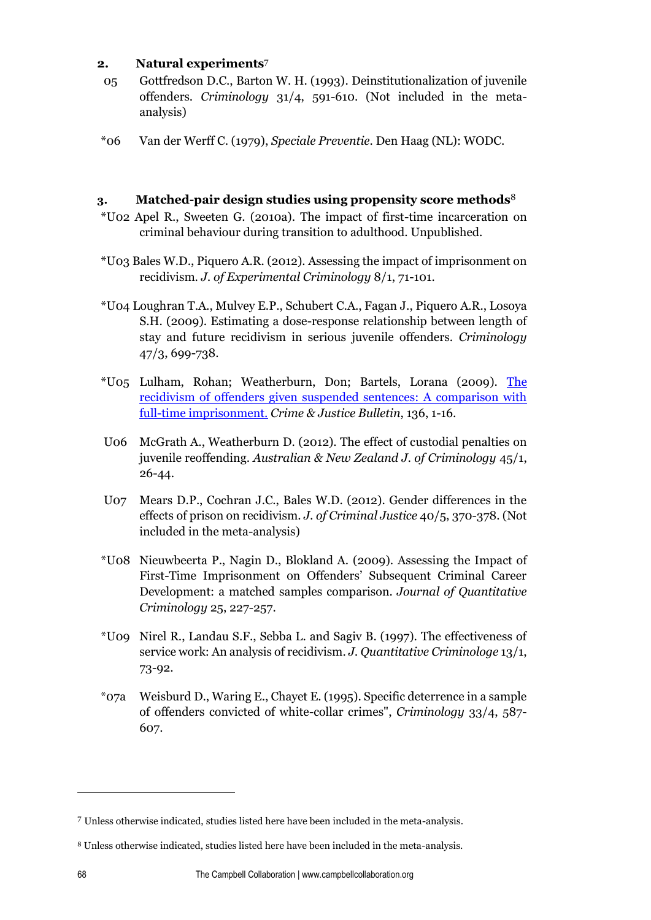## 2. Natural experiments[7]

05 Gottfredson D.C., Barton W. H. (1993). Deinstitutionalization of juvenile offenders. *Criminology* 31/4, 591-610. (Not included in the meta-analysis)

*06 Van der Werff C. (1979), *Speciale Preventie*. Den Haag (NL): WODC.

## 3. Matched-pair design studies using propensity score methods[8]

*U02 Apel R., Sweeten G. (2010a). The impact of first-time incarceration on criminal behaviour during transition to adulthood. Unpublished.

*U03 Bales W.D., Piquero A.R. (2012). Assessing the impact of imprisonment on recidivism. *J. of Experimental Criminology* 8/1, 71-101.

*U04 Loughran T.A., Mulvey E.P., Schubert C.A., Fagan J., Piquero A.R., Losoya S.H. (2009). Estimating a dose-response relationship between length of stay and future recidivism in serious juvenile offenders. *Criminology* 47/3, 699-738.

*U05 Lulham, Rohan; Weatherburn, Don; Bartels, Lorana (2009). The recidivism of offenders given suspended sentences: A comparison with full-time imprisonment. *Crime & Justice Bulletin*, 136, 1-16.

U06 McGrath A., Weatherburn D. (2012). The effect of custodial penalties on juvenile reoffending. *Australian & New Zealand J. of Criminology* 45/1, 26-44.

U07 Mears D.P., Cochran J.C., Bales W.D. (2012). Gender differences in the effects of prison on recidivism. *J. of Criminal Justice* 40/5, 370-378. (Not included in the meta-analysis)

*U08 Nieuwbeerta P., Nagin D., Blokland A. (2009). Assessing the Impact of First-Time Imprisonment on Offenders' Subsequent Criminal Career Development: a matched samples comparison. *Journal of Quantitative Criminology* 25, 227-257.

*U09 Nirel R., Landau S.F., Sebba L. and Sagiv B. (1997). The effectiveness of service work: An analysis of recidivism. *J. Quantitative Criminologe* 13/1, 73-92.

*07a Weisburd D., Waring E., Chayet E. (1995). Specific deterrence in a sample of offenders convicted of white-collar crimes", *Criminology* 33/4, 587-607.

---

[7] Unless otherwise indicated, studies listed here have been included in the meta-analysis.

[8] Unless otherwise indicated, studies listed here have been included in the meta-analysis.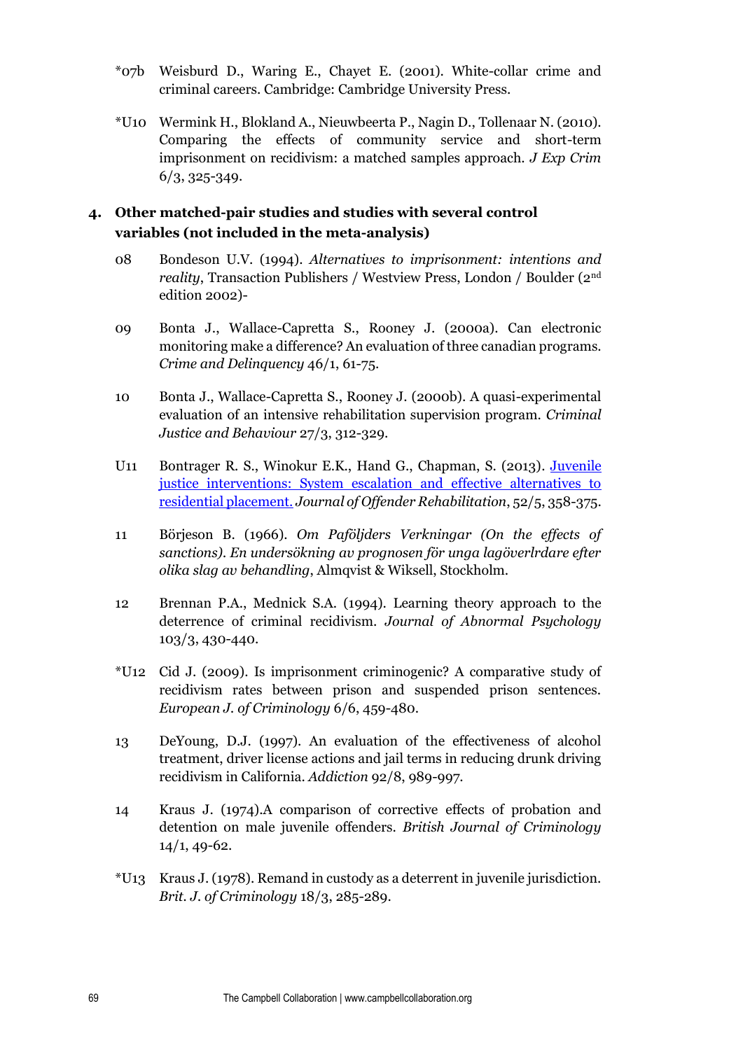*07b Weisburd D., Waring E., Chayet E. (2001). White-collar crime and criminal careers. Cambridge: Cambridge University Press.

*U10 Wermink H., Blokland A., Nieuwbeerta P., Nagin D., Tollenaar N. (2010). Comparing the effects of community service and short-term imprisonment on recidivism: a matched samples approach. *J Exp Crim* 6/3, 325-349.

## 4. Other matched-pair studies and studies with several control variables (not included in the meta-analysis)

08 Bondeson U.V. (1994). *Alternatives to imprisonment: intentions and reality*, Transaction Publishers / Westview Press, London / Boulder (2nd edition 2002)-

09 Bonta J., Wallace-Capretta S., Rooney J. (2000a). Can electronic monitoring make a difference? An evaluation of three canadian programs. *Crime and Delinquency* 46/1, 61-75.

10 Bonta J., Wallace-Capretta S., Rooney J. (2000b). A quasi-experimental evaluation of an intensive rehabilitation supervision program. *Criminal Justice and Behaviour* 27/3, 312-329.

U11 Bontrager R. S., Winokur E.K., Hand G., Chapman, S. (2013). Juvenile justice interventions: System escalation and effective alternatives to residential placement. *Journal of Offender Rehabilitation*, 52/5, 358-375.

11 Börjeson B. (1966). *Om Paföljders Verkningar (On the effects of sanctions). En undersökning av prognosen för unga lagöverlrdare efter olika slag av behandling*, Almqvist & Wiksell, Stockholm.

12 Brennan P.A., Mednick S.A. (1994). Learning theory approach to the deterrence of criminal recidivism. *Journal of Abnormal Psychology* 103/3, 430-440.

*U12 Cid J. (2009). Is imprisonment criminogenic? A comparative study of recidivism rates between prison and suspended prison sentences. *European J. of Criminology* 6/6, 459-480.

13 DeYoung, D.J. (1997). An evaluation of the effectiveness of alcohol treatment, driver license actions and jail terms in reducing drunk driving recidivism in California. *Addiction* 92/8, 989-997.

14 Kraus J. (1974).A comparison of corrective effects of probation and detention on male juvenile offenders. *British Journal of Criminology* 14/1, 49-62.

*U13 Kraus J. (1978). Remand in custody as a deterrent in juvenile jurisdiction. *Brit. J. of Criminology* 18/3, 285-289.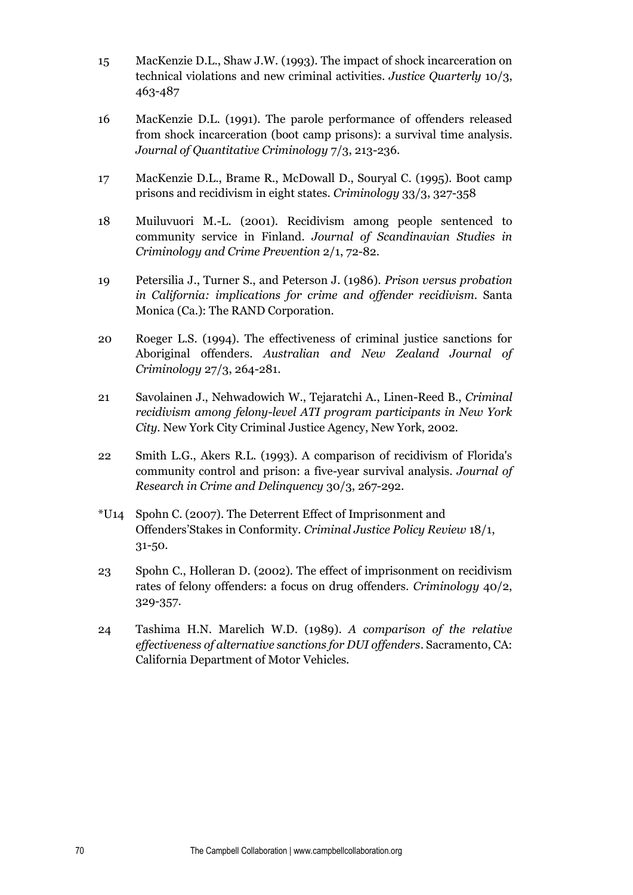15 MacKenzie D.L., Shaw J.W. (1993). The impact of shock incarceration on technical violations and new criminal activities. *Justice Quarterly* 10/3, 463-487

16 MacKenzie D.L. (1991). The parole performance of offenders released from shock incarceration (boot camp prisons): a survival time analysis. *Journal of Quantitative Criminology* 7/3, 213-236.

17 MacKenzie D.L., Brame R., McDowall D., Souryal C. (1995). Boot camp prisons and recidivism in eight states. *Criminology* 33/3, 327-358

18 Muiluvuori M.-L. (2001). Recidivism among people sentenced to community service in Finland. *Journal of Scandinavian Studies in Criminology and Crime Prevention* 2/1, 72-82.

19 Petersilia J., Turner S., and Peterson J. (1986). *Prison versus probation in California: implications for crime and offender recidivism*. Santa Monica (Ca.): The RAND Corporation.

20 Roeger L.S. (1994). The effectiveness of criminal justice sanctions for Aboriginal offenders. *Australian and New Zealand Journal of Criminology* 27/3, 264-281.

21 Savolainen J., Nehwadowich W., Tejaratchi A., Linen-Reed B., *Criminal recidivism among felony-level ATI program participants in New York City*. New York City Criminal Justice Agency, New York, 2002.

22 Smith L.G., Akers R.L. (1993). A comparison of recidivism of Florida's community control and prison: a five-year survival analysis. *Journal of Research in Crime and Delinquency* 30/3, 267-292.

*U14 Spohn C. (2007). The Deterrent Effect of Imprisonment and Offenders'Stakes in Conformity. *Criminal Justice Policy Review* 18/1, 31-50.

23 Spohn C., Holleran D. (2002). The effect of imprisonment on recidivism rates of felony offenders: a focus on drug offenders. *Criminology* 40/2, 329-357.

24 Tashima H.N. Marelich W.D. (1989). *A comparison of the relative effectiveness of alternative sanctions for DUI offenders*. Sacramento, CA: California Department of Motor Vehicles.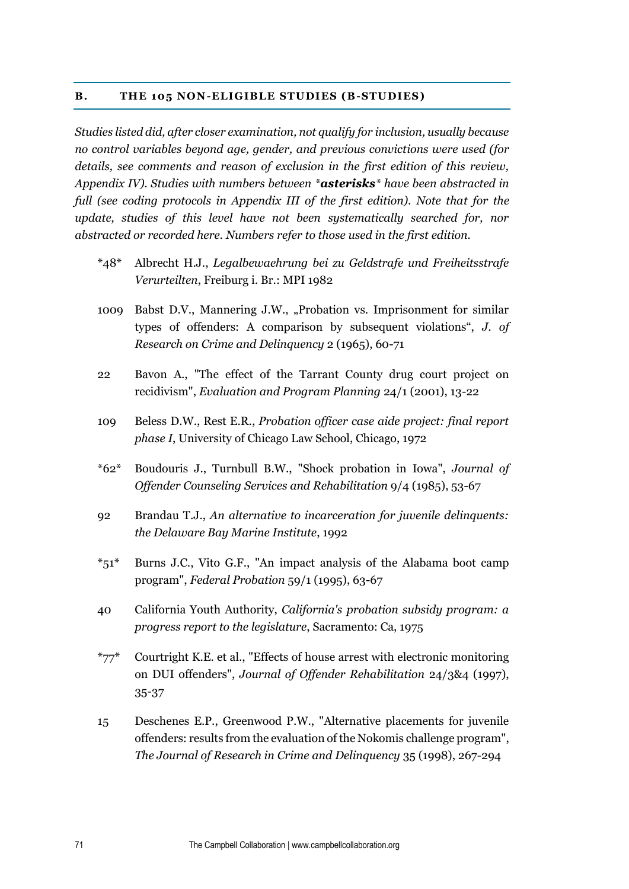## B. THE 105 NON-ELIGIBLE STUDIES (B-STUDIES)

*Studies listed did, after closer examination, not qualify for inclusion, usually because no control variables beyond age, gender, and previous convictions were used (for details, see comments and reason of exclusion in the first edition of this review, Appendix IV). Studies with numbers between \*__asterisks__\* have been abstracted in full (see coding protocols in Appendix III of the first edition). Note that for the update, studies of this level have not been systematically searched for, nor abstracted or recorded here. Numbers refer to those used in the first edition.*

*48* Albrecht H.J., *Legalbewaehrung bei zu Geldstrafe und Freiheitsstrafe Verurteilten*, Freiburg i. Br.: MPI 1982

1009 Babst D.V., Mannering J.W., „Probation vs. Imprisonment for similar types of offenders: A comparison by subsequent violations“, *J. of Research on Crime and Delinquency* 2 (1965), 60-71

22 Bavon A., "The effect of the Tarrant County drug court project on recidivism", *Evaluation and Program Planning* 24/1 (2001), 13-22

109 Beless D.W., Rest E.R., *Probation officer case aide project: final report phase I*, University of Chicago Law School, Chicago, 1972

*62* Boudouris J., Turnbull B.W., "Shock probation in Iowa", *Journal of Offender Counseling Services and Rehabilitation* 9/4 (1985), 53-67

92 Brandau T.J., *An alternative to incarceration for juvenile delinquents: the Delaware Bay Marine Institute*, 1992

*51* Burns J.C., Vito G.F., "An impact analysis of the Alabama boot camp program", *Federal Probation* 59/1 (1995), 63-67

40 California Youth Authority, *California's probation subsidy program: a progress report to the legislature*, Sacramento: Ca, 1975

*77* Courtright K.E. et al., "Effects of house arrest with electronic monitoring on DUI offenders", *Journal of Offender Rehabilitation* 24/3&4 (1997), 35-37

15 Deschenes E.P., Greenwood P.W., "Alternative placements for juvenile offenders: results from the evaluation of the Nokomis challenge program", *The Journal of Research in Crime and Delinquency* 35 (1998), 267-294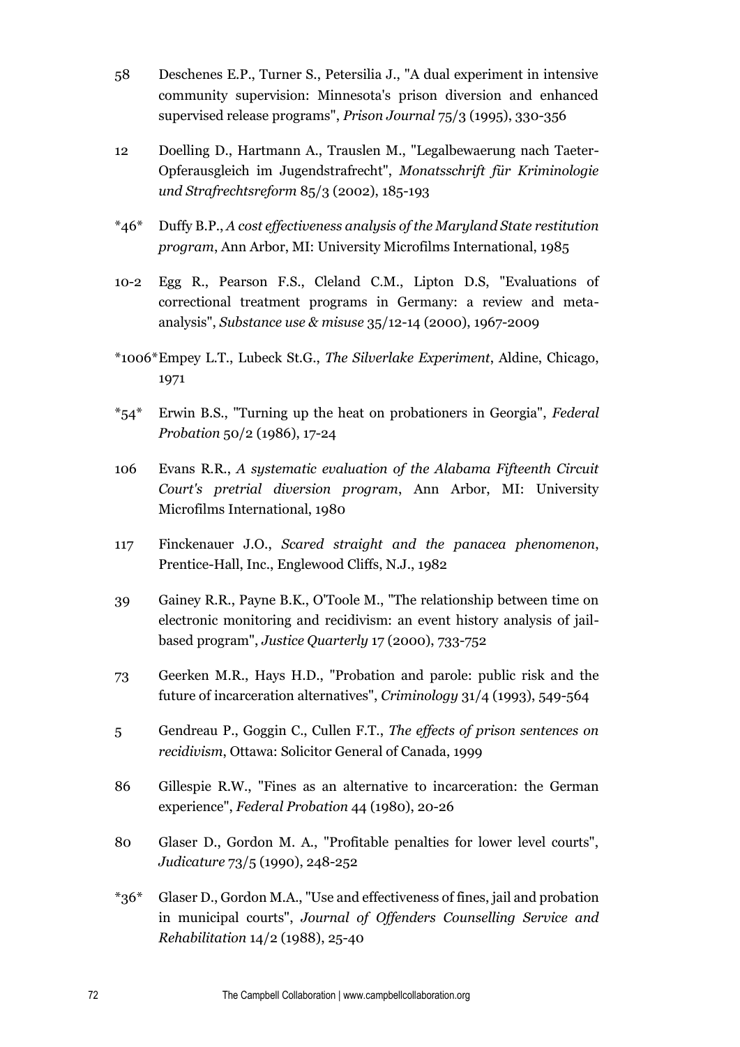58 Deschenes E.P., Turner S., Petersilia J., "A dual experiment in intensive community supervision: Minnesota's prison diversion and enhanced supervised release programs", *Prison Journal* 75/3 (1995), 330-356

12 Doelling D., Hartmann A., Trauslen M., "Legalbewaerung nach Taeter-Opferausgleich im Jugendstrafrecht", *Monatsschrift für Kriminologie und Strafrechtsreform* 85/3 (2002), 185-193

*46* Duffy B.P., *A cost effectiveness analysis of the Maryland State restitution program*, Ann Arbor, MI: University Microfilms International, 1985

10-2 Egg R., Pearson F.S., Cleland C.M., Lipton D.S, "Evaluations of correctional treatment programs in Germany: a review and meta-analysis", *Substance use & misuse* 35/12-14 (2000), 1967-2009

*1006* Empey L.T., Lubeck St.G., *The Silverlake Experiment*, Aldine, Chicago, 1971

*54* Erwin B.S., "Turning up the heat on probationers in Georgia", *Federal Probation* 50/2 (1986), 17-24

106 Evans R.R., *A systematic evaluation of the Alabama Fifteenth Circuit Court's pretrial diversion program*, Ann Arbor, MI: University Microfilms International, 1980

117 Finckenauer J.O., *Scared straight and the panacea phenomenon*, Prentice-Hall, Inc., Englewood Cliffs, N.J., 1982

39 Gainey R.R., Payne B.K., O'Toole M., "The relationship between time on electronic monitoring and recidivism: an event history analysis of jail-based program", *Justice Quarterly* 17 (2000), 733-752

73 Geerken M.R., Hays H.D., "Probation and parole: public risk and the future of incarceration alternatives", *Criminology* 31/4 (1993), 549-564

5 Gendreau P., Goggin C., Cullen F.T., *The effects of prison sentences on recidivism*, Ottawa: Solicitor General of Canada, 1999

86 Gillespie R.W., "Fines as an alternative to incarceration: the German experience", *Federal Probation* 44 (1980), 20-26

80 Glaser D., Gordon M. A., "Profitable penalties for lower level courts", *Judicature* 73/5 (1990), 248-252

*36* Glaser D., Gordon M.A., "Use and effectiveness of fines, jail and probation in municipal courts", *Journal of Offenders Counselling Service and Rehabilitation* 14/2 (1988), 25-40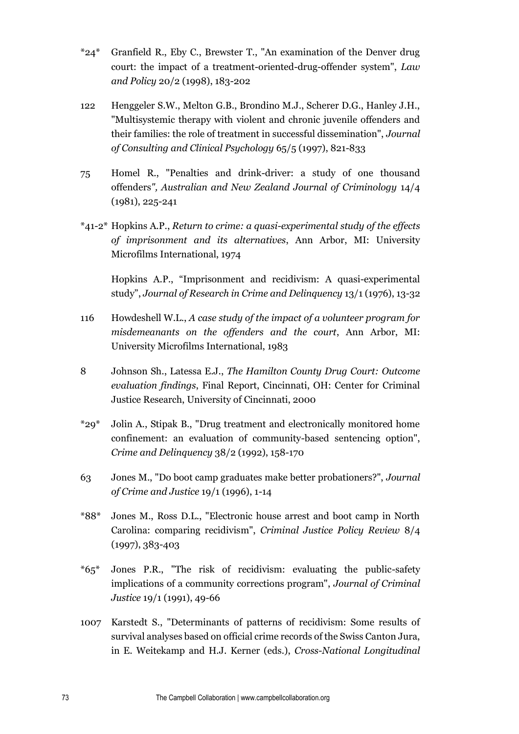*24* Granfield R., Eby C., Brewster T., "An examination of the Denver drug court: the impact of a treatment-oriented-drug-offender system", *Law and Policy* 20/2 (1998), 183-202

122 Henggeler S.W., Melton G.B., Brondino M.J., Scherer D.G., Hanley J.H., "Multisystemic therapy with violent and chronic juvenile offenders and their families: the role of treatment in successful dissemination", *Journal of Consulting and Clinical Psychology* 65/5 (1997), 821-833

75 Homel R., "Penalties and drink-driver: a study of one thousand offenders*", Australian and New Zealand Journal of Criminology* 14/4 (1981), 225-241

*41-2* Hopkins A.P., *Return to crime: a quasi-experimental study of the effects of imprisonment and its alternatives*, Ann Arbor, MI: University Microfilms International, 1974

Hopkins A.P., "Imprisonment and recidivism: A quasi-experimental study", *Journal of Research in Crime and Delinquency* 13/1 (1976), 13-32

116 Howdeshell W.L., *A case study of the impact of a volunteer program for misdemeanants on the offenders and the court*, Ann Arbor, MI: University Microfilms International, 1983

8 Johnson Sh., Latessa E.J., *The Hamilton County Drug Court: Outcome evaluation findings*, Final Report, Cincinnati, OH: Center for Criminal Justice Research, University of Cincinnati, 2000

*29* Jolin A., Stipak B., "Drug treatment and electronically monitored home confinement: an evaluation of community-based sentencing option", *Crime and Delinquency* 38/2 (1992), 158-170

63 Jones M., "Do boot camp graduates make better probationers?", *Journal of Crime and Justice* 19/1 (1996), 1-14

*88* Jones M., Ross D.L., "Electronic house arrest and boot camp in North Carolina: comparing recidivism", *Criminal Justice Policy Review* 8/4 (1997), 383-403

*65* Jones P.R., "The risk of recidivism: evaluating the public-safety implications of a community corrections program", *Journal of Criminal Justice* 19/1 (1991), 49-66

1007 Karstedt S., "Determinants of patterns of recidivism: Some results of survival analyses based on official crime records of the Swiss Canton Jura, in E. Weitekamp and H.J. Kerner (eds.), *Cross-National Longitudinal*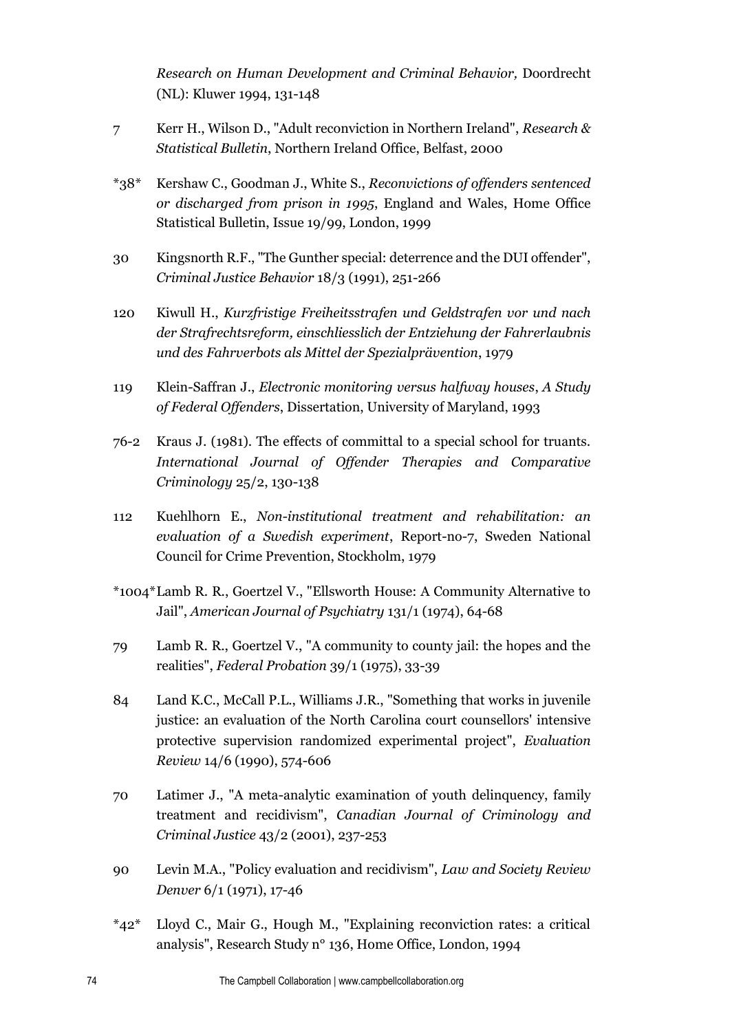*Research on Human Development and Criminal Behavior,* Doordrecht (NL): Kluwer 1994, 131-148

7 Kerr H., Wilson D., "Adult reconviction in Northern Ireland", *Research & Statistical Bulletin*, Northern Ireland Office, Belfast, 2000

*38* Kershaw C., Goodman J., White S., *Reconvictions of offenders sentenced or discharged from prison in 1995*, England and Wales, Home Office Statistical Bulletin, Issue 19/99, London, 1999

30 Kingsnorth R.F., "The Gunther special: deterrence and the DUI offender", *Criminal Justice Behavior* 18/3 (1991), 251-266

120 Kiwull H., *Kurzfristige Freiheitsstrafen und Geldstrafen vor und nach der Strafrechtsreform, einschliesslich der Entziehung der Fahrerlaubnis und des Fahrverbots als Mittel der Spezialprävention*, 1979

119 Klein-Saffran J., *Electronic monitoring versus halfway houses*, *A Study of Federal Offenders*, Dissertation, University of Maryland, 1993

76-2 Kraus J. (1981). The effects of committal to a special school for truants. *International Journal of Offender Therapies and Comparative Criminology* 25/2, 130-138

112 Kuehlhorn E., *Non-institutional treatment and rehabilitation: an evaluation of a Swedish experiment*, Report-no-7, Sweden National Council for Crime Prevention, Stockholm, 1979

*1004* Lamb R. R., Goertzel V., "Ellsworth House: A Community Alternative to Jail", *American Journal of Psychiatry* 131/1 (1974), 64-68

79 Lamb R. R., Goertzel V., "A community to county jail: the hopes and the realities", *Federal Probation* 39/1 (1975), 33-39

84 Land K.C., McCall P.L., Williams J.R., "Something that works in juvenile justice: an evaluation of the North Carolina court counsellors' intensive protective supervision randomized experimental project", *Evaluation Review* 14/6 (1990), 574-606

70 Latimer J., "A meta-analytic examination of youth delinquency, family treatment and recidivism", *Canadian Journal of Criminology and Criminal Justice* 43/2 (2001), 237-253

90 Levin M.A., "Policy evaluation and recidivism", *Law and Society Review Denver* 6/1 (1971), 17-46

*42* Lloyd C., Mair G., Hough M., "Explaining reconviction rates: a critical analysis", Research Study n° 136, Home Office, London, 1994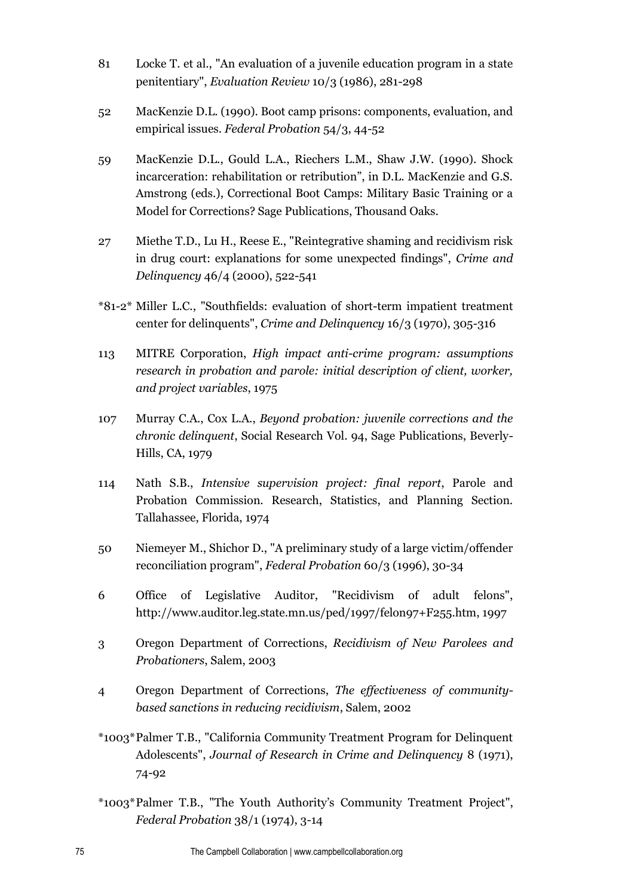81 Locke T. et al., "An evaluation of a juvenile education program in a state penitentiary", *Evaluation Review* 10/3 (1986), 281-298

52 MacKenzie D.L. (1990). Boot camp prisons: components, evaluation, and empirical issues. *Federal Probation* 54/3, 44-52

59 MacKenzie D.L., Gould L.A., Riechers L.M., Shaw J.W. (1990). Shock incarceration: rehabilitation or retribution", in D.L. MacKenzie and G.S. Amstrong (eds.), Correctional Boot Camps: Military Basic Training or a Model for Corrections? Sage Publications, Thousand Oaks.

27 Miethe T.D., Lu H., Reese E., "Reintegrative shaming and recidivism risk in drug court: explanations for some unexpected findings", *Crime and Delinquency* 46/4 (2000), 522-541

*81-2* Miller L.C., "Southfields: evaluation of short-term impatient treatment center for delinquents", *Crime and Delinquency* 16/3 (1970), 305-316

113 MITRE Corporation, *High impact anti-crime program: assumptions research in probation and parole: initial description of client, worker, and project variables*, 1975

107 Murray C.A., Cox L.A., *Beyond probation: juvenile corrections and the chronic delinquent*, Social Research Vol. 94, Sage Publications, Beverly-Hills, CA, 1979

114 Nath S.B., *Intensive supervision project: final report*, Parole and Probation Commission. Research, Statistics, and Planning Section. Tallahassee, Florida, 1974

50 Niemeyer M., Shichor D., "A preliminary study of a large victim/offender reconciliation program", *Federal Probation* 60/3 (1996), 30-34

6 Office of Legislative Auditor, "Recidivism of adult felons", http://www.auditor.leg.state.mn.us/ped/1997/felon97+F255.htm, 1997

3 Oregon Department of Corrections, *Recidivism of New Parolees and Probationers*, Salem, 2003

4 Oregon Department of Corrections, *The effectiveness of community-based sanctions in reducing recidivism*, Salem, 2002

*1003* Palmer T.B., "California Community Treatment Program for Delinquent Adolescents", *Journal of Research in Crime and Delinquency* 8 (1971), 74-92

*1003* Palmer T.B., "The Youth Authority's Community Treatment Project", *Federal Probation* 38/1 (1974), 3-14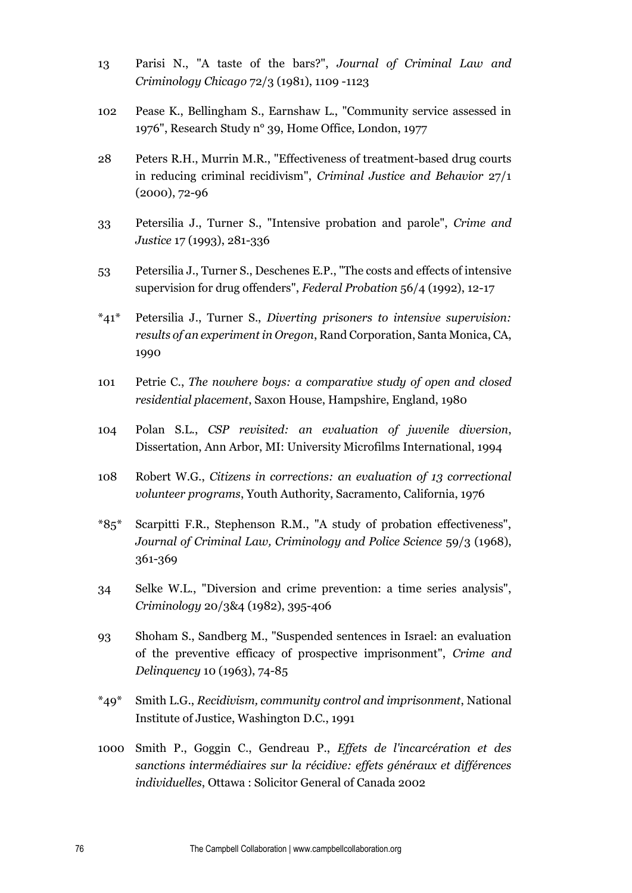13 Parisi N., "A taste of the bars?", *Journal of Criminal Law and Criminology Chicago* 72/3 (1981), 1109 -1123

102 Pease K., Bellingham S., Earnshaw L., "Community service assessed in 1976", Research Study n° 39, Home Office, London, 1977

28 Peters R.H., Murrin M.R., "Effectiveness of treatment-based drug courts in reducing criminal recidivism", *Criminal Justice and Behavior* 27/1 (2000), 72-96

33 Petersilia J., Turner S., "Intensive probation and parole", *Crime and Justice* 17 (1993), 281-336

53 Petersilia J., Turner S., Deschenes E.P., "The costs and effects of intensive supervision for drug offenders", *Federal Probation* 56/4 (1992), 12-17

*41* Petersilia J., Turner S., *Diverting prisoners to intensive supervision: results of an experiment in Oregon*, Rand Corporation, Santa Monica, CA, 1990

101 Petrie C., *The nowhere boys: a comparative study of open and closed residential placement*, Saxon House, Hampshire, England, 1980

104 Polan S.L., *CSP revisited: an evaluation of juvenile diversion*, Dissertation, Ann Arbor, MI: University Microfilms International, 1994

108 Robert W.G., *Citizens in corrections: an evaluation of 13 correctional volunteer programs*, Youth Authority, Sacramento, California, 1976

*85* Scarpitti F.R., Stephenson R.M., "A study of probation effectiveness", *Journal of Criminal Law, Criminology and Police Science* 59/3 (1968), 361-369

34 Selke W.L., "Diversion and crime prevention: a time series analysis", *Criminology* 20/3&4 (1982), 395-406

93 Shoham S., Sandberg M., "Suspended sentences in Israel: an evaluation of the preventive efficacy of prospective imprisonment", *Crime and Delinquency* 10 (1963), 74-85

*49* Smith L.G., *Recidivism, community control and imprisonment*, National Institute of Justice, Washington D.C., 1991

1000 Smith P., Goggin C., Gendreau P., *Effets de l'incarcération et des sanctions intermédiaires sur la récidive: effets généraux et différences individuelles*, Ottawa : Solicitor General of Canada 2002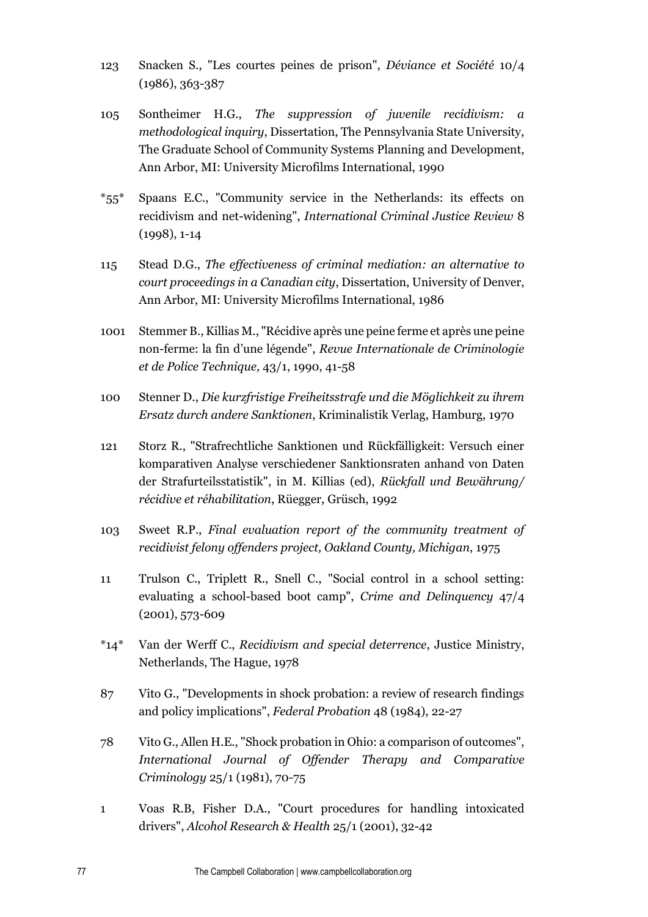123 Snacken S., "Les courtes peines de prison", *Déviance et Société* 10/4 (1986), 363-387

105 Sontheimer H.G., *The suppression of juvenile recidivism: a methodological inquiry*, Dissertation, The Pennsylvania State University, The Graduate School of Community Systems Planning and Development, Ann Arbor, MI: University Microfilms International, 1990

*55* Spaans E.C., "Community service in the Netherlands: its effects on recidivism and net-widening", *International Criminal Justice Review* 8 (1998), 1-14

115 Stead D.G., *The effectiveness of criminal mediation: an alternative to court proceedings in a Canadian city*, Dissertation, University of Denver, Ann Arbor, MI: University Microfilms International, 1986

1001 Stemmer B., Killias M., "Récidive après une peine ferme et après une peine non-ferme: la fin d'une légende", *Revue Internationale de Criminologie et de Police Technique,* 43/1, 1990, 41-58

100 Stenner D., *Die kurzfristige Freiheitsstrafe und die Möglichkeit zu ihrem Ersatz durch andere Sanktionen*, Kriminalistik Verlag, Hamburg, 1970

121 Storz R., "Strafrechtliche Sanktionen und Rückfälligkeit: Versuch einer komparativen Analyse verschiedener Sanktionsraten anhand von Daten der Strafurteilsstatistik", in M. Killias (ed), *Rückfall und Bewährung/ récidive et réhabilitation*, Rüegger, Grüsch, 1992

103 Sweet R.P., *Final evaluation report of the community treatment of recidivist felony offenders project, Oakland County, Michigan*, 1975

11 Trulson C., Triplett R., Snell C., "Social control in a school setting: evaluating a school-based boot camp", *Crime and Delinquency* 47/4 (2001), 573-609

*14* Van der Werff C., *Recidivism and special deterrence*, Justice Ministry, Netherlands, The Hague, 1978

87 Vito G., "Developments in shock probation: a review of research findings and policy implications", *Federal Probation* 48 (1984), 22-27

78 Vito G., Allen H.E., "Shock probation in Ohio: a comparison of outcomes", *International Journal of Offender Therapy and Comparative Criminology* 25/1 (1981), 70-75

1 Voas R.B, Fisher D.A., "Court procedures for handling intoxicated drivers", *Alcohol Research & Health* 25/1 (2001), 32-42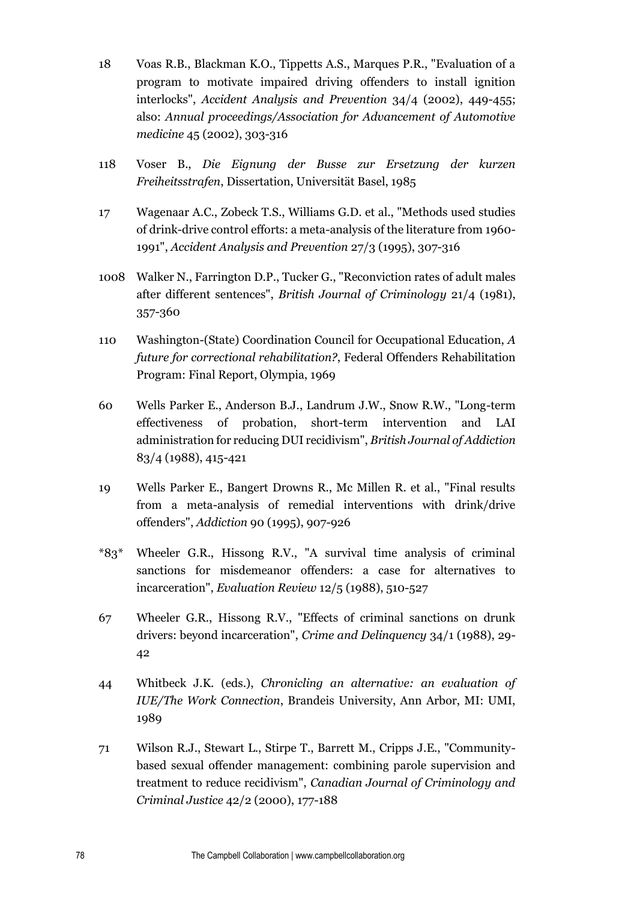18 Voas R.B., Blackman K.O., Tippetts A.S., Marques P.R., "Evaluation of a program to motivate impaired driving offenders to install ignition interlocks", *Accident Analysis and Prevention* 34/4 (2002), 449-455; also: *Annual proceedings/Association for Advancement of Automotive medicine* 45 (2002), 303-316

118 Voser B., *Die Eignung der Busse zur Ersetzung der kurzen Freiheitsstrafen*, Dissertation, Universität Basel, 1985

17 Wagenaar A.C., Zobeck T.S., Williams G.D. et al., "Methods used studies of drink-drive control efforts: a meta-analysis of the literature from 1960-1991", *Accident Analysis and Prevention* 27/3 (1995), 307-316

1008 Walker N., Farrington D.P., Tucker G., "Reconviction rates of adult males after different sentences", *British Journal of Criminology* 21/4 (1981), 357-360

110 Washington-(State) Coordination Council for Occupational Education, *A future for correctional rehabilitation?*, Federal Offenders Rehabilitation Program: Final Report, Olympia, 1969

60 Wells Parker E., Anderson B.J., Landrum J.W., Snow R.W., "Long-term effectiveness of probation, short-term intervention and LAI administration for reducing DUI recidivism", *British Journal of Addiction* 83/4 (1988), 415-421

19 Wells Parker E., Bangert Drowns R., Mc Millen R. et al., "Final results from a meta-analysis of remedial interventions with drink/drive offenders", *Addiction* 90 (1995), 907-926

*83* Wheeler G.R., Hissong R.V., "A survival time analysis of criminal sanctions for misdemeanor offenders: a case for alternatives to incarceration", *Evaluation Review* 12/5 (1988), 510-527

67 Wheeler G.R., Hissong R.V., "Effects of criminal sanctions on drunk drivers: beyond incarceration", *Crime and Delinquency* 34/1 (1988), 29-42

44 Whitbeck J.K. (eds.), *Chronicling an alternative: an evaluation of IUE/The Work Connection*, Brandeis University, Ann Arbor, MI: UMI, 1989

71 Wilson R.J., Stewart L., Stirpe T., Barrett M., Cripps J.E., "Community-based sexual offender management: combining parole supervision and treatment to reduce recidivism", *Canadian Journal of Criminology and Criminal Justice* 42/2 (2000), 177-188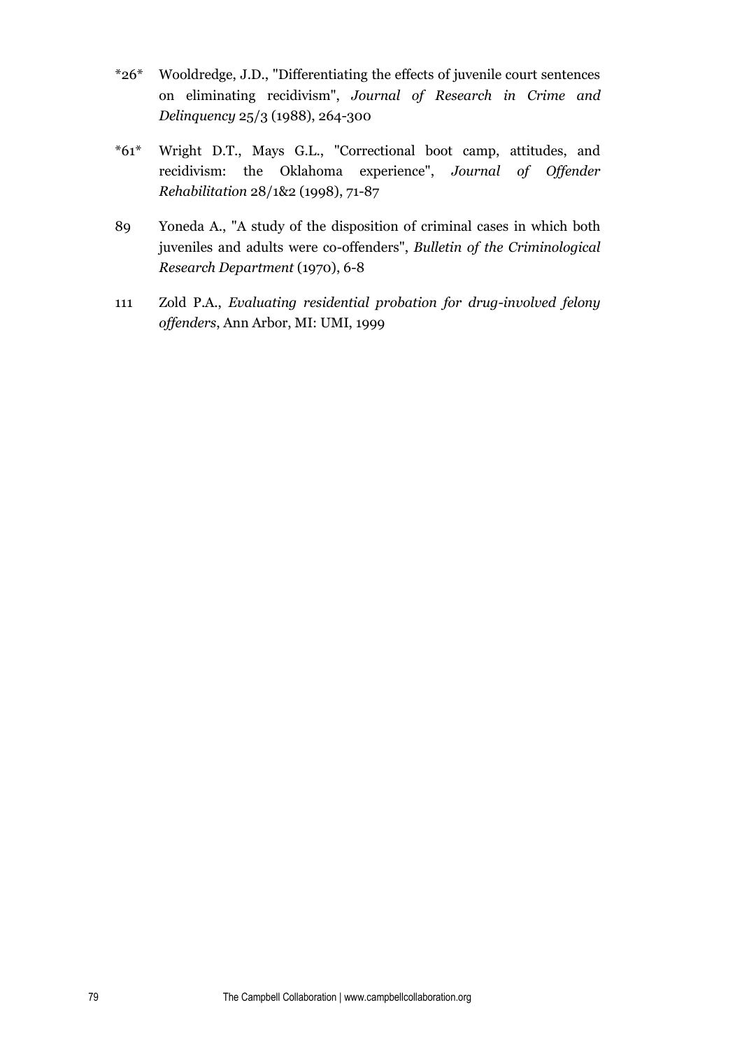*26* Wooldredge, J.D., "Differentiating the effects of juvenile court sentences on eliminating recidivism", *Journal of Research in Crime and Delinquency* 25/3 (1988), 264-300

*61* Wright D.T., Mays G.L., "Correctional boot camp, attitudes, and recidivism: the Oklahoma experience", *Journal of Offender Rehabilitation* 28/1&2 (1998), 71-87

89 Yoneda A., "A study of the disposition of criminal cases in which both juveniles and adults were co-offenders", *Bulletin of the Criminological Research Department* (1970), 6-8

111 Zold P.A., *Evaluating residential probation for drug-involved felony offenders*, Ann Arbor, MI: UMI, 1999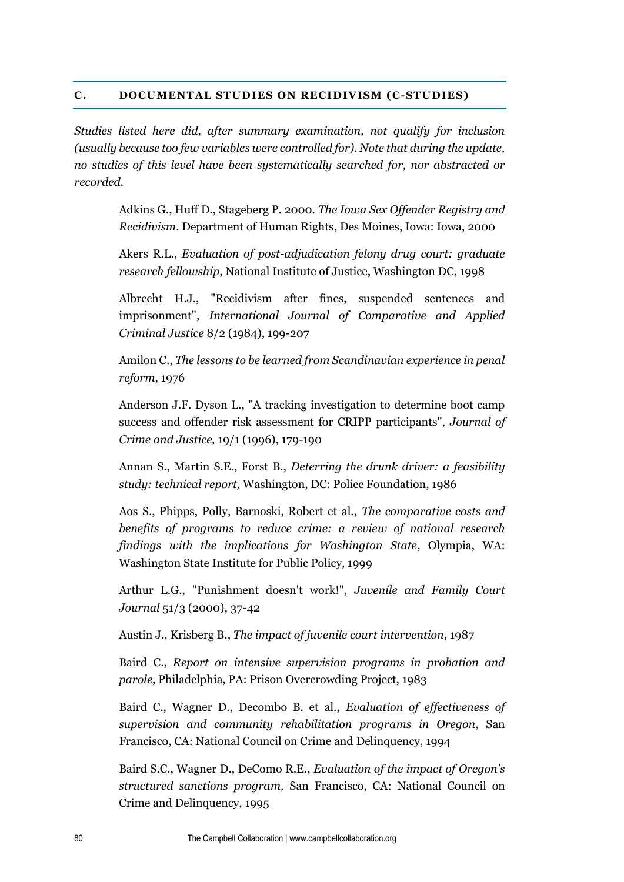## C. DOCUMENTAL STUDIES ON RECIDIVISM (C-STUDIES)

*Studies listed here did, after summary examination, not qualify for inclusion (usually because too few variables were controlled for). Note that during the update, no studies of this level have been systematically searched for, nor abstracted or recorded.*

Adkins G., Huff D., Stageberg P. 2000. *The Iowa Sex Offender Registry and Recidivism*. Department of Human Rights, Des Moines, Iowa: Iowa, 2000

Akers R.L., *Evaluation of post-adjudication felony drug court: graduate research fellowship*, National Institute of Justice, Washington DC, 1998

Albrecht H.J., "Recidivism after fines, suspended sentences and imprisonment", *International Journal of Comparative and Applied Criminal Justice* 8/2 (1984), 199-207

Amilon C., *The lessons to be learned from Scandinavian experience in penal reform*, 1976

Anderson J.F. Dyson L., "A tracking investigation to determine boot camp success and offender risk assessment for CRIPP participants", *Journal of Crime and Justice,* 19/1 (1996), 179-190

Annan S., Martin S.E., Forst B., *Deterring the drunk driver: a feasibility study: technical report,* Washington, DC: Police Foundation, 1986

Aos S., Phipps, Polly, Barnoski, Robert et al., *The comparative costs and benefits of programs to reduce crime: a review of national research findings with the implications for Washington State*, Olympia, WA: Washington State Institute for Public Policy, 1999

Arthur L.G., "Punishment doesn't work!", *Juvenile and Family Court Journal* 51/3 (2000), 37-42

Austin J., Krisberg B., *The impact of juvenile court intervention*, 1987

Baird C., *Report on intensive supervision programs in probation and parole*, Philadelphia, PA: Prison Overcrowding Project, 1983

Baird C., Wagner D., Decombo B. et al., *Evaluation of effectiveness of supervision and community rehabilitation programs in Oregon*, San Francisco, CA: National Council on Crime and Delinquency, 1994

Baird S.C., Wagner D., DeComo R.E., *Evaluation of the impact of Oregon's structured sanctions program,* San Francisco, CA: National Council on Crime and Delinquency, 1995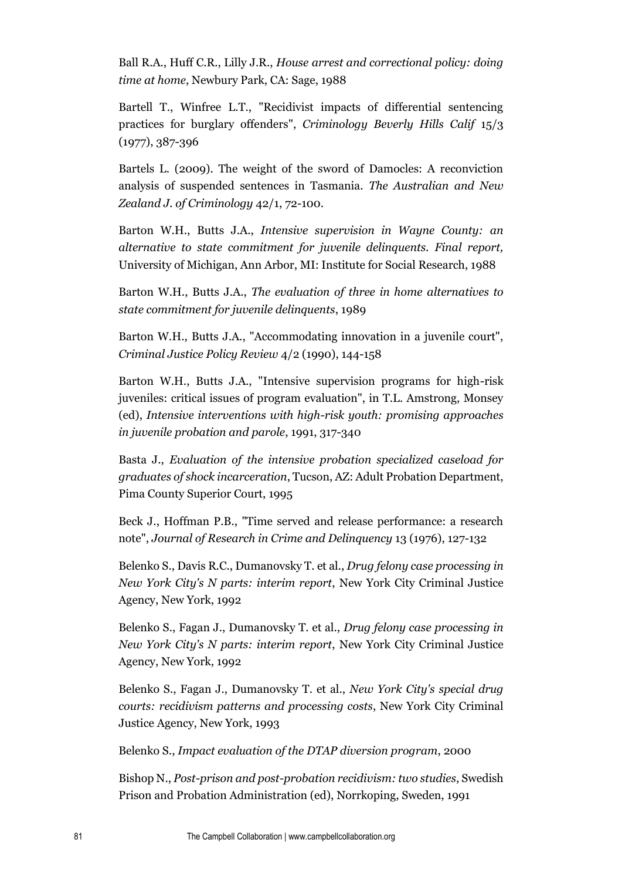Ball R.A., Huff C.R., Lilly J.R., *House arrest and correctional policy: doing time at home*, Newbury Park, CA: Sage, 1988

Bartell T., Winfree L.T., "Recidivist impacts of differential sentencing practices for burglary offenders", *Criminology Beverly Hills Calif* 15/3 (1977), 387-396

Bartels L. (2009). The weight of the sword of Damocles: A reconviction analysis of suspended sentences in Tasmania. *The Australian and New Zealand J. of Criminology* 42/1, 72-100.

Barton W.H., Butts J.A., *Intensive supervision in Wayne County: an alternative to state commitment for juvenile delinquents. Final report,* University of Michigan, Ann Arbor, MI: Institute for Social Research, 1988

Barton W.H., Butts J.A., *The evaluation of three in home alternatives to state commitment for juvenile delinquents*, 1989

Barton W.H., Butts J.A., "Accommodating innovation in a juvenile court", *Criminal Justice Policy Review* 4/2 (1990), 144-158

Barton W.H., Butts J.A., "Intensive supervision programs for high-risk juveniles: critical issues of program evaluation", in T.L. Amstrong, Monsey (ed), *Intensive interventions with high-risk youth: promising approaches in juvenile probation and parole*, 1991, 317-340

Basta J., *Evaluation of the intensive probation specialized caseload for graduates of shock incarceration*, Tucson, AZ: Adult Probation Department, Pima County Superior Court, 1995

Beck J., Hoffman P.B., "Time served and release performance: a research note", *Journal of Research in Crime and Delinquency* 13 (1976), 127-132

Belenko S., Davis R.C., Dumanovsky T. et al., *Drug felony case processing in New York City's N parts: interim report*, New York City Criminal Justice Agency, New York, 1992

Belenko S., Fagan J., Dumanovsky T. et al., *Drug felony case processing in New York City's N parts: interim report*, New York City Criminal Justice Agency, New York, 1992

Belenko S., Fagan J., Dumanovsky T. et al., *New York City's special drug courts: recidivism patterns and processing costs*, New York City Criminal Justice Agency, New York, 1993

Belenko S., *Impact evaluation of the DTAP diversion program*, 2000

Bishop N., *Post-prison and post-probation recidivism: two studies*, Swedish Prison and Probation Administration (ed), Norrkoping, Sweden, 1991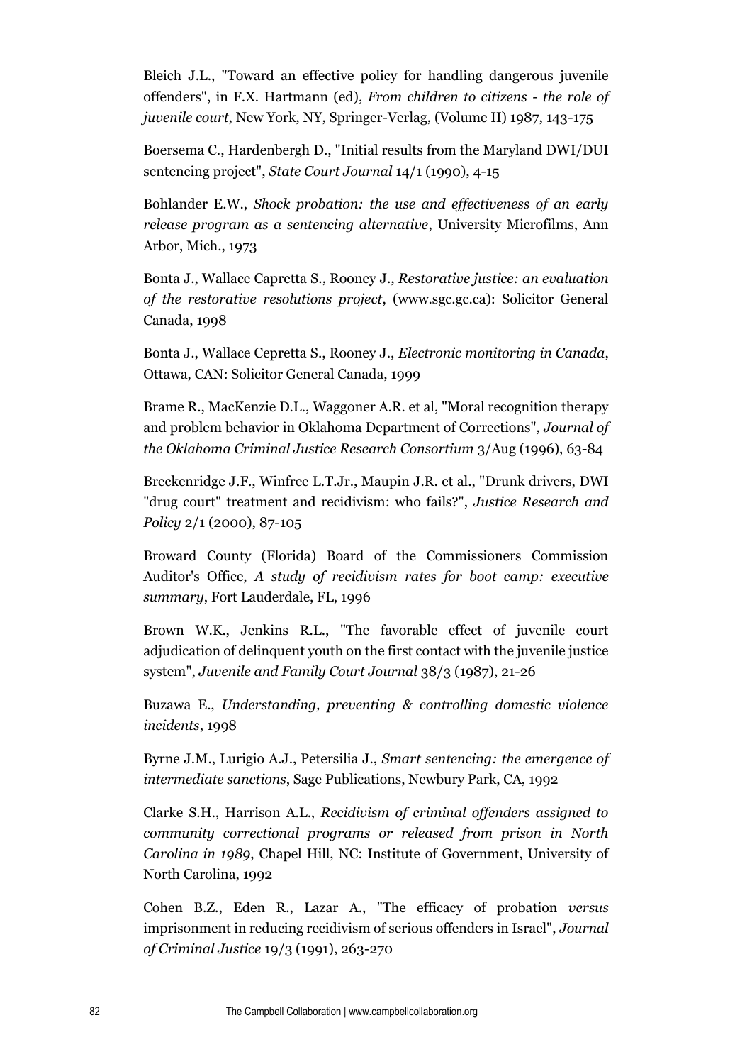Bleich J.L., "Toward an effective policy for handling dangerous juvenile offenders", in F.X. Hartmann (ed), *From children to citizens - the role of juvenile court*, New York, NY, Springer-Verlag, (Volume II) 1987, 143-175

Boersema C., Hardenbergh D., "Initial results from the Maryland DWI/DUI sentencing project", *State Court Journal* 14/1 (1990), 4-15

Bohlander E.W., *Shock probation: the use and effectiveness of an early release program as a sentencing alternative*, University Microfilms, Ann Arbor, Mich., 1973

Bonta J., Wallace Capretta S., Rooney J., *Restorative justice: an evaluation of the restorative resolutions project*, (www.sgc.gc.ca): Solicitor General Canada, 1998

Bonta J., Wallace Cepretta S., Rooney J., *Electronic monitoring in Canada*, Ottawa, CAN: Solicitor General Canada, 1999

Brame R., MacKenzie D.L., Waggoner A.R. et al, "Moral recognition therapy and problem behavior in Oklahoma Department of Corrections", *Journal of the Oklahoma Criminal Justice Research Consortium* 3/Aug (1996), 63-84

Breckenridge J.F., Winfree L.T.Jr., Maupin J.R. et al., "Drunk drivers, DWI "drug court" treatment and recidivism: who fails?", *Justice Research and Policy* 2/1 (2000), 87-105

Broward County (Florida) Board of the Commissioners Commission Auditor's Office, *A study of recidivism rates for boot camp: executive summary*, Fort Lauderdale, FL, 1996

Brown W.K., Jenkins R.L., "The favorable effect of juvenile court adjudication of delinquent youth on the first contact with the juvenile justice system", *Juvenile and Family Court Journal* 38/3 (1987), 21-26

Buzawa E., *Understanding, preventing & controlling domestic violence incidents*, 1998

Byrne J.M., Lurigio A.J., Petersilia J., *Smart sentencing: the emergence of intermediate sanctions*, Sage Publications, Newbury Park, CA, 1992

Clarke S.H., Harrison A.L., *Recidivism of criminal offenders assigned to community correctional programs or released from prison in North Carolina in 1989*, Chapel Hill, NC: Institute of Government, University of North Carolina, 1992

Cohen B.Z., Eden R., Lazar A., "The efficacy of probation *versus* imprisonment in reducing recidivism of serious offenders in Israel", *Journal of Criminal Justice* 19/3 (1991), 263-270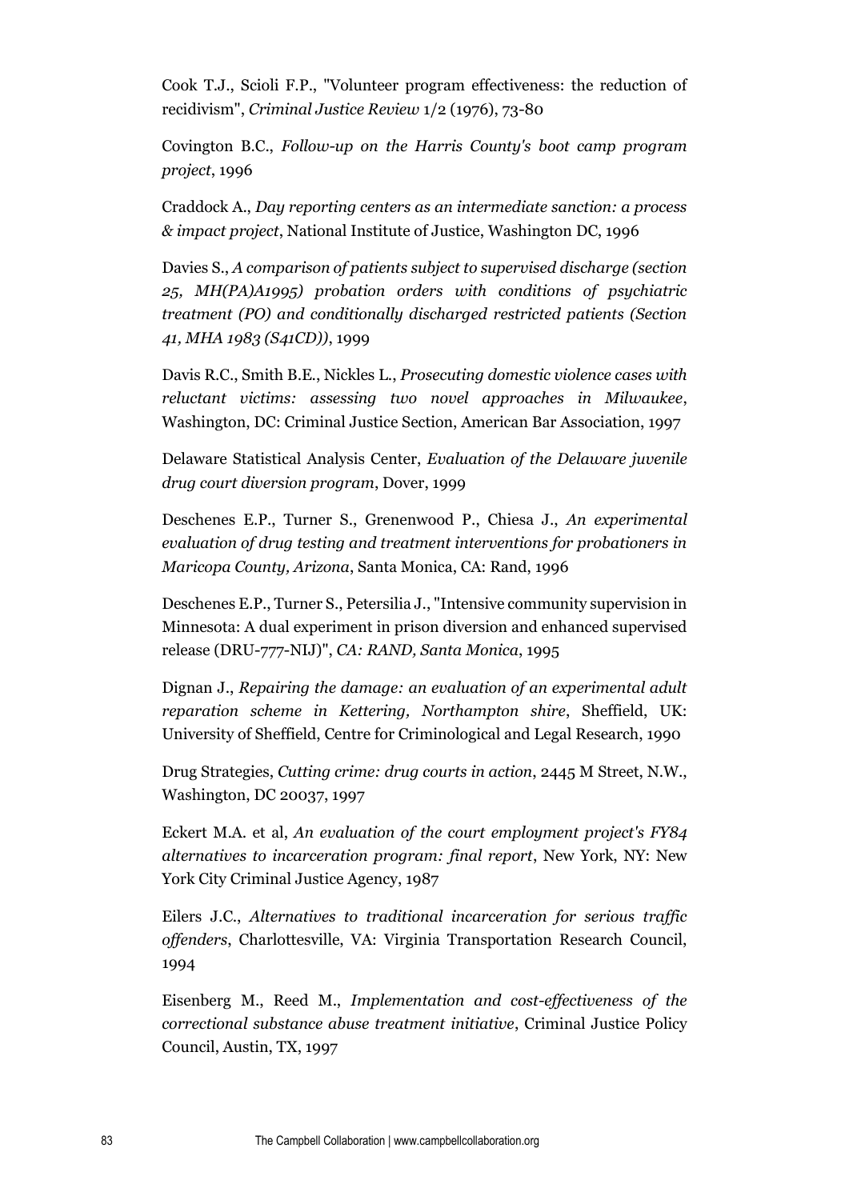Cook T.J., Scioli F.P., "Volunteer program effectiveness: the reduction of recidivism", *Criminal Justice Review* 1/2 (1976), 73-80

Covington B.C., *Follow-up on the Harris County's boot camp program project*, 1996

Craddock A., *Day reporting centers as an intermediate sanction: a process & impact project*, National Institute of Justice, Washington DC, 1996

Davies S., *A comparison of patients subject to supervised discharge (section 25, MH(PA)A1995) probation orders with conditions of psychiatric treatment (PO) and conditionally discharged restricted patients (Section 41, MHA 1983 (S41CD))*, 1999

Davis R.C., Smith B.E., Nickles L., *Prosecuting domestic violence cases with reluctant victims: assessing two novel approaches in Milwaukee*, Washington, DC: Criminal Justice Section, American Bar Association, 1997

Delaware Statistical Analysis Center, *Evaluation of the Delaware juvenile drug court diversion program*, Dover, 1999

Deschenes E.P., Turner S., Grenenwood P., Chiesa J., *An experimental evaluation of drug testing and treatment interventions for probationers in Maricopa County, Arizona*, Santa Monica, CA: Rand, 1996

Deschenes E.P., Turner S., Petersilia J., "Intensive community supervision in Minnesota: A dual experiment in prison diversion and enhanced supervised release (DRU-777-NIJ)", *CA: RAND, Santa Monica*, 1995

Dignan J., *Repairing the damage: an evaluation of an experimental adult reparation scheme in Kettering, Northampton shire*, Sheffield, UK: University of Sheffield, Centre for Criminological and Legal Research, 1990

Drug Strategies, *Cutting crime: drug courts in action*, 2445 M Street, N.W., Washington, DC 20037, 1997

Eckert M.A. et al, *An evaluation of the court employment project's FY84 alternatives to incarceration program: final report*, New York, NY: New York City Criminal Justice Agency, 1987

Eilers J.C., *Alternatives to traditional incarceration for serious traffic offenders*, Charlottesville, VA: Virginia Transportation Research Council, 1994

Eisenberg M., Reed M., *Implementation and cost-effectiveness of the correctional substance abuse treatment initiative*, Criminal Justice Policy Council, Austin, TX, 1997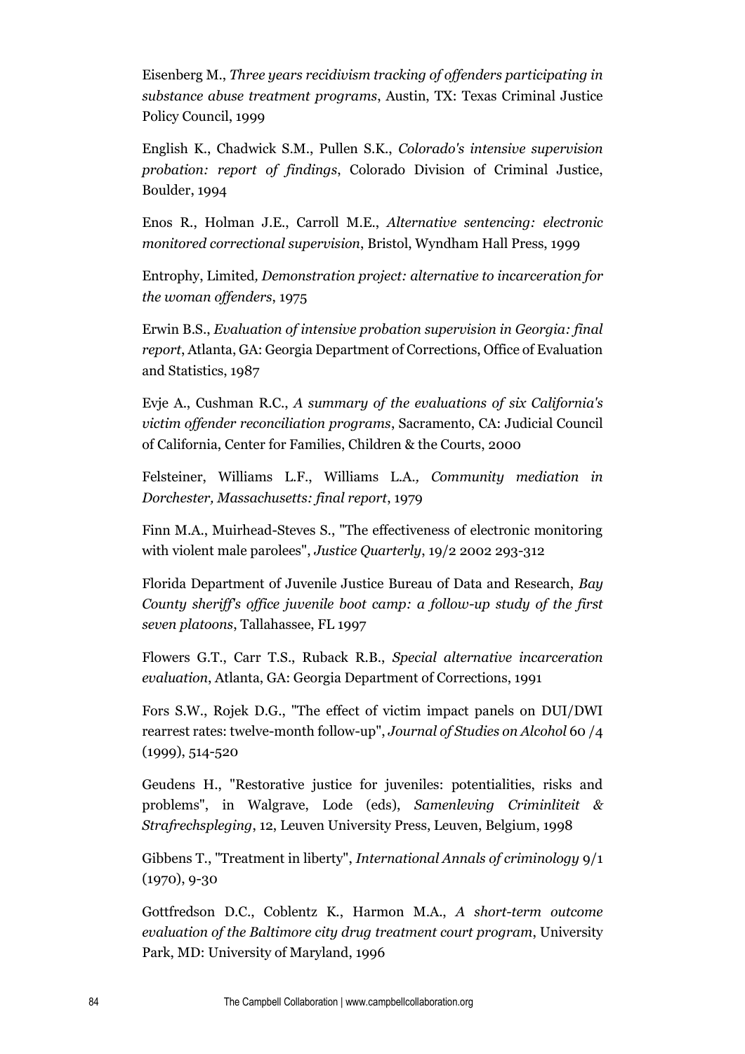Eisenberg M., *Three years recidivism tracking of offenders participating in substance abuse treatment programs*, Austin, TX: Texas Criminal Justice Policy Council, 1999

English K., Chadwick S.M., Pullen S.K., *Colorado's intensive supervision probation: report of findings*, Colorado Division of Criminal Justice, Boulder, 1994

Enos R., Holman J.E., Carroll M.E., *Alternative sentencing: electronic monitored correctional supervision*, Bristol, Wyndham Hall Press, 1999

Entrophy, Limited*, Demonstration project: alternative to incarceration for the woman offenders*, 1975

Erwin B.S., *Evaluation of intensive probation supervision in Georgia: final report*, Atlanta, GA: Georgia Department of Corrections, Office of Evaluation and Statistics, 1987

Evje A., Cushman R.C., *A summary of the evaluations of six California's victim offender reconciliation programs*, Sacramento, CA: Judicial Council of California, Center for Families, Children & the Courts, 2000

Felsteiner, Williams L.F., Williams L.A.*, Community mediation in Dorchester, Massachusetts: final report*, 1979

Finn M.A., Muirhead-Steves S., "The effectiveness of electronic monitoring with violent male parolees", *Justice Quarterly*, 19/2 2002 293-312

Florida Department of Juvenile Justice Bureau of Data and Research, *Bay County sheriff's office juvenile boot camp: a follow-up study of the first seven platoons*, Tallahassee, FL 1997

Flowers G.T., Carr T.S., Ruback R.B., *Special alternative incarceration evaluation*, Atlanta, GA: Georgia Department of Corrections, 1991

Fors S.W., Rojek D.G., "The effect of victim impact panels on DUI/DWI rearrest rates: twelve-month follow-up", *Journal of Studies on Alcohol* 60 /4 (1999), 514-520

Geudens H., "Restorative justice for juveniles: potentialities, risks and problems", in Walgrave, Lode (eds), *Samenleving Criminliteit & Strafrechspleging*, 12, Leuven University Press, Leuven, Belgium, 1998

Gibbens T., "Treatment in liberty", *International Annals of criminology* 9/1 (1970), 9-30

Gottfredson D.C., Coblentz K., Harmon M.A., *A short-term outcome evaluation of the Baltimore city drug treatment court program*, University Park, MD: University of Maryland, 1996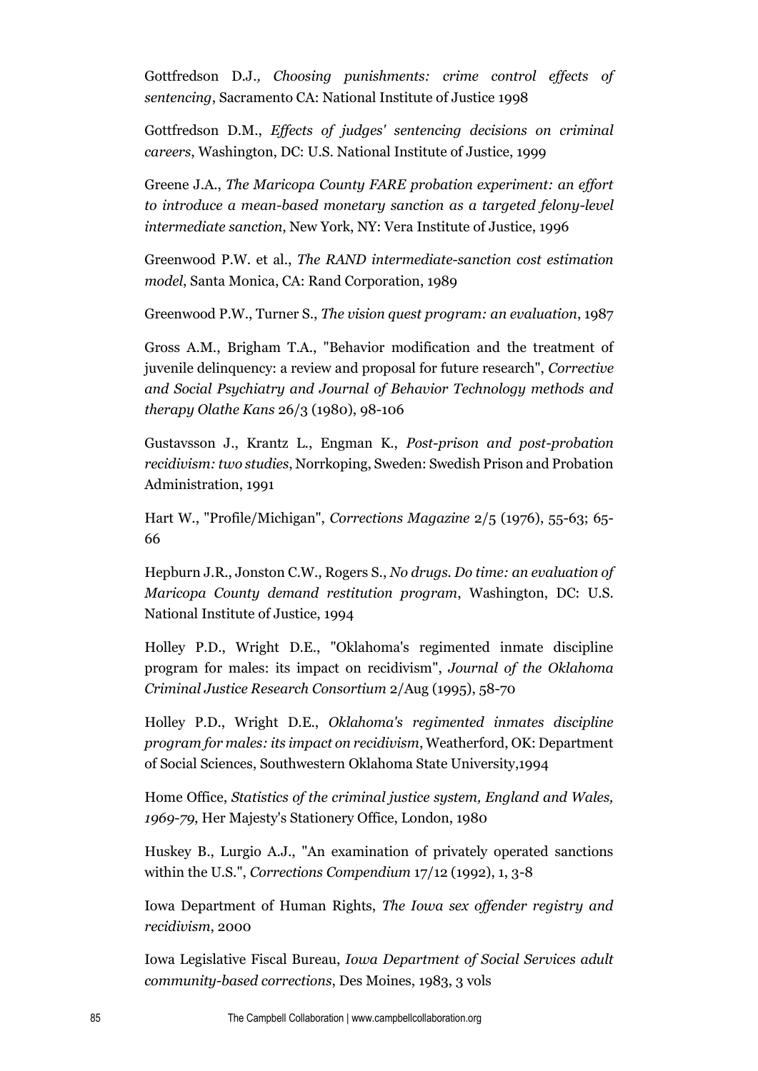Gottfredson D.J., *Choosing punishments: crime control effects of sentencing*, Sacramento CA: National Institute of Justice 1998

Gottfredson D.M., *Effects of judges' sentencing decisions on criminal careers*, Washington, DC: U.S. National Institute of Justice, 1999

Greene J.A., *The Maricopa County FARE probation experiment: an effort to introduce a mean-based monetary sanction as a targeted felony-level intermediate sanction*, New York, NY: Vera Institute of Justice, 1996

Greenwood P.W. et al., *The RAND intermediate-sanction cost estimation model*, Santa Monica, CA: Rand Corporation, 1989

Greenwood P.W., Turner S., *The vision quest program: an evaluation*, 1987

Gross A.M., Brigham T.A., "Behavior modification and the treatment of juvenile delinquency: a review and proposal for future research", *Corrective and Social Psychiatry and Journal of Behavior Technology methods and therapy Olathe Kans* 26/3 (1980), 98-106

Gustavsson J., Krantz L., Engman K., *Post-prison and post-probation recidivism: two studies*, Norrkoping, Sweden: Swedish Prison and Probation Administration, 1991

Hart W., "Profile/Michigan", *Corrections Magazine* 2/5 (1976), 55-63; 65-66

Hepburn J.R., Jonston C.W., Rogers S., *No drugs. Do time: an evaluation of Maricopa County demand restitution program*, Washington, DC: U.S. National Institute of Justice, 1994

Holley P.D., Wright D.E., "Oklahoma's regimented inmate discipline program for males: its impact on recidivism", *Journal of the Oklahoma Criminal Justice Research Consortium* 2/Aug (1995), 58-70

Holley P.D., Wright D.E., *Oklahoma's regimented inmates discipline program for males: its impact on recidivism*, Weatherford, OK: Department of Social Sciences, Southwestern Oklahoma State University,1994

Home Office, *Statistics of the criminal justice system, England and Wales, 1969-79*, Her Majesty's Stationery Office, London, 1980

Huskey B., Lurgio A.J., "An examination of privately operated sanctions within the U.S.", *Corrections Compendium* 17/12 (1992), 1, 3-8

Iowa Department of Human Rights, *The Iowa sex offender registry and recidivism*, 2000

Iowa Legislative Fiscal Bureau, *Iowa Department of Social Services adult community-based corrections*, Des Moines, 1983, 3 vols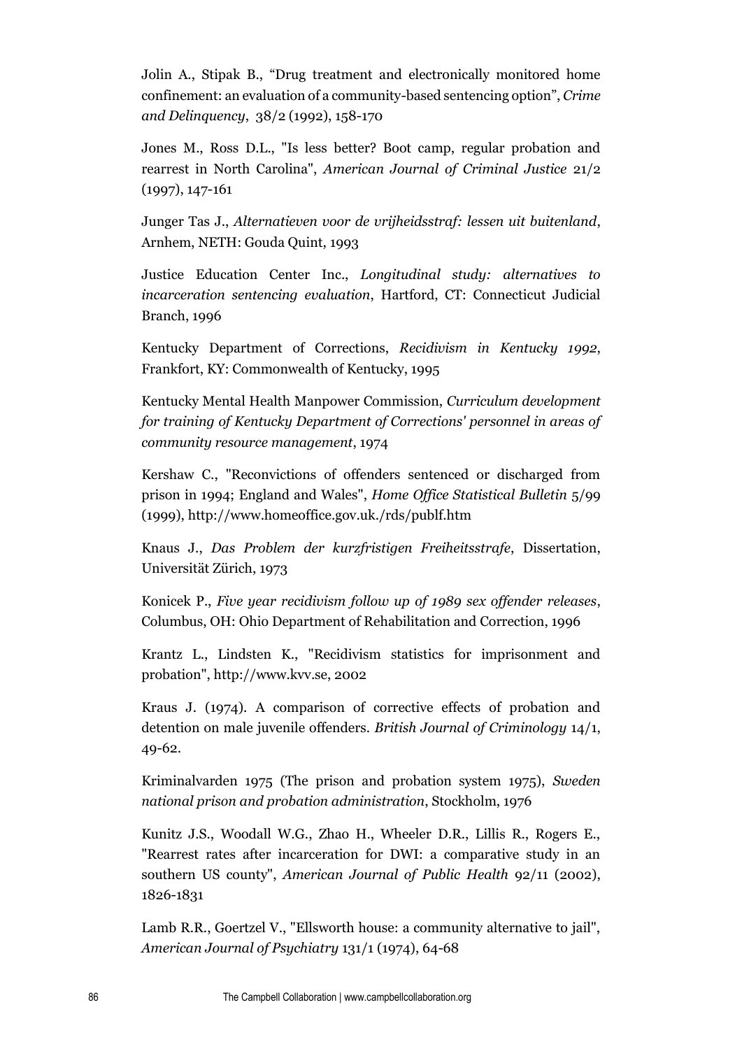Jolin A., Stipak B., "Drug treatment and electronically monitored home confinement: an evaluation of a community-based sentencing option", *Crime and Delinquency*, 38/2 (1992), 158-170

Jones M., Ross D.L., "Is less better? Boot camp, regular probation and rearrest in North Carolina", *American Journal of Criminal Justice* 21/2 (1997), 147-161

Junger Tas J., *Alternatieven voor de vrijheidsstraf: lessen uit buitenland*, Arnhem, NETH: Gouda Quint, 1993

Justice Education Center Inc., *Longitudinal study: alternatives to incarceration sentencing evaluation*, Hartford, CT: Connecticut Judicial Branch, 1996

Kentucky Department of Corrections, *Recidivism in Kentucky 1992*, Frankfort, KY: Commonwealth of Kentucky, 1995

Kentucky Mental Health Manpower Commission, *Curriculum development for training of Kentucky Department of Corrections' personnel in areas of community resource management*, 1974

Kershaw C., "Reconvictions of offenders sentenced or discharged from prison in 1994; England and Wales", *Home Office Statistical Bulletin* 5/99 (1999), http://www.homeoffice.gov.uk./rds/publf.htm

Knaus J., *Das Problem der kurzfristigen Freiheitsstrafe*, Dissertation, Universität Zürich, 1973

Konicek P., *Five year recidivism follow up of 1989 sex offender releases*, Columbus, OH: Ohio Department of Rehabilitation and Correction, 1996

Krantz L., Lindsten K., "Recidivism statistics for imprisonment and probation", http://www.kvv.se, 2002

Kraus J. (1974). A comparison of corrective effects of probation and detention on male juvenile offenders. *British Journal of Criminology* 14/1, 49-62.

Kriminalvarden 1975 (The prison and probation system 1975), *Sweden national prison and probation administration*, Stockholm, 1976

Kunitz J.S., Woodall W.G., Zhao H., Wheeler D.R., Lillis R., Rogers E., "Rearrest rates after incarceration for DWI: a comparative study in an southern US county", *American Journal of Public Health* 92/11 (2002), 1826-1831

Lamb R.R., Goertzel V., "Ellsworth house: a community alternative to jail", *American Journal of Psychiatry* 131/1 (1974), 64-68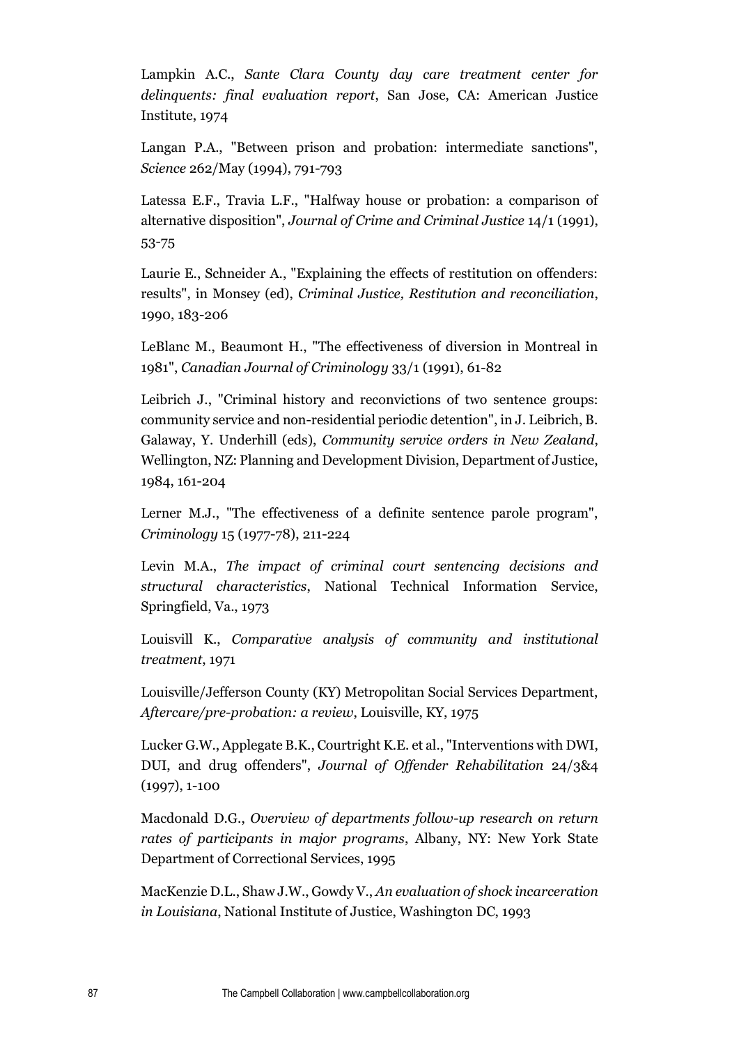Lampkin A.C., *Sante Clara County day care treatment center for delinquents: final evaluation report*, San Jose, CA: American Justice Institute, 1974

Langan P.A., "Between prison and probation: intermediate sanctions", *Science* 262/May (1994), 791-793

Latessa E.F., Travia L.F., "Halfway house or probation: a comparison of alternative disposition", *Journal of Crime and Criminal Justice* 14/1 (1991), 53-75

Laurie E., Schneider A., "Explaining the effects of restitution on offenders: results", in Monsey (ed), *Criminal Justice, Restitution and reconciliation*, 1990, 183-206

LeBlanc M., Beaumont H., "The effectiveness of diversion in Montreal in 1981", *Canadian Journal of Criminology* 33/1 (1991), 61-82

Leibrich J., "Criminal history and reconvictions of two sentence groups: community service and non-residential periodic detention", in J. Leibrich, B. Galaway, Y. Underhill (eds), *Community service orders in New Zealand*, Wellington, NZ: Planning and Development Division, Department of Justice, 1984, 161-204

Lerner M.J., "The effectiveness of a definite sentence parole program", *Criminology* 15 (1977-78), 211-224

Levin M.A., *The impact of criminal court sentencing decisions and structural characteristics*, National Technical Information Service, Springfield, Va., 1973

Louisvill K., *Comparative analysis of community and institutional treatment*, 1971

Louisville/Jefferson County (KY) Metropolitan Social Services Department, *Aftercare/pre-probation: a review*, Louisville, KY, 1975

Lucker G.W., Applegate B.K., Courtright K.E. et al., "Interventions with DWI, DUI, and drug offenders", *Journal of Offender Rehabilitation* 24/3&4 (1997), 1-100

Macdonald D.G., *Overview of departments follow-up research on return rates of participants in major programs*, Albany, NY: New York State Department of Correctional Services, 1995

MacKenzie D.L., Shaw J.W., Gowdy V., *An evaluation of shock incarceration in Louisiana*, National Institute of Justice, Washington DC, 1993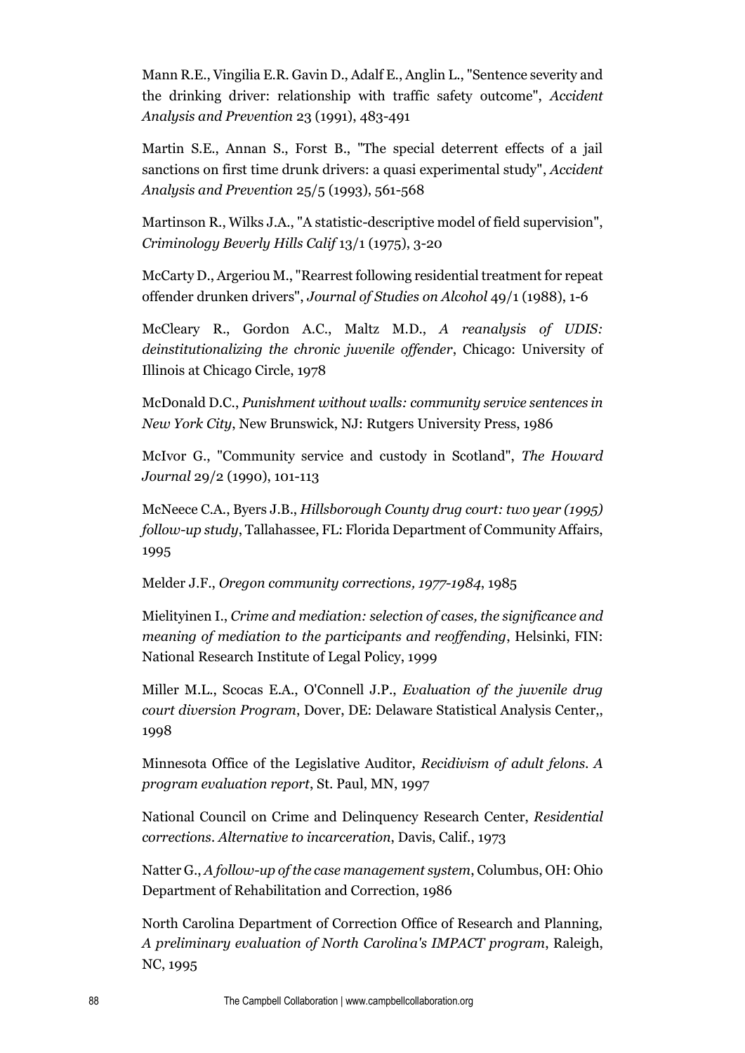Mann R.E., Vingilia E.R. Gavin D., Adalf E., Anglin L., "Sentence severity and the drinking driver: relationship with traffic safety outcome", *Accident Analysis and Prevention* 23 (1991), 483-491

Martin S.E., Annan S., Forst B., "The special deterrent effects of a jail sanctions on first time drunk drivers: a quasi experimental study", *Accident Analysis and Prevention* 25/5 (1993), 561-568

Martinson R., Wilks J.A., "A statistic-descriptive model of field supervision", *Criminology Beverly Hills Calif* 13/1 (1975), 3-20

McCarty D., Argeriou M., "Rearrest following residential treatment for repeat offender drunken drivers", *Journal of Studies on Alcohol* 49/1 (1988), 1-6

McCleary R., Gordon A.C., Maltz M.D., *A reanalysis of UDIS: deinstitutionalizing the chronic juvenile offender*, Chicago: University of Illinois at Chicago Circle, 1978

McDonald D.C., *Punishment without walls: community service sentences in New York City*, New Brunswick, NJ: Rutgers University Press, 1986

McIvor G., "Community service and custody in Scotland", *The Howard Journal* 29/2 (1990), 101-113

McNeece C.A., Byers J.B., *Hillsborough County drug court: two year (1995) follow-up study*, Tallahassee, FL: Florida Department of Community Affairs, 1995

Melder J.F., *Oregon community corrections, 1977-1984*, 1985

Mielityinen I., *Crime and mediation: selection of cases, the significance and meaning of mediation to the participants and reoffending*, Helsinki, FIN: National Research Institute of Legal Policy, 1999

Miller M.L., Scocas E.A., O'Connell J.P., *Evaluation of the juvenile drug court diversion Program*, Dover, DE: Delaware Statistical Analysis Center,, 1998

Minnesota Office of the Legislative Auditor, *Recidivism of adult felons. A program evaluation report*, St. Paul, MN, 1997

National Council on Crime and Delinquency Research Center, *Residential corrections. Alternative to incarceration*, Davis, Calif., 1973

Natter G., *A follow-up of the case management system*, Columbus, OH: Ohio Department of Rehabilitation and Correction, 1986

North Carolina Department of Correction Office of Research and Planning, *A preliminary evaluation of North Carolina's IMPACT program*, Raleigh, NC, 1995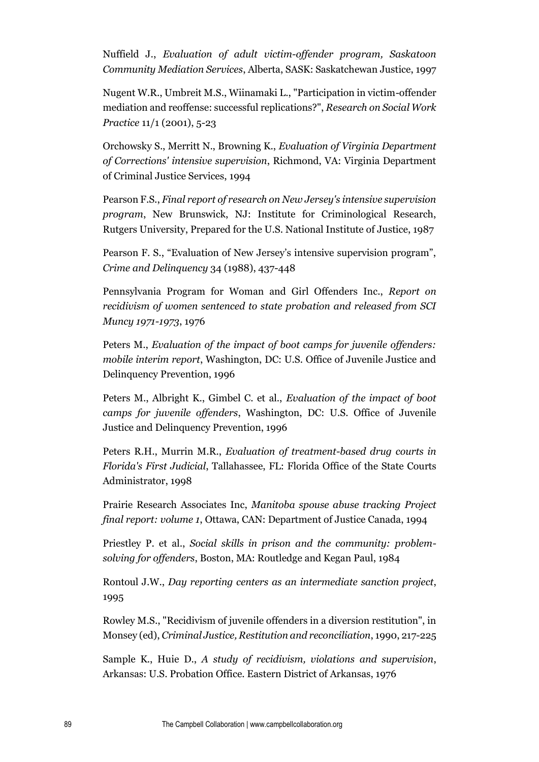Nuffield J., *Evaluation of adult victim-offender program, Saskatoon Community Mediation Services*, Alberta, SASK: Saskatchewan Justice, 1997

Nugent W.R., Umbreit M.S., Wiinamaki L., "Participation in victim-offender mediation and reoffense: successful replications?", *Research on Social Work Practice* 11/1 (2001), 5-23

Orchowsky S., Merritt N., Browning K., *Evaluation of Virginia Department of Corrections' intensive supervision*, Richmond, VA: Virginia Department of Criminal Justice Services, 1994

Pearson F.S., *Final report of research on New Jersey's intensive supervision program*, New Brunswick, NJ: Institute for Criminological Research, Rutgers University, Prepared for the U.S. National Institute of Justice, 1987

Pearson F. S., "Evaluation of New Jersey's intensive supervision program", *Crime and Delinquency* 34 (1988), 437-448

Pennsylvania Program for Woman and Girl Offenders Inc., *Report on recidivism of women sentenced to state probation and released from SCI Muncy 1971-1973*, 1976

Peters M., *Evaluation of the impact of boot camps for juvenile offenders: mobile interim report*, Washington, DC: U.S. Office of Juvenile Justice and Delinquency Prevention, 1996

Peters M., Albright K., Gimbel C. et al., *Evaluation of the impact of boot camps for juvenile offenders*, Washington, DC: U.S. Office of Juvenile Justice and Delinquency Prevention, 1996

Peters R.H., Murrin M.R., *Evaluation of treatment-based drug courts in Florida's First Judicial*, Tallahassee, FL: Florida Office of the State Courts Administrator, 1998

Prairie Research Associates Inc, *Manitoba spouse abuse tracking Project final report: volume 1*, Ottawa, CAN: Department of Justice Canada, 1994

Priestley P. et al., *Social skills in prison and the community: problem-solving for offenders*, Boston, MA: Routledge and Kegan Paul, 1984

Rontoul J.W., *Day reporting centers as an intermediate sanction project*, 1995

Rowley M.S., "Recidivism of juvenile offenders in a diversion restitution", in Monsey (ed), *Criminal Justice, Restitution and reconciliation*, 1990, 217-225

Sample K., Huie D., *A study of recidivism, violations and supervision*, Arkansas: U.S. Probation Office. Eastern District of Arkansas, 1976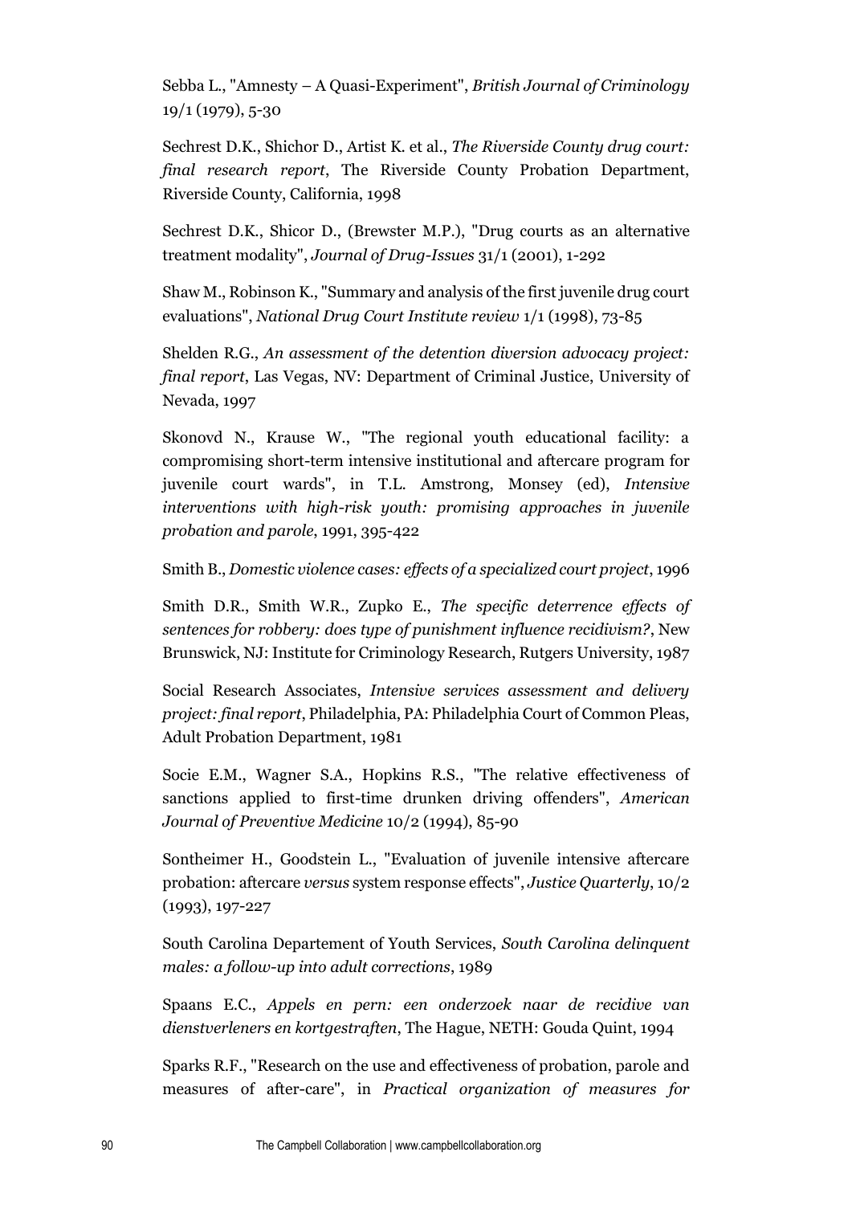Sebba L., "Amnesty – A Quasi-Experiment", *British Journal of Criminology* 19/1 (1979), 5-30

Sechrest D.K., Shichor D., Artist K. et al., *The Riverside County drug court: final research report*, The Riverside County Probation Department, Riverside County, California, 1998

Sechrest D.K., Shicor D., (Brewster M.P.), "Drug courts as an alternative treatment modality", *Journal of Drug-Issues* 31/1 (2001), 1-292

Shaw M., Robinson K., "Summary and analysis of the first juvenile drug court evaluations", *National Drug Court Institute review* 1/1 (1998), 73-85

Shelden R.G., *An assessment of the detention diversion advocacy project: final report*, Las Vegas, NV: Department of Criminal Justice, University of Nevada, 1997

Skonovd N., Krause W., "The regional youth educational facility: a compromising short-term intensive institutional and aftercare program for juvenile court wards", in T.L. Amstrong, Monsey (ed), *Intensive interventions with high-risk youth: promising approaches in juvenile probation and parole*, 1991, 395-422

Smith B., *Domestic violence cases: effects of a specialized court project*, 1996

Smith D.R., Smith W.R., Zupko E., *The specific deterrence effects of sentences for robbery: does type of punishment influence recidivism?*, New Brunswick, NJ: Institute for Criminology Research, Rutgers University, 1987

Social Research Associates, *Intensive services assessment and delivery project: final report*, Philadelphia, PA: Philadelphia Court of Common Pleas, Adult Probation Department, 1981

Socie E.M., Wagner S.A., Hopkins R.S., "The relative effectiveness of sanctions applied to first-time drunken driving offenders", *American Journal of Preventive Medicine* 10/2 (1994), 85-90

Sontheimer H., Goodstein L., "Evaluation of juvenile intensive aftercare probation: aftercare *versus* system response effects", *Justice Quarterly*, 10/2 (1993), 197-227

South Carolina Departement of Youth Services, *South Carolina delinquent males: a follow-up into adult corrections*, 1989

Spaans E.C., *Appels en pern: een onderzoek naar de recidive van dienstverleners en kortgestraften*, The Hague, NETH: Gouda Quint, 1994

Sparks R.F., "Research on the use and effectiveness of probation, parole and measures of after-care", in *Practical organization of measures for*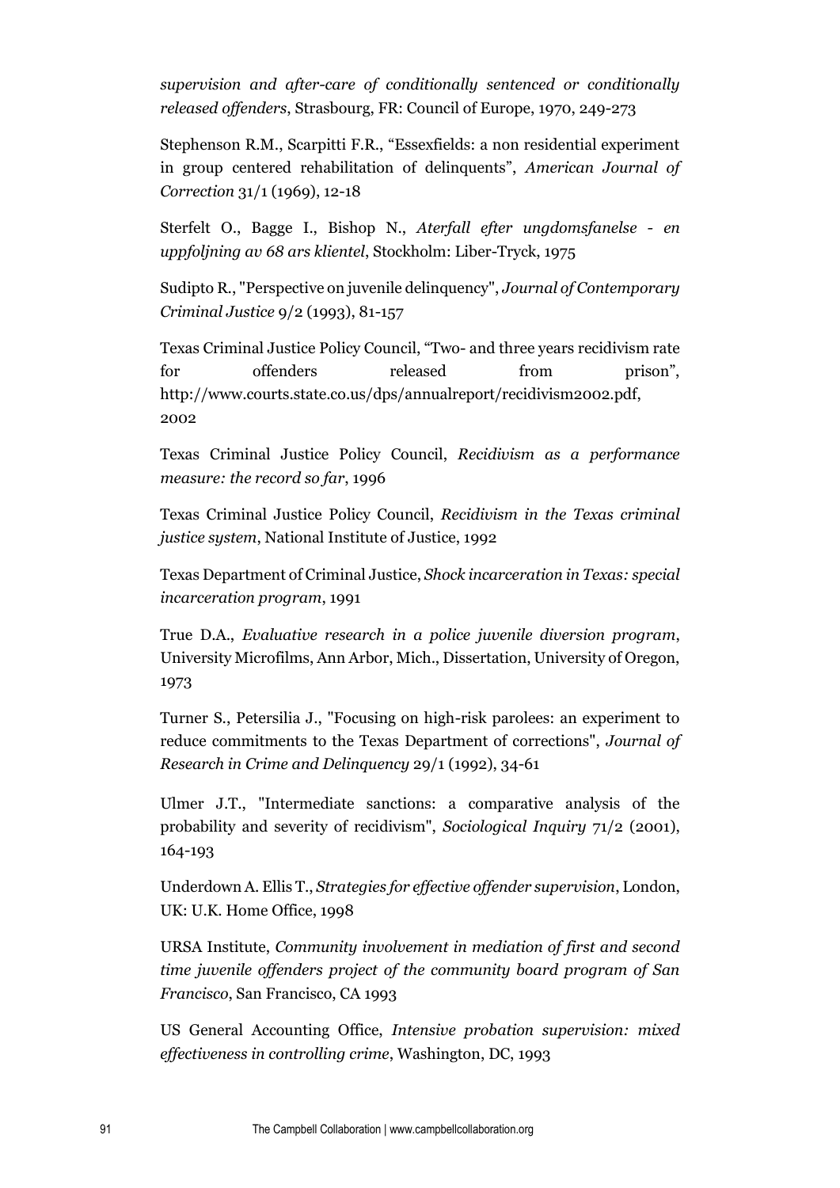*supervision and after-care of conditionally sentenced or conditionally released offenders*, Strasbourg, FR: Council of Europe, 1970, 249-273

Stephenson R.M., Scarpitti F.R., "Essexfields: a non residential experiment in group centered rehabilitation of delinquents", *American Journal of Correction* 31/1 (1969), 12-18

Sterfelt O., Bagge I., Bishop N., *Aterfall efter ungdomsfanelse - en uppfoljning av 68 ars klientel*, Stockholm: Liber-Tryck, 1975

Sudipto R., "Perspective on juvenile delinquency", *Journal of Contemporary Criminal Justice* 9/2 (1993), 81-157

Texas Criminal Justice Policy Council, "Two- and three years recidivism rate for offenders released from prison", http://www.courts.state.co.us/dps/annualreport/recidivism2002.pdf, 2002

Texas Criminal Justice Policy Council, *Recidivism as a performance measure: the record so far*, 1996

Texas Criminal Justice Policy Council, *Recidivism in the Texas criminal justice system*, National Institute of Justice, 1992

Texas Department of Criminal Justice, *Shock incarceration in Texas: special incarceration program*, 1991

True D.A., *Evaluative research in a police juvenile diversion program*, University Microfilms, Ann Arbor, Mich., Dissertation, University of Oregon, 1973

Turner S., Petersilia J., "Focusing on high-risk parolees: an experiment to reduce commitments to the Texas Department of corrections", *Journal of Research in Crime and Delinquency* 29/1 (1992), 34-61

Ulmer J.T., "Intermediate sanctions: a comparative analysis of the probability and severity of recidivism", *Sociological Inquiry* 71/2 (2001), 164-193

Underdown A. Ellis T., *Strategies for effective offender supervision*, London, UK: U.K. Home Office, 1998

URSA Institute, *Community involvement in mediation of first and second time juvenile offenders project of the community board program of San Francisco*, San Francisco, CA 1993

US General Accounting Office, *Intensive probation supervision: mixed effectiveness in controlling crime*, Washington, DC, 1993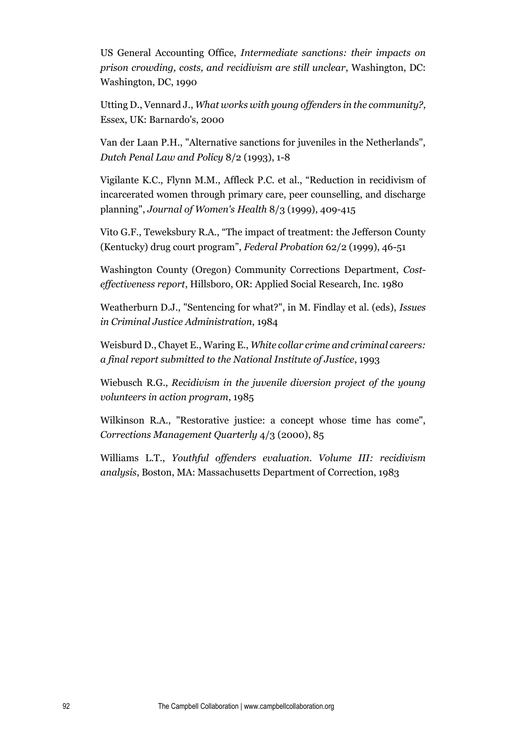US General Accounting Office, *Intermediate sanctions: their impacts on prison crowding, costs, and recidivism are still unclear*, Washington, DC: Washington, DC, 1990

Utting D., Vennard J., *What works with young offenders in the community?*, Essex, UK: Barnardo's, 2000

Van der Laan P.H., "Alternative sanctions for juveniles in the Netherlands", *Dutch Penal Law and Policy* 8/2 (1993), 1-8

Vigilante K.C., Flynn M.M., Affleck P.C. et al., "Reduction in recidivism of incarcerated women through primary care, peer counselling, and discharge planning", *Journal of Women's Health* 8/3 (1999), 409-415

Vito G.F., Teweksbury R.A., "The impact of treatment: the Jefferson County (Kentucky) drug court program", *Federal Probation* 62/2 (1999), 46-51

Washington County (Oregon) Community Corrections Department, *Cost-effectiveness report*, Hillsboro, OR: Applied Social Research, Inc. 1980

Weatherburn D.J., "Sentencing for what?", in M. Findlay et al. (eds), *Issues in Criminal Justice Administration*, 1984

Weisburd D., Chayet E., Waring E., *White collar crime and criminal careers: a final report submitted to the National Institute of Justice*, 1993

Wiebusch R.G., *Recidivism in the juvenile diversion project of the young volunteers in action program*, 1985

Wilkinson R.A., "Restorative justice: a concept whose time has come", *Corrections Management Quarterly* 4/3 (2000), 85

Williams L.T., *Youthful offenders evaluation. Volume III: recidivism analysis*, Boston, MA: Massachusetts Department of Correction, 1983